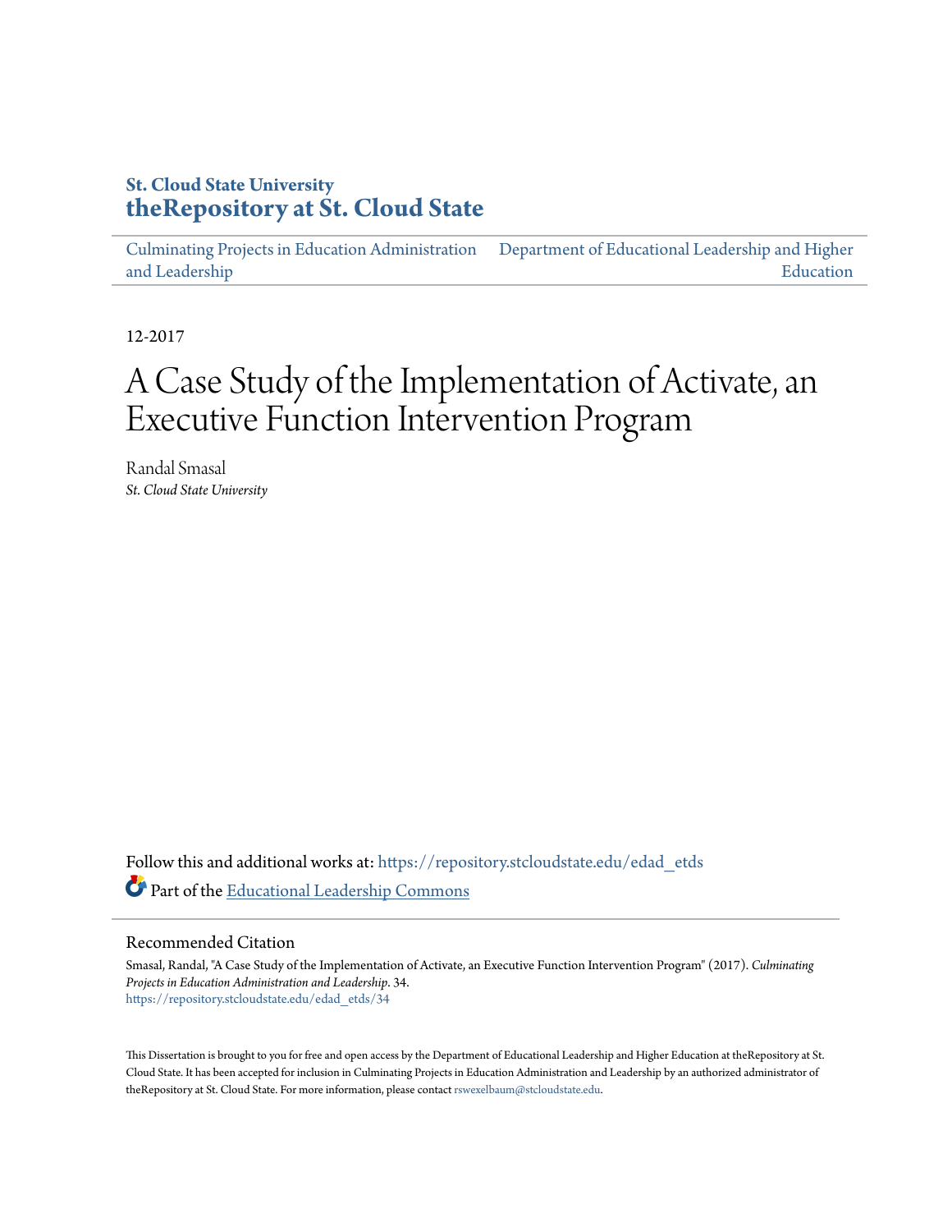**St. Cloud State University**
**theRepository at St. Cloud State**

Culminating Projects in Education Administration and Leadership

Department of Educational Leadership and Higher Education

12-2017

# A Case Study of the Implementation of Activate, an Executive Function Intervention Program

Randal Smasal
*St. Cloud State University*

Follow this and additional works at: https://repository.stcloudstate.edu/edad_etds

Part of the Educational Leadership Commons

## Recommended Citation

Smasal, Randal, "A Case Study of the Implementation of Activate, an Executive Function Intervention Program" (2017). *Culminating Projects in Education Administration and Leadership*. 34.
https://repository.stcloudstate.edu/edad_etds/34

This Dissertation is brought to you for free and open access by the Department of Educational Leadership and Higher Education at theRepository at St. Cloud State. It has been accepted for inclusion in Culminating Projects in Education Administration and Leadership by an authorized administrator of theRepository at St. Cloud State. For more information, please contact rswexelbaum@stcloudstate.edu.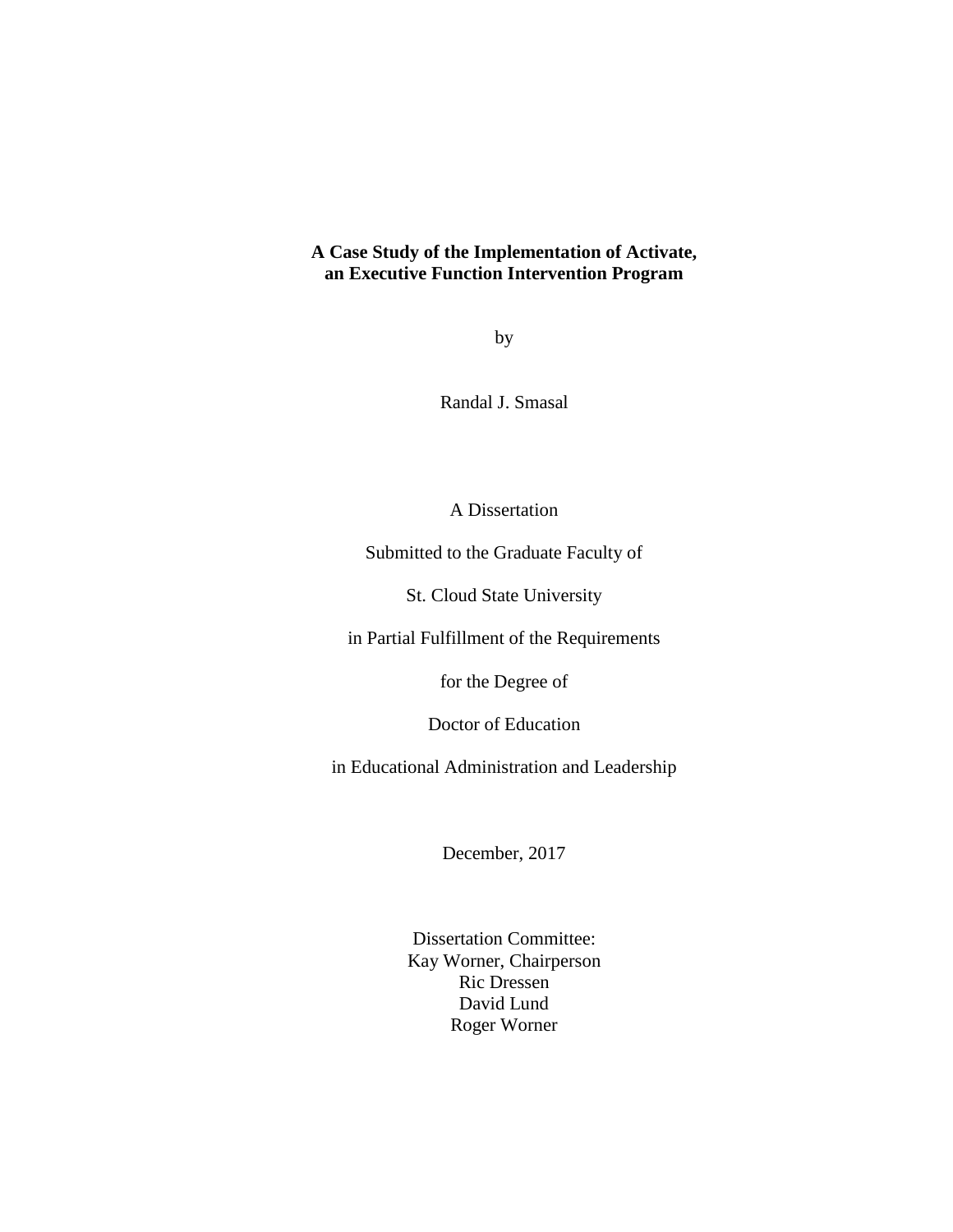**A Case Study of the Implementation of Activate,**
**an Executive Function Intervention Program**

by

Randal J. Smasal

A Dissertation

Submitted to the Graduate Faculty of

St. Cloud State University

in Partial Fulfillment of the Requirements

for the Degree of

Doctor of Education

in Educational Administration and Leadership

December, 2017

Dissertation Committee:
Kay Worner, Chairperson
Ric Dressen
David Lund
Roger Worner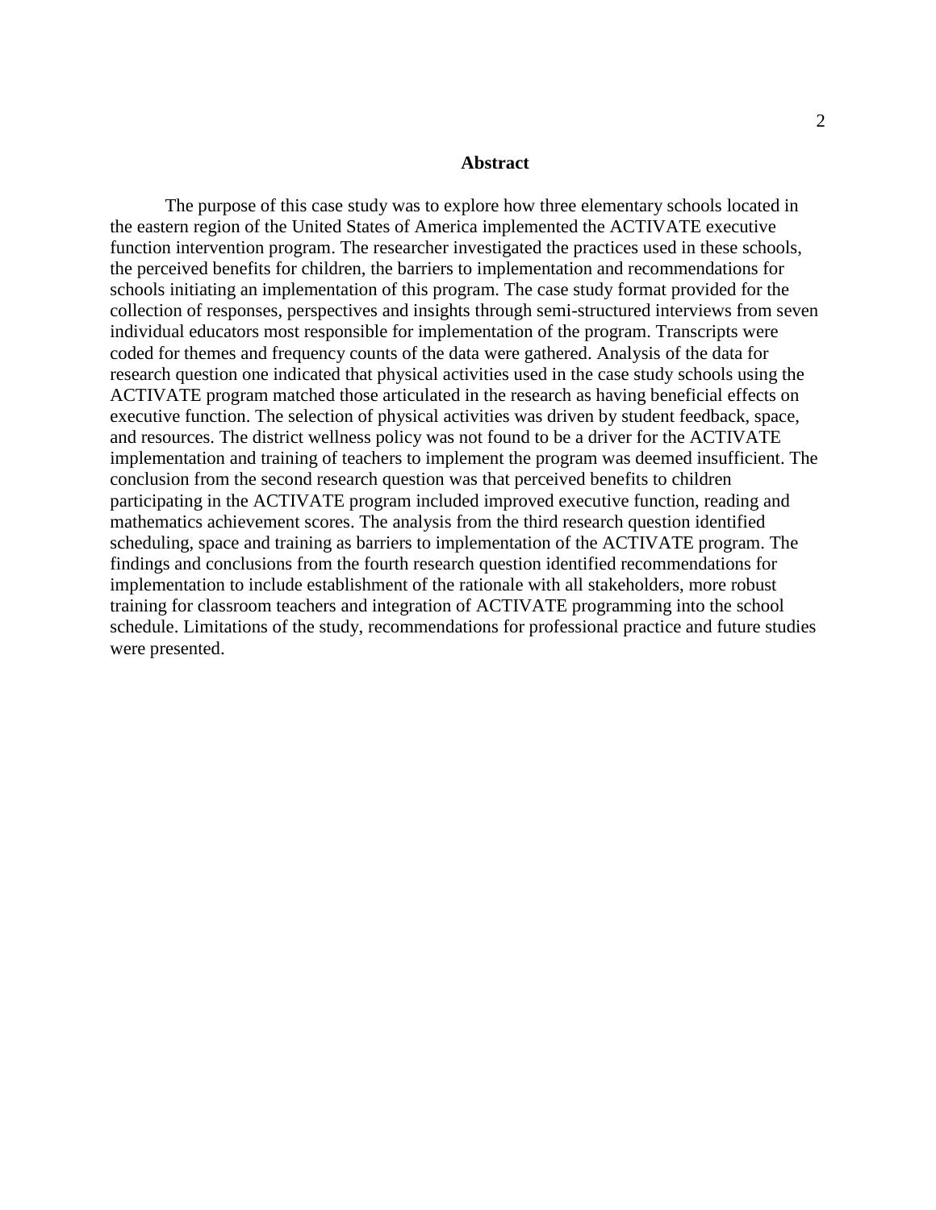# Abstract

The purpose of this case study was to explore how three elementary schools located in the eastern region of the United States of America implemented the ACTIVATE executive function intervention program. The researcher investigated the practices used in these schools, the perceived benefits for children, the barriers to implementation and recommendations for schools initiating an implementation of this program. The case study format provided for the collection of responses, perspectives and insights through semi-structured interviews from seven individual educators most responsible for implementation of the program. Transcripts were coded for themes and frequency counts of the data were gathered. Analysis of the data for research question one indicated that physical activities used in the case study schools using the ACTIVATE program matched those articulated in the research as having beneficial effects on executive function. The selection of physical activities was driven by student feedback, space, and resources. The district wellness policy was not found to be a driver for the ACTIVATE implementation and training of teachers to implement the program was deemed insufficient. The conclusion from the second research question was that perceived benefits to children participating in the ACTIVATE program included improved executive function, reading and mathematics achievement scores. The analysis from the third research question identified scheduling, space and training as barriers to implementation of the ACTIVATE program. The findings and conclusions from the fourth research question identified recommendations for implementation to include establishment of the rationale with all stakeholders, more robust training for classroom teachers and integration of ACTIVATE programming into the school schedule. Limitations of the study, recommendations for professional practice and future studies were presented.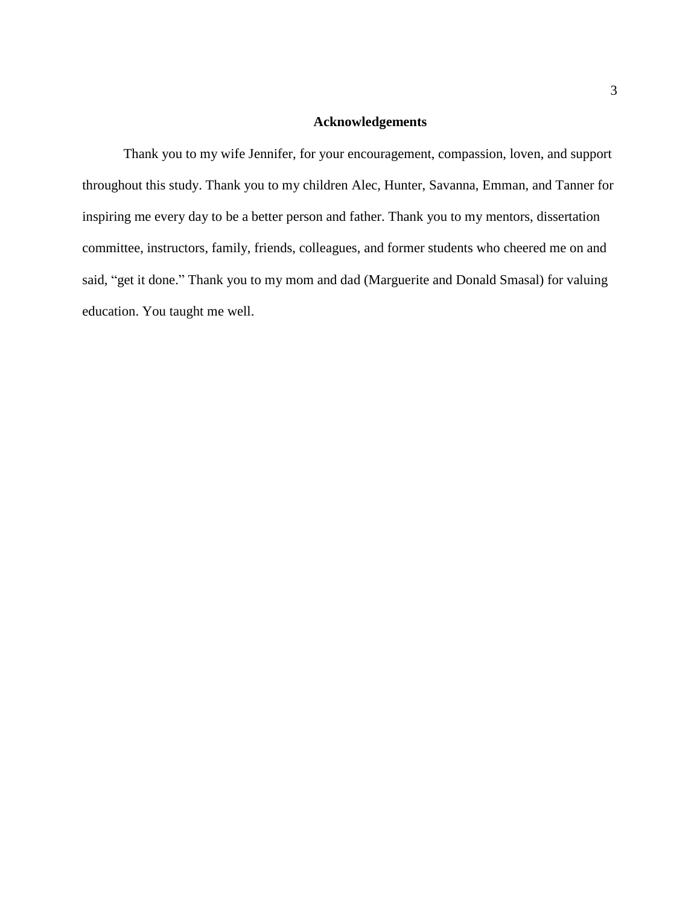# Acknowledgements

Thank you to my wife Jennifer, for your encouragement, compassion, loven, and support throughout this study. Thank you to my children Alec, Hunter, Savanna, Emman, and Tanner for inspiring me every day to be a better person and father. Thank you to my mentors, dissertation committee, instructors, family, friends, colleagues, and former students who cheered me on and said, “get it done.” Thank you to my mom and dad (Marguerite and Donald Smasal) for valuing education. You taught me well.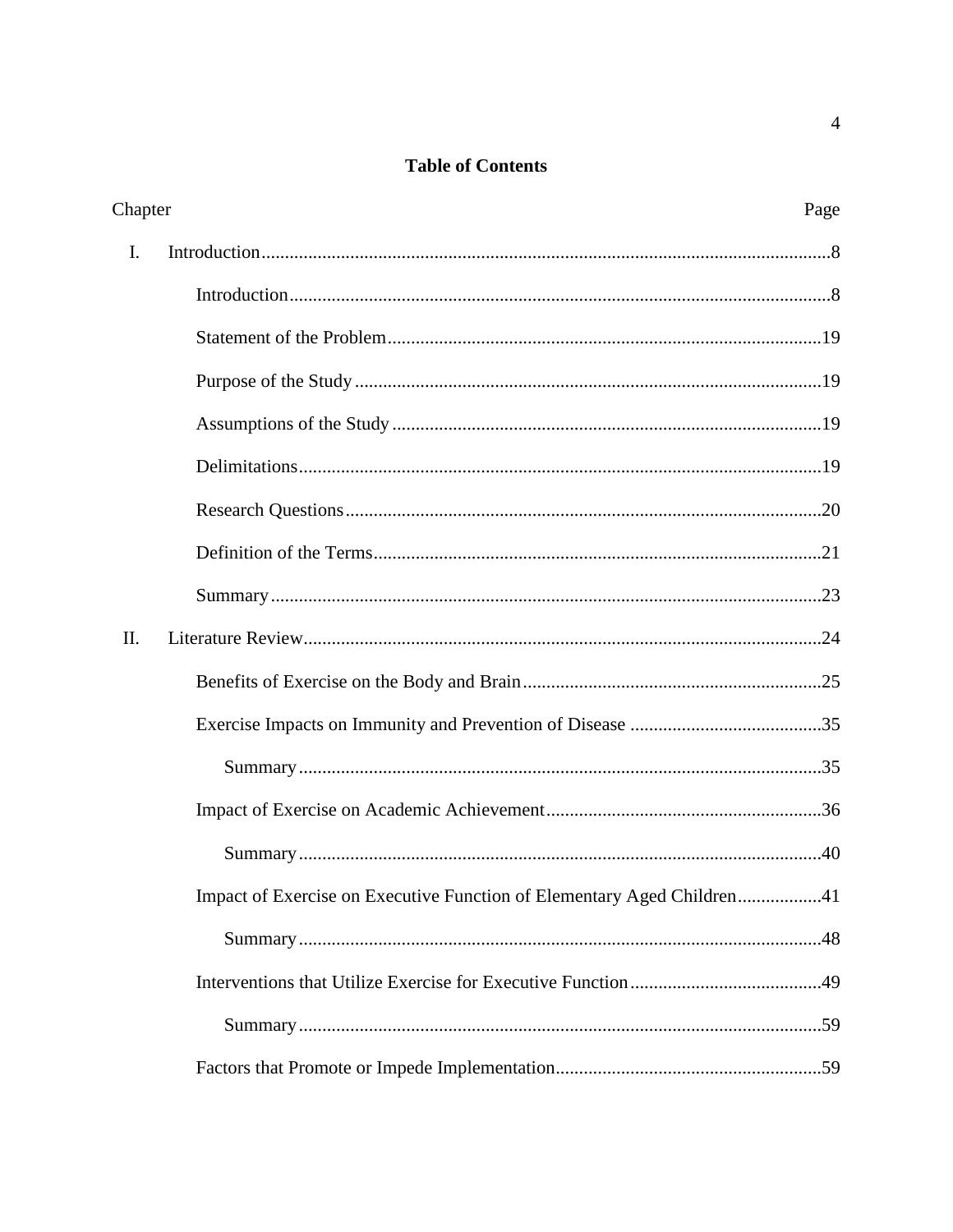**Table of Contents**

Chapter Page

I. Introduction........................................................................................................8

Introduction..................................................................................................8

Statement of the Problem............................................................................19

Purpose of the Study ..................................................................................19

Assumptions of the Study ..........................................................................19

Delimitations...............................................................................................19

Research Questions.....................................................................................20

Definition of the Terms...............................................................................21

Summary.....................................................................................................23

II. Literature Review..............................................................................................24

Benefits of Exercise on the Body and Brain...............................................25

Exercise Impacts on Immunity and Prevention of Disease .........................35

Summary..............................................................................................35

Impact of Exercise on Academic Achievement..........................................36

Summary..............................................................................................40

Impact of Exercise on Executive Function of Elementary Aged Children.................41

Summary..............................................................................................48

Interventions that Utilize Exercise for Executive Function.........................49

Summary..............................................................................................59

Factors that Promote or Impede Implementation........................................59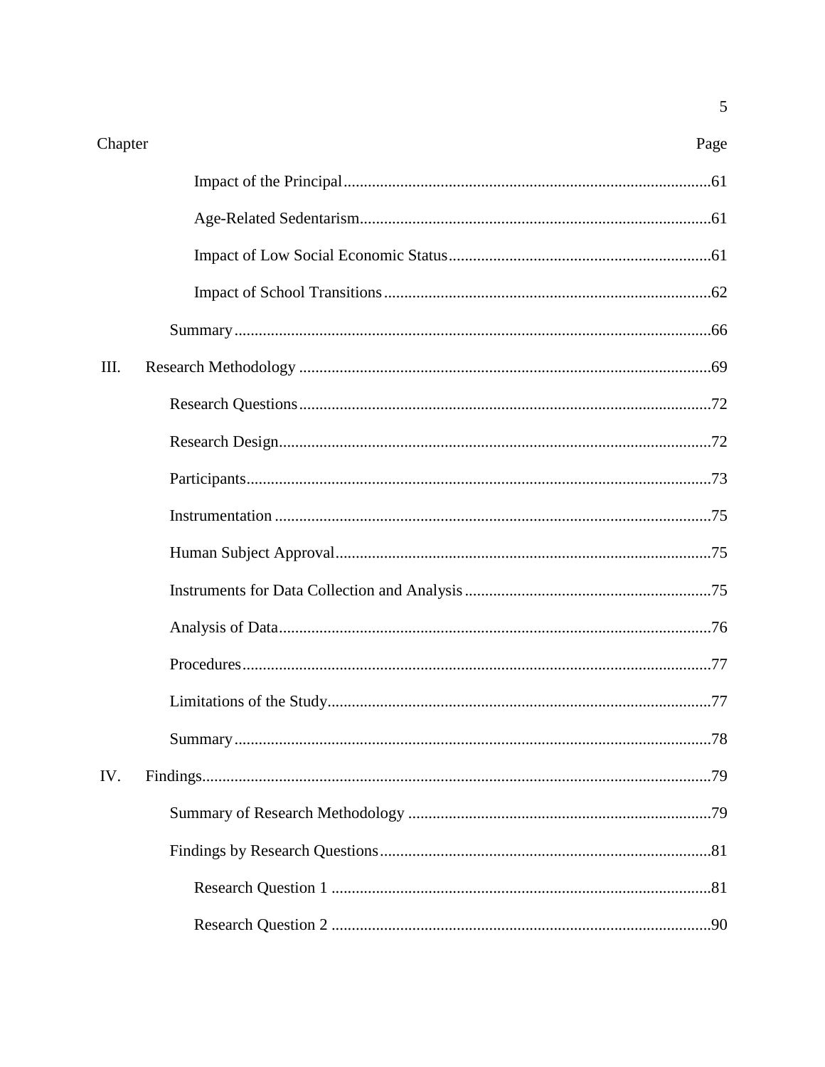| Chapter | | Page |
|---|---|---|
| | Impact of the Principal | 61 |
| | Age-Related Sedentarism | 61 |
| | Impact of Low Social Economic Status | 61 |
| | Impact of School Transitions | 62 |
| | Summary | 66 |
| III. | Research Methodology | 69 |
| | Research Questions | 72 |
| | Research Design | 72 |
| | Participants | 73 |
| | Instrumentation | 75 |
| | Human Subject Approval | 75 |
| | Instruments for Data Collection and Analysis | 75 |
| | Analysis of Data | 76 |
| | Procedures | 77 |
| | Limitations of the Study | 77 |
| | Summary | 78 |
| IV. | Findings | 79 |
| | Summary of Research Methodology | 79 |
| | Findings by Research Questions | 81 |
| | Research Question 1 | 81 |
| | Research Question 2 | 90 |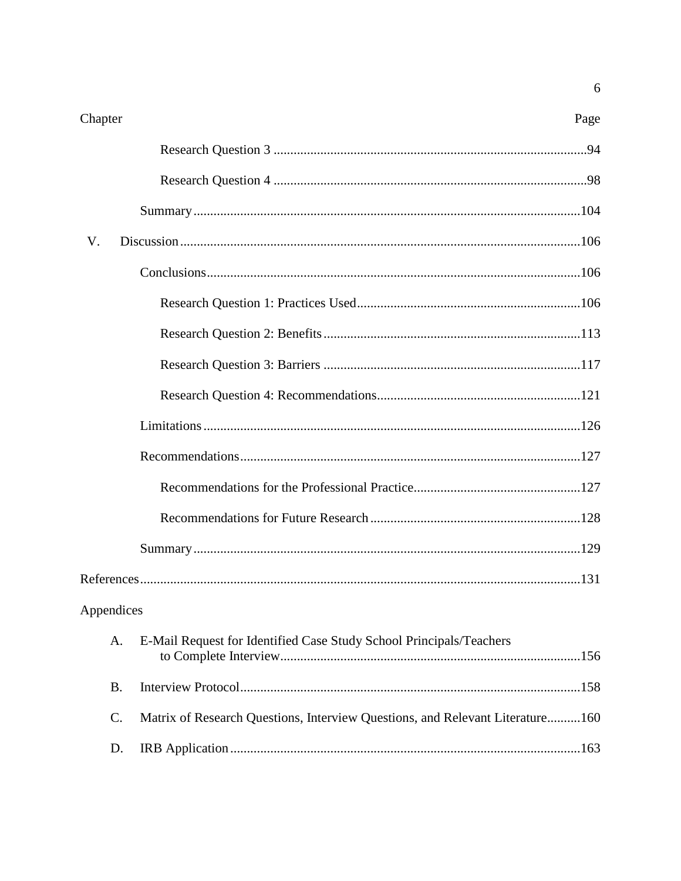| Chapter | Page |
|---|---|
| Research Question 3 | 94 |
| Research Question 4 | 98 |
| Summary | 104 |
| V. Discussion | 106 |
| Conclusions | 106 |
| Research Question 1: Practices Used | 106 |
| Research Question 2: Benefits | 113 |
| Research Question 3: Barriers | 117 |
| Research Question 4: Recommendations | 121 |
| Limitations | 126 |
| Recommendations | 127 |
| Recommendations for the Professional Practice | 127 |
| Recommendations for Future Research | 128 |
| Summary | 129 |
| References | 131 |
| Appendices | |
| A. E-Mail Request for Identified Case Study School Principals/Teachers to Complete Interview | 156 |
| B. Interview Protocol | 158 |
| C. Matrix of Research Questions, Interview Questions, and Relevant Literature | 160 |
| D. IRB Application | 163 |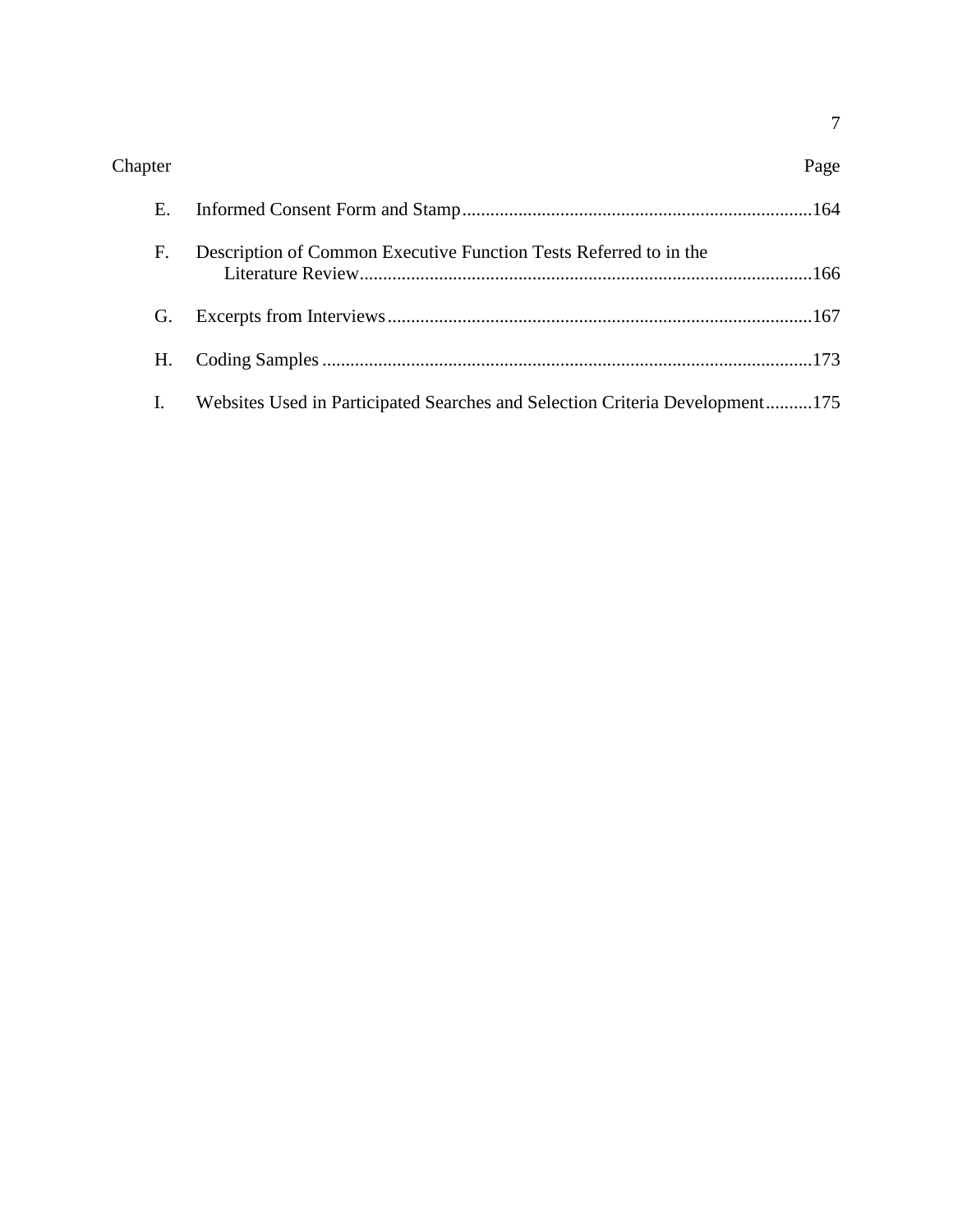| Chapter | | Page |
|---|---|---|
| E. | Informed Consent Form and Stamp | 164 |
| F. | Description of Common Executive Function Tests Referred to in the Literature Review | 166 |
| G. | Excerpts from Interviews | 167 |
| H. | Coding Samples | 173 |
| I. | Websites Used in Participated Searches and Selection Criteria Development | 175 |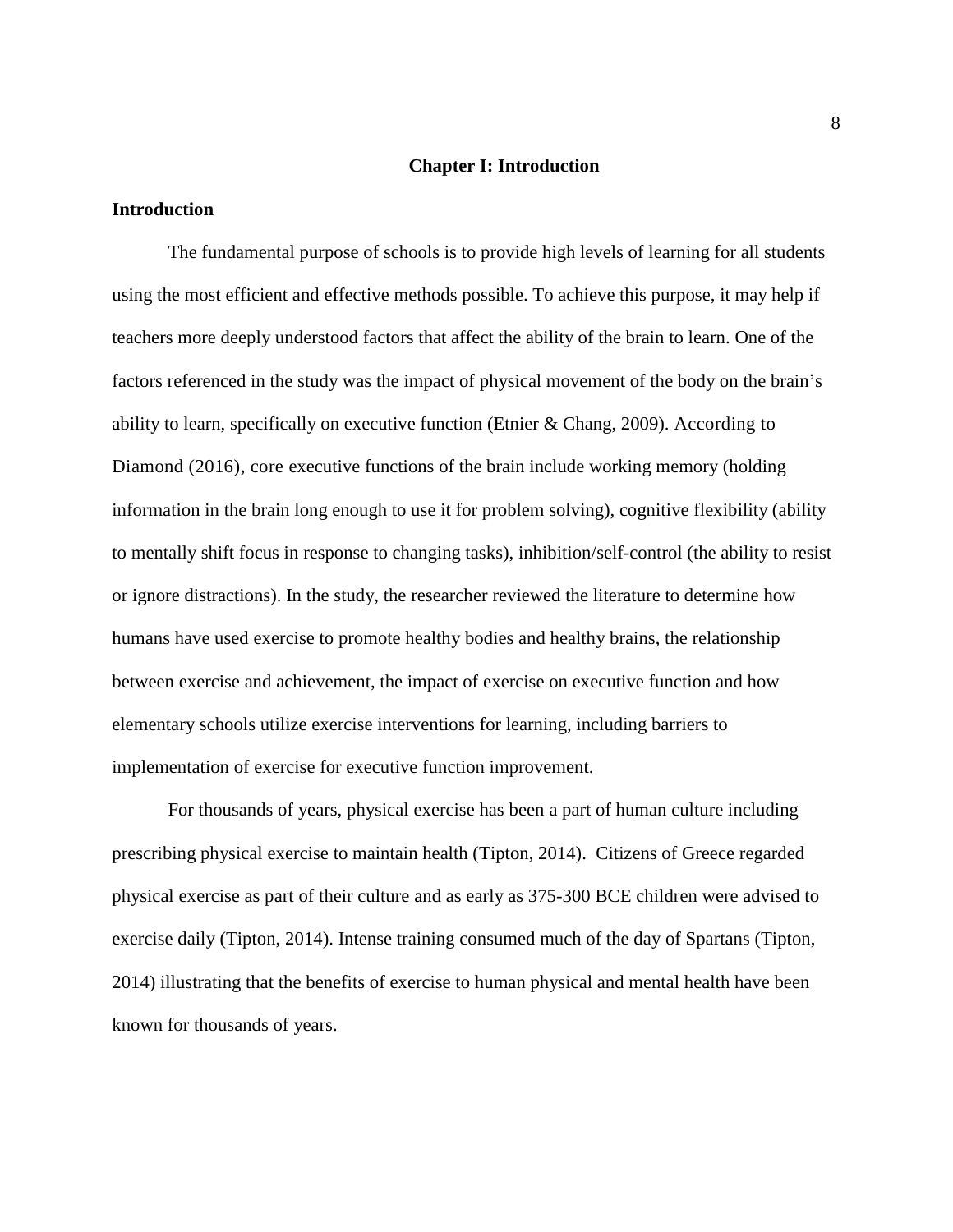# Chapter I: Introduction

## Introduction

The fundamental purpose of schools is to provide high levels of learning for all students using the most efficient and effective methods possible. To achieve this purpose, it may help if teachers more deeply understood factors that affect the ability of the brain to learn. One of the factors referenced in the study was the impact of physical movement of the body on the brain's ability to learn, specifically on executive function (Etnier & Chang, 2009). According to Diamond (2016), core executive functions of the brain include working memory (holding information in the brain long enough to use it for problem solving), cognitive flexibility (ability to mentally shift focus in response to changing tasks), inhibition/self-control (the ability to resist or ignore distractions). In the study, the researcher reviewed the literature to determine how humans have used exercise to promote healthy bodies and healthy brains, the relationship between exercise and achievement, the impact of exercise on executive function and how elementary schools utilize exercise interventions for learning, including barriers to implementation of exercise for executive function improvement.

For thousands of years, physical exercise has been a part of human culture including prescribing physical exercise to maintain health (Tipton, 2014). Citizens of Greece regarded physical exercise as part of their culture and as early as 375-300 BCE children were advised to exercise daily (Tipton, 2014). Intense training consumed much of the day of Spartans (Tipton, 2014) illustrating that the benefits of exercise to human physical and mental health have been known for thousands of years.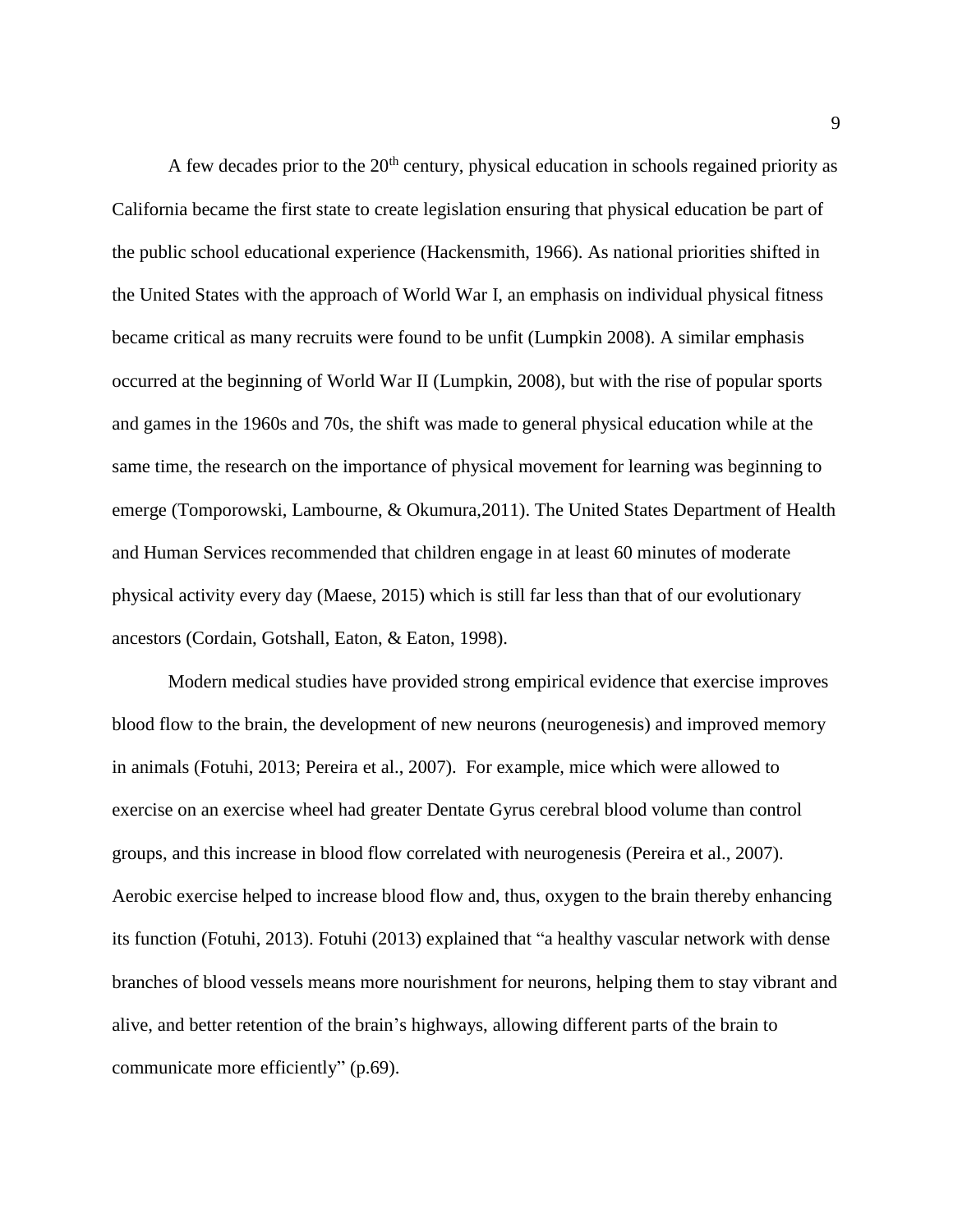A few decades prior to the 20th century, physical education in schools regained priority as California became the first state to create legislation ensuring that physical education be part of the public school educational experience (Hackensmith, 1966). As national priorities shifted in the United States with the approach of World War I, an emphasis on individual physical fitness became critical as many recruits were found to be unfit (Lumpkin 2008). A similar emphasis occurred at the beginning of World War II (Lumpkin, 2008), but with the rise of popular sports and games in the 1960s and 70s, the shift was made to general physical education while at the same time, the research on the importance of physical movement for learning was beginning to emerge (Tomporowski, Lambourne, & Okumura,2011). The United States Department of Health and Human Services recommended that children engage in at least 60 minutes of moderate physical activity every day (Maese, 2015) which is still far less than that of our evolutionary ancestors (Cordain, Gotshall, Eaton, & Eaton, 1998).

Modern medical studies have provided strong empirical evidence that exercise improves blood flow to the brain, the development of new neurons (neurogenesis) and improved memory in animals (Fotuhi, 2013; Pereira et al., 2007). For example, mice which were allowed to exercise on an exercise wheel had greater Dentate Gyrus cerebral blood volume than control groups, and this increase in blood flow correlated with neurogenesis (Pereira et al., 2007). Aerobic exercise helped to increase blood flow and, thus, oxygen to the brain thereby enhancing its function (Fotuhi, 2013). Fotuhi (2013) explained that "a healthy vascular network with dense branches of blood vessels means more nourishment for neurons, helping them to stay vibrant and alive, and better retention of the brain's highways, allowing different parts of the brain to communicate more efficiently" (p.69).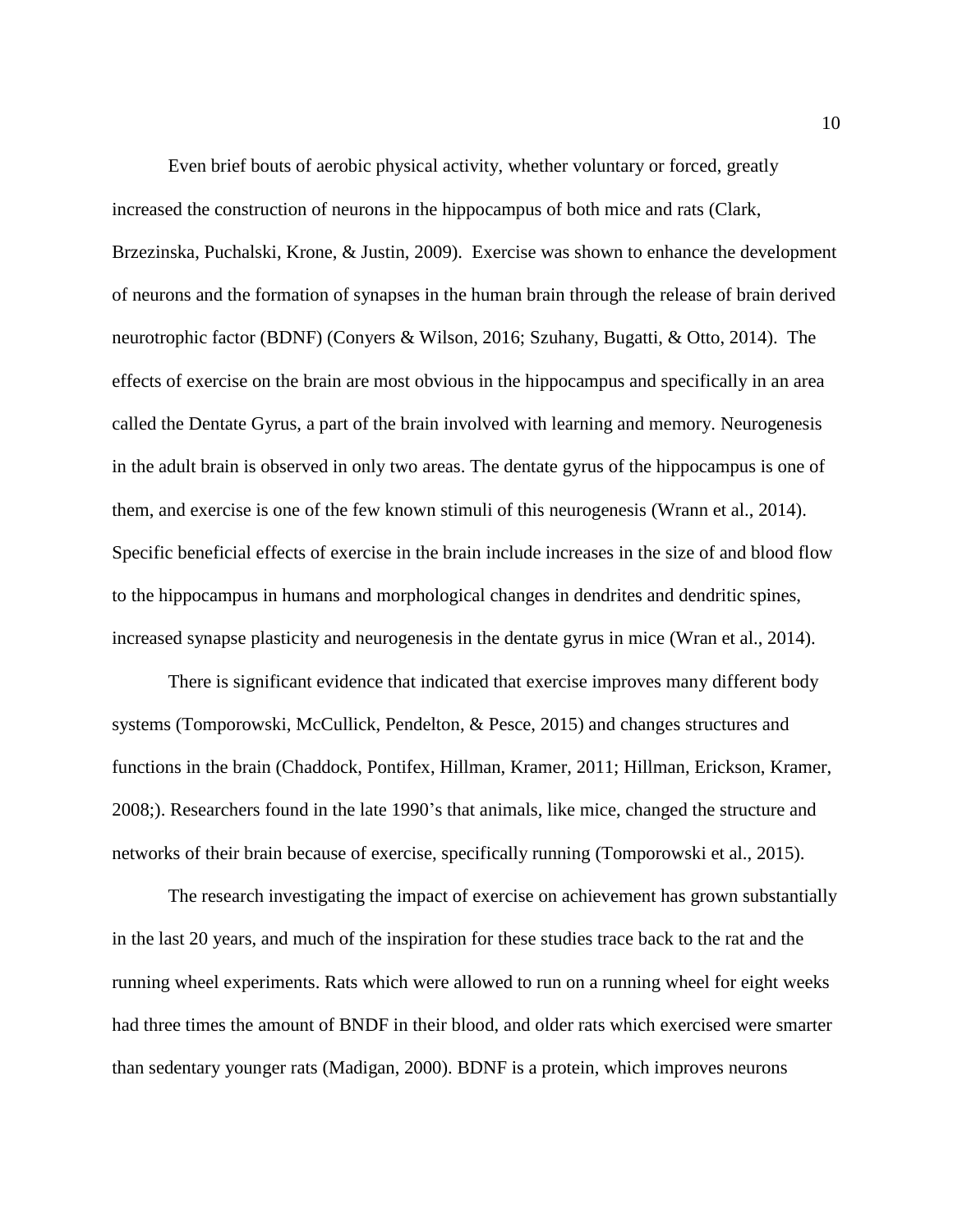Even brief bouts of aerobic physical activity, whether voluntary or forced, greatly increased the construction of neurons in the hippocampus of both mice and rats (Clark, Brzezinska, Puchalski, Krone, & Justin, 2009). Exercise was shown to enhance the development of neurons and the formation of synapses in the human brain through the release of brain derived neurotrophic factor (BDNF) (Conyers & Wilson, 2016; Szuhany, Bugatti, & Otto, 2014). The effects of exercise on the brain are most obvious in the hippocampus and specifically in an area called the Dentate Gyrus, a part of the brain involved with learning and memory. Neurogenesis in the adult brain is observed in only two areas. The dentate gyrus of the hippocampus is one of them, and exercise is one of the few known stimuli of this neurogenesis (Wrann et al., 2014). Specific beneficial effects of exercise in the brain include increases in the size of and blood flow to the hippocampus in humans and morphological changes in dendrites and dendritic spines, increased synapse plasticity and neurogenesis in the dentate gyrus in mice (Wran et al., 2014).

There is significant evidence that indicated that exercise improves many different body systems (Tomporowski, McCullick, Pendelton, & Pesce, 2015) and changes structures and functions in the brain (Chaddock, Pontifex, Hillman, Kramer, 2011; Hillman, Erickson, Kramer, 2008;). Researchers found in the late 1990's that animals, like mice, changed the structure and networks of their brain because of exercise, specifically running (Tomporowski et al., 2015).

The research investigating the impact of exercise on achievement has grown substantially in the last 20 years, and much of the inspiration for these studies trace back to the rat and the running wheel experiments. Rats which were allowed to run on a running wheel for eight weeks had three times the amount of BNDF in their blood, and older rats which exercised were smarter than sedentary younger rats (Madigan, 2000). BDNF is a protein, which improves neurons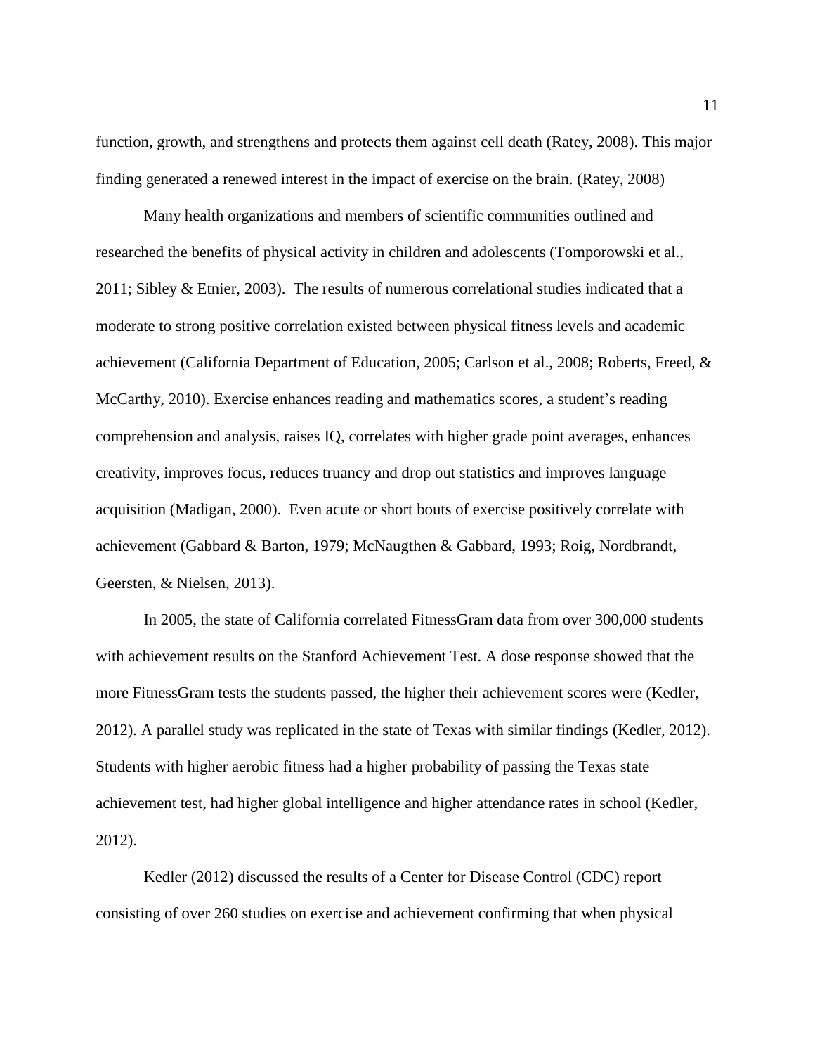function, growth, and strengthens and protects them against cell death (Ratey, 2008). This major finding generated a renewed interest in the impact of exercise on the brain. (Ratey, 2008)

Many health organizations and members of scientific communities outlined and researched the benefits of physical activity in children and adolescents (Tomporowski et al., 2011; Sibley & Etnier, 2003). The results of numerous correlational studies indicated that a moderate to strong positive correlation existed between physical fitness levels and academic achievement (California Department of Education, 2005; Carlson et al., 2008; Roberts, Freed, & McCarthy, 2010). Exercise enhances reading and mathematics scores, a student's reading comprehension and analysis, raises IQ, correlates with higher grade point averages, enhances creativity, improves focus, reduces truancy and drop out statistics and improves language acquisition (Madigan, 2000). Even acute or short bouts of exercise positively correlate with achievement (Gabbard & Barton, 1979; McNaugthen & Gabbard, 1993; Roig, Nordbrandt, Geersten, & Nielsen, 2013).

In 2005, the state of California correlated FitnessGram data from over 300,000 students with achievement results on the Stanford Achievement Test. A dose response showed that the more FitnessGram tests the students passed, the higher their achievement scores were (Kedler, 2012). A parallel study was replicated in the state of Texas with similar findings (Kedler, 2012). Students with higher aerobic fitness had a higher probability of passing the Texas state achievement test, had higher global intelligence and higher attendance rates in school (Kedler, 2012).

Kedler (2012) discussed the results of a Center for Disease Control (CDC) report consisting of over 260 studies on exercise and achievement confirming that when physical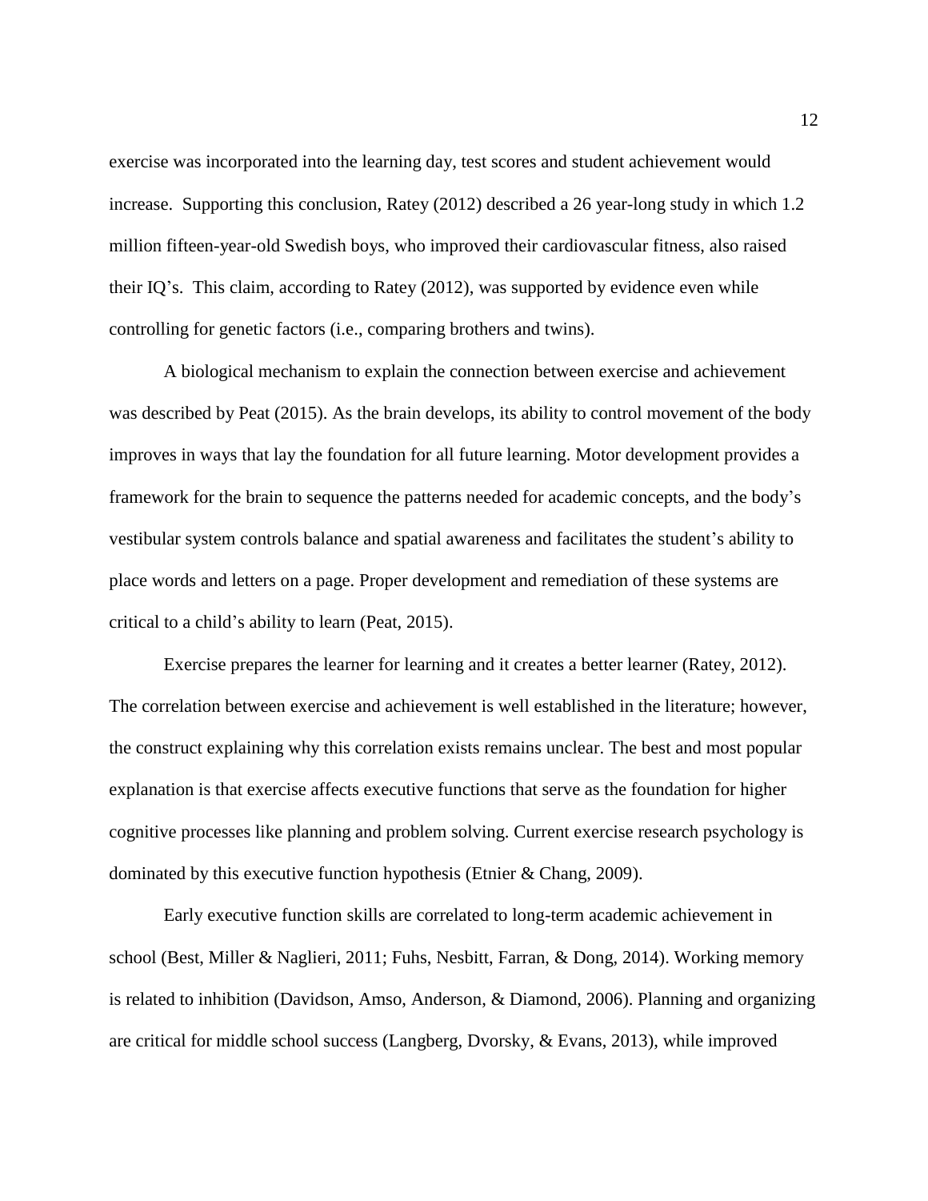exercise was incorporated into the learning day, test scores and student achievement would increase. Supporting this conclusion, Ratey (2012) described a 26 year-long study in which 1.2 million fifteen-year-old Swedish boys, who improved their cardiovascular fitness, also raised their IQ's. This claim, according to Ratey (2012), was supported by evidence even while controlling for genetic factors (i.e., comparing brothers and twins).

A biological mechanism to explain the connection between exercise and achievement was described by Peat (2015). As the brain develops, its ability to control movement of the body improves in ways that lay the foundation for all future learning. Motor development provides a framework for the brain to sequence the patterns needed for academic concepts, and the body's vestibular system controls balance and spatial awareness and facilitates the student's ability to place words and letters on a page. Proper development and remediation of these systems are critical to a child's ability to learn (Peat, 2015).

Exercise prepares the learner for learning and it creates a better learner (Ratey, 2012). The correlation between exercise and achievement is well established in the literature; however, the construct explaining why this correlation exists remains unclear. The best and most popular explanation is that exercise affects executive functions that serve as the foundation for higher cognitive processes like planning and problem solving. Current exercise research psychology is dominated by this executive function hypothesis (Etnier & Chang, 2009).

Early executive function skills are correlated to long-term academic achievement in school (Best, Miller & Naglieri, 2011; Fuhs, Nesbitt, Farran, & Dong, 2014). Working memory is related to inhibition (Davidson, Amso, Anderson, & Diamond, 2006). Planning and organizing are critical for middle school success (Langberg, Dvorsky, & Evans, 2013), while improved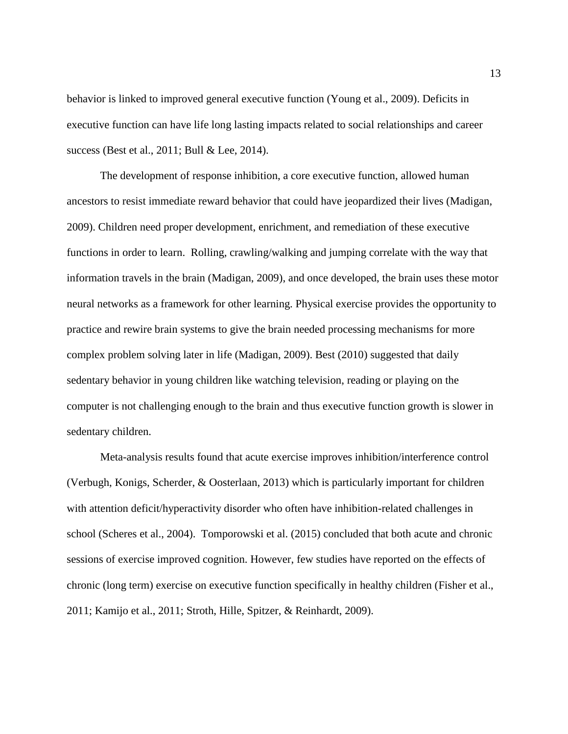behavior is linked to improved general executive function (Young et al., 2009). Deficits in executive function can have life long lasting impacts related to social relationships and career success (Best et al., 2011; Bull & Lee, 2014).

The development of response inhibition, a core executive function, allowed human ancestors to resist immediate reward behavior that could have jeopardized their lives (Madigan, 2009). Children need proper development, enrichment, and remediation of these executive functions in order to learn. Rolling, crawling/walking and jumping correlate with the way that information travels in the brain (Madigan, 2009), and once developed, the brain uses these motor neural networks as a framework for other learning. Physical exercise provides the opportunity to practice and rewire brain systems to give the brain needed processing mechanisms for more complex problem solving later in life (Madigan, 2009). Best (2010) suggested that daily sedentary behavior in young children like watching television, reading or playing on the computer is not challenging enough to the brain and thus executive function growth is slower in sedentary children.

Meta-analysis results found that acute exercise improves inhibition/interference control (Verbugh, Konigs, Scherder, & Oosterlaan, 2013) which is particularly important for children with attention deficit/hyperactivity disorder who often have inhibition-related challenges in school (Scheres et al., 2004). Tomporowski et al. (2015) concluded that both acute and chronic sessions of exercise improved cognition. However, few studies have reported on the effects of chronic (long term) exercise on executive function specifically in healthy children (Fisher et al., 2011; Kamijo et al., 2011; Stroth, Hille, Spitzer, & Reinhardt, 2009).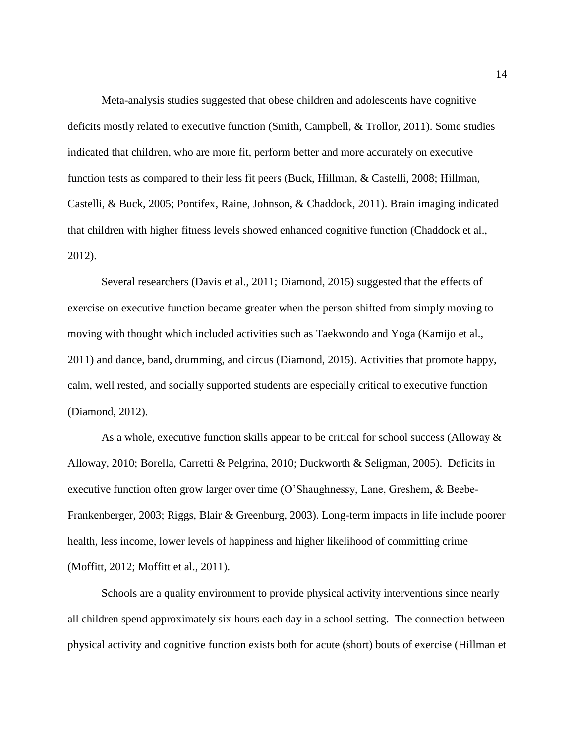Meta-analysis studies suggested that obese children and adolescents have cognitive deficits mostly related to executive function (Smith, Campbell, & Trollor, 2011). Some studies indicated that children, who are more fit, perform better and more accurately on executive function tests as compared to their less fit peers (Buck, Hillman, & Castelli, 2008; Hillman, Castelli, & Buck, 2005; Pontifex, Raine, Johnson, & Chaddock, 2011). Brain imaging indicated that children with higher fitness levels showed enhanced cognitive function (Chaddock et al., 2012).

Several researchers (Davis et al., 2011; Diamond, 2015) suggested that the effects of exercise on executive function became greater when the person shifted from simply moving to moving with thought which included activities such as Taekwondo and Yoga (Kamijo et al., 2011) and dance, band, drumming, and circus (Diamond, 2015). Activities that promote happy, calm, well rested, and socially supported students are especially critical to executive function (Diamond, 2012).

As a whole, executive function skills appear to be critical for school success (Alloway & Alloway, 2010; Borella, Carretti & Pelgrina, 2010; Duckworth & Seligman, 2005). Deficits in executive function often grow larger over time (O'Shaughnessy, Lane, Greshem, & Beebe-Frankenberger, 2003; Riggs, Blair & Greenburg, 2003). Long-term impacts in life include poorer health, less income, lower levels of happiness and higher likelihood of committing crime (Moffitt, 2012; Moffitt et al., 2011).

Schools are a quality environment to provide physical activity interventions since nearly all children spend approximately six hours each day in a school setting. The connection between physical activity and cognitive function exists both for acute (short) bouts of exercise (Hillman et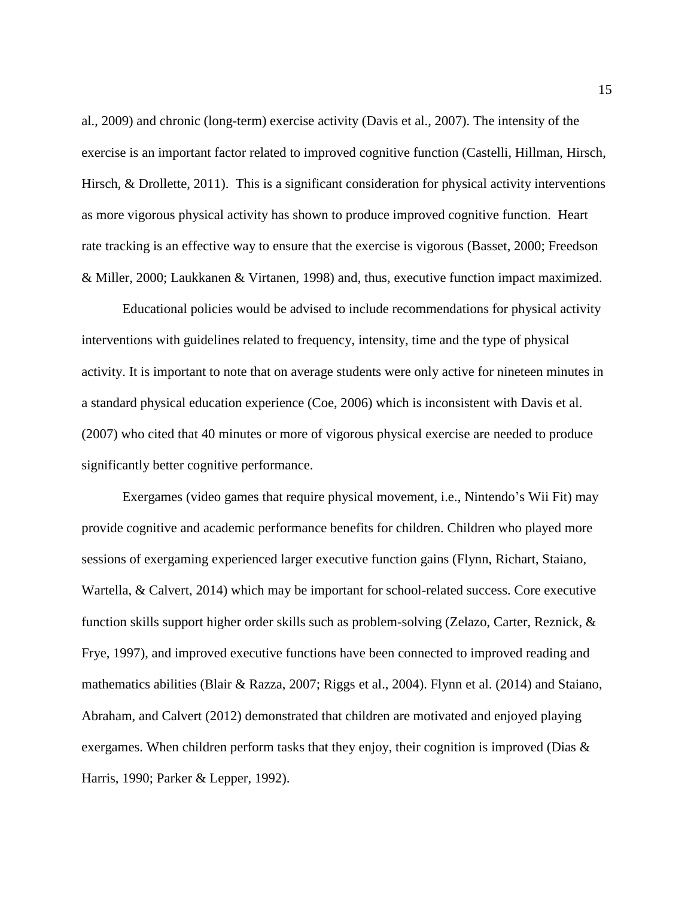al., 2009) and chronic (long-term) exercise activity (Davis et al., 2007). The intensity of the exercise is an important factor related to improved cognitive function (Castelli, Hillman, Hirsch, Hirsch, & Drollette, 2011). This is a significant consideration for physical activity interventions as more vigorous physical activity has shown to produce improved cognitive function. Heart rate tracking is an effective way to ensure that the exercise is vigorous (Basset, 2000; Freedson & Miller, 2000; Laukkanen & Virtanen, 1998) and, thus, executive function impact maximized.

Educational policies would be advised to include recommendations for physical activity interventions with guidelines related to frequency, intensity, time and the type of physical activity. It is important to note that on average students were only active for nineteen minutes in a standard physical education experience (Coe, 2006) which is inconsistent with Davis et al. (2007) who cited that 40 minutes or more of vigorous physical exercise are needed to produce significantly better cognitive performance.

Exergames (video games that require physical movement, i.e., Nintendo's Wii Fit) may provide cognitive and academic performance benefits for children. Children who played more sessions of exergaming experienced larger executive function gains (Flynn, Richart, Staiano, Wartella, & Calvert, 2014) which may be important for school-related success. Core executive function skills support higher order skills such as problem-solving (Zelazo, Carter, Reznick, & Frye, 1997), and improved executive functions have been connected to improved reading and mathematics abilities (Blair & Razza, 2007; Riggs et al., 2004). Flynn et al. (2014) and Staiano, Abraham, and Calvert (2012) demonstrated that children are motivated and enjoyed playing exergames. When children perform tasks that they enjoy, their cognition is improved (Dias & Harris, 1990; Parker & Lepper, 1992).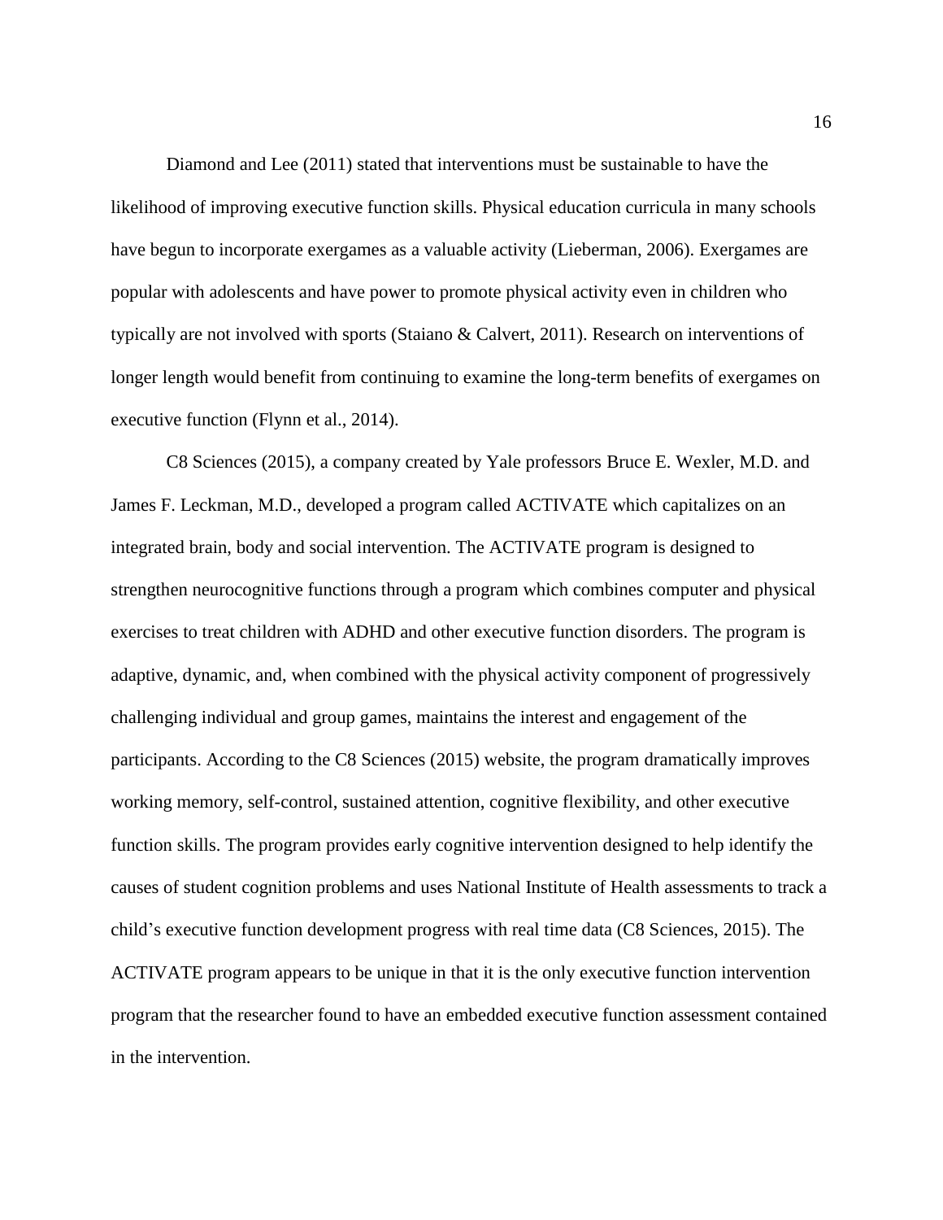Diamond and Lee (2011) stated that interventions must be sustainable to have the likelihood of improving executive function skills. Physical education curricula in many schools have begun to incorporate exergames as a valuable activity (Lieberman, 2006). Exergames are popular with adolescents and have power to promote physical activity even in children who typically are not involved with sports (Staiano & Calvert, 2011). Research on interventions of longer length would benefit from continuing to examine the long-term benefits of exergames on executive function (Flynn et al., 2014).

C8 Sciences (2015), a company created by Yale professors Bruce E. Wexler, M.D. and James F. Leckman, M.D., developed a program called ACTIVATE which capitalizes on an integrated brain, body and social intervention. The ACTIVATE program is designed to strengthen neurocognitive functions through a program which combines computer and physical exercises to treat children with ADHD and other executive function disorders. The program is adaptive, dynamic, and, when combined with the physical activity component of progressively challenging individual and group games, maintains the interest and engagement of the participants. According to the C8 Sciences (2015) website, the program dramatically improves working memory, self-control, sustained attention, cognitive flexibility, and other executive function skills. The program provides early cognitive intervention designed to help identify the causes of student cognition problems and uses National Institute of Health assessments to track a child's executive function development progress with real time data (C8 Sciences, 2015). The ACTIVATE program appears to be unique in that it is the only executive function intervention program that the researcher found to have an embedded executive function assessment contained in the intervention.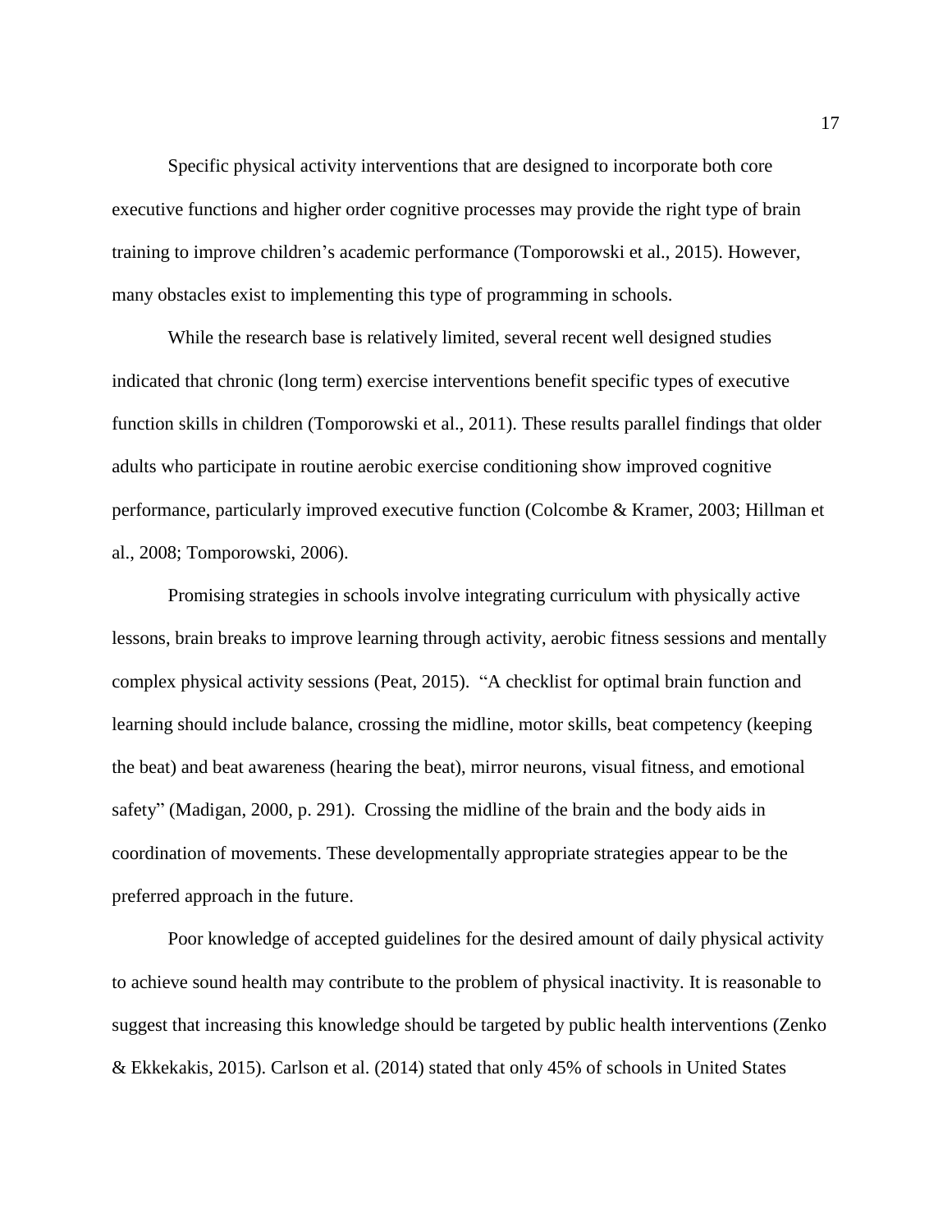Specific physical activity interventions that are designed to incorporate both core executive functions and higher order cognitive processes may provide the right type of brain training to improve children's academic performance (Tomporowski et al., 2015). However, many obstacles exist to implementing this type of programming in schools.

While the research base is relatively limited, several recent well designed studies indicated that chronic (long term) exercise interventions benefit specific types of executive function skills in children (Tomporowski et al., 2011). These results parallel findings that older adults who participate in routine aerobic exercise conditioning show improved cognitive performance, particularly improved executive function (Colcombe & Kramer, 2003; Hillman et al., 2008; Tomporowski, 2006).

Promising strategies in schools involve integrating curriculum with physically active lessons, brain breaks to improve learning through activity, aerobic fitness sessions and mentally complex physical activity sessions (Peat, 2015). "A checklist for optimal brain function and learning should include balance, crossing the midline, motor skills, beat competency (keeping the beat) and beat awareness (hearing the beat), mirror neurons, visual fitness, and emotional safety" (Madigan, 2000, p. 291). Crossing the midline of the brain and the body aids in coordination of movements. These developmentally appropriate strategies appear to be the preferred approach in the future.

Poor knowledge of accepted guidelines for the desired amount of daily physical activity to achieve sound health may contribute to the problem of physical inactivity. It is reasonable to suggest that increasing this knowledge should be targeted by public health interventions (Zenko & Ekkekakis, 2015). Carlson et al. (2014) stated that only 45% of schools in United States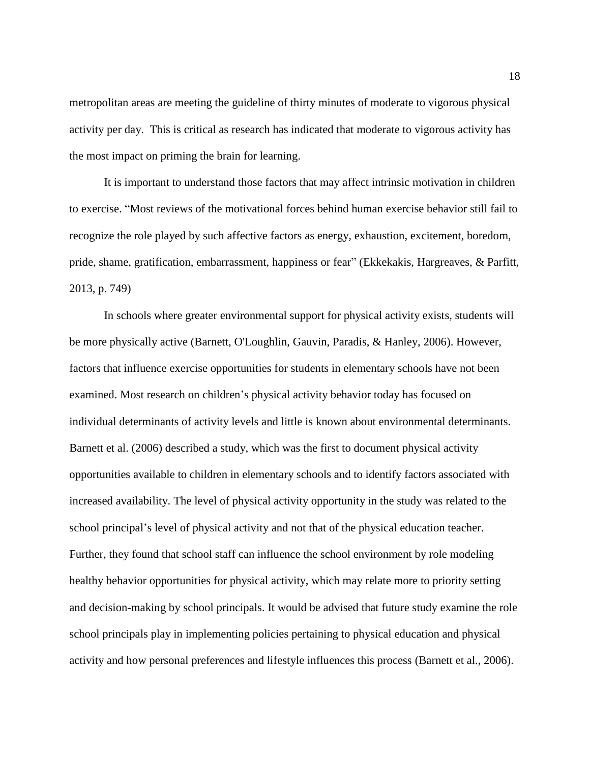metropolitan areas are meeting the guideline of thirty minutes of moderate to vigorous physical activity per day. This is critical as research has indicated that moderate to vigorous activity has the most impact on priming the brain for learning.

It is important to understand those factors that may affect intrinsic motivation in children to exercise. "Most reviews of the motivational forces behind human exercise behavior still fail to recognize the role played by such affective factors as energy, exhaustion, excitement, boredom, pride, shame, gratification, embarrassment, happiness or fear" (Ekkekakis, Hargreaves, & Parfitt, 2013, p. 749)

In schools where greater environmental support for physical activity exists, students will be more physically active (Barnett, O'Loughlin, Gauvin, Paradis, & Hanley, 2006). However, factors that influence exercise opportunities for students in elementary schools have not been examined. Most research on children's physical activity behavior today has focused on individual determinants of activity levels and little is known about environmental determinants. Barnett et al. (2006) described a study, which was the first to document physical activity opportunities available to children in elementary schools and to identify factors associated with increased availability. The level of physical activity opportunity in the study was related to the school principal's level of physical activity and not that of the physical education teacher. Further, they found that school staff can influence the school environment by role modeling healthy behavior opportunities for physical activity, which may relate more to priority setting and decision-making by school principals. It would be advised that future study examine the role school principals play in implementing policies pertaining to physical education and physical activity and how personal preferences and lifestyle influences this process (Barnett et al., 2006).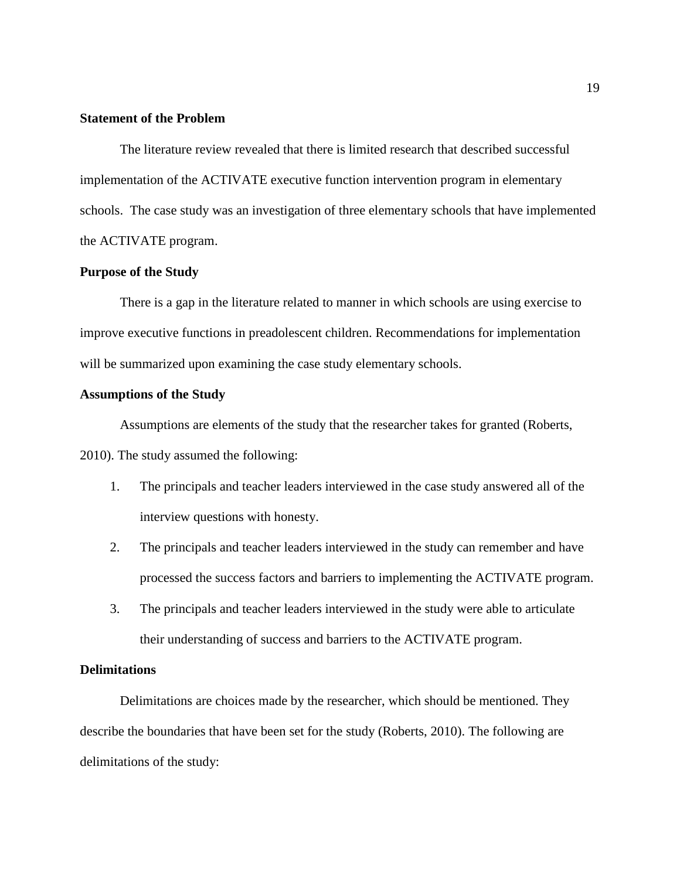### Statement of the Problem

The literature review revealed that there is limited research that described successful implementation of the ACTIVATE executive function intervention program in elementary schools. The case study was an investigation of three elementary schools that have implemented the ACTIVATE program.

### Purpose of the Study

There is a gap in the literature related to manner in which schools are using exercise to improve executive functions in preadolescent children. Recommendations for implementation will be summarized upon examining the case study elementary schools.

### Assumptions of the Study

Assumptions are elements of the study that the researcher takes for granted (Roberts, 2010). The study assumed the following:

1. The principals and teacher leaders interviewed in the case study answered all of the interview questions with honesty.
2. The principals and teacher leaders interviewed in the study can remember and have processed the success factors and barriers to implementing the ACTIVATE program.
3. The principals and teacher leaders interviewed in the study were able to articulate their understanding of success and barriers to the ACTIVATE program.

### Delimitations

Delimitations are choices made by the researcher, which should be mentioned. They describe the boundaries that have been set for the study (Roberts, 2010). The following are delimitations of the study: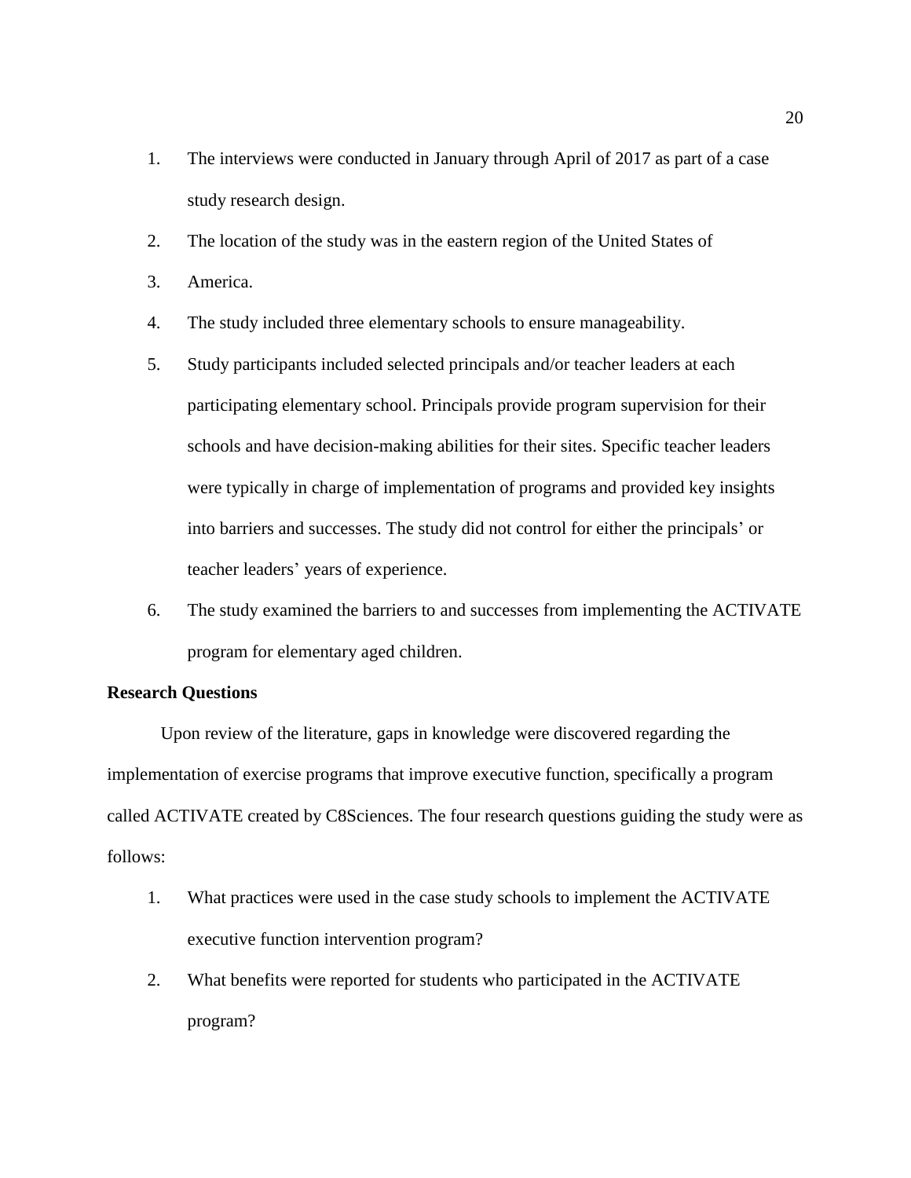1. The interviews were conducted in January through April of 2017 as part of a case study research design.
2. The location of the study was in the eastern region of the United States of
3. America.
4. The study included three elementary schools to ensure manageability.
5. Study participants included selected principals and/or teacher leaders at each participating elementary school. Principals provide program supervision for their schools and have decision-making abilities for their sites. Specific teacher leaders were typically in charge of implementation of programs and provided key insights into barriers and successes. The study did not control for either the principals' or teacher leaders' years of experience.
6. The study examined the barriers to and successes from implementing the ACTIVATE program for elementary aged children.

**Research Questions**

Upon review of the literature, gaps in knowledge were discovered regarding the implementation of exercise programs that improve executive function, specifically a program called ACTIVATE created by C8Sciences. The four research questions guiding the study were as follows:

1. What practices were used in the case study schools to implement the ACTIVATE executive function intervention program?
2. What benefits were reported for students who participated in the ACTIVATE program?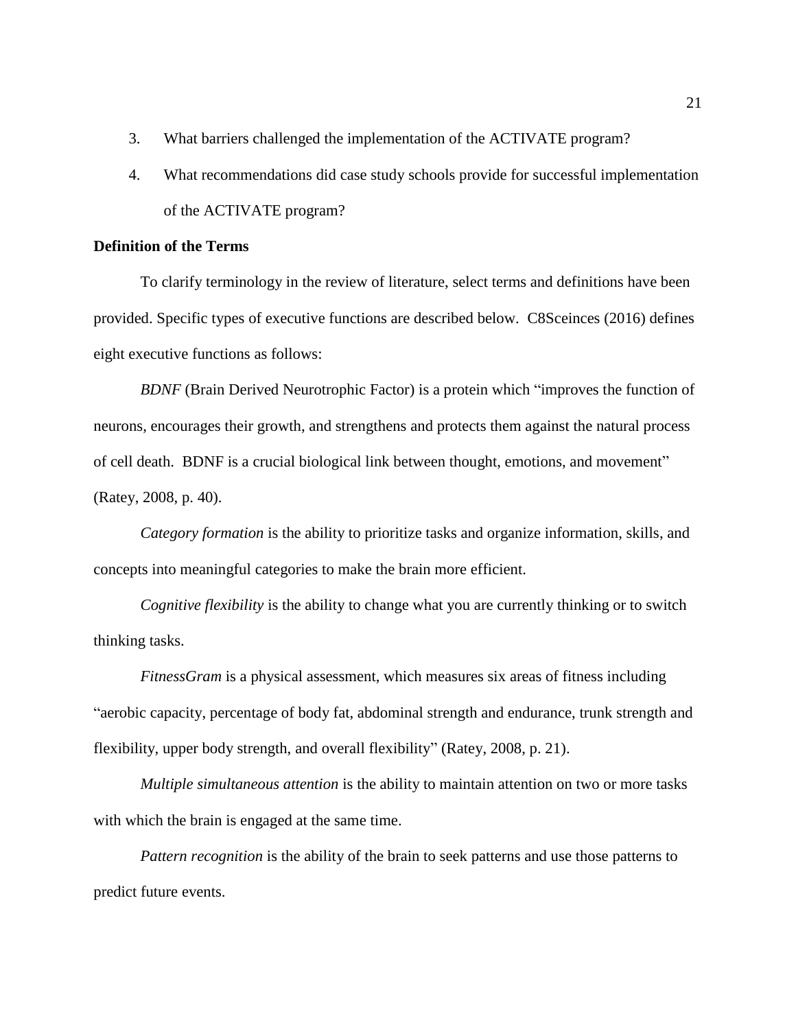3. What barriers challenged the implementation of the ACTIVATE program?
4. What recommendations did case study schools provide for successful implementation of the ACTIVATE program?

**Definition of the Terms**

To clarify terminology in the review of literature, select terms and definitions have been provided. Specific types of executive functions are described below. C8Sceinces (2016) defines eight executive functions as follows:

*BDNF* (Brain Derived Neurotrophic Factor) is a protein which "improves the function of neurons, encourages their growth, and strengthens and protects them against the natural process of cell death. BDNF is a crucial biological link between thought, emotions, and movement" (Ratey, 2008, p. 40).

*Category formation* is the ability to prioritize tasks and organize information, skills, and concepts into meaningful categories to make the brain more efficient.

*Cognitive flexibility* is the ability to change what you are currently thinking or to switch thinking tasks.

*FitnessGram* is a physical assessment, which measures six areas of fitness including "aerobic capacity, percentage of body fat, abdominal strength and endurance, trunk strength and flexibility, upper body strength, and overall flexibility" (Ratey, 2008, p. 21).

*Multiple simultaneous attention* is the ability to maintain attention on two or more tasks with which the brain is engaged at the same time.

*Pattern recognition* is the ability of the brain to seek patterns and use those patterns to predict future events.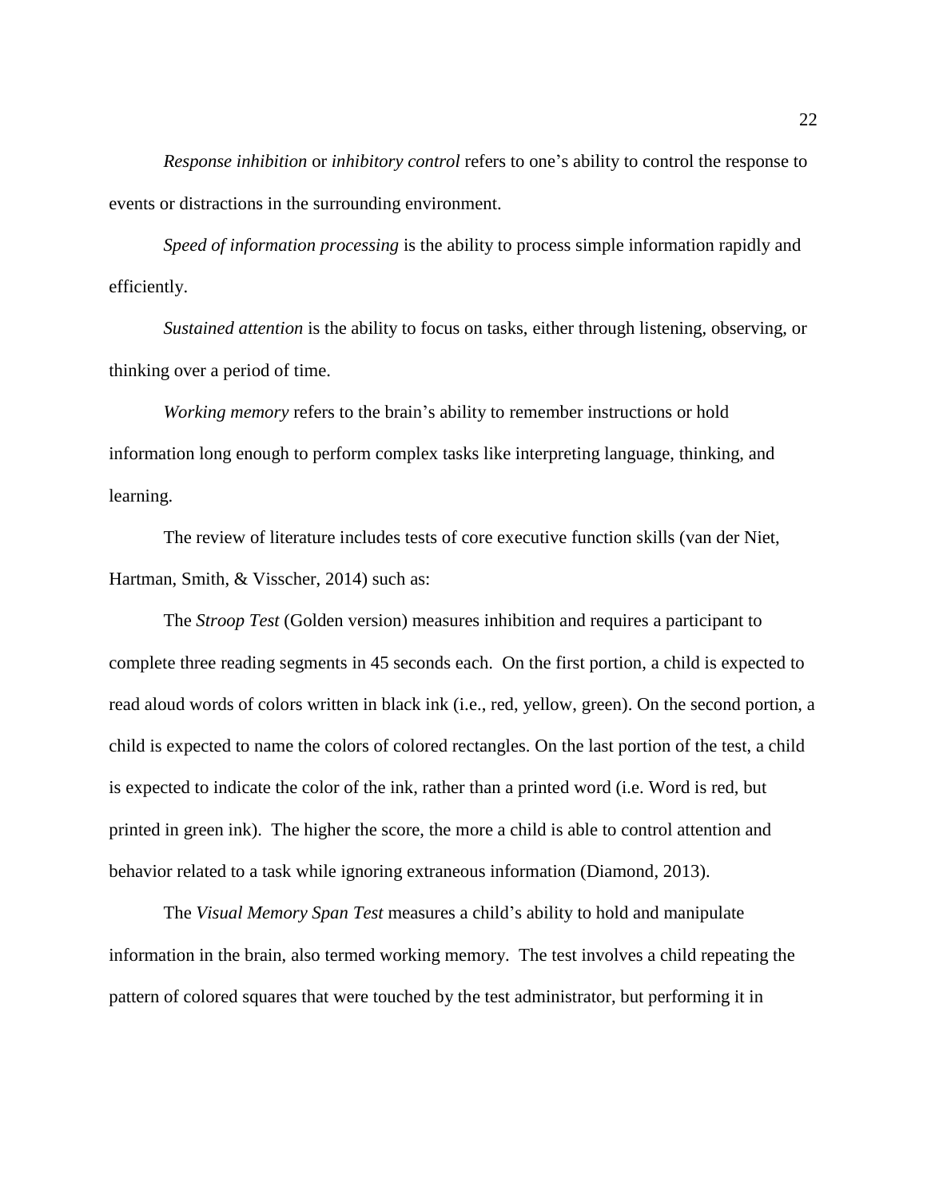*Response inhibition* or *inhibitory control* refers to one's ability to control the response to events or distractions in the surrounding environment.

*Speed of information processing* is the ability to process simple information rapidly and efficiently.

*Sustained attention* is the ability to focus on tasks, either through listening, observing, or thinking over a period of time.

*Working memory* refers to the brain's ability to remember instructions or hold information long enough to perform complex tasks like interpreting language, thinking, and learning.

The review of literature includes tests of core executive function skills (van der Niet, Hartman, Smith, & Visscher, 2014) such as:

The *Stroop Test* (Golden version) measures inhibition and requires a participant to complete three reading segments in 45 seconds each. On the first portion, a child is expected to read aloud words of colors written in black ink (i.e., red, yellow, green). On the second portion, a child is expected to name the colors of colored rectangles. On the last portion of the test, a child is expected to indicate the color of the ink, rather than a printed word (i.e. Word is red, but printed in green ink). The higher the score, the more a child is able to control attention and behavior related to a task while ignoring extraneous information (Diamond, 2013).

The *Visual Memory Span Test* measures a child's ability to hold and manipulate information in the brain, also termed working memory. The test involves a child repeating the pattern of colored squares that were touched by the test administrator, but performing it in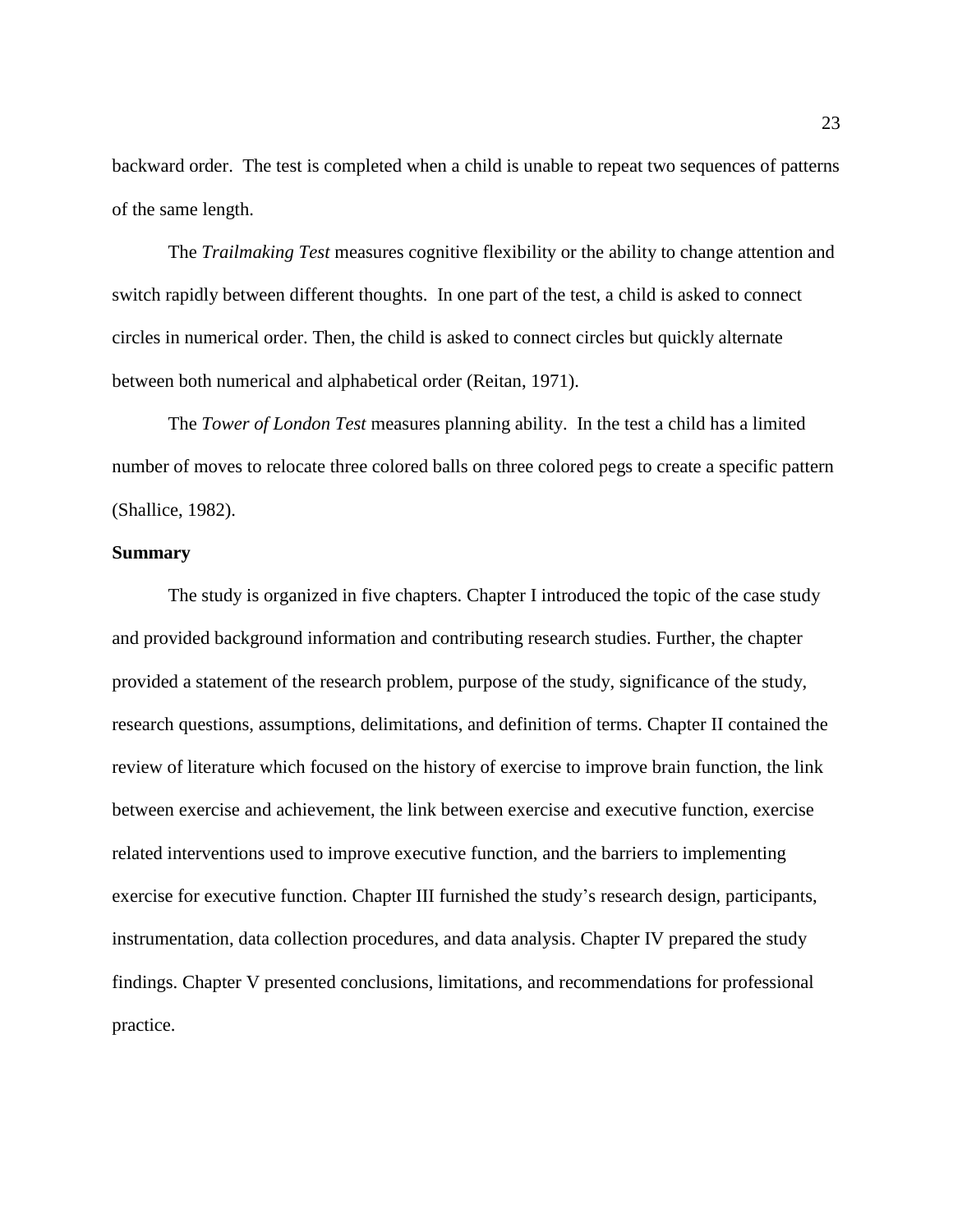backward order. The test is completed when a child is unable to repeat two sequences of patterns of the same length.

The *Trailmaking Test* measures cognitive flexibility or the ability to change attention and switch rapidly between different thoughts. In one part of the test, a child is asked to connect circles in numerical order. Then, the child is asked to connect circles but quickly alternate between both numerical and alphabetical order (Reitan, 1971).

The *Tower of London Test* measures planning ability. In the test a child has a limited number of moves to relocate three colored balls on three colored pegs to create a specific pattern (Shallice, 1982).

**Summary**

The study is organized in five chapters. Chapter I introduced the topic of the case study and provided background information and contributing research studies. Further, the chapter provided a statement of the research problem, purpose of the study, significance of the study, research questions, assumptions, delimitations, and definition of terms. Chapter II contained the review of literature which focused on the history of exercise to improve brain function, the link between exercise and achievement, the link between exercise and executive function, exercise related interventions used to improve executive function, and the barriers to implementing exercise for executive function. Chapter III furnished the study's research design, participants, instrumentation, data collection procedures, and data analysis. Chapter IV prepared the study findings. Chapter V presented conclusions, limitations, and recommendations for professional practice.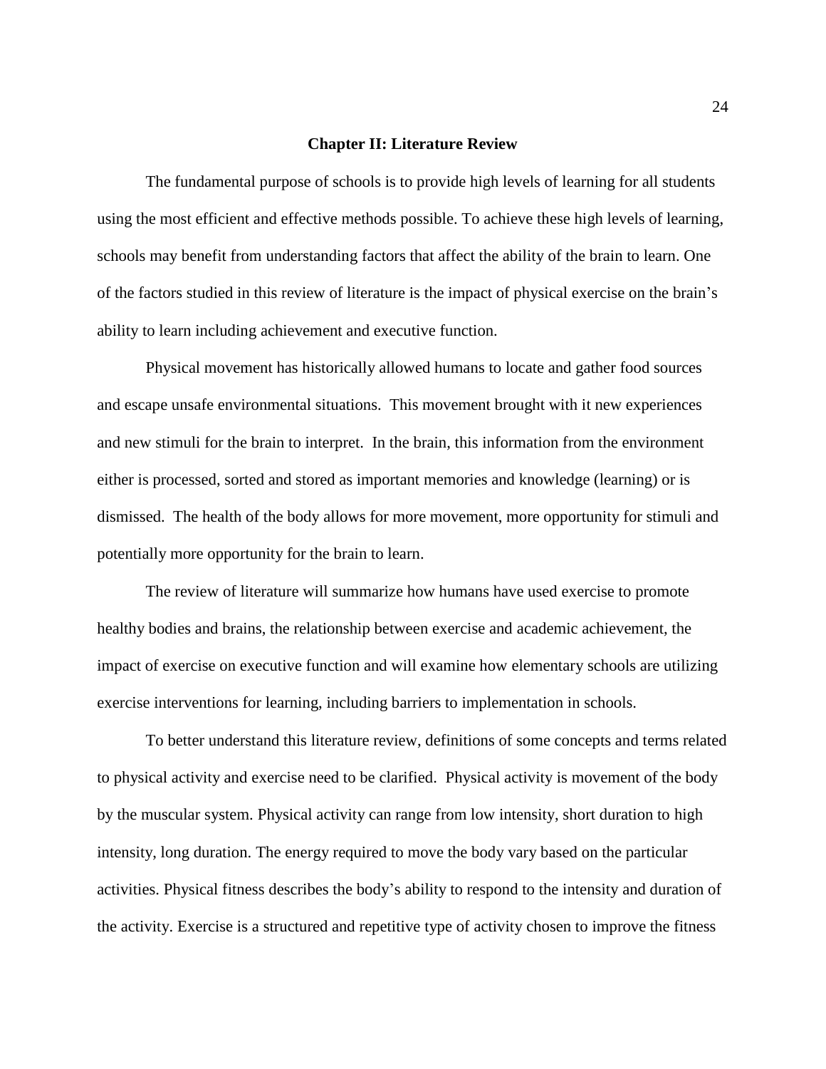## Chapter II: Literature Review

The fundamental purpose of schools is to provide high levels of learning for all students using the most efficient and effective methods possible. To achieve these high levels of learning, schools may benefit from understanding factors that affect the ability of the brain to learn. One of the factors studied in this review of literature is the impact of physical exercise on the brain's ability to learn including achievement and executive function.

Physical movement has historically allowed humans to locate and gather food sources and escape unsafe environmental situations. This movement brought with it new experiences and new stimuli for the brain to interpret. In the brain, this information from the environment either is processed, sorted and stored as important memories and knowledge (learning) or is dismissed. The health of the body allows for more movement, more opportunity for stimuli and potentially more opportunity for the brain to learn.

The review of literature will summarize how humans have used exercise to promote healthy bodies and brains, the relationship between exercise and academic achievement, the impact of exercise on executive function and will examine how elementary schools are utilizing exercise interventions for learning, including barriers to implementation in schools.

To better understand this literature review, definitions of some concepts and terms related to physical activity and exercise need to be clarified. Physical activity is movement of the body by the muscular system. Physical activity can range from low intensity, short duration to high intensity, long duration. The energy required to move the body vary based on the particular activities. Physical fitness describes the body's ability to respond to the intensity and duration of the activity. Exercise is a structured and repetitive type of activity chosen to improve the fitness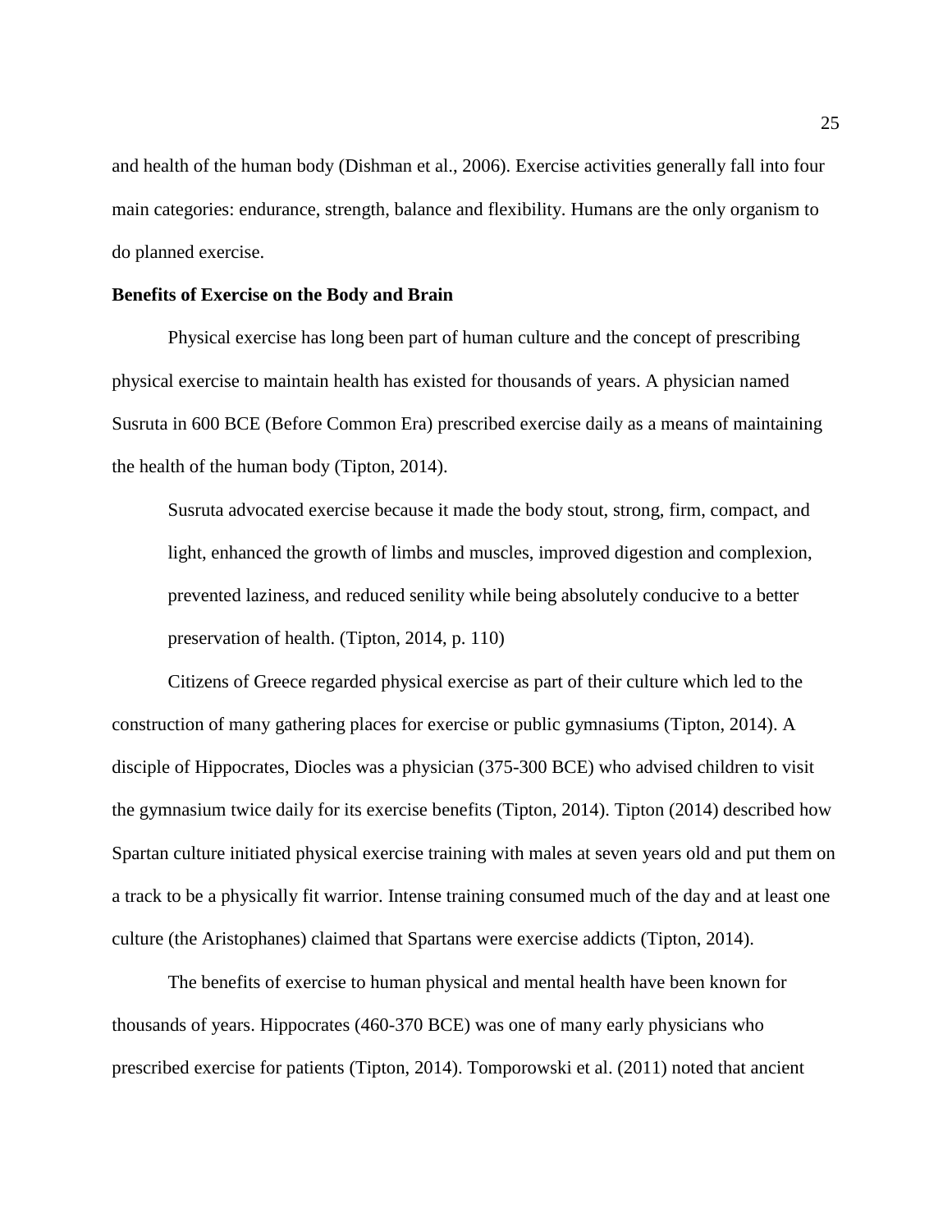and health of the human body (Dishman et al., 2006). Exercise activities generally fall into four main categories: endurance, strength, balance and flexibility. Humans are the only organism to do planned exercise.

**Benefits of Exercise on the Body and Brain**

Physical exercise has long been part of human culture and the concept of prescribing physical exercise to maintain health has existed for thousands of years. A physician named Susruta in 600 BCE (Before Common Era) prescribed exercise daily as a means of maintaining the health of the human body (Tipton, 2014).

> Susruta advocated exercise because it made the body stout, strong, firm, compact, and light, enhanced the growth of limbs and muscles, improved digestion and complexion, prevented laziness, and reduced senility while being absolutely conducive to a better preservation of health. (Tipton, 2014, p. 110)

Citizens of Greece regarded physical exercise as part of their culture which led to the construction of many gathering places for exercise or public gymnasiums (Tipton, 2014). A disciple of Hippocrates, Diocles was a physician (375-300 BCE) who advised children to visit the gymnasium twice daily for its exercise benefits (Tipton, 2014). Tipton (2014) described how Spartan culture initiated physical exercise training with males at seven years old and put them on a track to be a physically fit warrior. Intense training consumed much of the day and at least one culture (the Aristophanes) claimed that Spartans were exercise addicts (Tipton, 2014).

The benefits of exercise to human physical and mental health have been known for thousands of years. Hippocrates (460-370 BCE) was one of many early physicians who prescribed exercise for patients (Tipton, 2014). Tomporowski et al. (2011) noted that ancient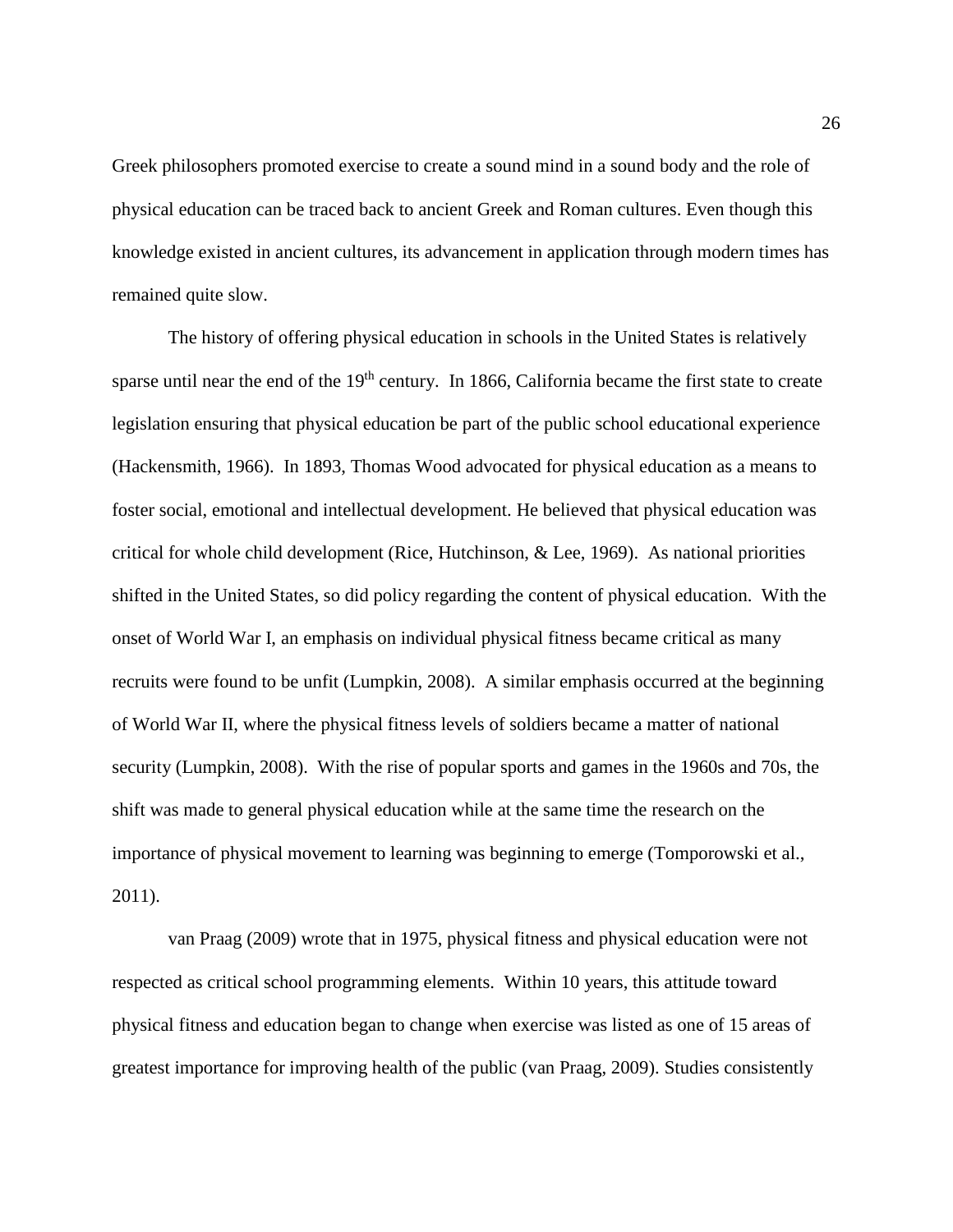Greek philosophers promoted exercise to create a sound mind in a sound body and the role of physical education can be traced back to ancient Greek and Roman cultures. Even though this knowledge existed in ancient cultures, its advancement in application through modern times has remained quite slow.

The history of offering physical education in schools in the United States is relatively sparse until near the end of the 19th century. In 1866, California became the first state to create legislation ensuring that physical education be part of the public school educational experience (Hackensmith, 1966). In 1893, Thomas Wood advocated for physical education as a means to foster social, emotional and intellectual development. He believed that physical education was critical for whole child development (Rice, Hutchinson, & Lee, 1969). As national priorities shifted in the United States, so did policy regarding the content of physical education. With the onset of World War I, an emphasis on individual physical fitness became critical as many recruits were found to be unfit (Lumpkin, 2008). A similar emphasis occurred at the beginning of World War II, where the physical fitness levels of soldiers became a matter of national security (Lumpkin, 2008). With the rise of popular sports and games in the 1960s and 70s, the shift was made to general physical education while at the same time the research on the importance of physical movement to learning was beginning to emerge (Tomporowski et al., 2011).

van Praag (2009) wrote that in 1975, physical fitness and physical education were not respected as critical school programming elements. Within 10 years, this attitude toward physical fitness and education began to change when exercise was listed as one of 15 areas of greatest importance for improving health of the public (van Praag, 2009). Studies consistently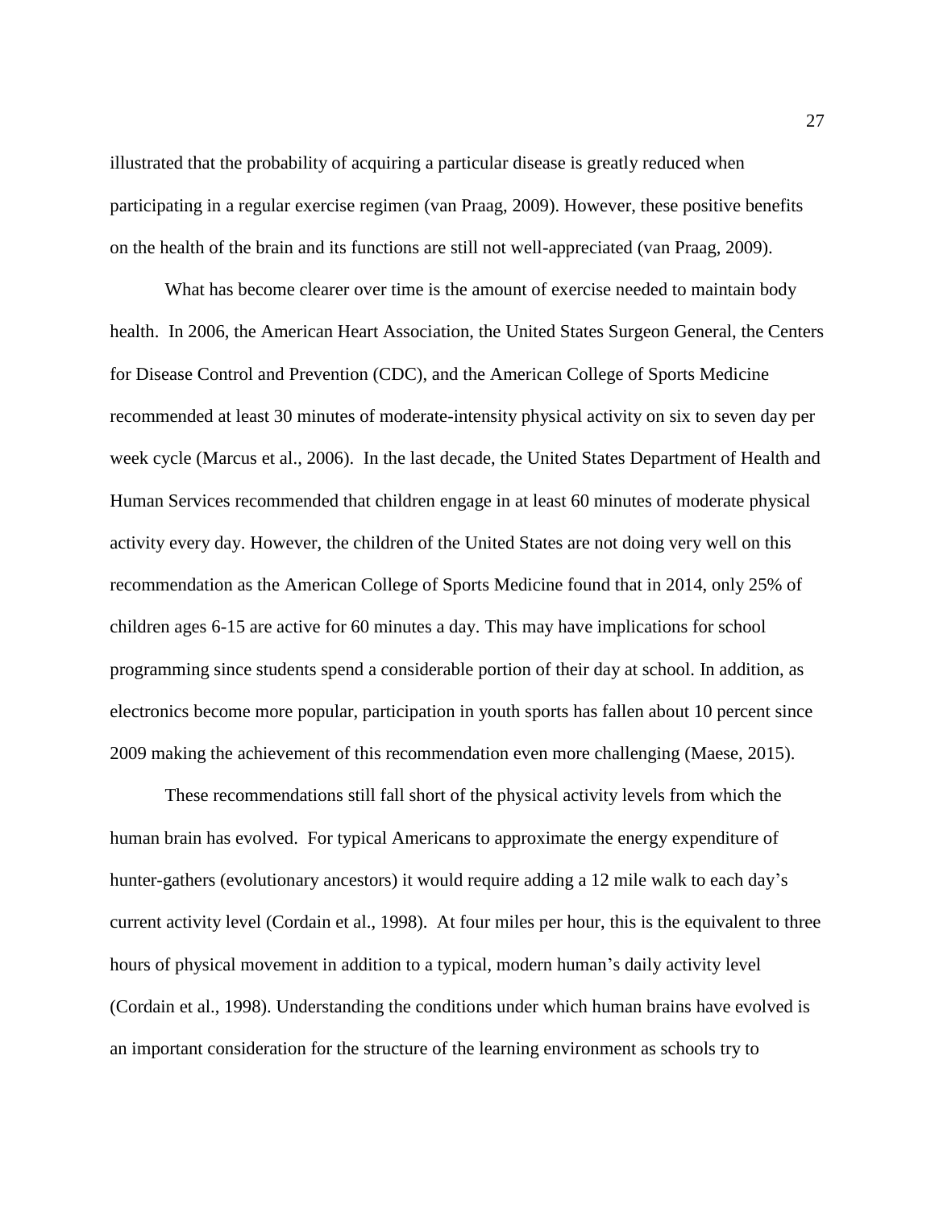illustrated that the probability of acquiring a particular disease is greatly reduced when participating in a regular exercise regimen (van Praag, 2009). However, these positive benefits on the health of the brain and its functions are still not well-appreciated (van Praag, 2009).

What has become clearer over time is the amount of exercise needed to maintain body health. In 2006, the American Heart Association, the United States Surgeon General, the Centers for Disease Control and Prevention (CDC), and the American College of Sports Medicine recommended at least 30 minutes of moderate-intensity physical activity on six to seven day per week cycle (Marcus et al., 2006). In the last decade, the United States Department of Health and Human Services recommended that children engage in at least 60 minutes of moderate physical activity every day. However, the children of the United States are not doing very well on this recommendation as the American College of Sports Medicine found that in 2014, only 25% of children ages 6-15 are active for 60 minutes a day. This may have implications for school programming since students spend a considerable portion of their day at school. In addition, as electronics become more popular, participation in youth sports has fallen about 10 percent since 2009 making the achievement of this recommendation even more challenging (Maese, 2015).

These recommendations still fall short of the physical activity levels from which the human brain has evolved. For typical Americans to approximate the energy expenditure of hunter-gathers (evolutionary ancestors) it would require adding a 12 mile walk to each day's current activity level (Cordain et al., 1998). At four miles per hour, this is the equivalent to three hours of physical movement in addition to a typical, modern human's daily activity level (Cordain et al., 1998). Understanding the conditions under which human brains have evolved is an important consideration for the structure of the learning environment as schools try to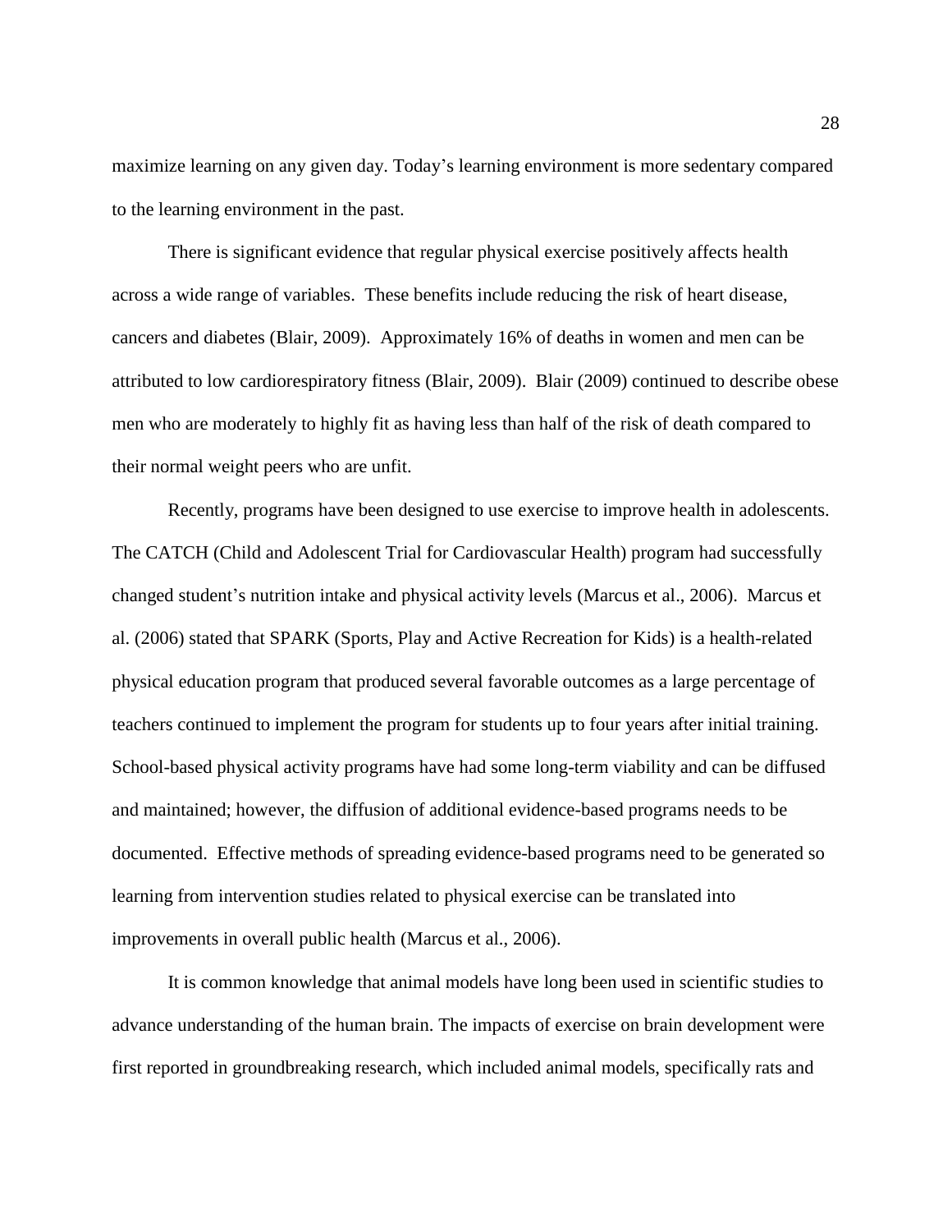maximize learning on any given day. Today's learning environment is more sedentary compared to the learning environment in the past.

There is significant evidence that regular physical exercise positively affects health across a wide range of variables. These benefits include reducing the risk of heart disease, cancers and diabetes (Blair, 2009). Approximately 16% of deaths in women and men can be attributed to low cardiorespiratory fitness (Blair, 2009). Blair (2009) continued to describe obese men who are moderately to highly fit as having less than half of the risk of death compared to their normal weight peers who are unfit.

Recently, programs have been designed to use exercise to improve health in adolescents. The CATCH (Child and Adolescent Trial for Cardiovascular Health) program had successfully changed student's nutrition intake and physical activity levels (Marcus et al., 2006). Marcus et al. (2006) stated that SPARK (Sports, Play and Active Recreation for Kids) is a health-related physical education program that produced several favorable outcomes as a large percentage of teachers continued to implement the program for students up to four years after initial training. School-based physical activity programs have had some long-term viability and can be diffused and maintained; however, the diffusion of additional evidence-based programs needs to be documented. Effective methods of spreading evidence-based programs need to be generated so learning from intervention studies related to physical exercise can be translated into improvements in overall public health (Marcus et al., 2006).

It is common knowledge that animal models have long been used in scientific studies to advance understanding of the human brain. The impacts of exercise on brain development were first reported in groundbreaking research, which included animal models, specifically rats and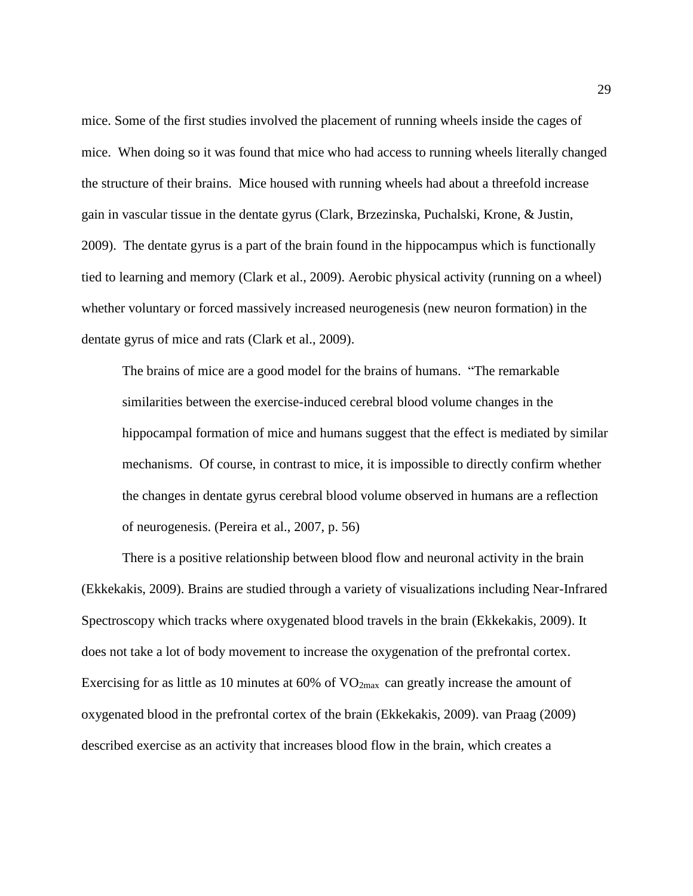mice. Some of the first studies involved the placement of running wheels inside the cages of mice. When doing so it was found that mice who had access to running wheels literally changed the structure of their brains. Mice housed with running wheels had about a threefold increase gain in vascular tissue in the dentate gyrus (Clark, Brzezinska, Puchalski, Krone, & Justin, 2009). The dentate gyrus is a part of the brain found in the hippocampus which is functionally tied to learning and memory (Clark et al., 2009). Aerobic physical activity (running on a wheel) whether voluntary or forced massively increased neurogenesis (new neuron formation) in the dentate gyrus of mice and rats (Clark et al., 2009).

> The brains of mice are a good model for the brains of humans. "The remarkable similarities between the exercise-induced cerebral blood volume changes in the hippocampal formation of mice and humans suggest that the effect is mediated by similar mechanisms. Of course, in contrast to mice, it is impossible to directly confirm whether the changes in dentate gyrus cerebral blood volume observed in humans are a reflection of neurogenesis. (Pereira et al., 2007, p. 56)

There is a positive relationship between blood flow and neuronal activity in the brain (Ekkekakis, 2009). Brains are studied through a variety of visualizations including Near-Infrared Spectroscopy which tracks where oxygenated blood travels in the brain (Ekkekakis, 2009). It does not take a lot of body movement to increase the oxygenation of the prefrontal cortex. Exercising for as little as 10 minutes at 60% of $VO_{2max}$ can greatly increase the amount of oxygenated blood in the prefrontal cortex of the brain (Ekkekakis, 2009). van Praag (2009) described exercise as an activity that increases blood flow in the brain, which creates a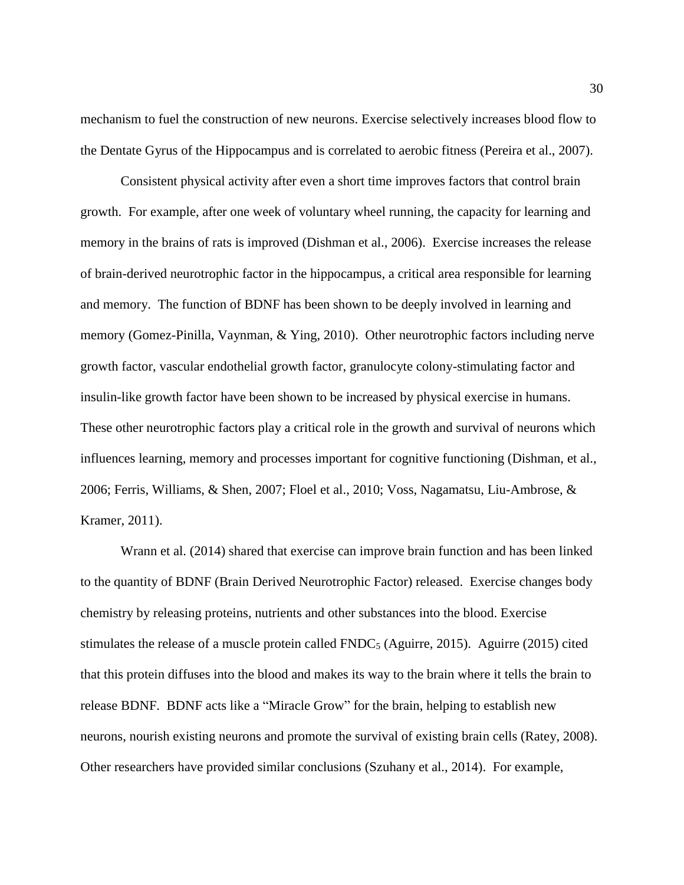mechanism to fuel the construction of new neurons. Exercise selectively increases blood flow to the Dentate Gyrus of the Hippocampus and is correlated to aerobic fitness (Pereira et al., 2007).

Consistent physical activity after even a short time improves factors that control brain growth. For example, after one week of voluntary wheel running, the capacity for learning and memory in the brains of rats is improved (Dishman et al., 2006). Exercise increases the release of brain-derived neurotrophic factor in the hippocampus, a critical area responsible for learning and memory. The function of BDNF has been shown to be deeply involved in learning and memory (Gomez-Pinilla, Vaynman, & Ying, 2010). Other neurotrophic factors including nerve growth factor, vascular endothelial growth factor, granulocyte colony-stimulating factor and insulin-like growth factor have been shown to be increased by physical exercise in humans. These other neurotrophic factors play a critical role in the growth and survival of neurons which influences learning, memory and processes important for cognitive functioning (Dishman, et al., 2006; Ferris, Williams, & Shen, 2007; Floel et al., 2010; Voss, Nagamatsu, Liu-Ambrose, & Kramer, 2011).

Wrann et al. (2014) shared that exercise can improve brain function and has been linked to the quantity of BDNF (Brain Derived Neurotrophic Factor) released. Exercise changes body chemistry by releasing proteins, nutrients and other substances into the blood. Exercise stimulates the release of a muscle protein called $FNDC_5$ (Aguirre, 2015). Aguirre (2015) cited that this protein diffuses into the blood and makes its way to the brain where it tells the brain to release BDNF. BDNF acts like a "Miracle Grow" for the brain, helping to establish new neurons, nourish existing neurons and promote the survival of existing brain cells (Ratey, 2008). Other researchers have provided similar conclusions (Szuhany et al., 2014). For example,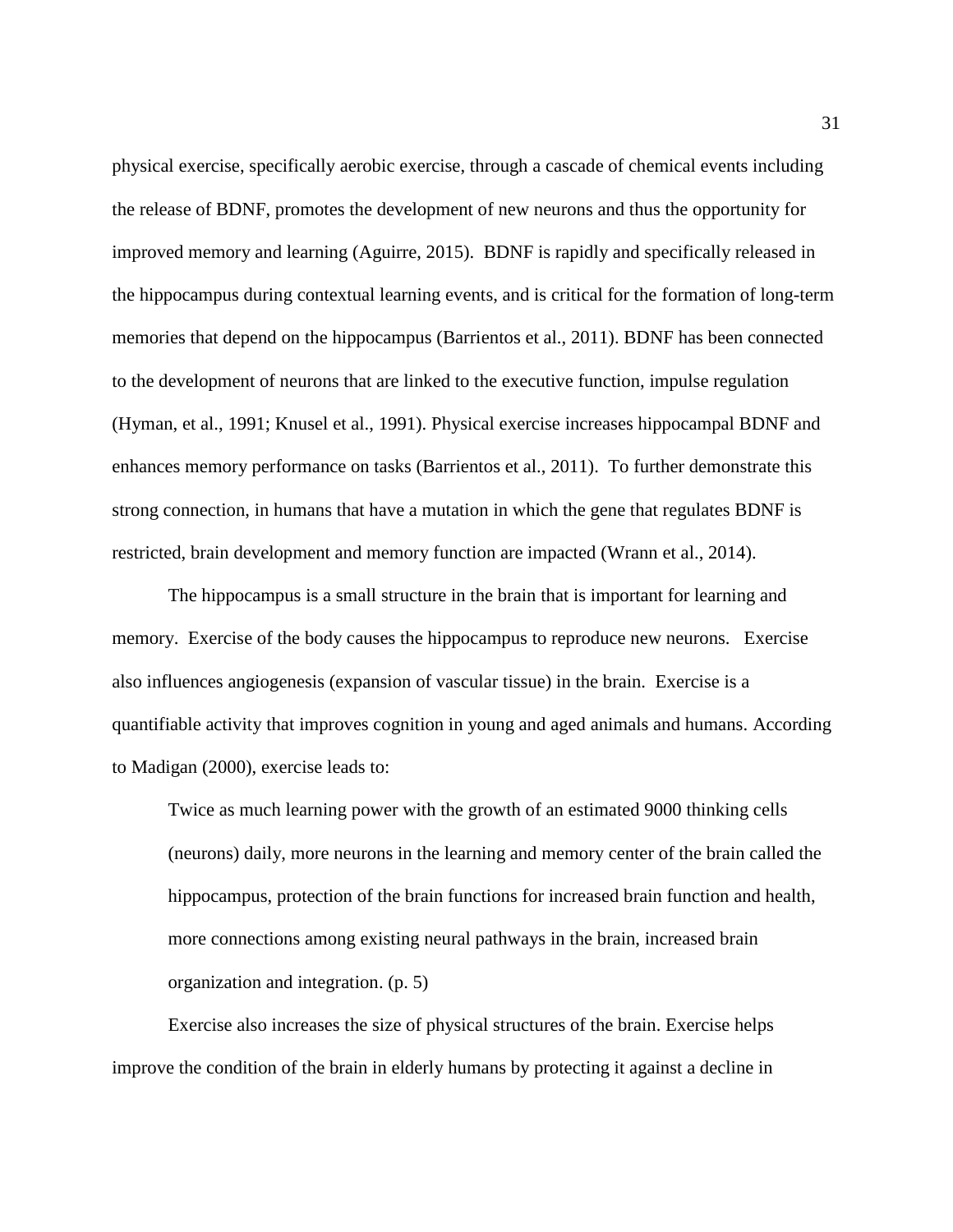physical exercise, specifically aerobic exercise, through a cascade of chemical events including the release of BDNF, promotes the development of new neurons and thus the opportunity for improved memory and learning (Aguirre, 2015). BDNF is rapidly and specifically released in the hippocampus during contextual learning events, and is critical for the formation of long-term memories that depend on the hippocampus (Barrientos et al., 2011). BDNF has been connected to the development of neurons that are linked to the executive function, impulse regulation (Hyman, et al., 1991; Knusel et al., 1991). Physical exercise increases hippocampal BDNF and enhances memory performance on tasks (Barrientos et al., 2011). To further demonstrate this strong connection, in humans that have a mutation in which the gene that regulates BDNF is restricted, brain development and memory function are impacted (Wrann et al., 2014).

The hippocampus is a small structure in the brain that is important for learning and memory. Exercise of the body causes the hippocampus to reproduce new neurons. Exercise also influences angiogenesis (expansion of vascular tissue) in the brain. Exercise is a quantifiable activity that improves cognition in young and aged animals and humans. According to Madigan (2000), exercise leads to:

> Twice as much learning power with the growth of an estimated 9000 thinking cells (neurons) daily, more neurons in the learning and memory center of the brain called the hippocampus, protection of the brain functions for increased brain function and health, more connections among existing neural pathways in the brain, increased brain organization and integration. (p. 5)

Exercise also increases the size of physical structures of the brain. Exercise helps improve the condition of the brain in elderly humans by protecting it against a decline in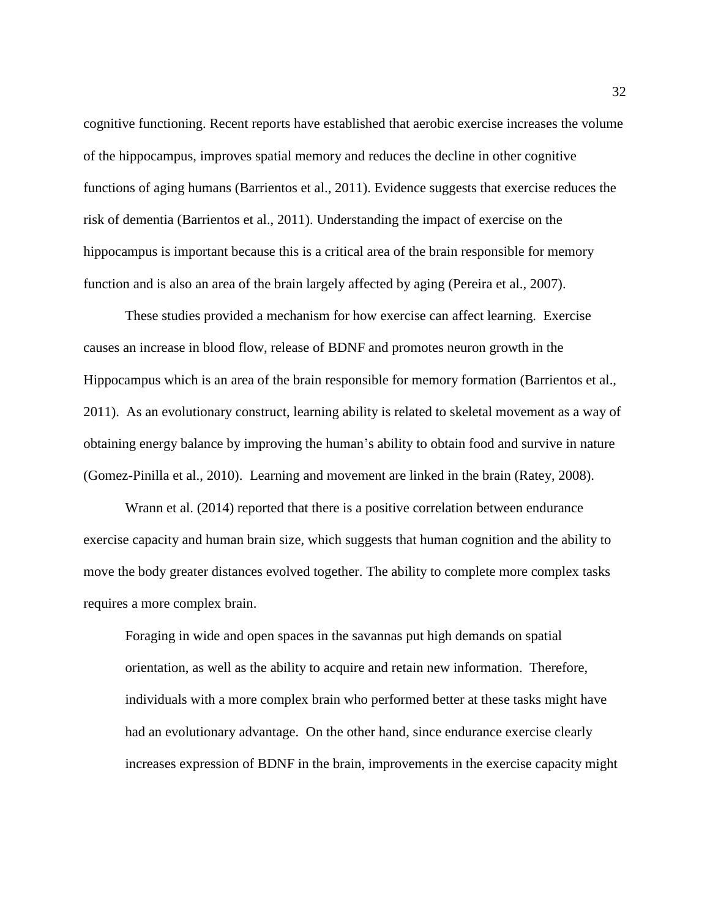cognitive functioning. Recent reports have established that aerobic exercise increases the volume of the hippocampus, improves spatial memory and reduces the decline in other cognitive functions of aging humans (Barrientos et al., 2011). Evidence suggests that exercise reduces the risk of dementia (Barrientos et al., 2011). Understanding the impact of exercise on the hippocampus is important because this is a critical area of the brain responsible for memory function and is also an area of the brain largely affected by aging (Pereira et al., 2007).

These studies provided a mechanism for how exercise can affect learning. Exercise causes an increase in blood flow, release of BDNF and promotes neuron growth in the Hippocampus which is an area of the brain responsible for memory formation (Barrientos et al., 2011). As an evolutionary construct, learning ability is related to skeletal movement as a way of obtaining energy balance by improving the human's ability to obtain food and survive in nature (Gomez-Pinilla et al., 2010). Learning and movement are linked in the brain (Ratey, 2008).

Wrann et al. (2014) reported that there is a positive correlation between endurance exercise capacity and human brain size, which suggests that human cognition and the ability to move the body greater distances evolved together. The ability to complete more complex tasks requires a more complex brain.

> Foraging in wide and open spaces in the savannas put high demands on spatial orientation, as well as the ability to acquire and retain new information. Therefore, individuals with a more complex brain who performed better at these tasks might have had an evolutionary advantage. On the other hand, since endurance exercise clearly increases expression of BDNF in the brain, improvements in the exercise capacity might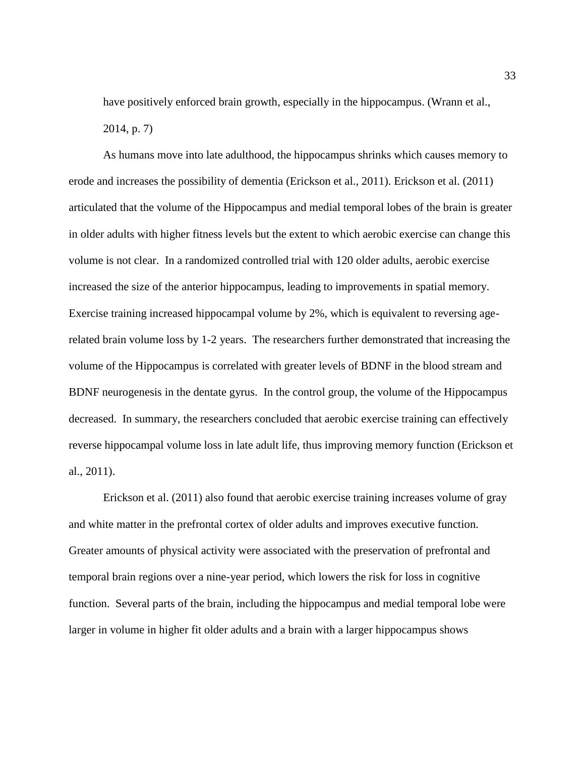> have positively enforced brain growth, especially in the hippocampus. (Wrann et al., 2014, p. 7)

As humans move into late adulthood, the hippocampus shrinks which causes memory to erode and increases the possibility of dementia (Erickson et al., 2011). Erickson et al. (2011) articulated that the volume of the Hippocampus and medial temporal lobes of the brain is greater in older adults with higher fitness levels but the extent to which aerobic exercise can change this volume is not clear. In a randomized controlled trial with 120 older adults, aerobic exercise increased the size of the anterior hippocampus, leading to improvements in spatial memory. Exercise training increased hippocampal volume by 2%, which is equivalent to reversing age-related brain volume loss by 1-2 years. The researchers further demonstrated that increasing the volume of the Hippocampus is correlated with greater levels of BDNF in the blood stream and BDNF neurogenesis in the dentate gyrus. In the control group, the volume of the Hippocampus decreased. In summary, the researchers concluded that aerobic exercise training can effectively reverse hippocampal volume loss in late adult life, thus improving memory function (Erickson et al., 2011).

Erickson et al. (2011) also found that aerobic exercise training increases volume of gray and white matter in the prefrontal cortex of older adults and improves executive function. Greater amounts of physical activity were associated with the preservation of prefrontal and temporal brain regions over a nine-year period, which lowers the risk for loss in cognitive function. Several parts of the brain, including the hippocampus and medial temporal lobe were larger in volume in higher fit older adults and a brain with a larger hippocampus shows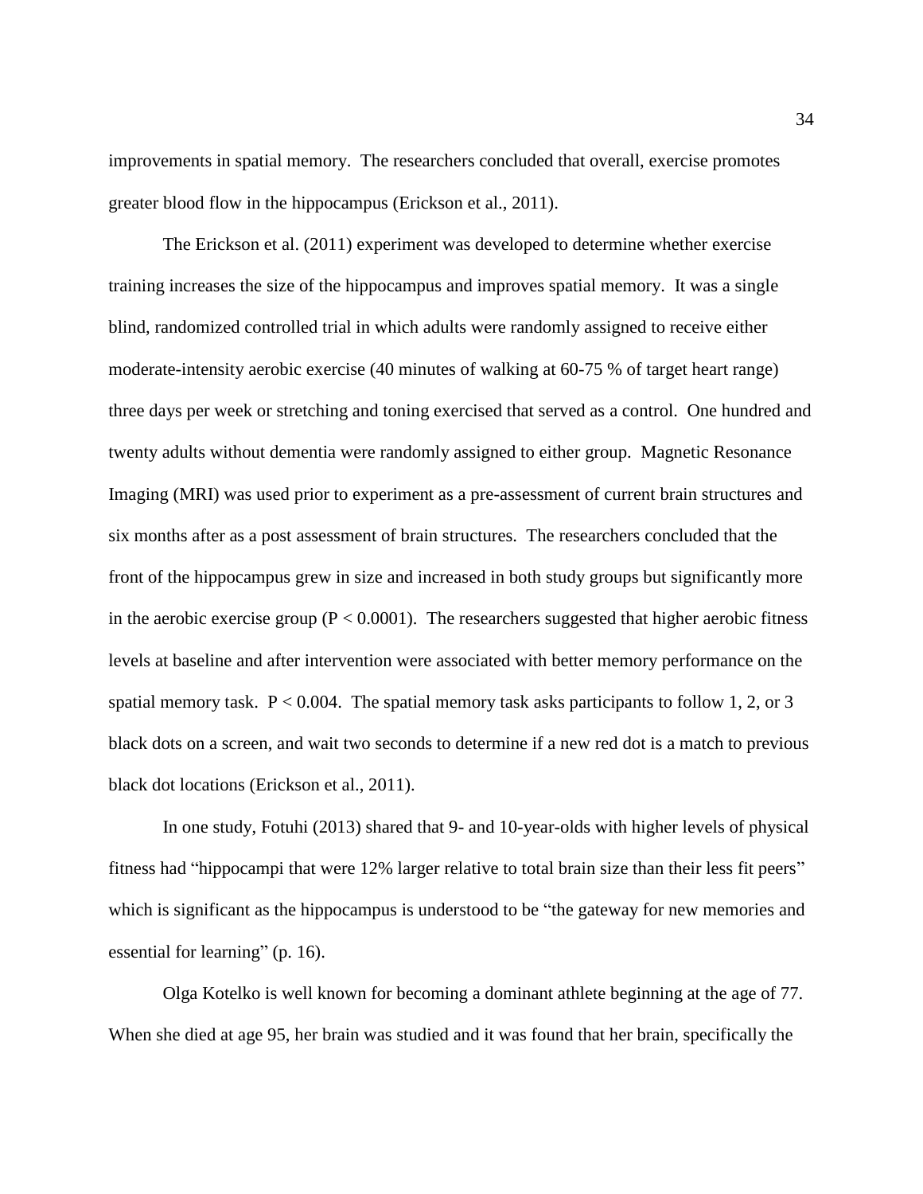improvements in spatial memory. The researchers concluded that overall, exercise promotes greater blood flow in the hippocampus (Erickson et al., 2011).

The Erickson et al. (2011) experiment was developed to determine whether exercise training increases the size of the hippocampus and improves spatial memory. It was a single blind, randomized controlled trial in which adults were randomly assigned to receive either moderate-intensity aerobic exercise (40 minutes of walking at 60-75 % of target heart range) three days per week or stretching and toning exercised that served as a control. One hundred and twenty adults without dementia were randomly assigned to either group. Magnetic Resonance Imaging (MRI) was used prior to experiment as a pre-assessment of current brain structures and six months after as a post assessment of brain structures. The researchers concluded that the front of the hippocampus grew in size and increased in both study groups but significantly more in the aerobic exercise group ($P < 0.0001$). The researchers suggested that higher aerobic fitness levels at baseline and after intervention were associated with better memory performance on the spatial memory task. $P < 0.004$. The spatial memory task asks participants to follow 1, 2, or 3 black dots on a screen, and wait two seconds to determine if a new red dot is a match to previous black dot locations (Erickson et al., 2011).

In one study, Fotuhi (2013) shared that 9- and 10-year-olds with higher levels of physical fitness had "hippocampi that were 12% larger relative to total brain size than their less fit peers" which is significant as the hippocampus is understood to be "the gateway for new memories and essential for learning" (p. 16).

Olga Kotelko is well known for becoming a dominant athlete beginning at the age of 77. When she died at age 95, her brain was studied and it was found that her brain, specifically the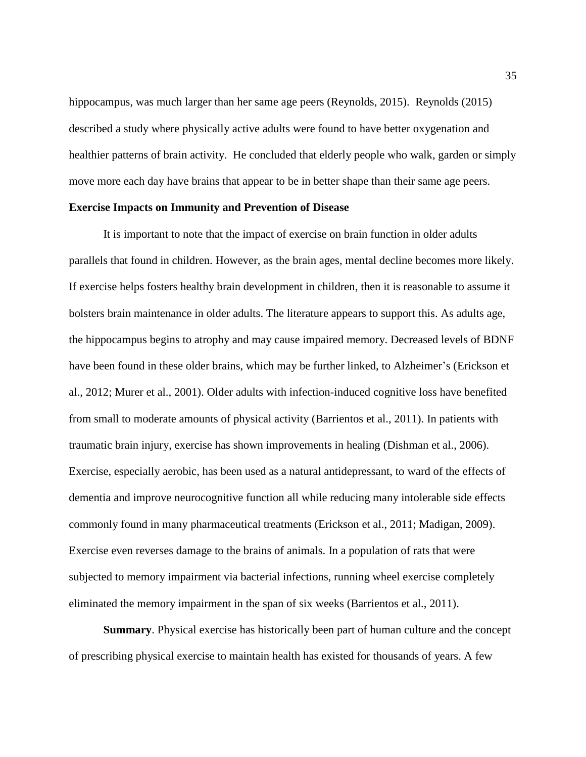hippocampus, was much larger than her same age peers (Reynolds, 2015). Reynolds (2015) described a study where physically active adults were found to have better oxygenation and healthier patterns of brain activity. He concluded that elderly people who walk, garden or simply move more each day have brains that appear to be in better shape than their same age peers.

### Exercise Impacts on Immunity and Prevention of Disease

It is important to note that the impact of exercise on brain function in older adults parallels that found in children. However, as the brain ages, mental decline becomes more likely. If exercise helps fosters healthy brain development in children, then it is reasonable to assume it bolsters brain maintenance in older adults. The literature appears to support this. As adults age, the hippocampus begins to atrophy and may cause impaired memory. Decreased levels of BDNF have been found in these older brains, which may be further linked, to Alzheimer's (Erickson et al., 2012; Murer et al., 2001). Older adults with infection-induced cognitive loss have benefited from small to moderate amounts of physical activity (Barrientos et al., 2011). In patients with traumatic brain injury, exercise has shown improvements in healing (Dishman et al., 2006). Exercise, especially aerobic, has been used as a natural antidepressant, to ward of the effects of dementia and improve neurocognitive function all while reducing many intolerable side effects commonly found in many pharmaceutical treatments (Erickson et al., 2011; Madigan, 2009). Exercise even reverses damage to the brains of animals. In a population of rats that were subjected to memory impairment via bacterial infections, running wheel exercise completely eliminated the memory impairment in the span of six weeks (Barrientos et al., 2011).

**Summary**. Physical exercise has historically been part of human culture and the concept of prescribing physical exercise to maintain health has existed for thousands of years. A few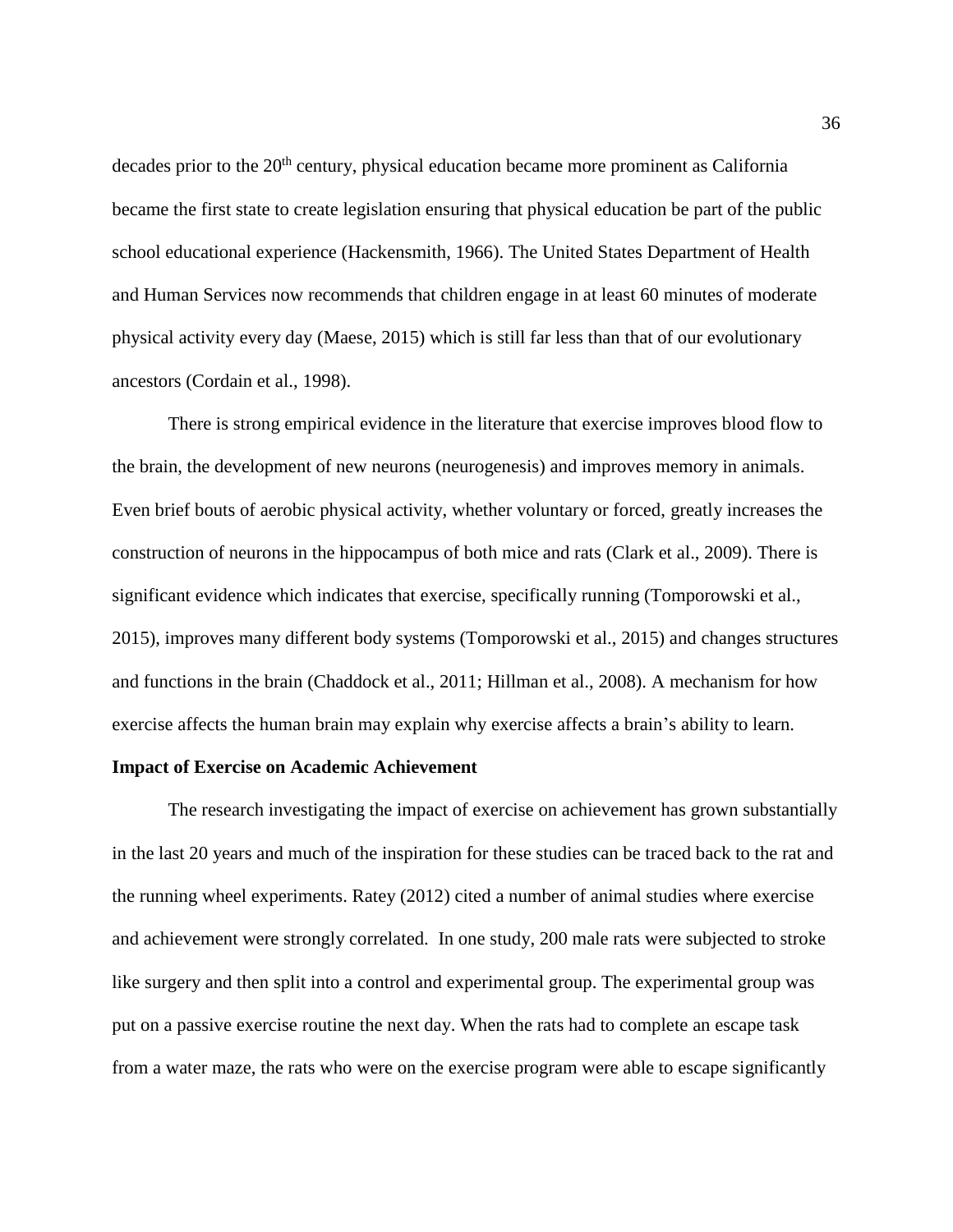decades prior to the 20th century, physical education became more prominent as California became the first state to create legislation ensuring that physical education be part of the public school educational experience (Hackensmith, 1966). The United States Department of Health and Human Services now recommends that children engage in at least 60 minutes of moderate physical activity every day (Maese, 2015) which is still far less than that of our evolutionary ancestors (Cordain et al., 1998).

There is strong empirical evidence in the literature that exercise improves blood flow to the brain, the development of new neurons (neurogenesis) and improves memory in animals. Even brief bouts of aerobic physical activity, whether voluntary or forced, greatly increases the construction of neurons in the hippocampus of both mice and rats (Clark et al., 2009). There is significant evidence which indicates that exercise, specifically running (Tomporowski et al., 2015), improves many different body systems (Tomporowski et al., 2015) and changes structures and functions in the brain (Chaddock et al., 2011; Hillman et al., 2008). A mechanism for how exercise affects the human brain may explain why exercise affects a brain's ability to learn.

**Impact of Exercise on Academic Achievement**

The research investigating the impact of exercise on achievement has grown substantially in the last 20 years and much of the inspiration for these studies can be traced back to the rat and the running wheel experiments. Ratey (2012) cited a number of animal studies where exercise and achievement were strongly correlated. In one study, 200 male rats were subjected to stroke like surgery and then split into a control and experimental group. The experimental group was put on a passive exercise routine the next day. When the rats had to complete an escape task from a water maze, the rats who were on the exercise program were able to escape significantly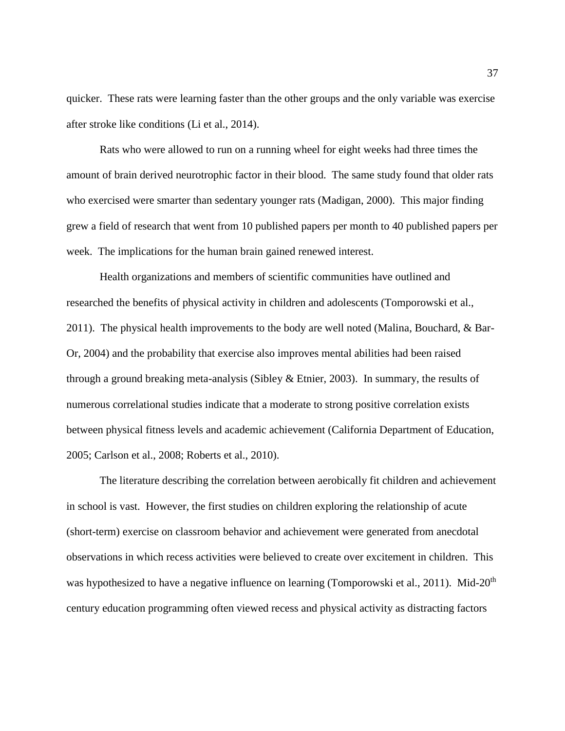quicker. These rats were learning faster than the other groups and the only variable was exercise after stroke like conditions (Li et al., 2014).

Rats who were allowed to run on a running wheel for eight weeks had three times the amount of brain derived neurotrophic factor in their blood. The same study found that older rats who exercised were smarter than sedentary younger rats (Madigan, 2000). This major finding grew a field of research that went from 10 published papers per month to 40 published papers per week. The implications for the human brain gained renewed interest.

Health organizations and members of scientific communities have outlined and researched the benefits of physical activity in children and adolescents (Tomporowski et al., 2011). The physical health improvements to the body are well noted (Malina, Bouchard, & Bar-Or, 2004) and the probability that exercise also improves mental abilities had been raised through a ground breaking meta-analysis (Sibley & Etnier, 2003). In summary, the results of numerous correlational studies indicate that a moderate to strong positive correlation exists between physical fitness levels and academic achievement (California Department of Education, 2005; Carlson et al., 2008; Roberts et al., 2010).

The literature describing the correlation between aerobically fit children and achievement in school is vast. However, the first studies on children exploring the relationship of acute (short-term) exercise on classroom behavior and achievement were generated from anecdotal observations in which recess activities were believed to create over excitement in children. This was hypothesized to have a negative influence on learning (Tomporowski et al., 2011). Mid-20th century education programming often viewed recess and physical activity as distracting factors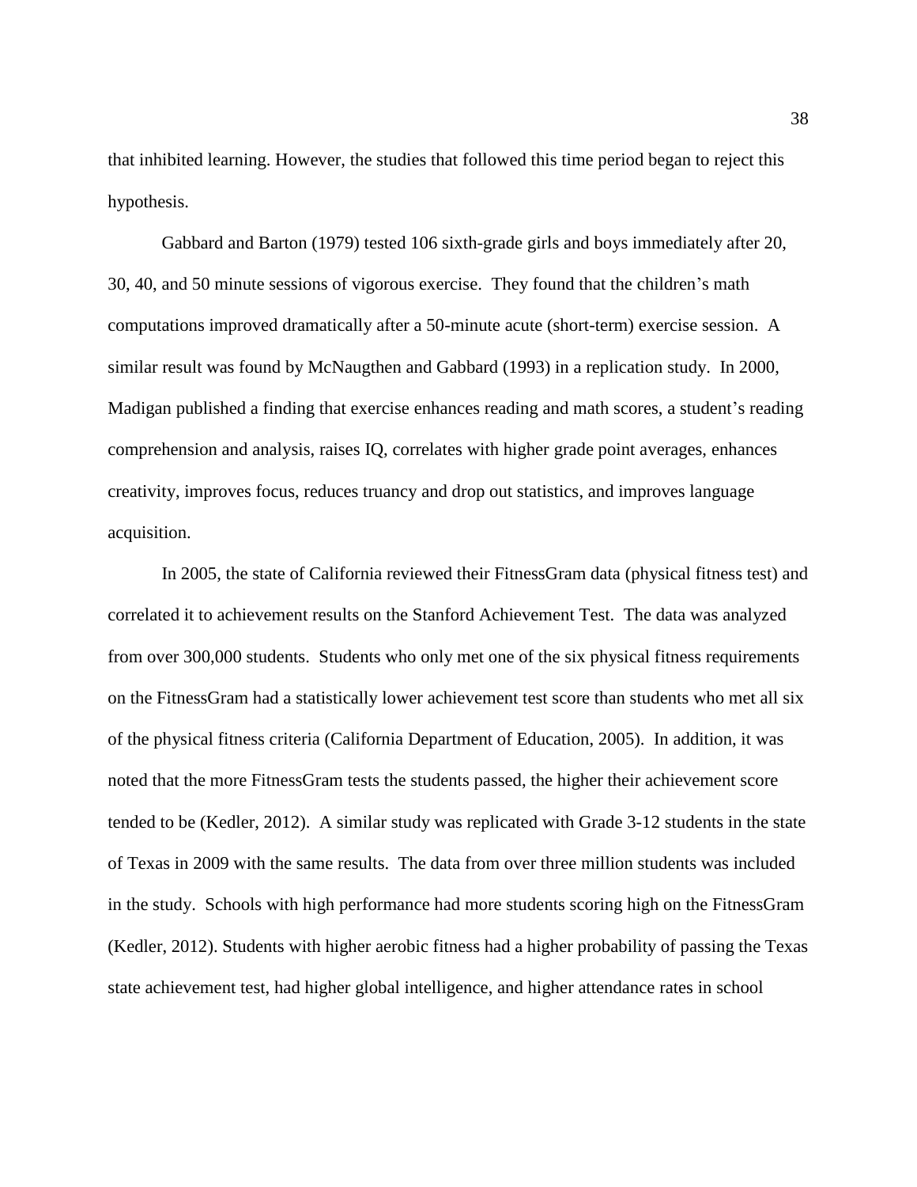that inhibited learning. However, the studies that followed this time period began to reject this hypothesis.

Gabbard and Barton (1979) tested 106 sixth-grade girls and boys immediately after 20, 30, 40, and 50 minute sessions of vigorous exercise. They found that the children's math computations improved dramatically after a 50-minute acute (short-term) exercise session. A similar result was found by McNaugthen and Gabbard (1993) in a replication study. In 2000, Madigan published a finding that exercise enhances reading and math scores, a student's reading comprehension and analysis, raises IQ, correlates with higher grade point averages, enhances creativity, improves focus, reduces truancy and drop out statistics, and improves language acquisition.

In 2005, the state of California reviewed their FitnessGram data (physical fitness test) and correlated it to achievement results on the Stanford Achievement Test. The data was analyzed from over 300,000 students. Students who only met one of the six physical fitness requirements on the FitnessGram had a statistically lower achievement test score than students who met all six of the physical fitness criteria (California Department of Education, 2005). In addition, it was noted that the more FitnessGram tests the students passed, the higher their achievement score tended to be (Kedler, 2012). A similar study was replicated with Grade 3-12 students in the state of Texas in 2009 with the same results. The data from over three million students was included in the study. Schools with high performance had more students scoring high on the FitnessGram (Kedler, 2012). Students with higher aerobic fitness had a higher probability of passing the Texas state achievement test, had higher global intelligence, and higher attendance rates in school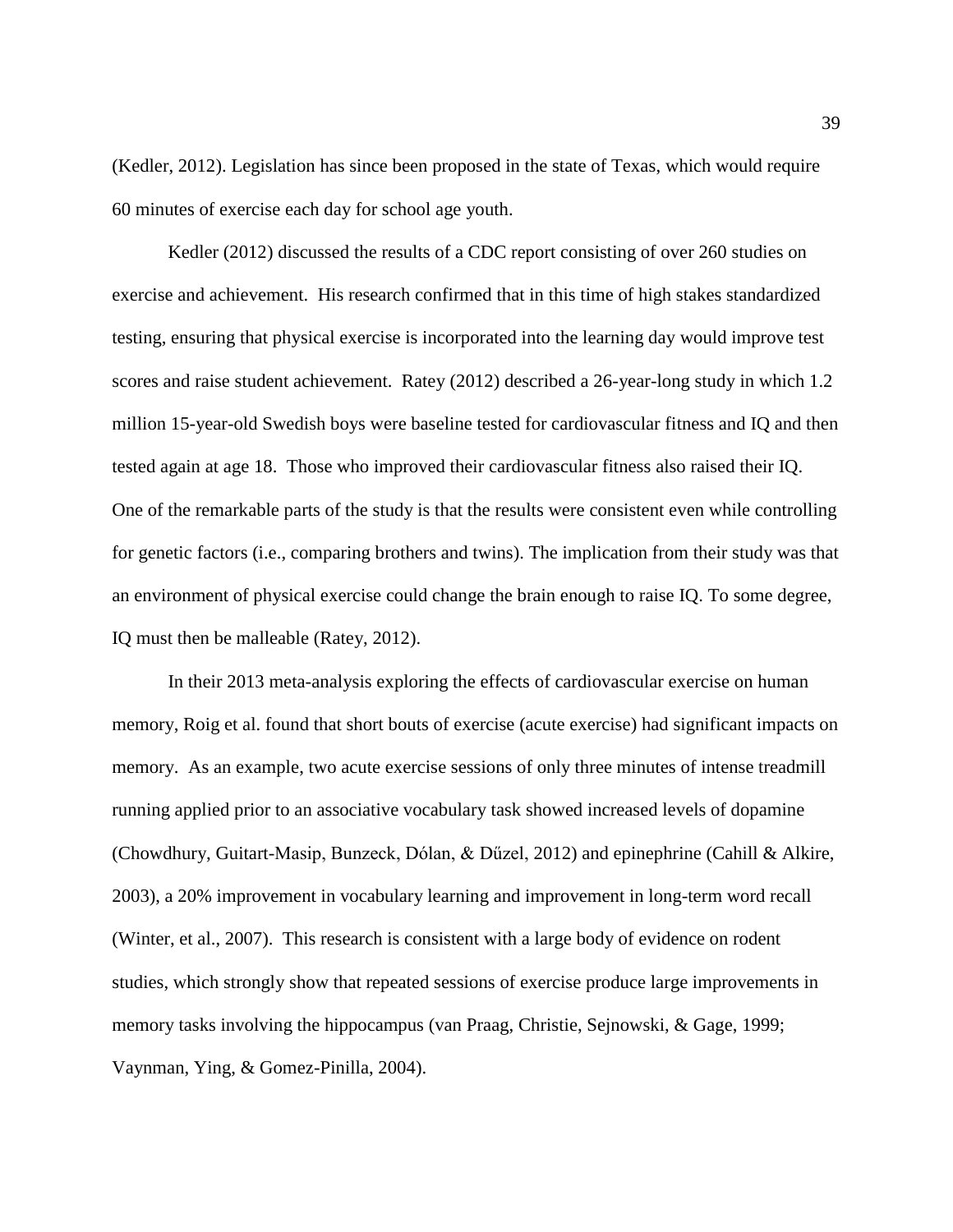(Kedler, 2012). Legislation has since been proposed in the state of Texas, which would require 60 minutes of exercise each day for school age youth.

Kedler (2012) discussed the results of a CDC report consisting of over 260 studies on exercise and achievement. His research confirmed that in this time of high stakes standardized testing, ensuring that physical exercise is incorporated into the learning day would improve test scores and raise student achievement. Ratey (2012) described a 26-year-long study in which 1.2 million 15-year-old Swedish boys were baseline tested for cardiovascular fitness and IQ and then tested again at age 18. Those who improved their cardiovascular fitness also raised their IQ. One of the remarkable parts of the study is that the results were consistent even while controlling for genetic factors (i.e., comparing brothers and twins). The implication from their study was that an environment of physical exercise could change the brain enough to raise IQ. To some degree, IQ must then be malleable (Ratey, 2012).

In their 2013 meta-analysis exploring the effects of cardiovascular exercise on human memory, Roig et al. found that short bouts of exercise (acute exercise) had significant impacts on memory. As an example, two acute exercise sessions of only three minutes of intense treadmill running applied prior to an associative vocabulary task showed increased levels of dopamine (Chowdhury, Guitart-Masip, Bunzeck, Dólan, & Dűzel, 2012) and epinephrine (Cahill & Alkire, 2003), a 20% improvement in vocabulary learning and improvement in long-term word recall (Winter, et al., 2007). This research is consistent with a large body of evidence on rodent studies, which strongly show that repeated sessions of exercise produce large improvements in memory tasks involving the hippocampus (van Praag, Christie, Sejnowski, & Gage, 1999; Vaynman, Ying, & Gomez-Pinilla, 2004).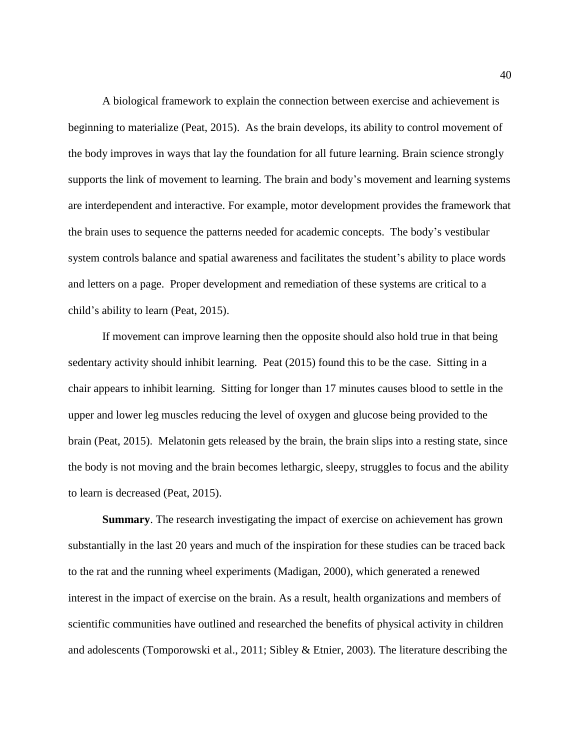A biological framework to explain the connection between exercise and achievement is beginning to materialize (Peat, 2015). As the brain develops, its ability to control movement of the body improves in ways that lay the foundation for all future learning. Brain science strongly supports the link of movement to learning. The brain and body's movement and learning systems are interdependent and interactive. For example, motor development provides the framework that the brain uses to sequence the patterns needed for academic concepts. The body's vestibular system controls balance and spatial awareness and facilitates the student's ability to place words and letters on a page. Proper development and remediation of these systems are critical to a child's ability to learn (Peat, 2015).

If movement can improve learning then the opposite should also hold true in that being sedentary activity should inhibit learning. Peat (2015) found this to be the case. Sitting in a chair appears to inhibit learning. Sitting for longer than 17 minutes causes blood to settle in the upper and lower leg muscles reducing the level of oxygen and glucose being provided to the brain (Peat, 2015). Melatonin gets released by the brain, the brain slips into a resting state, since the body is not moving and the brain becomes lethargic, sleepy, struggles to focus and the ability to learn is decreased (Peat, 2015).

**Summary**. The research investigating the impact of exercise on achievement has grown substantially in the last 20 years and much of the inspiration for these studies can be traced back to the rat and the running wheel experiments (Madigan, 2000), which generated a renewed interest in the impact of exercise on the brain. As a result, health organizations and members of scientific communities have outlined and researched the benefits of physical activity in children and adolescents (Tomporowski et al., 2011; Sibley & Etnier, 2003). The literature describing the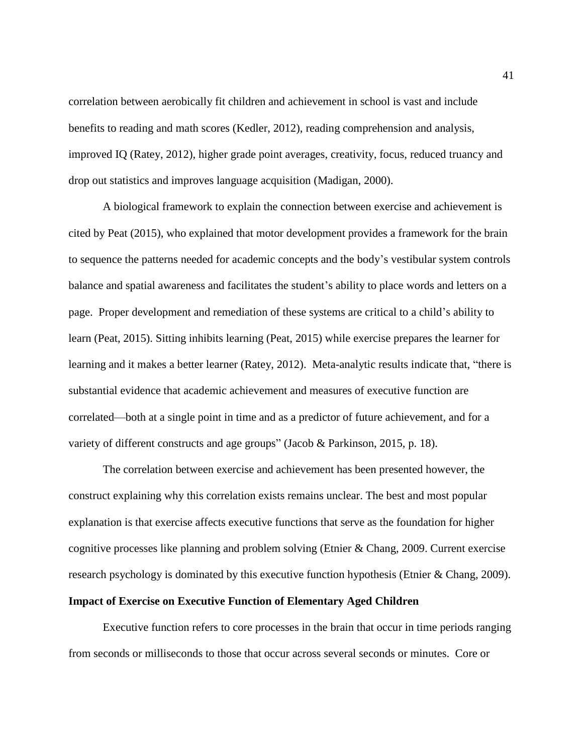correlation between aerobically fit children and achievement in school is vast and include benefits to reading and math scores (Kedler, 2012), reading comprehension and analysis, improved IQ (Ratey, 2012), higher grade point averages, creativity, focus, reduced truancy and drop out statistics and improves language acquisition (Madigan, 2000).

A biological framework to explain the connection between exercise and achievement is cited by Peat (2015), who explained that motor development provides a framework for the brain to sequence the patterns needed for academic concepts and the body's vestibular system controls balance and spatial awareness and facilitates the student's ability to place words and letters on a page. Proper development and remediation of these systems are critical to a child's ability to learn (Peat, 2015). Sitting inhibits learning (Peat, 2015) while exercise prepares the learner for learning and it makes a better learner (Ratey, 2012). Meta-analytic results indicate that, "there is substantial evidence that academic achievement and measures of executive function are correlated—both at a single point in time and as a predictor of future achievement, and for a variety of different constructs and age groups" (Jacob & Parkinson, 2015, p. 18).

The correlation between exercise and achievement has been presented however, the construct explaining why this correlation exists remains unclear. The best and most popular explanation is that exercise affects executive functions that serve as the foundation for higher cognitive processes like planning and problem solving (Etnier & Chang, 2009. Current exercise research psychology is dominated by this executive function hypothesis (Etnier & Chang, 2009).

**Impact of Exercise on Executive Function of Elementary Aged Children**

Executive function refers to core processes in the brain that occur in time periods ranging from seconds or milliseconds to those that occur across several seconds or minutes. Core or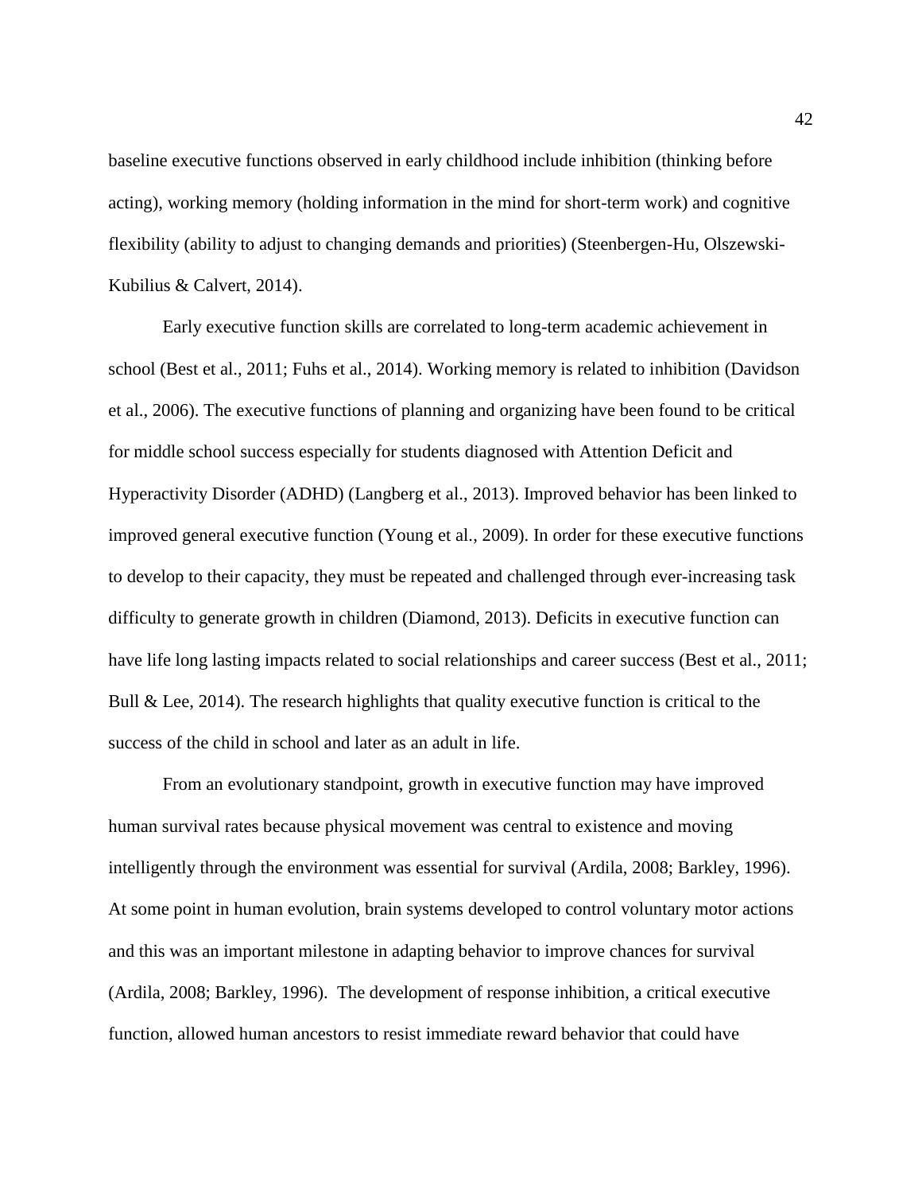baseline executive functions observed in early childhood include inhibition (thinking before acting), working memory (holding information in the mind for short-term work) and cognitive flexibility (ability to adjust to changing demands and priorities) (Steenbergen-Hu, Olszewski-Kubilius & Calvert, 2014).

Early executive function skills are correlated to long-term academic achievement in school (Best et al., 2011; Fuhs et al., 2014). Working memory is related to inhibition (Davidson et al., 2006). The executive functions of planning and organizing have been found to be critical for middle school success especially for students diagnosed with Attention Deficit and Hyperactivity Disorder (ADHD) (Langberg et al., 2013). Improved behavior has been linked to improved general executive function (Young et al., 2009). In order for these executive functions to develop to their capacity, they must be repeated and challenged through ever-increasing task difficulty to generate growth in children (Diamond, 2013). Deficits in executive function can have life long lasting impacts related to social relationships and career success (Best et al., 2011; Bull & Lee, 2014). The research highlights that quality executive function is critical to the success of the child in school and later as an adult in life.

From an evolutionary standpoint, growth in executive function may have improved human survival rates because physical movement was central to existence and moving intelligently through the environment was essential for survival (Ardila, 2008; Barkley, 1996). At some point in human evolution, brain systems developed to control voluntary motor actions and this was an important milestone in adapting behavior to improve chances for survival (Ardila, 2008; Barkley, 1996). The development of response inhibition, a critical executive function, allowed human ancestors to resist immediate reward behavior that could have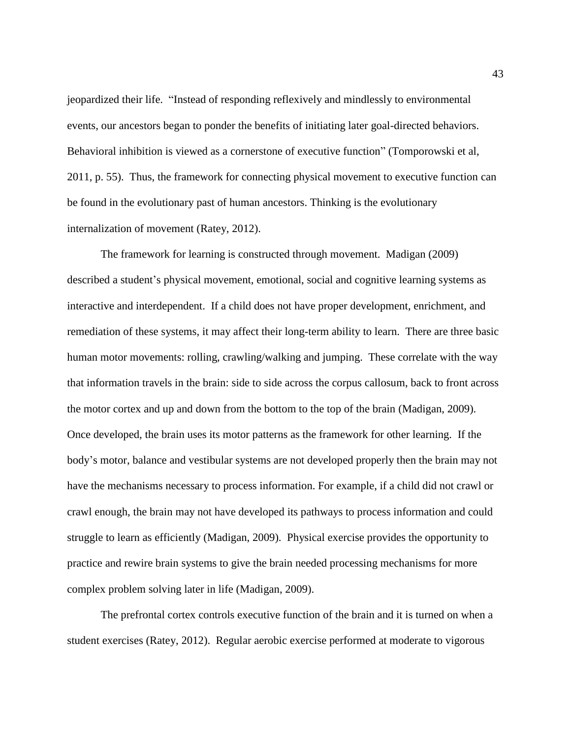jeopardized their life. “Instead of responding reflexively and mindlessly to environmental events, our ancestors began to ponder the benefits of initiating later goal-directed behaviors. Behavioral inhibition is viewed as a cornerstone of executive function” (Tomporowski et al, 2011, p. 55). Thus, the framework for connecting physical movement to executive function can be found in the evolutionary past of human ancestors. Thinking is the evolutionary internalization of movement (Ratey, 2012).

The framework for learning is constructed through movement. Madigan (2009) described a student’s physical movement, emotional, social and cognitive learning systems as interactive and interdependent. If a child does not have proper development, enrichment, and remediation of these systems, it may affect their long-term ability to learn. There are three basic human motor movements: rolling, crawling/walking and jumping. These correlate with the way that information travels in the brain: side to side across the corpus callosum, back to front across the motor cortex and up and down from the bottom to the top of the brain (Madigan, 2009). Once developed, the brain uses its motor patterns as the framework for other learning. If the body’s motor, balance and vestibular systems are not developed properly then the brain may not have the mechanisms necessary to process information. For example, if a child did not crawl or crawl enough, the brain may not have developed its pathways to process information and could struggle to learn as efficiently (Madigan, 2009). Physical exercise provides the opportunity to practice and rewire brain systems to give the brain needed processing mechanisms for more complex problem solving later in life (Madigan, 2009).

The prefrontal cortex controls executive function of the brain and it is turned on when a student exercises (Ratey, 2012). Regular aerobic exercise performed at moderate to vigorous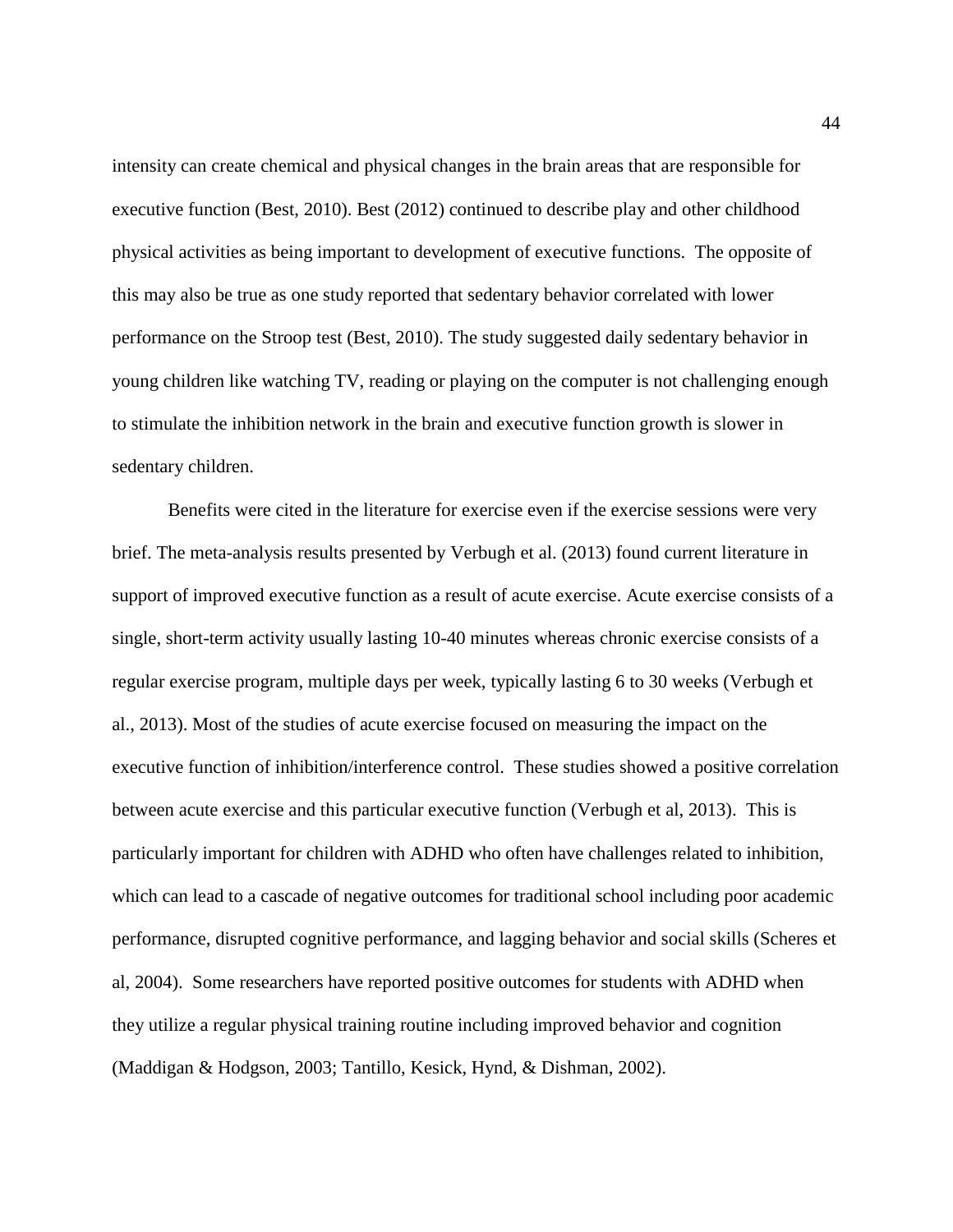intensity can create chemical and physical changes in the brain areas that are responsible for executive function (Best, 2010). Best (2012) continued to describe play and other childhood physical activities as being important to development of executive functions. The opposite of this may also be true as one study reported that sedentary behavior correlated with lower performance on the Stroop test (Best, 2010). The study suggested daily sedentary behavior in young children like watching TV, reading or playing on the computer is not challenging enough to stimulate the inhibition network in the brain and executive function growth is slower in sedentary children.

Benefits were cited in the literature for exercise even if the exercise sessions were very brief. The meta-analysis results presented by Verbugh et al. (2013) found current literature in support of improved executive function as a result of acute exercise. Acute exercise consists of a single, short-term activity usually lasting 10-40 minutes whereas chronic exercise consists of a regular exercise program, multiple days per week, typically lasting 6 to 30 weeks (Verbugh et al., 2013). Most of the studies of acute exercise focused on measuring the impact on the executive function of inhibition/interference control. These studies showed a positive correlation between acute exercise and this particular executive function (Verbugh et al, 2013). This is particularly important for children with ADHD who often have challenges related to inhibition, which can lead to a cascade of negative outcomes for traditional school including poor academic performance, disrupted cognitive performance, and lagging behavior and social skills (Scheres et al, 2004). Some researchers have reported positive outcomes for students with ADHD when they utilize a regular physical training routine including improved behavior and cognition (Maddigan & Hodgson, 2003; Tantillo, Kesick, Hynd, & Dishman, 2002).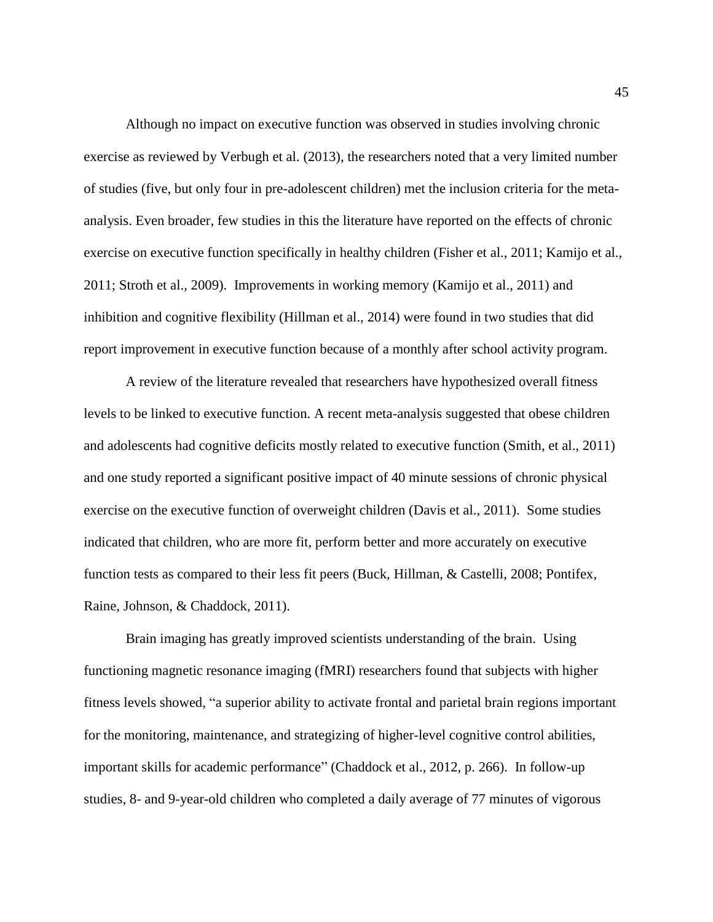Although no impact on executive function was observed in studies involving chronic exercise as reviewed by Verbugh et al. (2013), the researchers noted that a very limited number of studies (five, but only four in pre-adolescent children) met the inclusion criteria for the meta-analysis. Even broader, few studies in this the literature have reported on the effects of chronic exercise on executive function specifically in healthy children (Fisher et al., 2011; Kamijo et al., 2011; Stroth et al., 2009). Improvements in working memory (Kamijo et al., 2011) and inhibition and cognitive flexibility (Hillman et al., 2014) were found in two studies that did report improvement in executive function because of a monthly after school activity program.

A review of the literature revealed that researchers have hypothesized overall fitness levels to be linked to executive function. A recent meta-analysis suggested that obese children and adolescents had cognitive deficits mostly related to executive function (Smith, et al., 2011) and one study reported a significant positive impact of 40 minute sessions of chronic physical exercise on the executive function of overweight children (Davis et al., 2011). Some studies indicated that children, who are more fit, perform better and more accurately on executive function tests as compared to their less fit peers (Buck, Hillman, & Castelli, 2008; Pontifex, Raine, Johnson, & Chaddock, 2011).

Brain imaging has greatly improved scientists understanding of the brain. Using functioning magnetic resonance imaging (fMRI) researchers found that subjects with higher fitness levels showed, "a superior ability to activate frontal and parietal brain regions important for the monitoring, maintenance, and strategizing of higher-level cognitive control abilities, important skills for academic performance" (Chaddock et al., 2012, p. 266). In follow-up studies, 8- and 9-year-old children who completed a daily average of 77 minutes of vigorous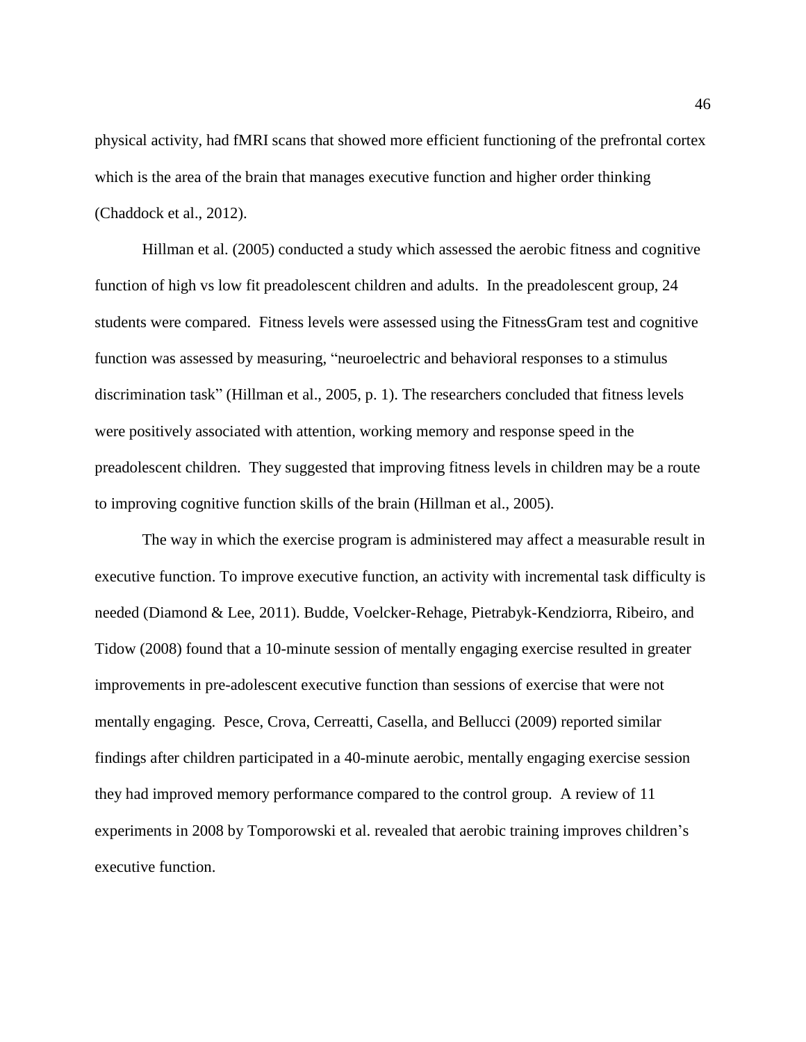physical activity, had fMRI scans that showed more efficient functioning of the prefrontal cortex which is the area of the brain that manages executive function and higher order thinking (Chaddock et al., 2012).

Hillman et al. (2005) conducted a study which assessed the aerobic fitness and cognitive function of high vs low fit preadolescent children and adults. In the preadolescent group, 24 students were compared. Fitness levels were assessed using the FitnessGram test and cognitive function was assessed by measuring, "neuroelectric and behavioral responses to a stimulus discrimination task" (Hillman et al., 2005, p. 1). The researchers concluded that fitness levels were positively associated with attention, working memory and response speed in the preadolescent children. They suggested that improving fitness levels in children may be a route to improving cognitive function skills of the brain (Hillman et al., 2005).

The way in which the exercise program is administered may affect a measurable result in executive function. To improve executive function, an activity with incremental task difficulty is needed (Diamond & Lee, 2011). Budde, Voelcker-Rehage, Pietrabyk-Kendziorra, Ribeiro, and Tidow (2008) found that a 10-minute session of mentally engaging exercise resulted in greater improvements in pre-adolescent executive function than sessions of exercise that were not mentally engaging. Pesce, Crova, Cerreatti, Casella, and Bellucci (2009) reported similar findings after children participated in a 40-minute aerobic, mentally engaging exercise session they had improved memory performance compared to the control group. A review of 11 experiments in 2008 by Tomporowski et al. revealed that aerobic training improves children's executive function.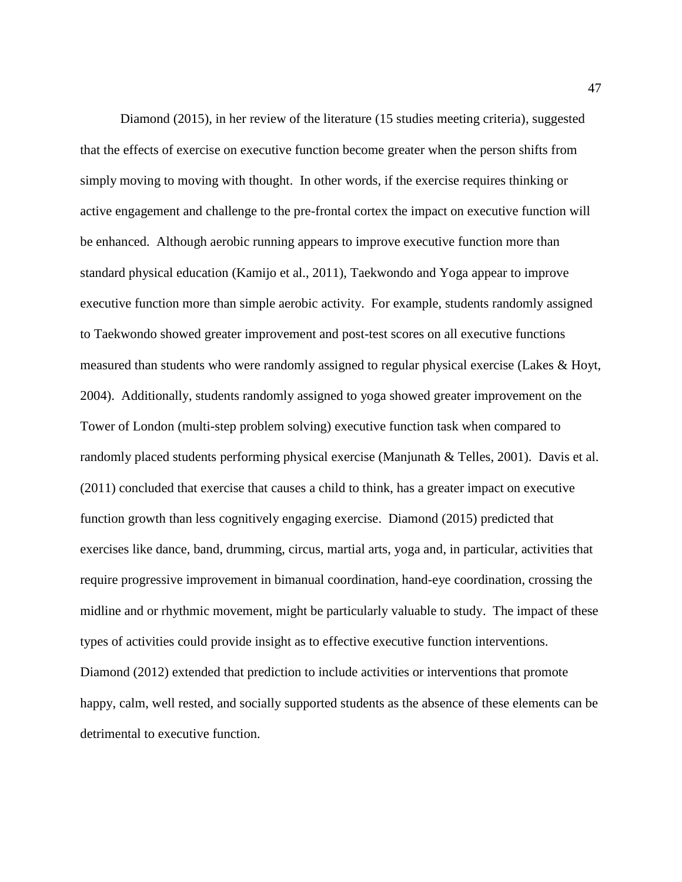Diamond (2015), in her review of the literature (15 studies meeting criteria), suggested that the effects of exercise on executive function become greater when the person shifts from simply moving to moving with thought. In other words, if the exercise requires thinking or active engagement and challenge to the pre-frontal cortex the impact on executive function will be enhanced. Although aerobic running appears to improve executive function more than standard physical education (Kamijo et al., 2011), Taekwondo and Yoga appear to improve executive function more than simple aerobic activity. For example, students randomly assigned to Taekwondo showed greater improvement and post-test scores on all executive functions measured than students who were randomly assigned to regular physical exercise (Lakes & Hoyt, 2004). Additionally, students randomly assigned to yoga showed greater improvement on the Tower of London (multi-step problem solving) executive function task when compared to randomly placed students performing physical exercise (Manjunath & Telles, 2001). Davis et al. (2011) concluded that exercise that causes a child to think, has a greater impact on executive function growth than less cognitively engaging exercise. Diamond (2015) predicted that exercises like dance, band, drumming, circus, martial arts, yoga and, in particular, activities that require progressive improvement in bimanual coordination, hand-eye coordination, crossing the midline and or rhythmic movement, might be particularly valuable to study. The impact of these types of activities could provide insight as to effective executive function interventions. Diamond (2012) extended that prediction to include activities or interventions that promote happy, calm, well rested, and socially supported students as the absence of these elements can be detrimental to executive function.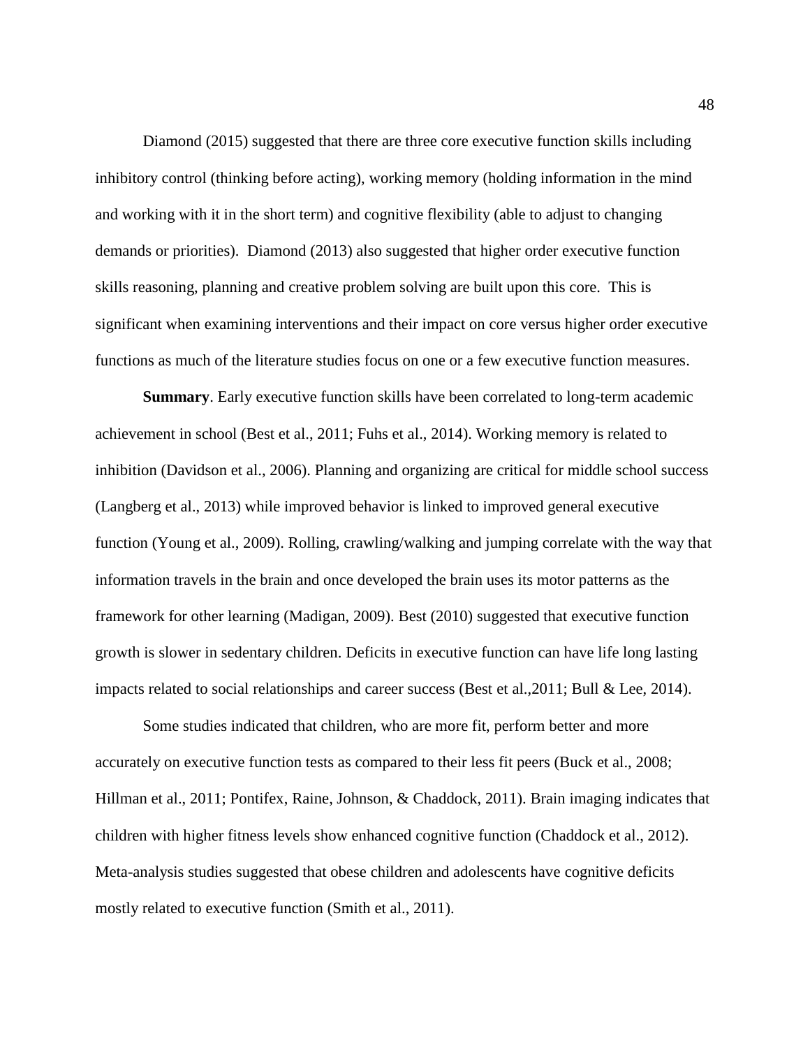Diamond (2015) suggested that there are three core executive function skills including inhibitory control (thinking before acting), working memory (holding information in the mind and working with it in the short term) and cognitive flexibility (able to adjust to changing demands or priorities). Diamond (2013) also suggested that higher order executive function skills reasoning, planning and creative problem solving are built upon this core. This is significant when examining interventions and their impact on core versus higher order executive functions as much of the literature studies focus on one or a few executive function measures.

**Summary**. Early executive function skills have been correlated to long-term academic achievement in school (Best et al., 2011; Fuhs et al., 2014). Working memory is related to inhibition (Davidson et al., 2006). Planning and organizing are critical for middle school success (Langberg et al., 2013) while improved behavior is linked to improved general executive function (Young et al., 2009). Rolling, crawling/walking and jumping correlate with the way that information travels in the brain and once developed the brain uses its motor patterns as the framework for other learning (Madigan, 2009). Best (2010) suggested that executive function growth is slower in sedentary children. Deficits in executive function can have life long lasting impacts related to social relationships and career success (Best et al.,2011; Bull & Lee, 2014).

Some studies indicated that children, who are more fit, perform better and more accurately on executive function tests as compared to their less fit peers (Buck et al., 2008; Hillman et al., 2011; Pontifex, Raine, Johnson, & Chaddock, 2011). Brain imaging indicates that children with higher fitness levels show enhanced cognitive function (Chaddock et al., 2012). Meta-analysis studies suggested that obese children and adolescents have cognitive deficits mostly related to executive function (Smith et al., 2011).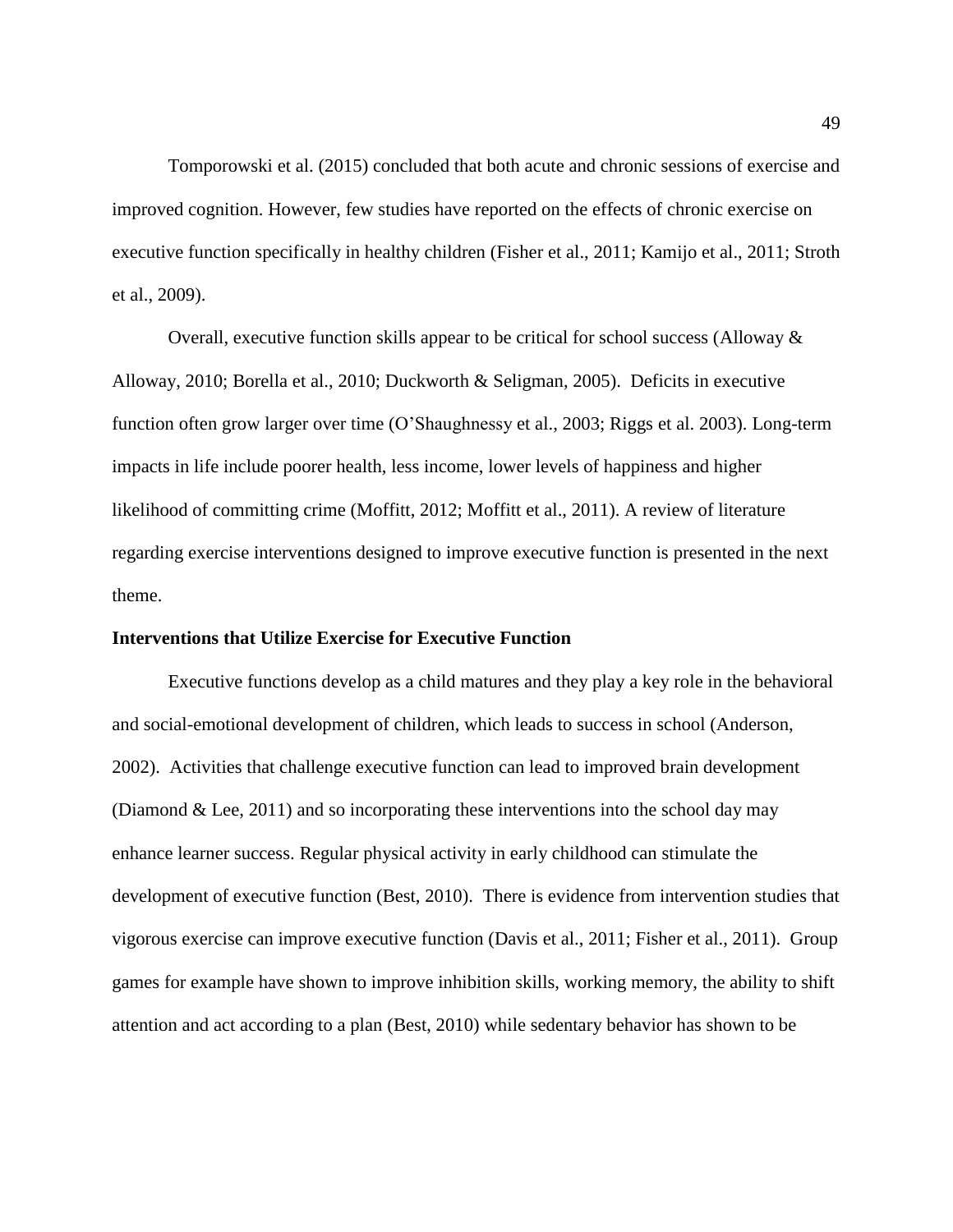Tomporowski et al. (2015) concluded that both acute and chronic sessions of exercise and improved cognition. However, few studies have reported on the effects of chronic exercise on executive function specifically in healthy children (Fisher et al., 2011; Kamijo et al., 2011; Stroth et al., 2009).

Overall, executive function skills appear to be critical for school success (Alloway & Alloway, 2010; Borella et al., 2010; Duckworth & Seligman, 2005). Deficits in executive function often grow larger over time (O'Shaughnessy et al., 2003; Riggs et al. 2003). Long-term impacts in life include poorer health, less income, lower levels of happiness and higher likelihood of committing crime (Moffitt, 2012; Moffitt et al., 2011). A review of literature regarding exercise interventions designed to improve executive function is presented in the next theme.

**Interventions that Utilize Exercise for Executive Function**

Executive functions develop as a child matures and they play a key role in the behavioral and social-emotional development of children, which leads to success in school (Anderson, 2002). Activities that challenge executive function can lead to improved brain development (Diamond & Lee, 2011) and so incorporating these interventions into the school day may enhance learner success. Regular physical activity in early childhood can stimulate the development of executive function (Best, 2010). There is evidence from intervention studies that vigorous exercise can improve executive function (Davis et al., 2011; Fisher et al., 2011). Group games for example have shown to improve inhibition skills, working memory, the ability to shift attention and act according to a plan (Best, 2010) while sedentary behavior has shown to be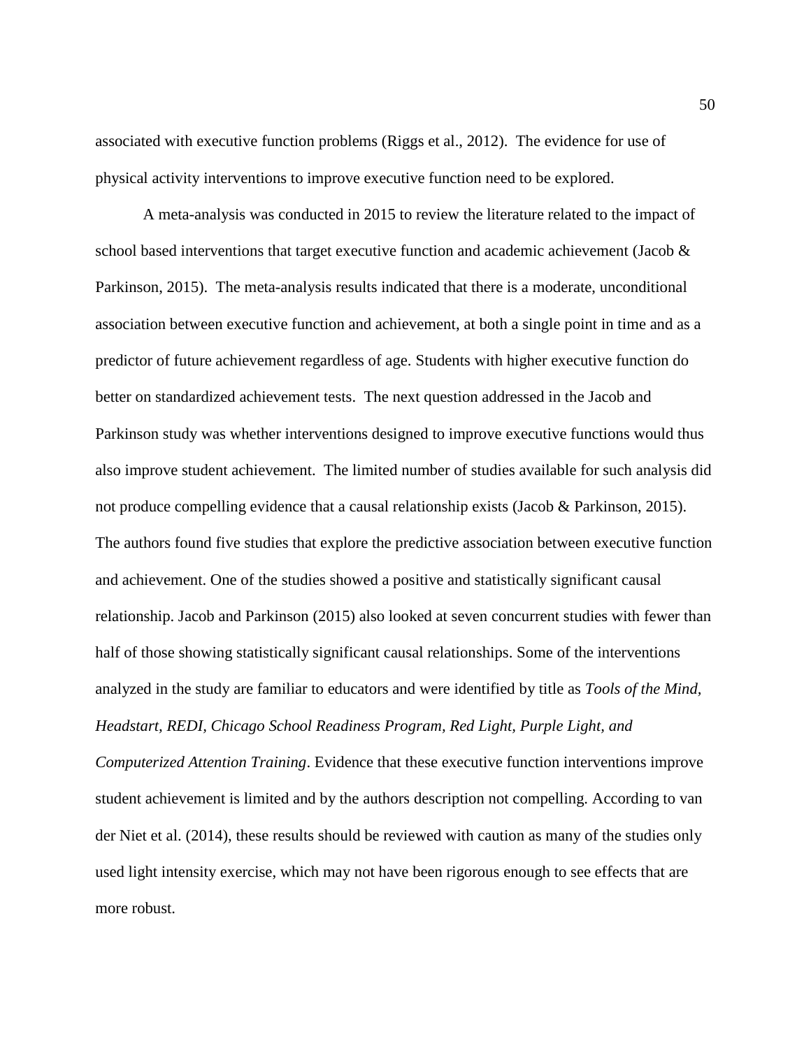associated with executive function problems (Riggs et al., 2012). The evidence for use of physical activity interventions to improve executive function need to be explored.

A meta-analysis was conducted in 2015 to review the literature related to the impact of school based interventions that target executive function and academic achievement (Jacob & Parkinson, 2015). The meta-analysis results indicated that there is a moderate, unconditional association between executive function and achievement, at both a single point in time and as a predictor of future achievement regardless of age. Students with higher executive function do better on standardized achievement tests. The next question addressed in the Jacob and Parkinson study was whether interventions designed to improve executive functions would thus also improve student achievement. The limited number of studies available for such analysis did not produce compelling evidence that a causal relationship exists (Jacob & Parkinson, 2015). The authors found five studies that explore the predictive association between executive function and achievement. One of the studies showed a positive and statistically significant causal relationship. Jacob and Parkinson (2015) also looked at seven concurrent studies with fewer than half of those showing statistically significant causal relationships. Some of the interventions analyzed in the study are familiar to educators and were identified by title as *Tools of the Mind, Headstart, REDI, Chicago School Readiness Program, Red Light, Purple Light, and Computerized Attention Training*. Evidence that these executive function interventions improve student achievement is limited and by the authors description not compelling. According to van der Niet et al. (2014), these results should be reviewed with caution as many of the studies only used light intensity exercise, which may not have been rigorous enough to see effects that are more robust.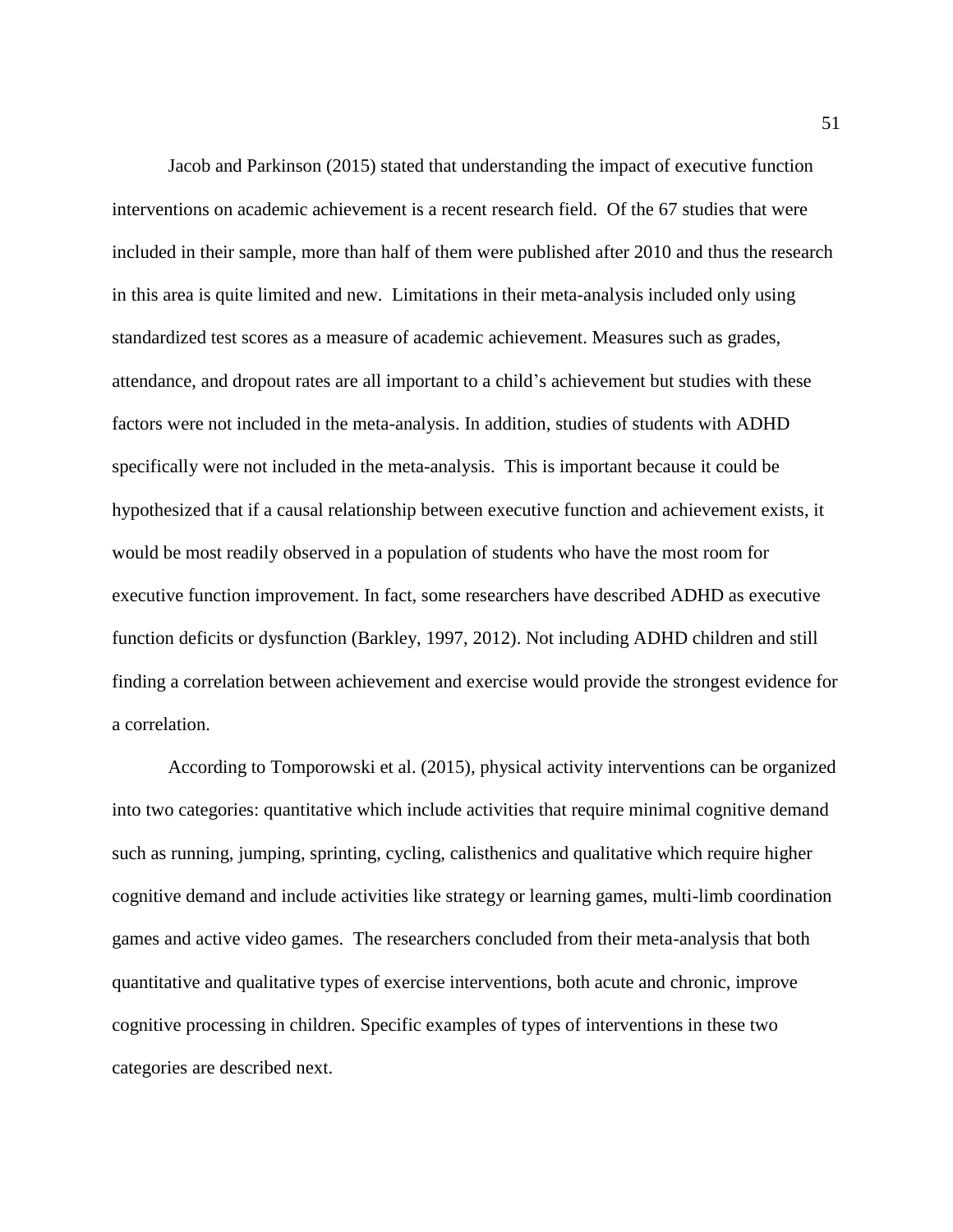Jacob and Parkinson (2015) stated that understanding the impact of executive function interventions on academic achievement is a recent research field. Of the 67 studies that were included in their sample, more than half of them were published after 2010 and thus the research in this area is quite limited and new. Limitations in their meta-analysis included only using standardized test scores as a measure of academic achievement. Measures such as grades, attendance, and dropout rates are all important to a child's achievement but studies with these factors were not included in the meta-analysis. In addition, studies of students with ADHD specifically were not included in the meta-analysis. This is important because it could be hypothesized that if a causal relationship between executive function and achievement exists, it would be most readily observed in a population of students who have the most room for executive function improvement. In fact, some researchers have described ADHD as executive function deficits or dysfunction (Barkley, 1997, 2012). Not including ADHD children and still finding a correlation between achievement and exercise would provide the strongest evidence for a correlation.

According to Tomporowski et al. (2015), physical activity interventions can be organized into two categories: quantitative which include activities that require minimal cognitive demand such as running, jumping, sprinting, cycling, calisthenics and qualitative which require higher cognitive demand and include activities like strategy or learning games, multi-limb coordination games and active video games. The researchers concluded from their meta-analysis that both quantitative and qualitative types of exercise interventions, both acute and chronic, improve cognitive processing in children. Specific examples of types of interventions in these two categories are described next.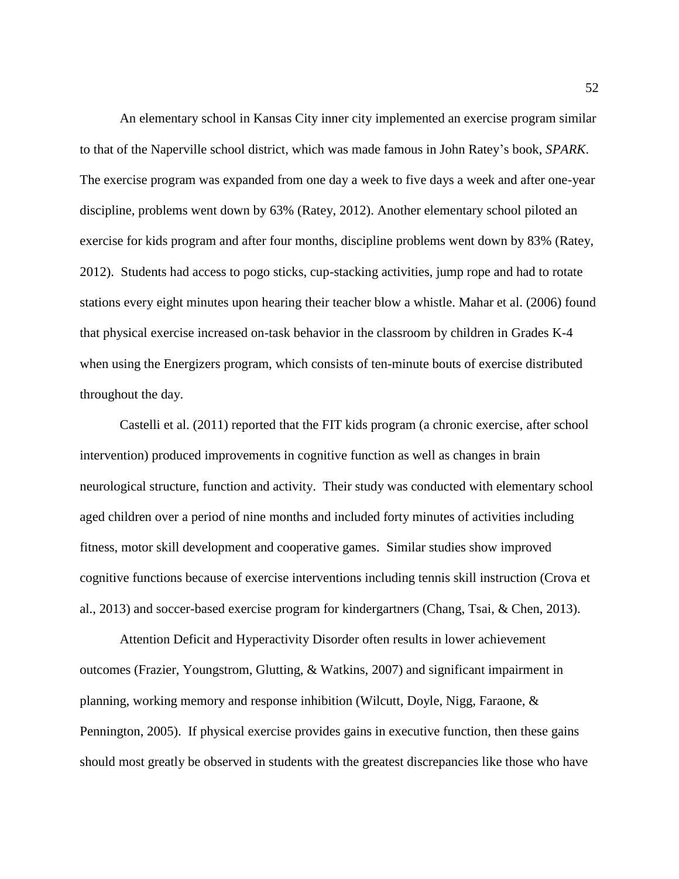An elementary school in Kansas City inner city implemented an exercise program similar to that of the Naperville school district, which was made famous in John Ratey's book, *SPARK*. The exercise program was expanded from one day a week to five days a week and after one-year discipline, problems went down by 63% (Ratey, 2012). Another elementary school piloted an exercise for kids program and after four months, discipline problems went down by 83% (Ratey, 2012). Students had access to pogo sticks, cup-stacking activities, jump rope and had to rotate stations every eight minutes upon hearing their teacher blow a whistle. Mahar et al. (2006) found that physical exercise increased on-task behavior in the classroom by children in Grades K-4 when using the Energizers program, which consists of ten-minute bouts of exercise distributed throughout the day.

Castelli et al. (2011) reported that the FIT kids program (a chronic exercise, after school intervention) produced improvements in cognitive function as well as changes in brain neurological structure, function and activity. Their study was conducted with elementary school aged children over a period of nine months and included forty minutes of activities including fitness, motor skill development and cooperative games. Similar studies show improved cognitive functions because of exercise interventions including tennis skill instruction (Crova et al., 2013) and soccer-based exercise program for kindergartners (Chang, Tsai, & Chen, 2013).

Attention Deficit and Hyperactivity Disorder often results in lower achievement outcomes (Frazier, Youngstrom, Glutting, & Watkins, 2007) and significant impairment in planning, working memory and response inhibition (Wilcutt, Doyle, Nigg, Faraone, & Pennington, 2005). If physical exercise provides gains in executive function, then these gains should most greatly be observed in students with the greatest discrepancies like those who have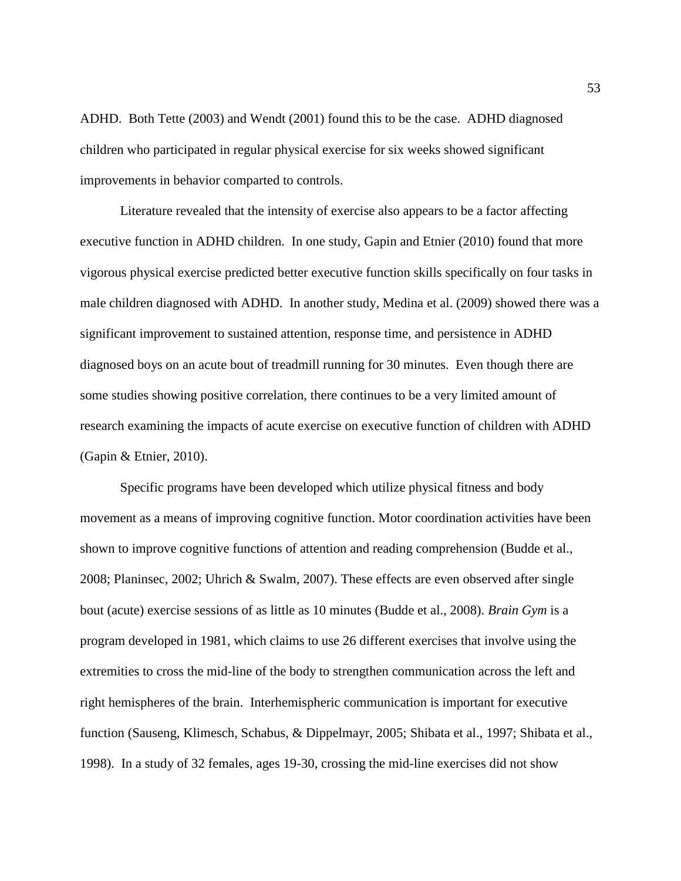ADHD. Both Tette (2003) and Wendt (2001) found this to be the case. ADHD diagnosed children who participated in regular physical exercise for six weeks showed significant improvements in behavior comparted to controls.

Literature revealed that the intensity of exercise also appears to be a factor affecting executive function in ADHD children. In one study, Gapin and Etnier (2010) found that more vigorous physical exercise predicted better executive function skills specifically on four tasks in male children diagnosed with ADHD. In another study, Medina et al. (2009) showed there was a significant improvement to sustained attention, response time, and persistence in ADHD diagnosed boys on an acute bout of treadmill running for 30 minutes. Even though there are some studies showing positive correlation, there continues to be a very limited amount of research examining the impacts of acute exercise on executive function of children with ADHD (Gapin & Etnier, 2010).

Specific programs have been developed which utilize physical fitness and body movement as a means of improving cognitive function. Motor coordination activities have been shown to improve cognitive functions of attention and reading comprehension (Budde et al., 2008; Planinsec, 2002; Uhrich & Swalm, 2007). These effects are even observed after single bout (acute) exercise sessions of as little as 10 minutes (Budde et al., 2008). *Brain Gym* is a program developed in 1981, which claims to use 26 different exercises that involve using the extremities to cross the mid-line of the body to strengthen communication across the left and right hemispheres of the brain. Interhemispheric communication is important for executive function (Sauseng, Klimesch, Schabus, & Dippelmayr, 2005; Shibata et al., 1997; Shibata et al., 1998). In a study of 32 females, ages 19-30, crossing the mid-line exercises did not show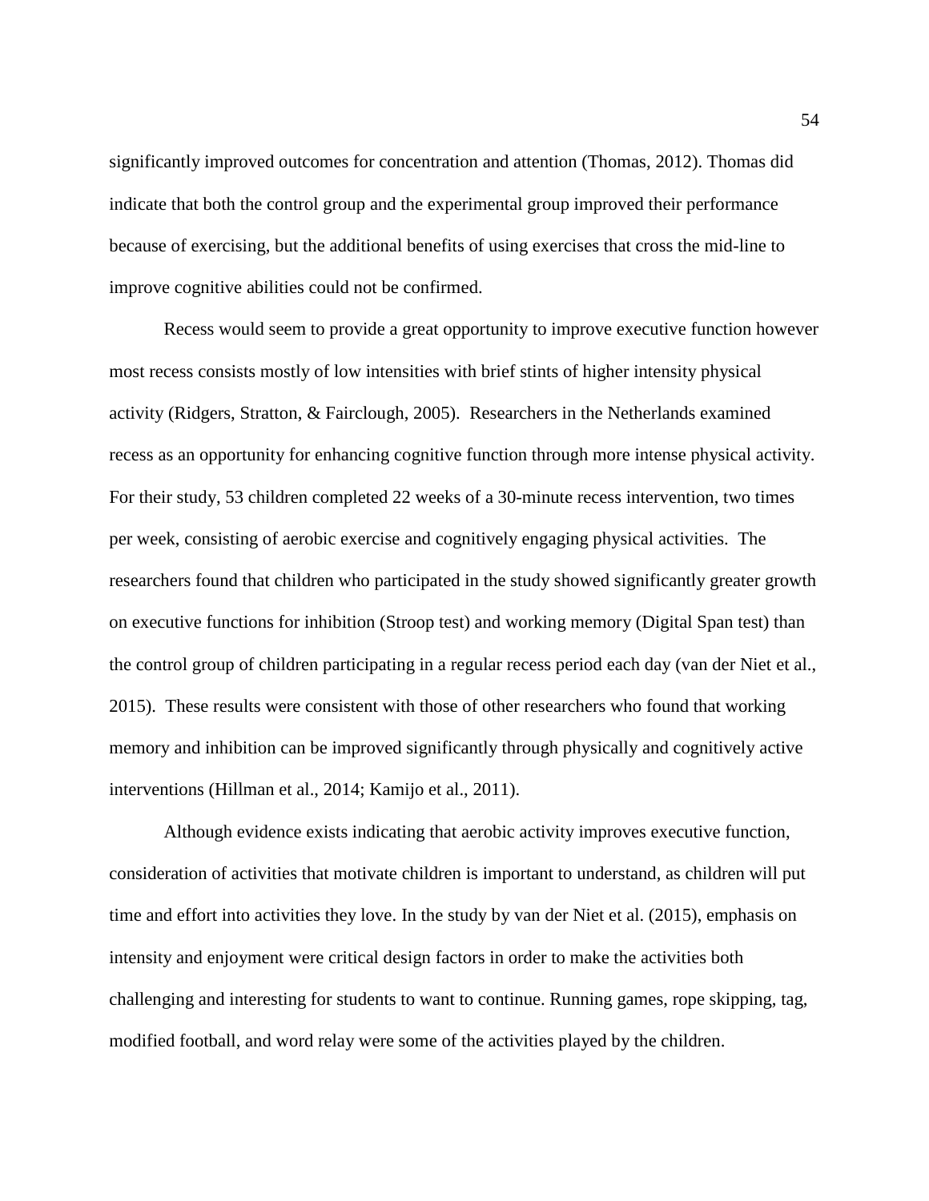significantly improved outcomes for concentration and attention (Thomas, 2012). Thomas did indicate that both the control group and the experimental group improved their performance because of exercising, but the additional benefits of using exercises that cross the mid-line to improve cognitive abilities could not be confirmed.

Recess would seem to provide a great opportunity to improve executive function however most recess consists mostly of low intensities with brief stints of higher intensity physical activity (Ridgers, Stratton, & Fairclough, 2005). Researchers in the Netherlands examined recess as an opportunity for enhancing cognitive function through more intense physical activity. For their study, 53 children completed 22 weeks of a 30-minute recess intervention, two times per week, consisting of aerobic exercise and cognitively engaging physical activities. The researchers found that children who participated in the study showed significantly greater growth on executive functions for inhibition (Stroop test) and working memory (Digital Span test) than the control group of children participating in a regular recess period each day (van der Niet et al., 2015). These results were consistent with those of other researchers who found that working memory and inhibition can be improved significantly through physically and cognitively active interventions (Hillman et al., 2014; Kamijo et al., 2011).

Although evidence exists indicating that aerobic activity improves executive function, consideration of activities that motivate children is important to understand, as children will put time and effort into activities they love. In the study by van der Niet et al. (2015), emphasis on intensity and enjoyment were critical design factors in order to make the activities both challenging and interesting for students to want to continue. Running games, rope skipping, tag, modified football, and word relay were some of the activities played by the children.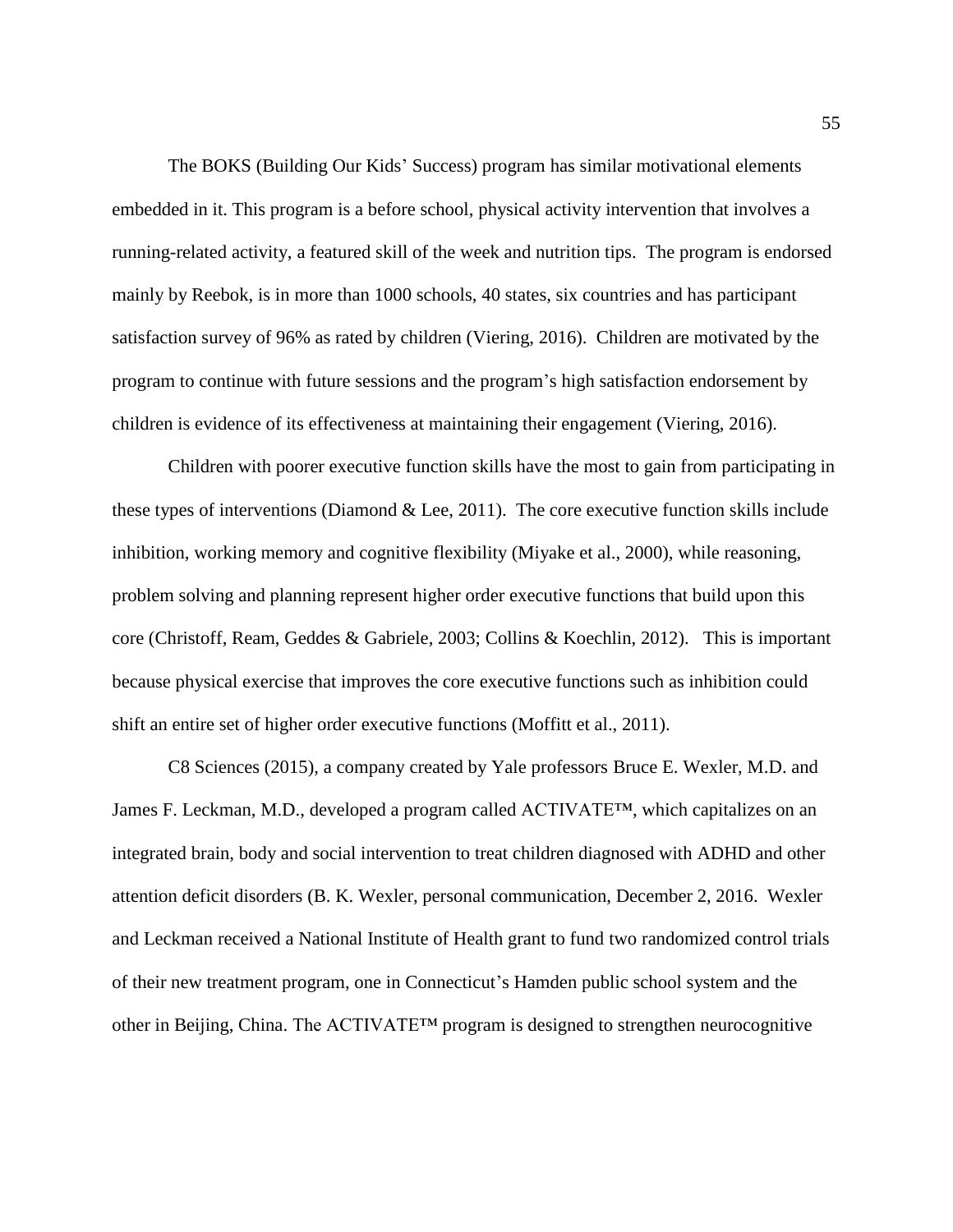The BOKS (Building Our Kids' Success) program has similar motivational elements embedded in it. This program is a before school, physical activity intervention that involves a running-related activity, a featured skill of the week and nutrition tips. The program is endorsed mainly by Reebok, is in more than 1000 schools, 40 states, six countries and has participant satisfaction survey of 96% as rated by children (Viering, 2016). Children are motivated by the program to continue with future sessions and the program's high satisfaction endorsement by children is evidence of its effectiveness at maintaining their engagement (Viering, 2016).

Children with poorer executive function skills have the most to gain from participating in these types of interventions (Diamond & Lee, 2011). The core executive function skills include inhibition, working memory and cognitive flexibility (Miyake et al., 2000), while reasoning, problem solving and planning represent higher order executive functions that build upon this core (Christoff, Ream, Geddes & Gabriele, 2003; Collins & Koechlin, 2012). This is important because physical exercise that improves the core executive functions such as inhibition could shift an entire set of higher order executive functions (Moffitt et al., 2011).

C8 Sciences (2015), a company created by Yale professors Bruce E. Wexler, M.D. and James F. Leckman, M.D., developed a program called ACTIVATE™, which capitalizes on an integrated brain, body and social intervention to treat children diagnosed with ADHD and other attention deficit disorders (B. K. Wexler, personal communication, December 2, 2016. Wexler and Leckman received a National Institute of Health grant to fund two randomized control trials of their new treatment program, one in Connecticut's Hamden public school system and the other in Beijing, China. The ACTIVATE™ program is designed to strengthen neurocognitive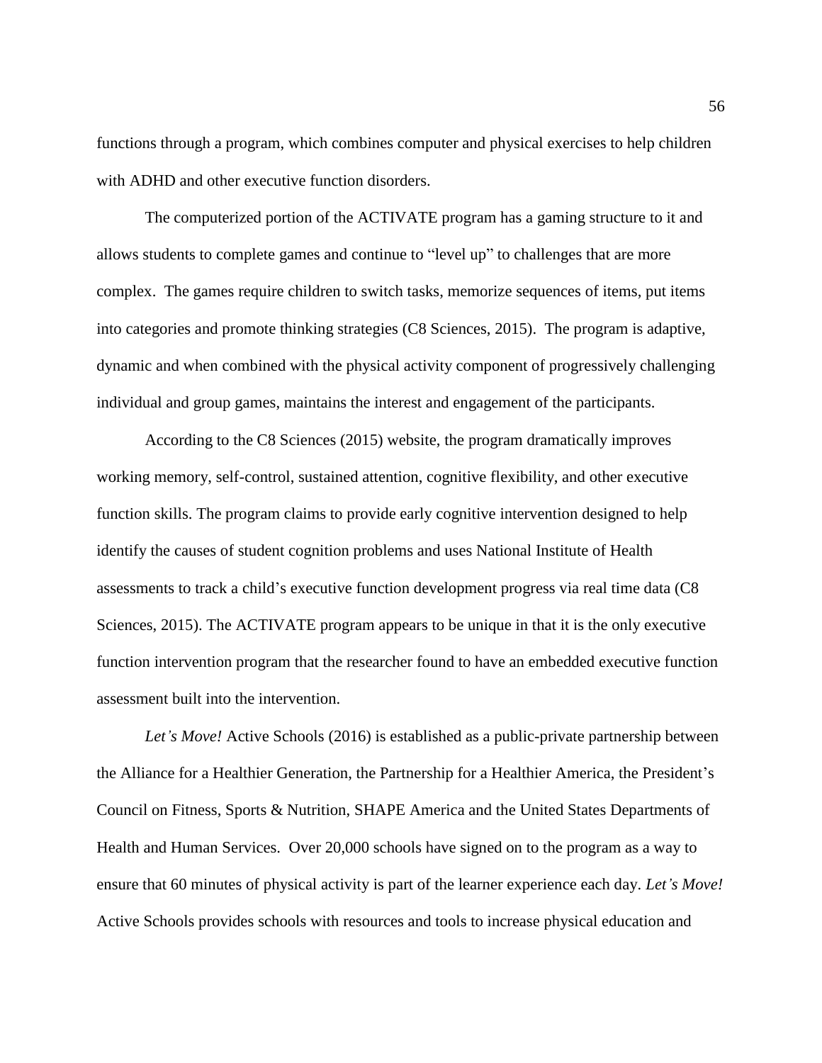functions through a program, which combines computer and physical exercises to help children with ADHD and other executive function disorders.

The computerized portion of the ACTIVATE program has a gaming structure to it and allows students to complete games and continue to "level up" to challenges that are more complex. The games require children to switch tasks, memorize sequences of items, put items into categories and promote thinking strategies (C8 Sciences, 2015). The program is adaptive, dynamic and when combined with the physical activity component of progressively challenging individual and group games, maintains the interest and engagement of the participants.

According to the C8 Sciences (2015) website, the program dramatically improves working memory, self-control, sustained attention, cognitive flexibility, and other executive function skills. The program claims to provide early cognitive intervention designed to help identify the causes of student cognition problems and uses National Institute of Health assessments to track a child's executive function development progress via real time data (C8 Sciences, 2015). The ACTIVATE program appears to be unique in that it is the only executive function intervention program that the researcher found to have an embedded executive function assessment built into the intervention.

*Let's Move!* Active Schools (2016) is established as a public-private partnership between the Alliance for a Healthier Generation, the Partnership for a Healthier America, the President's Council on Fitness, Sports & Nutrition, SHAPE America and the United States Departments of Health and Human Services. Over 20,000 schools have signed on to the program as a way to ensure that 60 minutes of physical activity is part of the learner experience each day. *Let's Move!* Active Schools provides schools with resources and tools to increase physical education and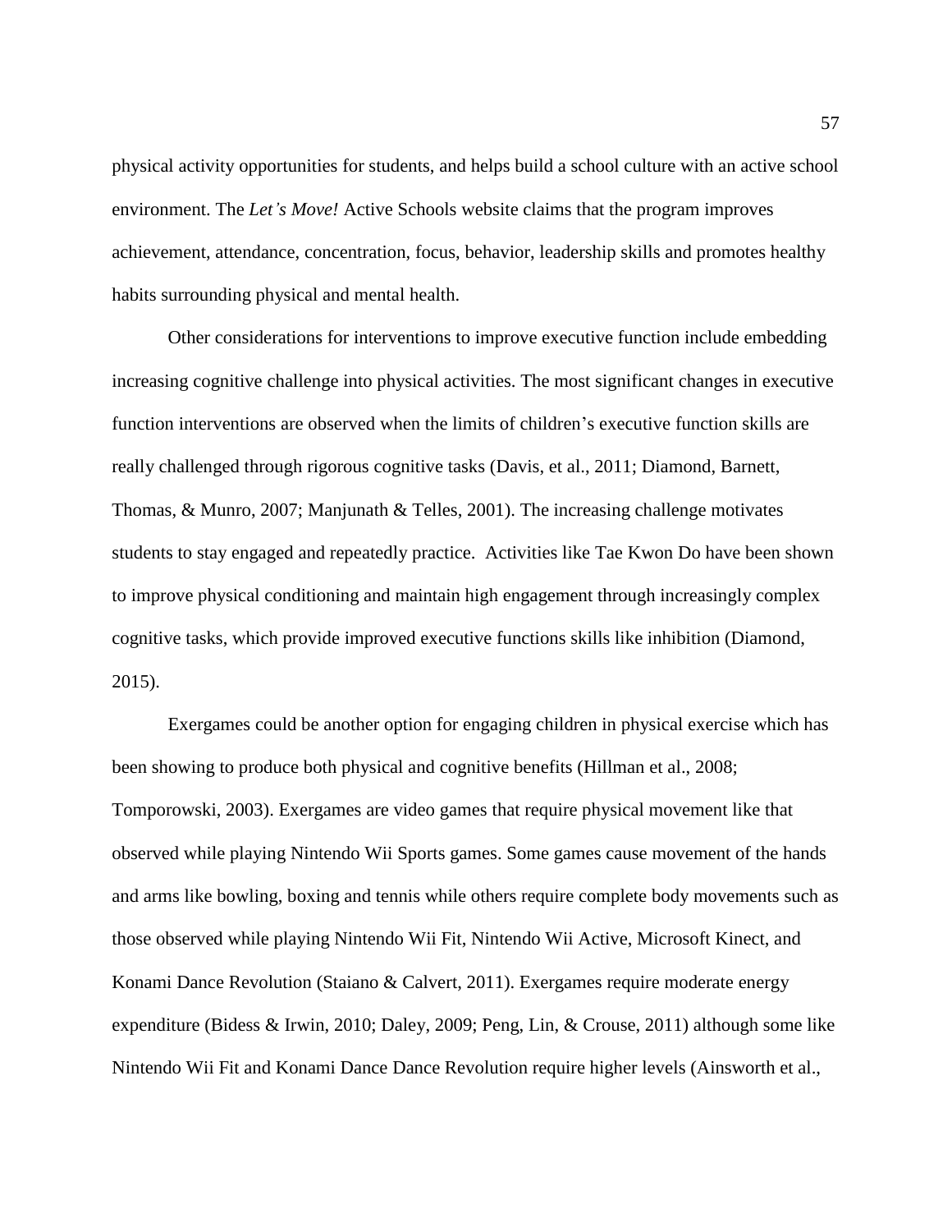physical activity opportunities for students, and helps build a school culture with an active school environment. The *Let's Move!* Active Schools website claims that the program improves achievement, attendance, concentration, focus, behavior, leadership skills and promotes healthy habits surrounding physical and mental health.

Other considerations for interventions to improve executive function include embedding increasing cognitive challenge into physical activities. The most significant changes in executive function interventions are observed when the limits of children's executive function skills are really challenged through rigorous cognitive tasks (Davis, et al., 2011; Diamond, Barnett, Thomas, & Munro, 2007; Manjunath & Telles, 2001). The increasing challenge motivates students to stay engaged and repeatedly practice.  Activities like Tae Kwon Do have been shown to improve physical conditioning and maintain high engagement through increasingly complex cognitive tasks, which provide improved executive functions skills like inhibition (Diamond, 2015).

Exergames could be another option for engaging children in physical exercise which has been showing to produce both physical and cognitive benefits (Hillman et al., 2008; Tomporowski, 2003). Exergames are video games that require physical movement like that observed while playing Nintendo Wii Sports games. Some games cause movement of the hands and arms like bowling, boxing and tennis while others require complete body movements such as those observed while playing Nintendo Wii Fit, Nintendo Wii Active, Microsoft Kinect, and Konami Dance Revolution (Staiano & Calvert, 2011). Exergames require moderate energy expenditure (Bidess & Irwin, 2010; Daley, 2009; Peng, Lin, & Crouse, 2011) although some like Nintendo Wii Fit and Konami Dance Dance Revolution require higher levels (Ainsworth et al.,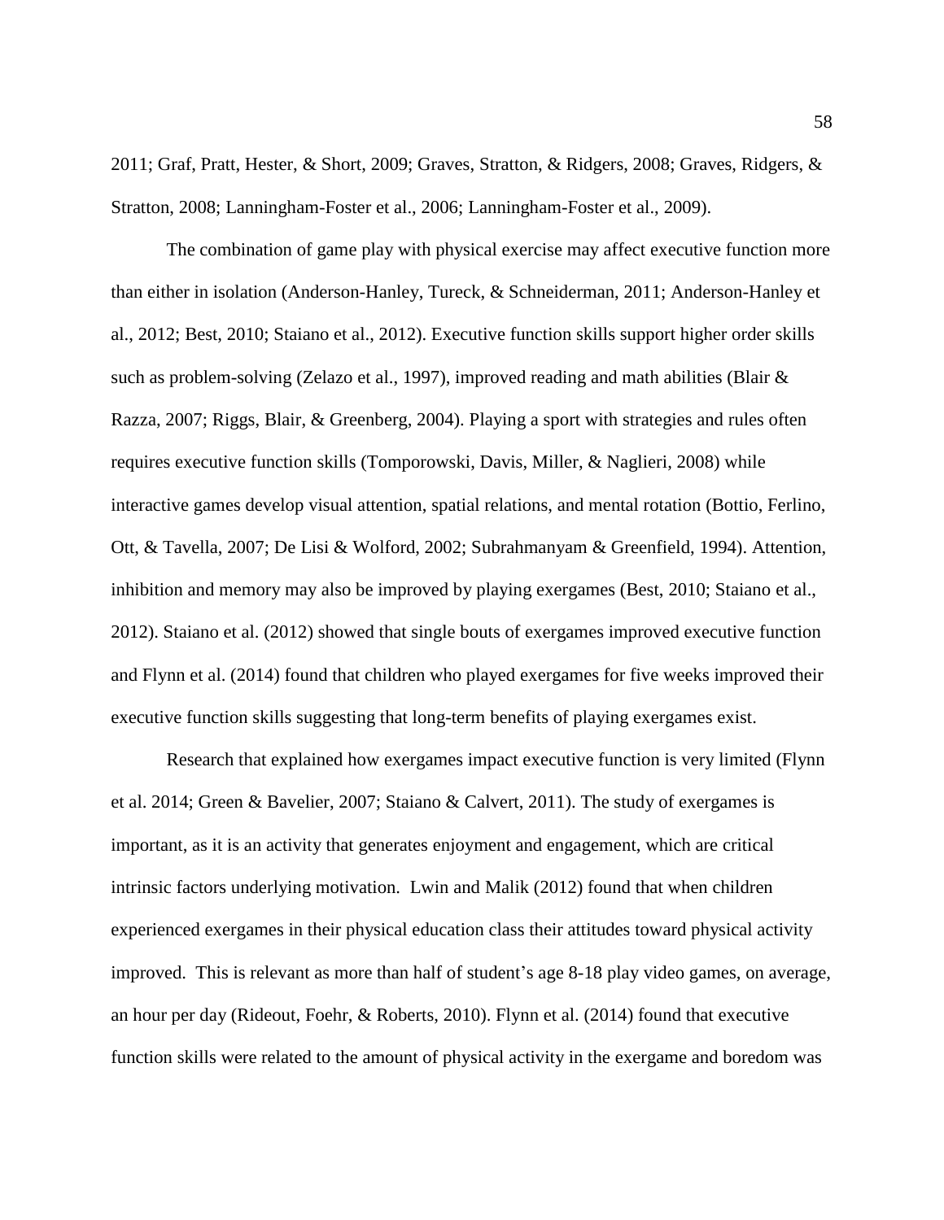2011; Graf, Pratt, Hester, & Short, 2009; Graves, Stratton, & Ridgers, 2008; Graves, Ridgers, & Stratton, 2008; Lanningham-Foster et al., 2006; Lanningham-Foster et al., 2009).

The combination of game play with physical exercise may affect executive function more than either in isolation (Anderson-Hanley, Tureck, & Schneiderman, 2011; Anderson-Hanley et al., 2012; Best, 2010; Staiano et al., 2012). Executive function skills support higher order skills such as problem-solving (Zelazo et al., 1997), improved reading and math abilities (Blair & Razza, 2007; Riggs, Blair, & Greenberg, 2004). Playing a sport with strategies and rules often requires executive function skills (Tomporowski, Davis, Miller, & Naglieri, 2008) while interactive games develop visual attention, spatial relations, and mental rotation (Bottio, Ferlino, Ott, & Tavella, 2007; De Lisi & Wolford, 2002; Subrahmanyam & Greenfield, 1994). Attention, inhibition and memory may also be improved by playing exergames (Best, 2010; Staiano et al., 2012). Staiano et al. (2012) showed that single bouts of exergames improved executive function and Flynn et al. (2014) found that children who played exergames for five weeks improved their executive function skills suggesting that long-term benefits of playing exergames exist.

Research that explained how exergames impact executive function is very limited (Flynn et al. 2014; Green & Bavelier, 2007; Staiano & Calvert, 2011). The study of exergames is important, as it is an activity that generates enjoyment and engagement, which are critical intrinsic factors underlying motivation. Lwin and Malik (2012) found that when children experienced exergames in their physical education class their attitudes toward physical activity improved. This is relevant as more than half of student's age 8-18 play video games, on average, an hour per day (Rideout, Foehr, & Roberts, 2010). Flynn et al. (2014) found that executive function skills were related to the amount of physical activity in the exergame and boredom was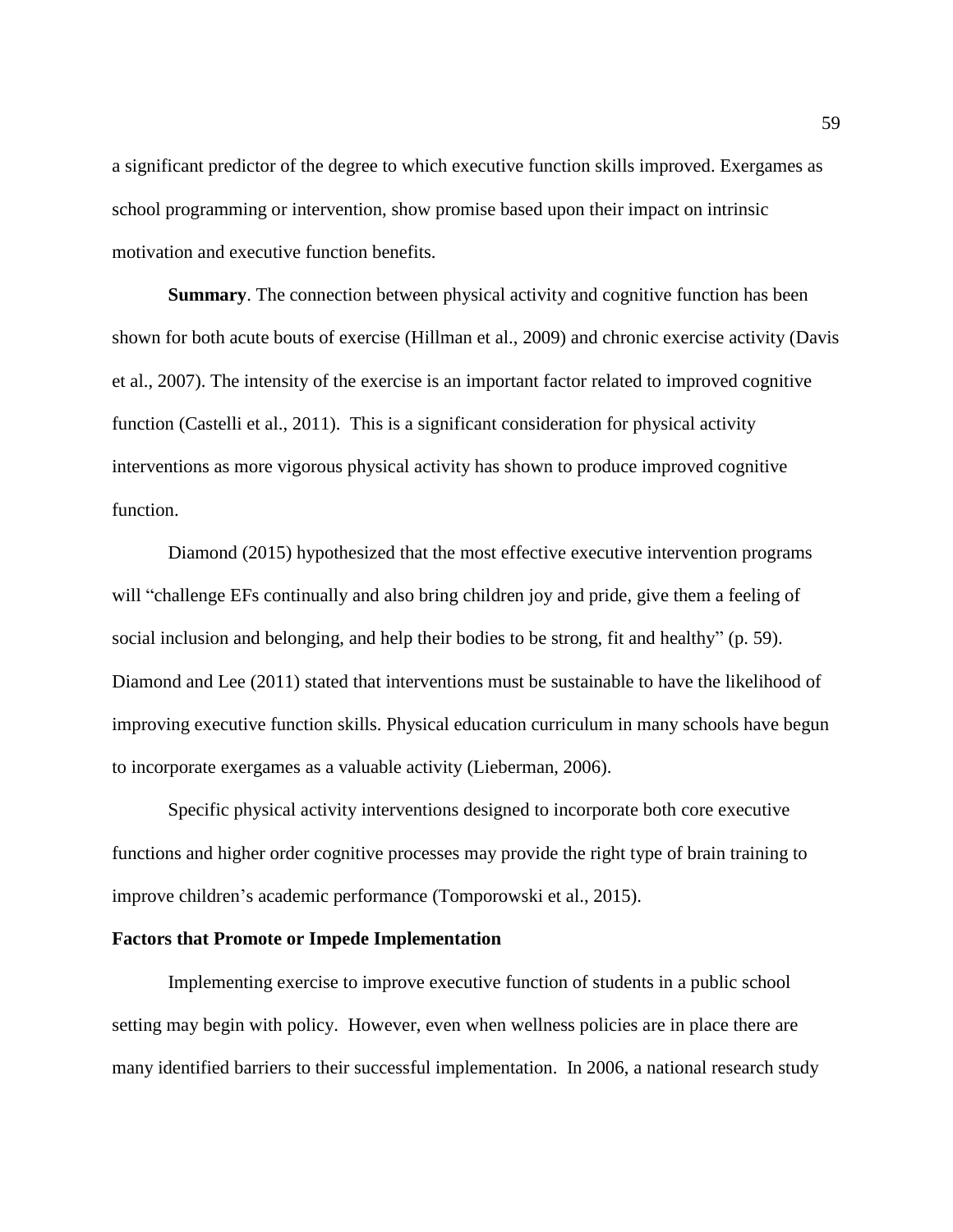a significant predictor of the degree to which executive function skills improved. Exergames as school programming or intervention, show promise based upon their impact on intrinsic motivation and executive function benefits.

**Summary**. The connection between physical activity and cognitive function has been shown for both acute bouts of exercise (Hillman et al., 2009) and chronic exercise activity (Davis et al., 2007). The intensity of the exercise is an important factor related to improved cognitive function (Castelli et al., 2011). This is a significant consideration for physical activity interventions as more vigorous physical activity has shown to produce improved cognitive function.

Diamond (2015) hypothesized that the most effective executive intervention programs will "challenge EFs continually and also bring children joy and pride, give them a feeling of social inclusion and belonging, and help their bodies to be strong, fit and healthy" (p. 59). Diamond and Lee (2011) stated that interventions must be sustainable to have the likelihood of improving executive function skills. Physical education curriculum in many schools have begun to incorporate exergames as a valuable activity (Lieberman, 2006).

Specific physical activity interventions designed to incorporate both core executive functions and higher order cognitive processes may provide the right type of brain training to improve children's academic performance (Tomporowski et al., 2015).

**Factors that Promote or Impede Implementation**

Implementing exercise to improve executive function of students in a public school setting may begin with policy. However, even when wellness policies are in place there are many identified barriers to their successful implementation. In 2006, a national research study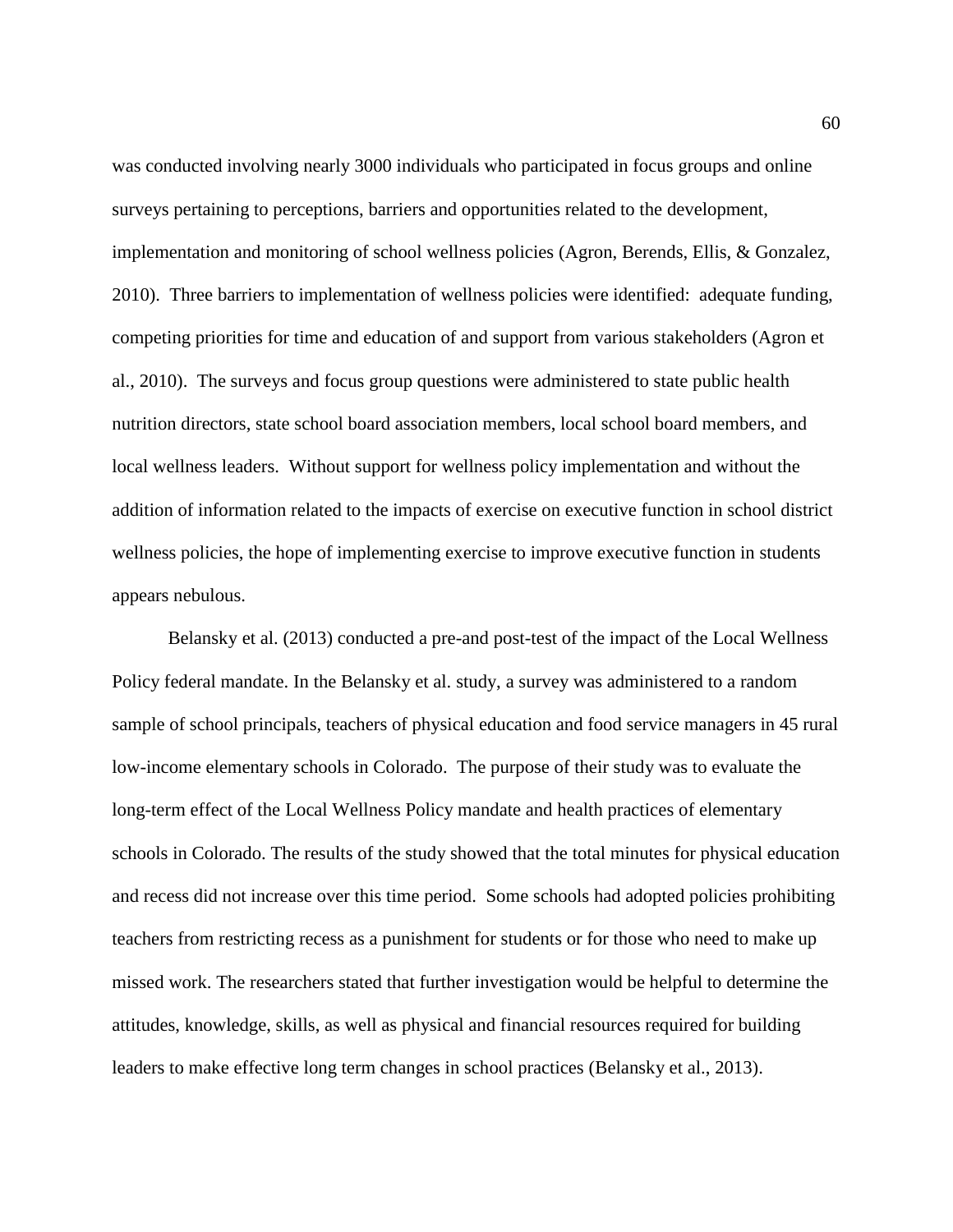was conducted involving nearly 3000 individuals who participated in focus groups and online surveys pertaining to perceptions, barriers and opportunities related to the development, implementation and monitoring of school wellness policies (Agron, Berends, Ellis, & Gonzalez, 2010). Three barriers to implementation of wellness policies were identified: adequate funding, competing priorities for time and education of and support from various stakeholders (Agron et al., 2010). The surveys and focus group questions were administered to state public health nutrition directors, state school board association members, local school board members, and local wellness leaders. Without support for wellness policy implementation and without the addition of information related to the impacts of exercise on executive function in school district wellness policies, the hope of implementing exercise to improve executive function in students appears nebulous.

Belansky et al. (2013) conducted a pre-and post-test of the impact of the Local Wellness Policy federal mandate. In the Belansky et al. study, a survey was administered to a random sample of school principals, teachers of physical education and food service managers in 45 rural low-income elementary schools in Colorado. The purpose of their study was to evaluate the long-term effect of the Local Wellness Policy mandate and health practices of elementary schools in Colorado. The results of the study showed that the total minutes for physical education and recess did not increase over this time period. Some schools had adopted policies prohibiting teachers from restricting recess as a punishment for students or for those who need to make up missed work. The researchers stated that further investigation would be helpful to determine the attitudes, knowledge, skills, as well as physical and financial resources required for building leaders to make effective long term changes in school practices (Belansky et al., 2013).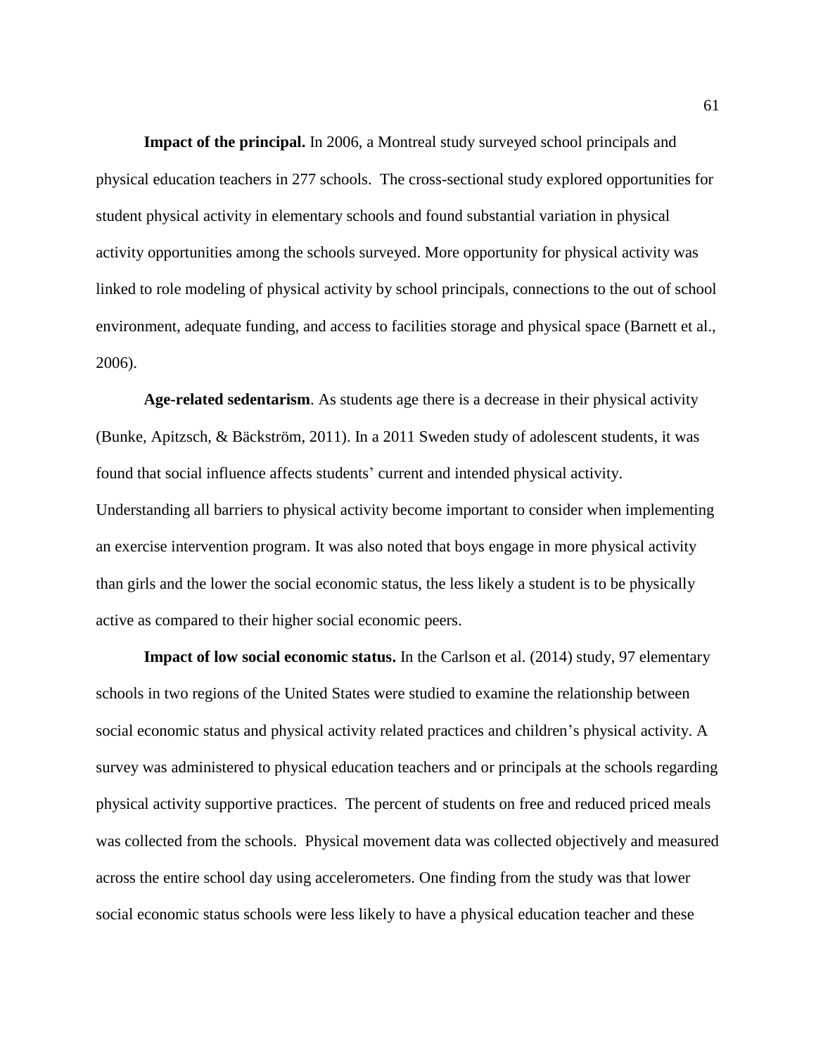**Impact of the principal.** In 2006, a Montreal study surveyed school principals and physical education teachers in 277 schools. The cross-sectional study explored opportunities for student physical activity in elementary schools and found substantial variation in physical activity opportunities among the schools surveyed. More opportunity for physical activity was linked to role modeling of physical activity by school principals, connections to the out of school environment, adequate funding, and access to facilities storage and physical space (Barnett et al., 2006).

**Age-related sedentarism**. As students age there is a decrease in their physical activity (Bunke, Apitzsch, & Bäckström, 2011). In a 2011 Sweden study of adolescent students, it was found that social influence affects students' current and intended physical activity. Understanding all barriers to physical activity become important to consider when implementing an exercise intervention program. It was also noted that boys engage in more physical activity than girls and the lower the social economic status, the less likely a student is to be physically active as compared to their higher social economic peers.

**Impact of low social economic status.** In the Carlson et al. (2014) study, 97 elementary schools in two regions of the United States were studied to examine the relationship between social economic status and physical activity related practices and children's physical activity. A survey was administered to physical education teachers and or principals at the schools regarding physical activity supportive practices. The percent of students on free and reduced priced meals was collected from the schools. Physical movement data was collected objectively and measured across the entire school day using accelerometers. One finding from the study was that lower social economic status schools were less likely to have a physical education teacher and these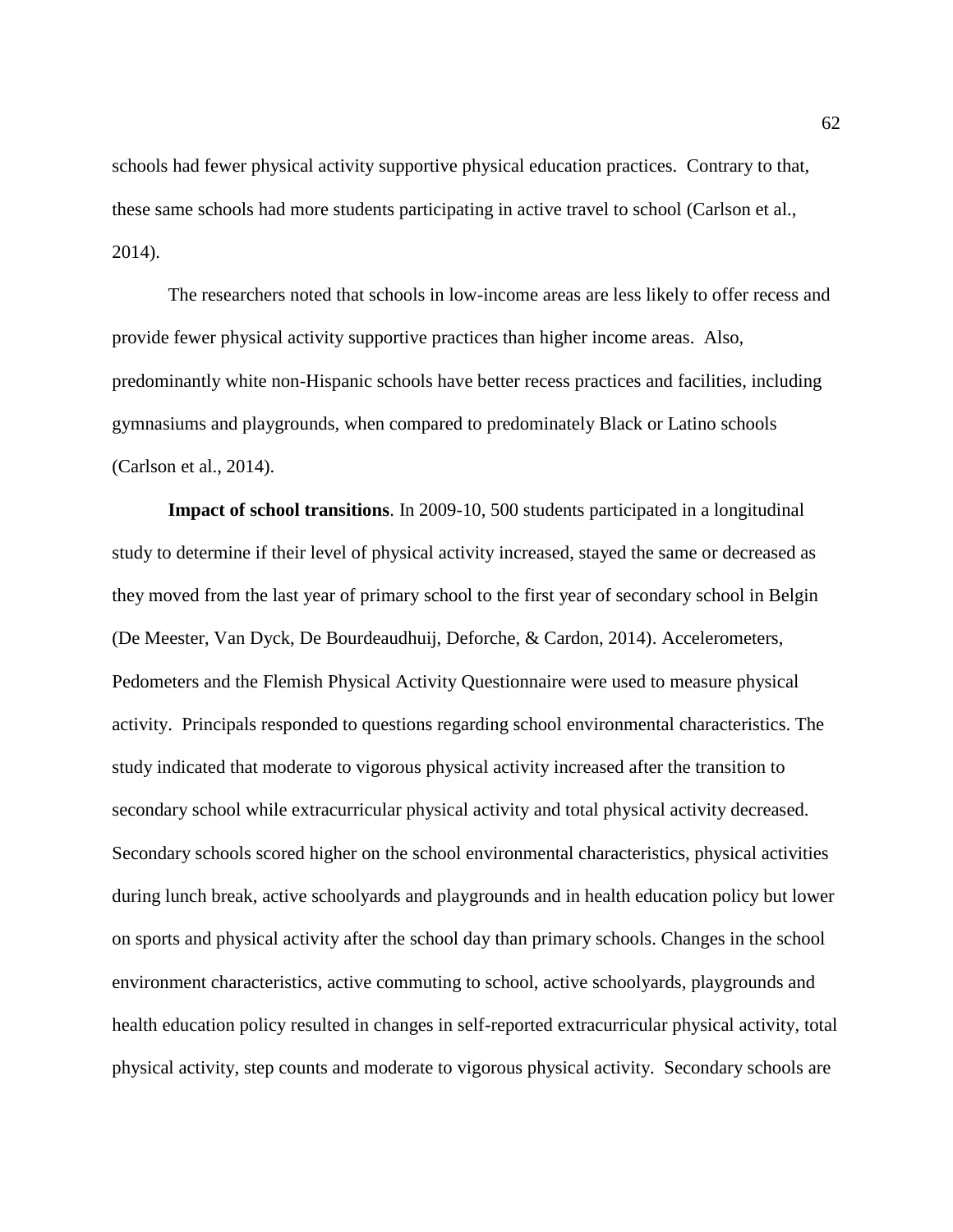schools had fewer physical activity supportive physical education practices. Contrary to that, these same schools had more students participating in active travel to school (Carlson et al., 2014).

The researchers noted that schools in low-income areas are less likely to offer recess and provide fewer physical activity supportive practices than higher income areas. Also, predominantly white non-Hispanic schools have better recess practices and facilities, including gymnasiums and playgrounds, when compared to predominately Black or Latino schools (Carlson et al., 2014).

**Impact of school transitions**. In 2009-10, 500 students participated in a longitudinal study to determine if their level of physical activity increased, stayed the same or decreased as they moved from the last year of primary school to the first year of secondary school in Belgin (De Meester, Van Dyck, De Bourdeaudhuij, Deforche, & Cardon, 2014). Accelerometers, Pedometers and the Flemish Physical Activity Questionnaire were used to measure physical activity. Principals responded to questions regarding school environmental characteristics. The study indicated that moderate to vigorous physical activity increased after the transition to secondary school while extracurricular physical activity and total physical activity decreased. Secondary schools scored higher on the school environmental characteristics, physical activities during lunch break, active schoolyards and playgrounds and in health education policy but lower on sports and physical activity after the school day than primary schools. Changes in the school environment characteristics, active commuting to school, active schoolyards, playgrounds and health education policy resulted in changes in self-reported extracurricular physical activity, total physical activity, step counts and moderate to vigorous physical activity. Secondary schools are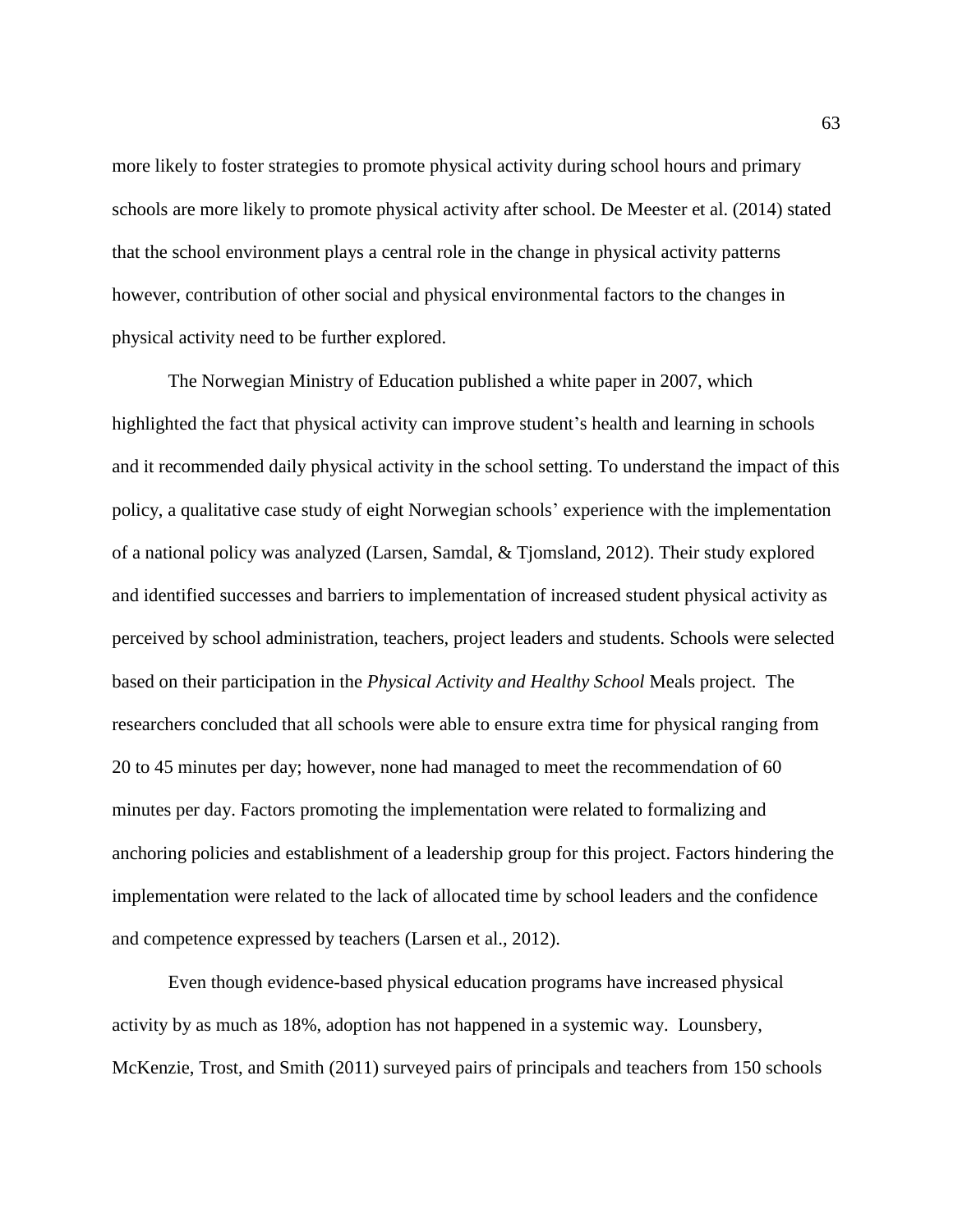more likely to foster strategies to promote physical activity during school hours and primary schools are more likely to promote physical activity after school. De Meester et al. (2014) stated that the school environment plays a central role in the change in physical activity patterns however, contribution of other social and physical environmental factors to the changes in physical activity need to be further explored.

The Norwegian Ministry of Education published a white paper in 2007, which highlighted the fact that physical activity can improve student's health and learning in schools and it recommended daily physical activity in the school setting. To understand the impact of this policy, a qualitative case study of eight Norwegian schools' experience with the implementation of a national policy was analyzed (Larsen, Samdal, & Tjomsland, 2012). Their study explored and identified successes and barriers to implementation of increased student physical activity as perceived by school administration, teachers, project leaders and students. Schools were selected based on their participation in the *Physical Activity and Healthy School* Meals project. The researchers concluded that all schools were able to ensure extra time for physical ranging from 20 to 45 minutes per day; however, none had managed to meet the recommendation of 60 minutes per day. Factors promoting the implementation were related to formalizing and anchoring policies and establishment of a leadership group for this project. Factors hindering the implementation were related to the lack of allocated time by school leaders and the confidence and competence expressed by teachers (Larsen et al., 2012).

Even though evidence-based physical education programs have increased physical activity by as much as 18%, adoption has not happened in a systemic way. Lounsbery, McKenzie, Trost, and Smith (2011) surveyed pairs of principals and teachers from 150 schools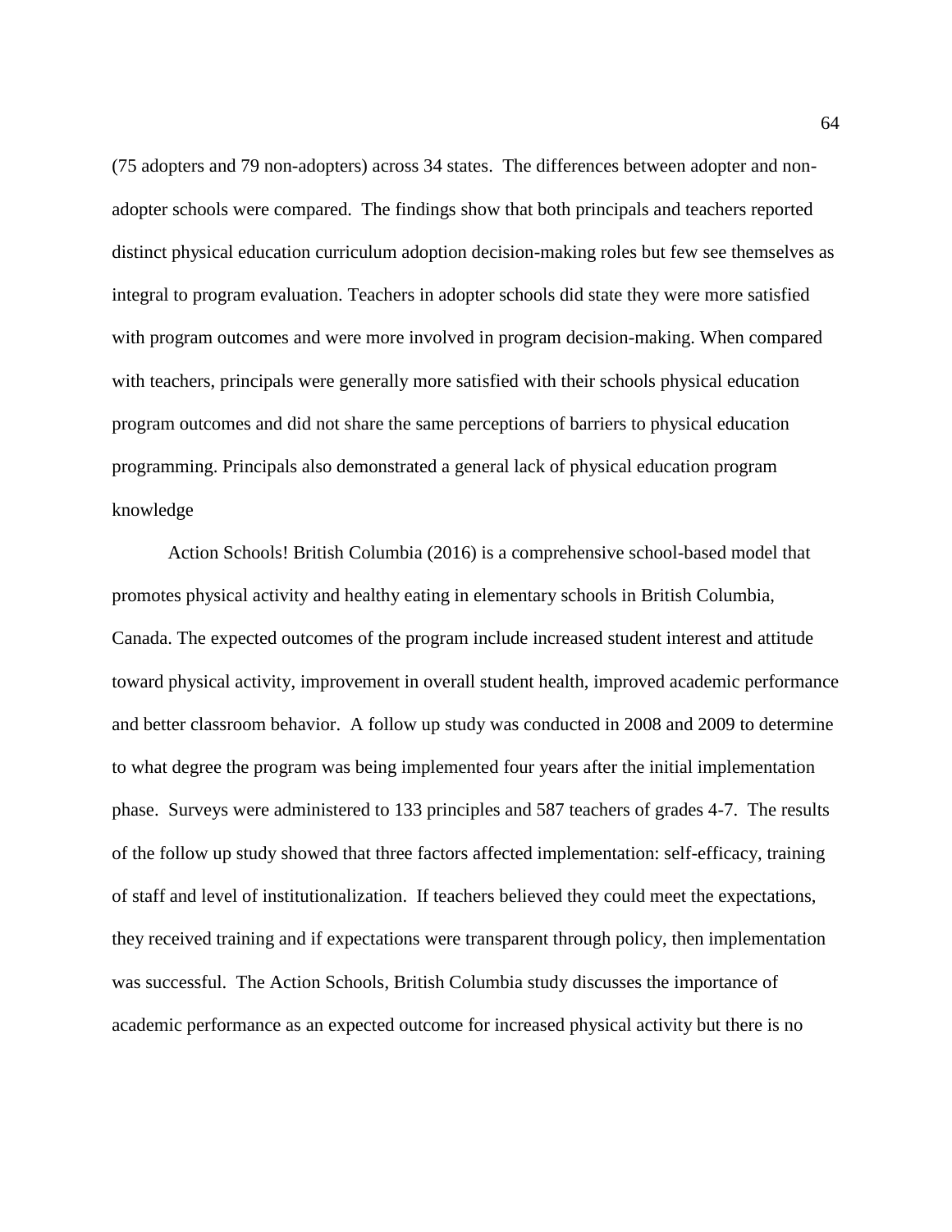(75 adopters and 79 non-adopters) across 34 states. The differences between adopter and non-adopter schools were compared. The findings show that both principals and teachers reported distinct physical education curriculum adoption decision-making roles but few see themselves as integral to program evaluation. Teachers in adopter schools did state they were more satisfied with program outcomes and were more involved in program decision-making. When compared with teachers, principals were generally more satisfied with their schools physical education program outcomes and did not share the same perceptions of barriers to physical education programming. Principals also demonstrated a general lack of physical education program knowledge

Action Schools! British Columbia (2016) is a comprehensive school-based model that promotes physical activity and healthy eating in elementary schools in British Columbia, Canada. The expected outcomes of the program include increased student interest and attitude toward physical activity, improvement in overall student health, improved academic performance and better classroom behavior. A follow up study was conducted in 2008 and 2009 to determine to what degree the program was being implemented four years after the initial implementation phase. Surveys were administered to 133 principles and 587 teachers of grades 4-7. The results of the follow up study showed that three factors affected implementation: self-efficacy, training of staff and level of institutionalization. If teachers believed they could meet the expectations, they received training and if expectations were transparent through policy, then implementation was successful. The Action Schools, British Columbia study discusses the importance of academic performance as an expected outcome for increased physical activity but there is no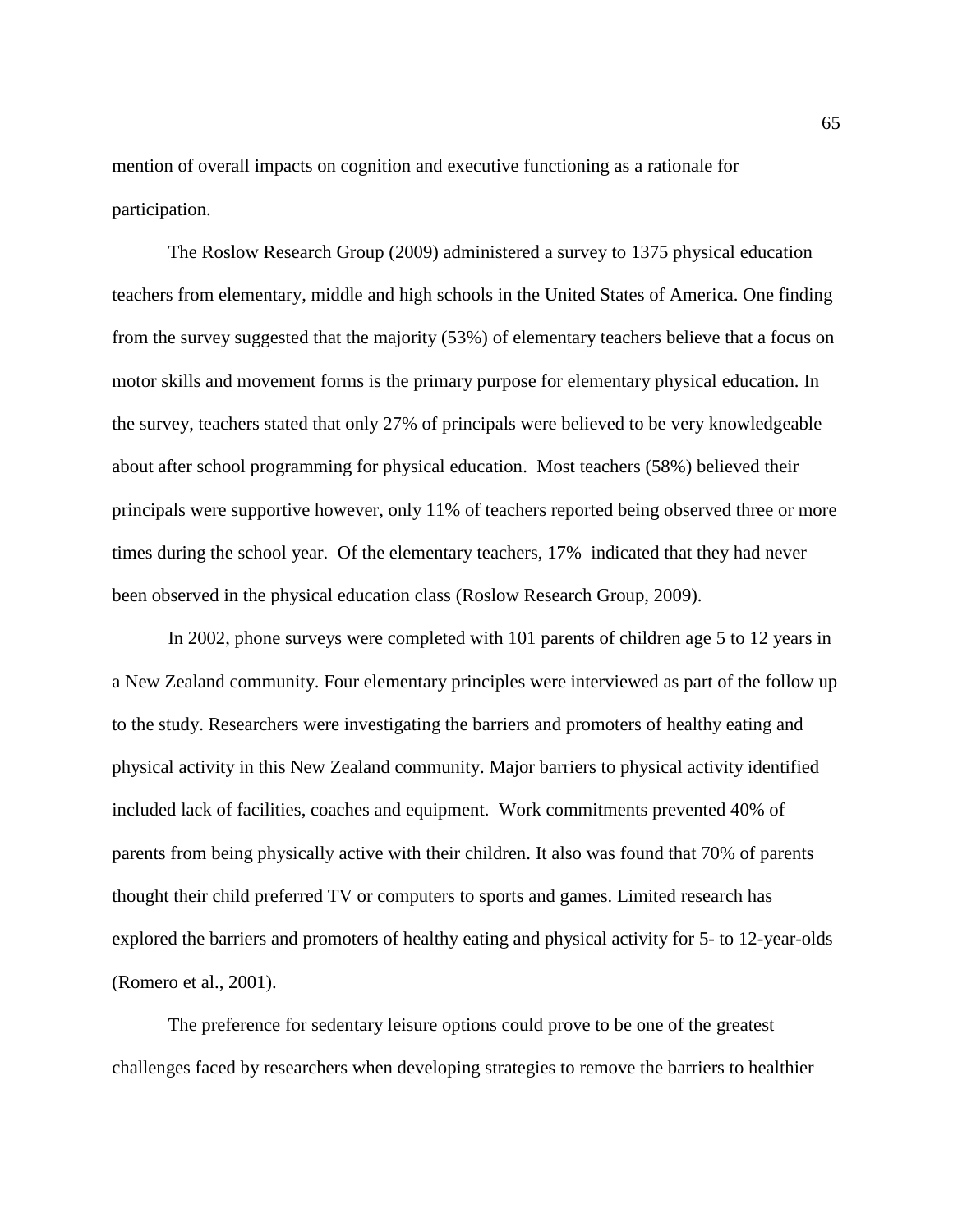mention of overall impacts on cognition and executive functioning as a rationale for participation.

The Roslow Research Group (2009) administered a survey to 1375 physical education teachers from elementary, middle and high schools in the United States of America. One finding from the survey suggested that the majority (53%) of elementary teachers believe that a focus on motor skills and movement forms is the primary purpose for elementary physical education. In the survey, teachers stated that only 27% of principals were believed to be very knowledgeable about after school programming for physical education. Most teachers (58%) believed their principals were supportive however, only 11% of teachers reported being observed three or more times during the school year. Of the elementary teachers, 17% indicated that they had never been observed in the physical education class (Roslow Research Group, 2009).

In 2002, phone surveys were completed with 101 parents of children age 5 to 12 years in a New Zealand community. Four elementary principles were interviewed as part of the follow up to the study. Researchers were investigating the barriers and promoters of healthy eating and physical activity in this New Zealand community. Major barriers to physical activity identified included lack of facilities, coaches and equipment. Work commitments prevented 40% of parents from being physically active with their children. It also was found that 70% of parents thought their child preferred TV or computers to sports and games. Limited research has explored the barriers and promoters of healthy eating and physical activity for 5- to 12-year-olds (Romero et al., 2001).

The preference for sedentary leisure options could prove to be one of the greatest challenges faced by researchers when developing strategies to remove the barriers to healthier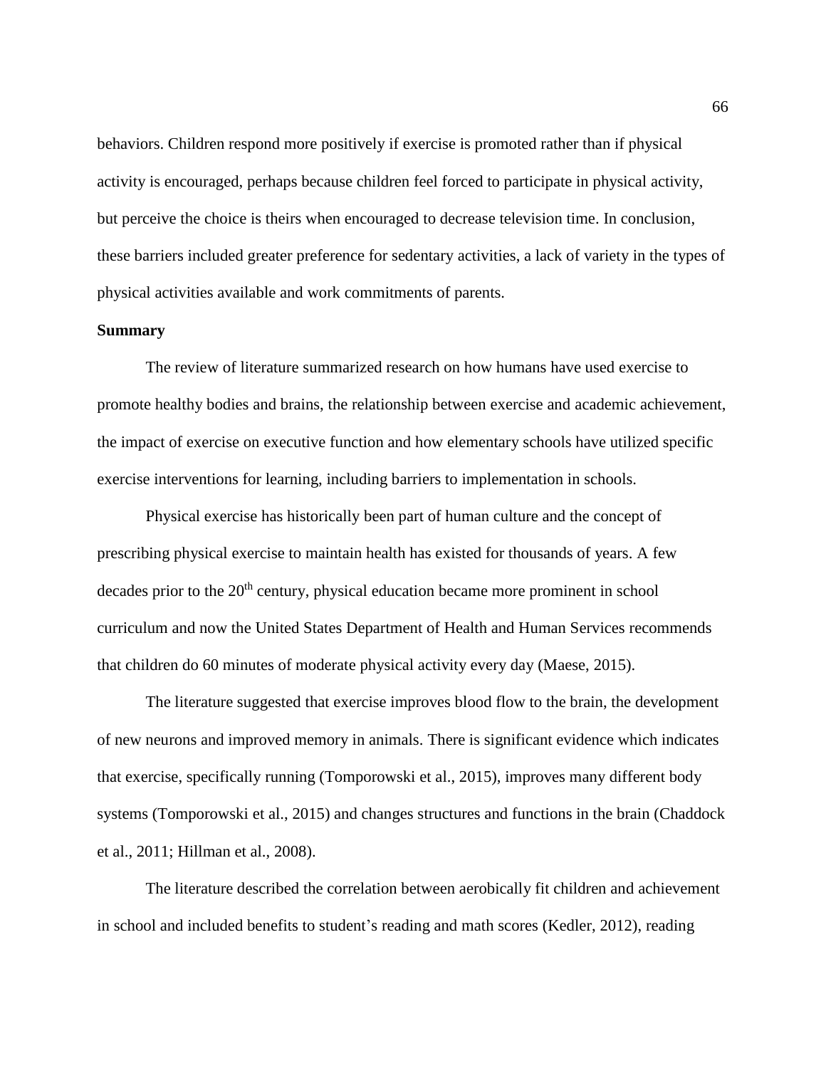behaviors. Children respond more positively if exercise is promoted rather than if physical activity is encouraged, perhaps because children feel forced to participate in physical activity, but perceive the choice is theirs when encouraged to decrease television time. In conclusion, these barriers included greater preference for sedentary activities, a lack of variety in the types of physical activities available and work commitments of parents.

**Summary**

The review of literature summarized research on how humans have used exercise to promote healthy bodies and brains, the relationship between exercise and academic achievement, the impact of exercise on executive function and how elementary schools have utilized specific exercise interventions for learning, including barriers to implementation in schools.

Physical exercise has historically been part of human culture and the concept of prescribing physical exercise to maintain health has existed for thousands of years. A few decades prior to the 20th century, physical education became more prominent in school curriculum and now the United States Department of Health and Human Services recommends that children do 60 minutes of moderate physical activity every day (Maese, 2015).

The literature suggested that exercise improves blood flow to the brain, the development of new neurons and improved memory in animals. There is significant evidence which indicates that exercise, specifically running (Tomporowski et al., 2015), improves many different body systems (Tomporowski et al., 2015) and changes structures and functions in the brain (Chaddock et al., 2011; Hillman et al., 2008).

The literature described the correlation between aerobically fit children and achievement in school and included benefits to student's reading and math scores (Kedler, 2012), reading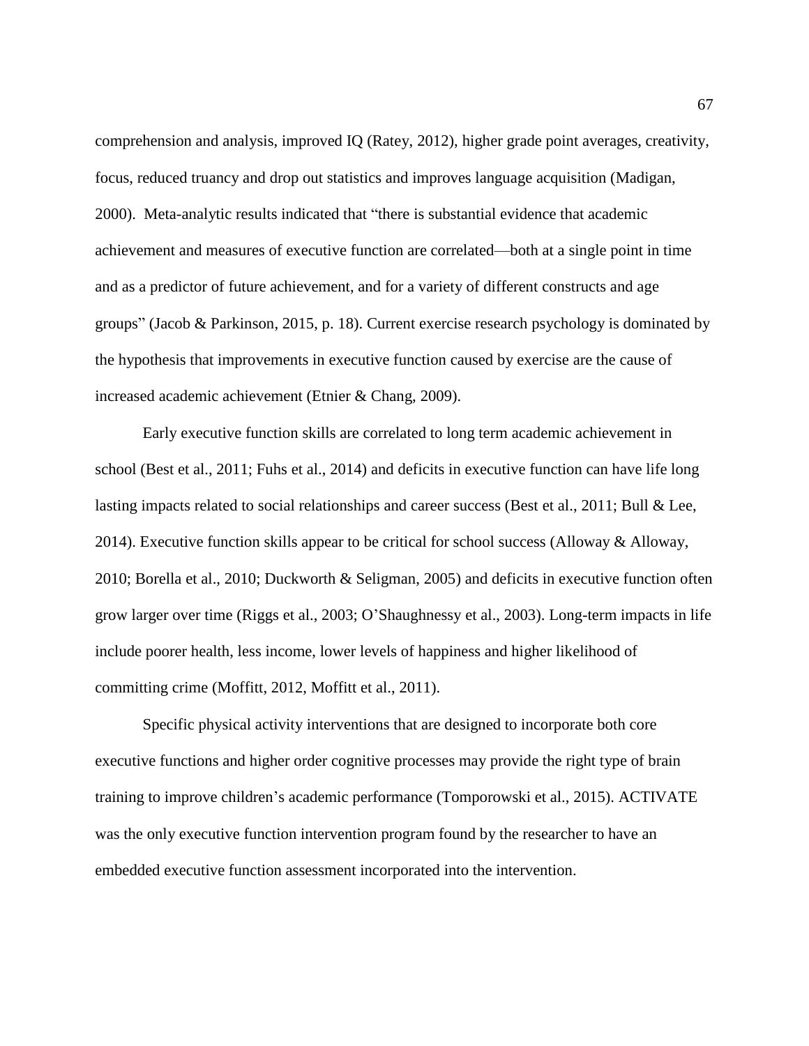comprehension and analysis, improved IQ (Ratey, 2012), higher grade point averages, creativity, focus, reduced truancy and drop out statistics and improves language acquisition (Madigan, 2000). Meta-analytic results indicated that "there is substantial evidence that academic achievement and measures of executive function are correlated—both at a single point in time and as a predictor of future achievement, and for a variety of different constructs and age groups" (Jacob & Parkinson, 2015, p. 18). Current exercise research psychology is dominated by the hypothesis that improvements in executive function caused by exercise are the cause of increased academic achievement (Etnier & Chang, 2009).

Early executive function skills are correlated to long term academic achievement in school (Best et al., 2011; Fuhs et al., 2014) and deficits in executive function can have life long lasting impacts related to social relationships and career success (Best et al., 2011; Bull & Lee, 2014). Executive function skills appear to be critical for school success (Alloway & Alloway, 2010; Borella et al., 2010; Duckworth & Seligman, 2005) and deficits in executive function often grow larger over time (Riggs et al., 2003; O'Shaughnessy et al., 2003). Long-term impacts in life include poorer health, less income, lower levels of happiness and higher likelihood of committing crime (Moffitt, 2012, Moffitt et al., 2011).

Specific physical activity interventions that are designed to incorporate both core executive functions and higher order cognitive processes may provide the right type of brain training to improve children's academic performance (Tomporowski et al., 2015). ACTIVATE was the only executive function intervention program found by the researcher to have an embedded executive function assessment incorporated into the intervention.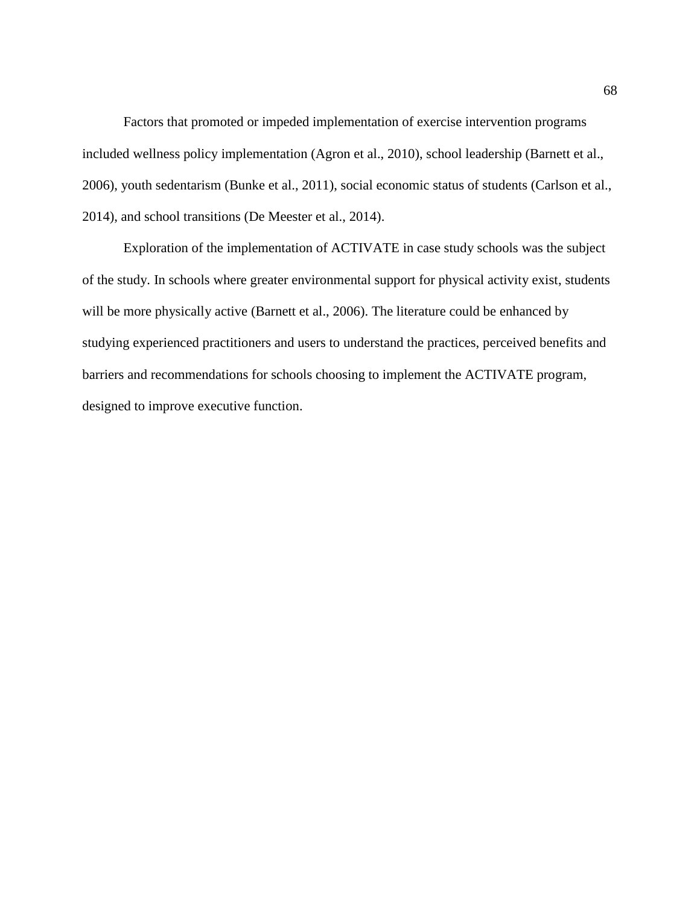Factors that promoted or impeded implementation of exercise intervention programs included wellness policy implementation (Agron et al., 2010), school leadership (Barnett et al., 2006), youth sedentarism (Bunke et al., 2011), social economic status of students (Carlson et al., 2014), and school transitions (De Meester et al., 2014).

Exploration of the implementation of ACTIVATE in case study schools was the subject of the study. In schools where greater environmental support for physical activity exist, students will be more physically active (Barnett et al., 2006). The literature could be enhanced by studying experienced practitioners and users to understand the practices, perceived benefits and barriers and recommendations for schools choosing to implement the ACTIVATE program, designed to improve executive function.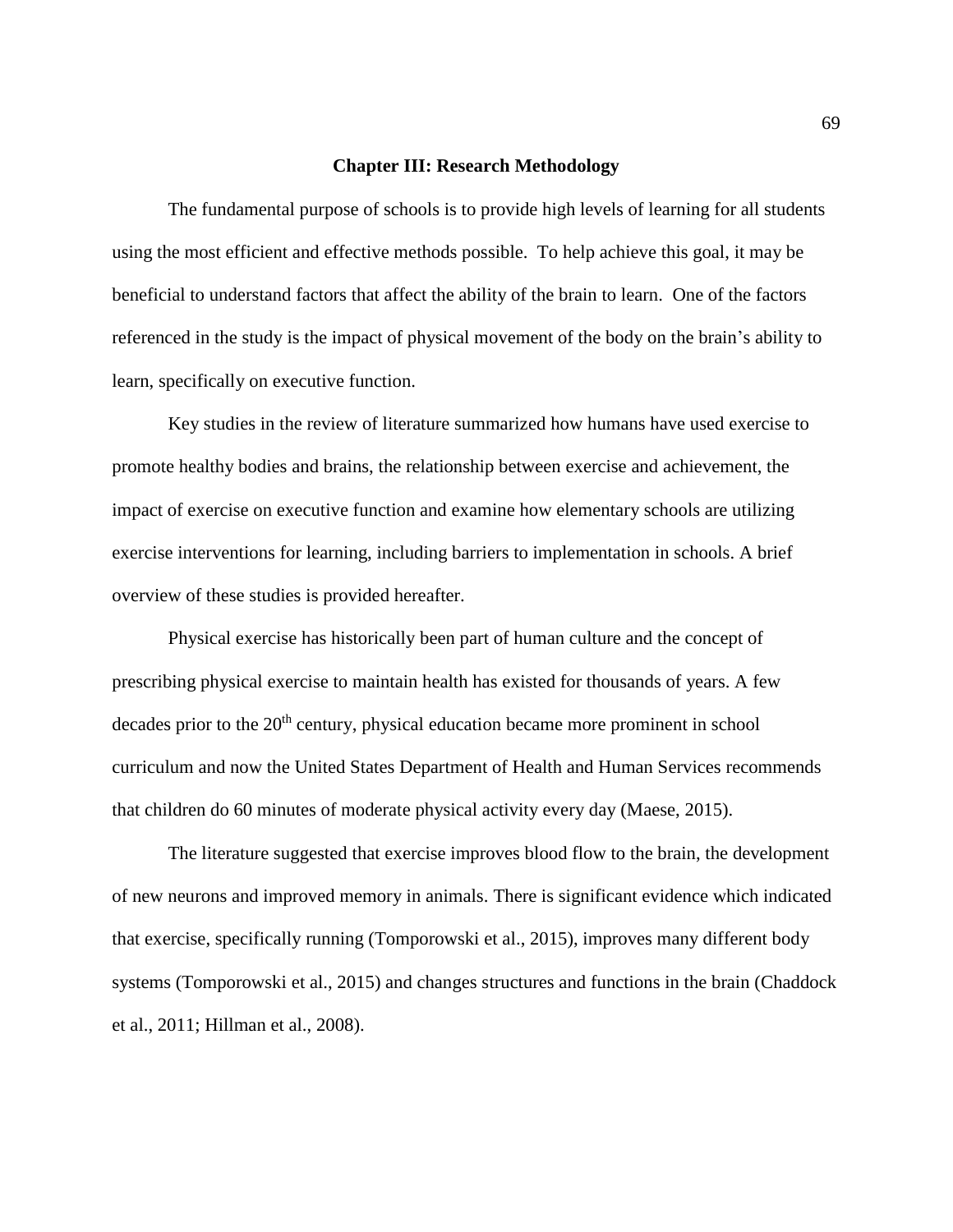# Chapter III: Research Methodology

The fundamental purpose of schools is to provide high levels of learning for all students using the most efficient and effective methods possible. To help achieve this goal, it may be beneficial to understand factors that affect the ability of the brain to learn. One of the factors referenced in the study is the impact of physical movement of the body on the brain's ability to learn, specifically on executive function.

Key studies in the review of literature summarized how humans have used exercise to promote healthy bodies and brains, the relationship between exercise and achievement, the impact of exercise on executive function and examine how elementary schools are utilizing exercise interventions for learning, including barriers to implementation in schools. A brief overview of these studies is provided hereafter.

Physical exercise has historically been part of human culture and the concept of prescribing physical exercise to maintain health has existed for thousands of years. A few decades prior to the 20th century, physical education became more prominent in school curriculum and now the United States Department of Health and Human Services recommends that children do 60 minutes of moderate physical activity every day (Maese, 2015).

The literature suggested that exercise improves blood flow to the brain, the development of new neurons and improved memory in animals. There is significant evidence which indicated that exercise, specifically running (Tomporowski et al., 2015), improves many different body systems (Tomporowski et al., 2015) and changes structures and functions in the brain (Chaddock et al., 2011; Hillman et al., 2008).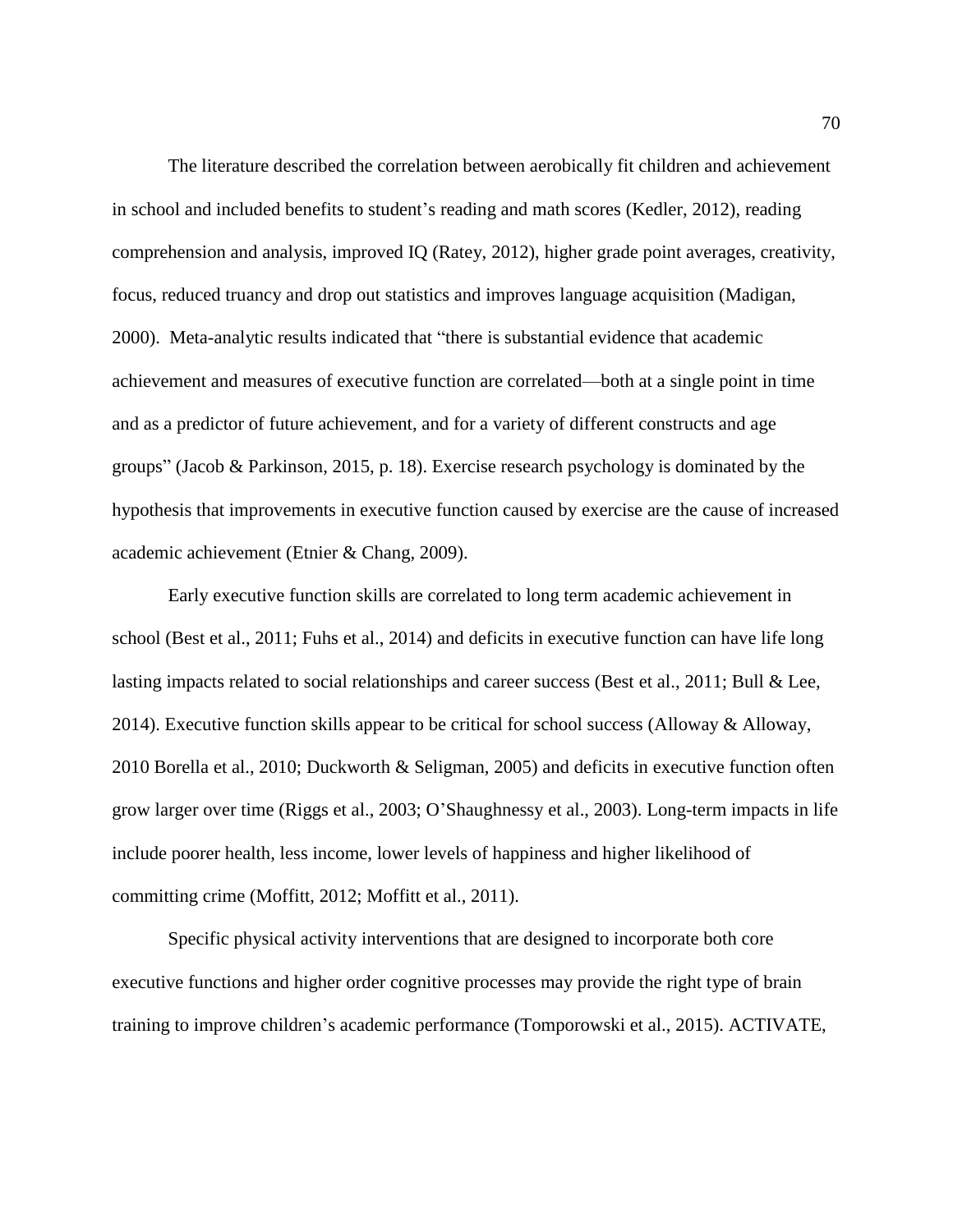The literature described the correlation between aerobically fit children and achievement in school and included benefits to student's reading and math scores (Kedler, 2012), reading comprehension and analysis, improved IQ (Ratey, 2012), higher grade point averages, creativity, focus, reduced truancy and drop out statistics and improves language acquisition (Madigan, 2000). Meta-analytic results indicated that "there is substantial evidence that academic achievement and measures of executive function are correlated—both at a single point in time and as a predictor of future achievement, and for a variety of different constructs and age groups" (Jacob & Parkinson, 2015, p. 18). Exercise research psychology is dominated by the hypothesis that improvements in executive function caused by exercise are the cause of increased academic achievement (Etnier & Chang, 2009).

Early executive function skills are correlated to long term academic achievement in school (Best et al., 2011; Fuhs et al., 2014) and deficits in executive function can have life long lasting impacts related to social relationships and career success (Best et al., 2011; Bull & Lee, 2014). Executive function skills appear to be critical for school success (Alloway & Alloway, 2010 Borella et al., 2010; Duckworth & Seligman, 2005) and deficits in executive function often grow larger over time (Riggs et al., 2003; O'Shaughnessy et al., 2003). Long-term impacts in life include poorer health, less income, lower levels of happiness and higher likelihood of committing crime (Moffitt, 2012; Moffitt et al., 2011).

Specific physical activity interventions that are designed to incorporate both core executive functions and higher order cognitive processes may provide the right type of brain training to improve children's academic performance (Tomporowski et al., 2015). ACTIVATE,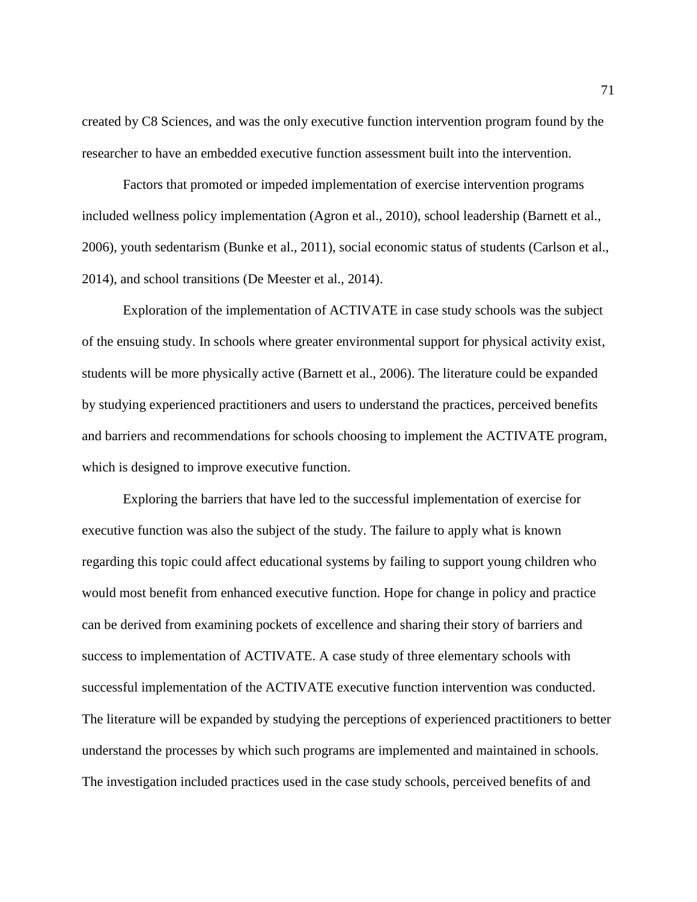created by C8 Sciences, and was the only executive function intervention program found by the researcher to have an embedded executive function assessment built into the intervention.

Factors that promoted or impeded implementation of exercise intervention programs included wellness policy implementation (Agron et al., 2010), school leadership (Barnett et al., 2006), youth sedentarism (Bunke et al., 2011), social economic status of students (Carlson et al., 2014), and school transitions (De Meester et al., 2014).

Exploration of the implementation of ACTIVATE in case study schools was the subject of the ensuing study. In schools where greater environmental support for physical activity exist, students will be more physically active (Barnett et al., 2006). The literature could be expanded by studying experienced practitioners and users to understand the practices, perceived benefits and barriers and recommendations for schools choosing to implement the ACTIVATE program, which is designed to improve executive function.

Exploring the barriers that have led to the successful implementation of exercise for executive function was also the subject of the study. The failure to apply what is known regarding this topic could affect educational systems by failing to support young children who would most benefit from enhanced executive function. Hope for change in policy and practice can be derived from examining pockets of excellence and sharing their story of barriers and success to implementation of ACTIVATE. A case study of three elementary schools with successful implementation of the ACTIVATE executive function intervention was conducted. The literature will be expanded by studying the perceptions of experienced practitioners to better understand the processes by which such programs are implemented and maintained in schools. The investigation included practices used in the case study schools, perceived benefits of and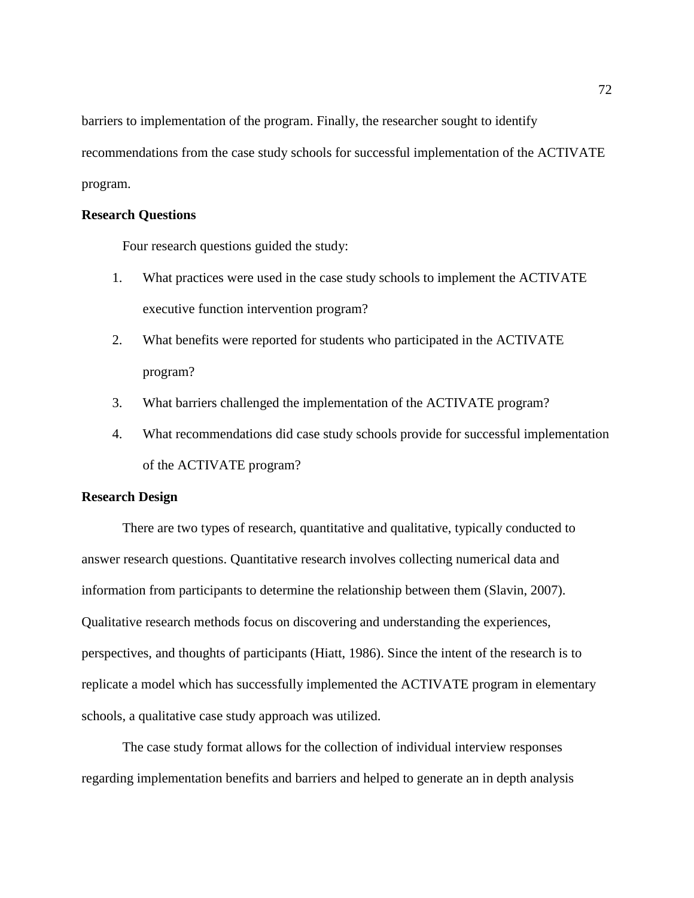barriers to implementation of the program. Finally, the researcher sought to identify recommendations from the case study schools for successful implementation of the ACTIVATE program.

**Research Questions**

Four research questions guided the study:

1. What practices were used in the case study schools to implement the ACTIVATE executive function intervention program?
2. What benefits were reported for students who participated in the ACTIVATE program?
3. What barriers challenged the implementation of the ACTIVATE program?
4. What recommendations did case study schools provide for successful implementation of the ACTIVATE program?

**Research Design**

There are two types of research, quantitative and qualitative, typically conducted to answer research questions. Quantitative research involves collecting numerical data and information from participants to determine the relationship between them (Slavin, 2007). Qualitative research methods focus on discovering and understanding the experiences, perspectives, and thoughts of participants (Hiatt, 1986). Since the intent of the research is to replicate a model which has successfully implemented the ACTIVATE program in elementary schools, a qualitative case study approach was utilized.

The case study format allows for the collection of individual interview responses regarding implementation benefits and barriers and helped to generate an in depth analysis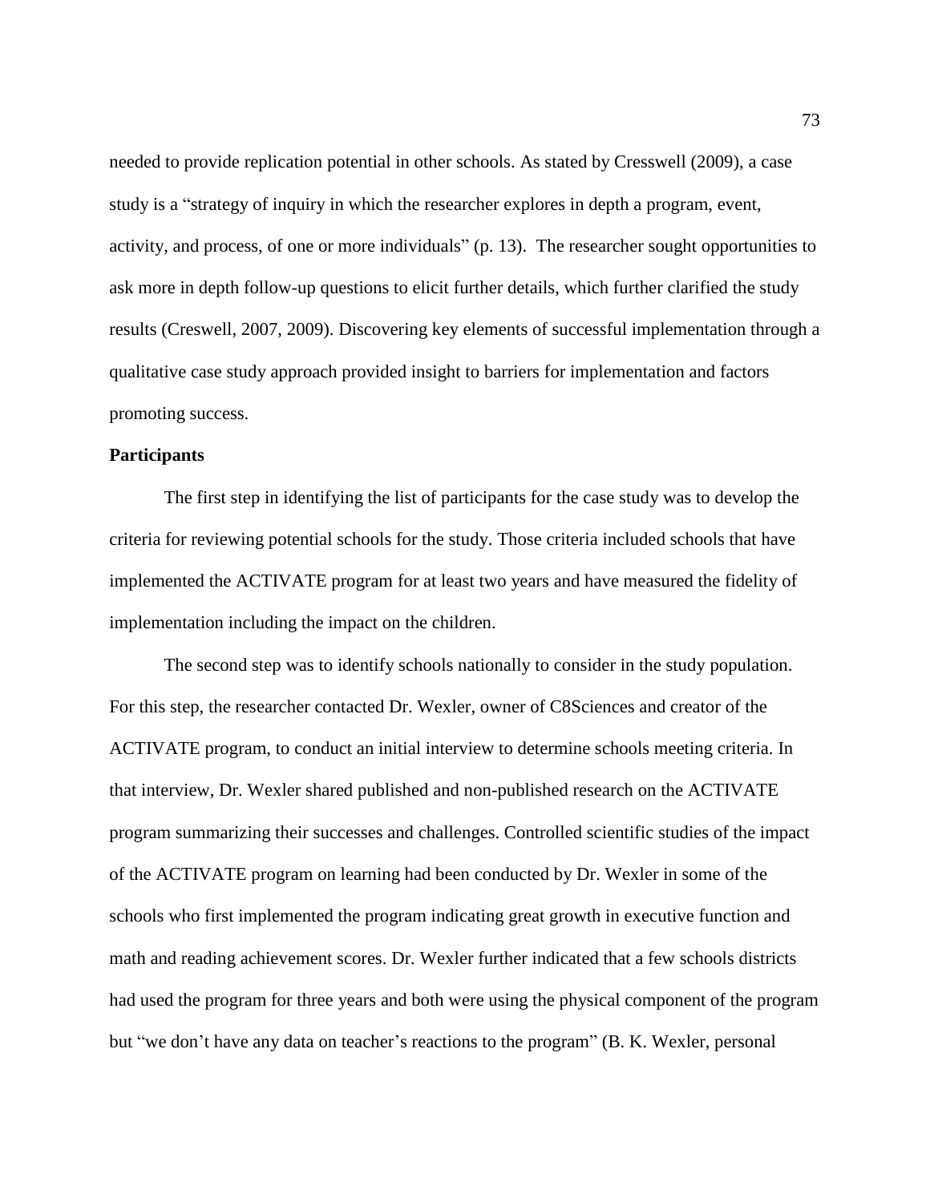needed to provide replication potential in other schools. As stated by Cresswell (2009), a case study is a "strategy of inquiry in which the researcher explores in depth a program, event, activity, and process, of one or more individuals" (p. 13). The researcher sought opportunities to ask more in depth follow-up questions to elicit further details, which further clarified the study results (Creswell, 2007, 2009). Discovering key elements of successful implementation through a qualitative case study approach provided insight to barriers for implementation and factors promoting success.

**Participants**

The first step in identifying the list of participants for the case study was to develop the criteria for reviewing potential schools for the study. Those criteria included schools that have implemented the ACTIVATE program for at least two years and have measured the fidelity of implementation including the impact on the children.

The second step was to identify schools nationally to consider in the study population. For this step, the researcher contacted Dr. Wexler, owner of C8Sciences and creator of the ACTIVATE program, to conduct an initial interview to determine schools meeting criteria. In that interview, Dr. Wexler shared published and non-published research on the ACTIVATE program summarizing their successes and challenges. Controlled scientific studies of the impact of the ACTIVATE program on learning had been conducted by Dr. Wexler in some of the schools who first implemented the program indicating great growth in executive function and math and reading achievement scores. Dr. Wexler further indicated that a few schools districts had used the program for three years and both were using the physical component of the program but "we don't have any data on teacher's reactions to the program" (B. K. Wexler, personal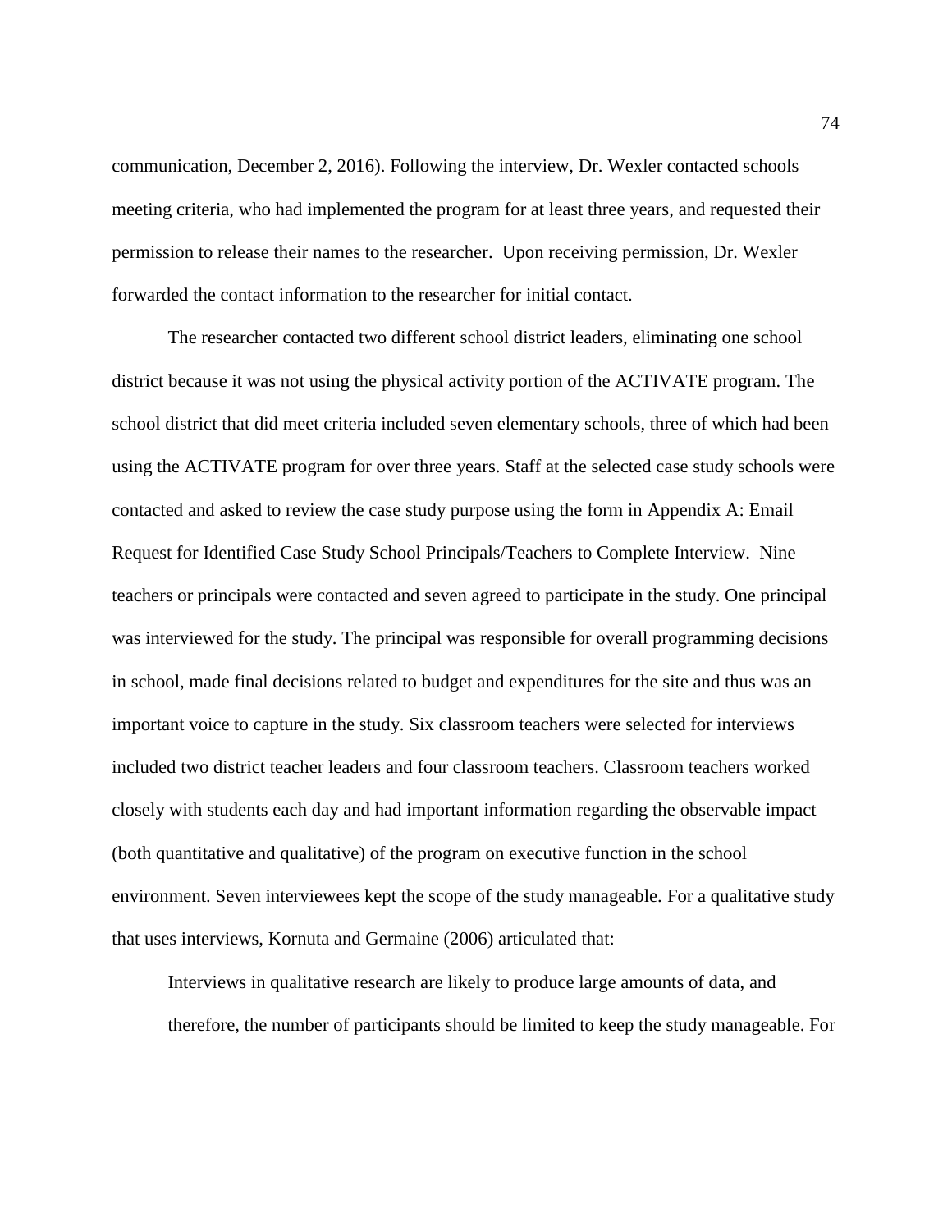communication, December 2, 2016). Following the interview, Dr. Wexler contacted schools meeting criteria, who had implemented the program for at least three years, and requested their permission to release their names to the researcher.  Upon receiving permission, Dr. Wexler forwarded the contact information to the researcher for initial contact.

The researcher contacted two different school district leaders, eliminating one school district because it was not using the physical activity portion of the ACTIVATE program. The school district that did meet criteria included seven elementary schools, three of which had been using the ACTIVATE program for over three years. Staff at the selected case study schools were contacted and asked to review the case study purpose using the form in Appendix A: Email Request for Identified Case Study School Principals/Teachers to Complete Interview.  Nine teachers or principals were contacted and seven agreed to participate in the study. One principal was interviewed for the study. The principal was responsible for overall programming decisions in school, made final decisions related to budget and expenditures for the site and thus was an important voice to capture in the study. Six classroom teachers were selected for interviews included two district teacher leaders and four classroom teachers. Classroom teachers worked closely with students each day and had important information regarding the observable impact (both quantitative and qualitative) of the program on executive function in the school environment. Seven interviewees kept the scope of the study manageable. For a qualitative study that uses interviews, Kornuta and Germaine (2006) articulated that:

> Interviews in qualitative research are likely to produce large amounts of data, and therefore, the number of participants should be limited to keep the study manageable. For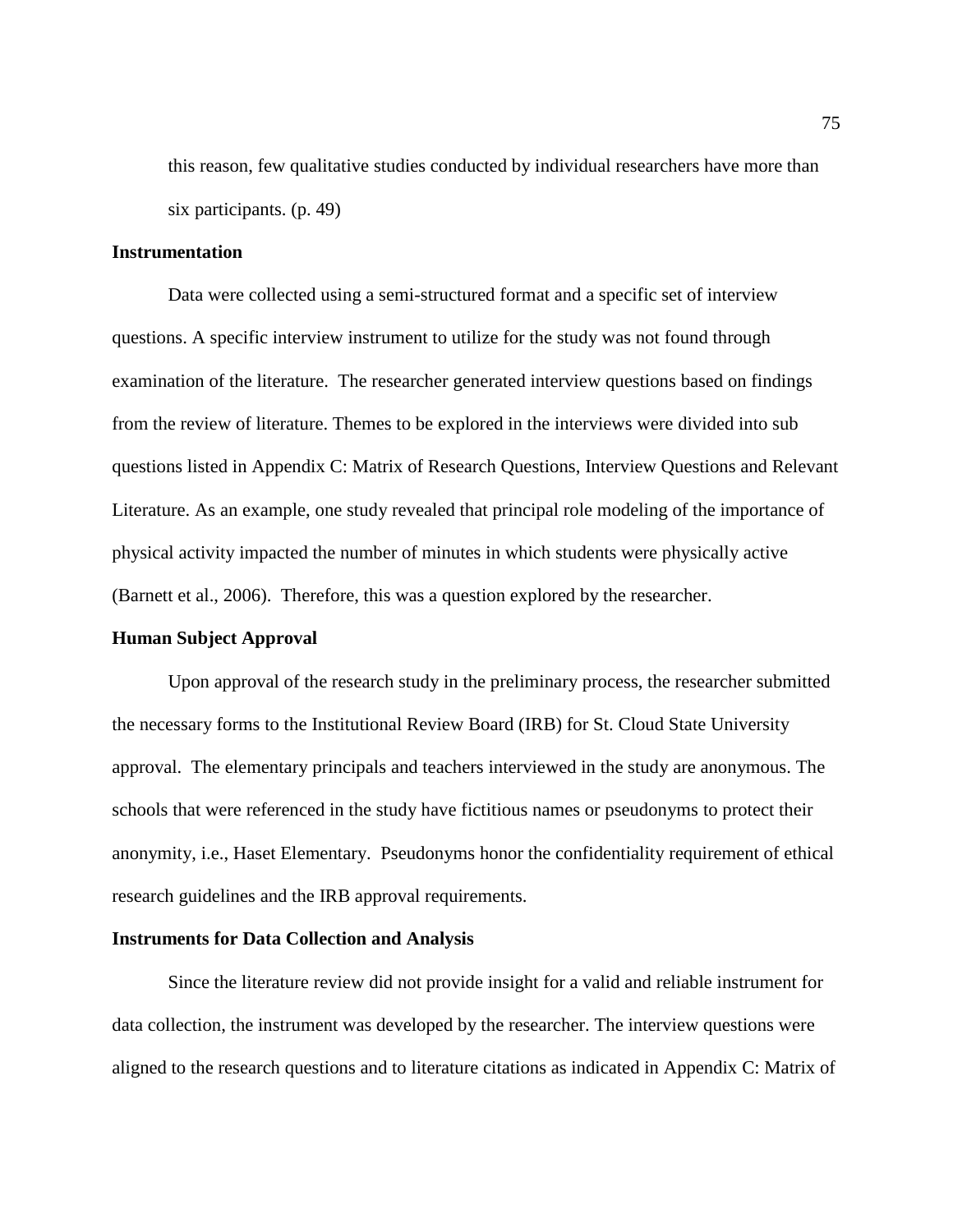> this reason, few qualitative studies conducted by individual researchers have more than six participants. (p. 49)

### Instrumentation

Data were collected using a semi-structured format and a specific set of interview questions. A specific interview instrument to utilize for the study was not found through examination of the literature. The researcher generated interview questions based on findings from the review of literature. Themes to be explored in the interviews were divided into sub questions listed in Appendix C: Matrix of Research Questions, Interview Questions and Relevant Literature. As an example, one study revealed that principal role modeling of the importance of physical activity impacted the number of minutes in which students were physically active (Barnett et al., 2006). Therefore, this was a question explored by the researcher.

### Human Subject Approval

Upon approval of the research study in the preliminary process, the researcher submitted the necessary forms to the Institutional Review Board (IRB) for St. Cloud State University approval. The elementary principals and teachers interviewed in the study are anonymous. The schools that were referenced in the study have fictitious names or pseudonyms to protect their anonymity, i.e., Haset Elementary. Pseudonyms honor the confidentiality requirement of ethical research guidelines and the IRB approval requirements.

### Instruments for Data Collection and Analysis

Since the literature review did not provide insight for a valid and reliable instrument for data collection, the instrument was developed by the researcher. The interview questions were aligned to the research questions and to literature citations as indicated in Appendix C: Matrix of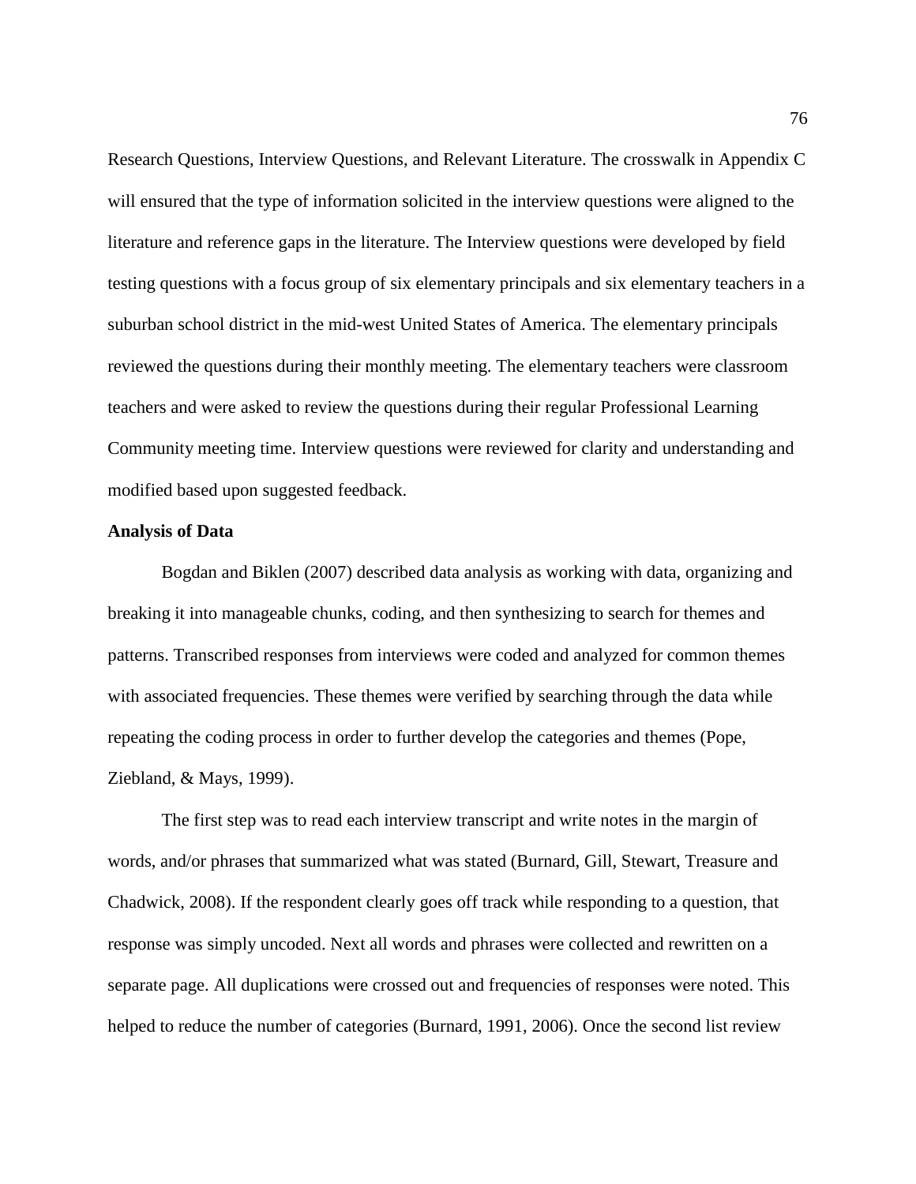Research Questions, Interview Questions, and Relevant Literature. The crosswalk in Appendix C will ensured that the type of information solicited in the interview questions were aligned to the literature and reference gaps in the literature. The Interview questions were developed by field testing questions with a focus group of six elementary principals and six elementary teachers in a suburban school district in the mid-west United States of America. The elementary principals reviewed the questions during their monthly meeting. The elementary teachers were classroom teachers and were asked to review the questions during their regular Professional Learning Community meeting time. Interview questions were reviewed for clarity and understanding and modified based upon suggested feedback.

**Analysis of Data**

Bogdan and Biklen (2007) described data analysis as working with data, organizing and breaking it into manageable chunks, coding, and then synthesizing to search for themes and patterns. Transcribed responses from interviews were coded and analyzed for common themes with associated frequencies. These themes were verified by searching through the data while repeating the coding process in order to further develop the categories and themes (Pope, Ziebland, & Mays, 1999).

The first step was to read each interview transcript and write notes in the margin of words, and/or phrases that summarized what was stated (Burnard, Gill, Stewart, Treasure and Chadwick, 2008). If the respondent clearly goes off track while responding to a question, that response was simply uncoded. Next all words and phrases were collected and rewritten on a separate page. All duplications were crossed out and frequencies of responses were noted. This helped to reduce the number of categories (Burnard, 1991, 2006). Once the second list review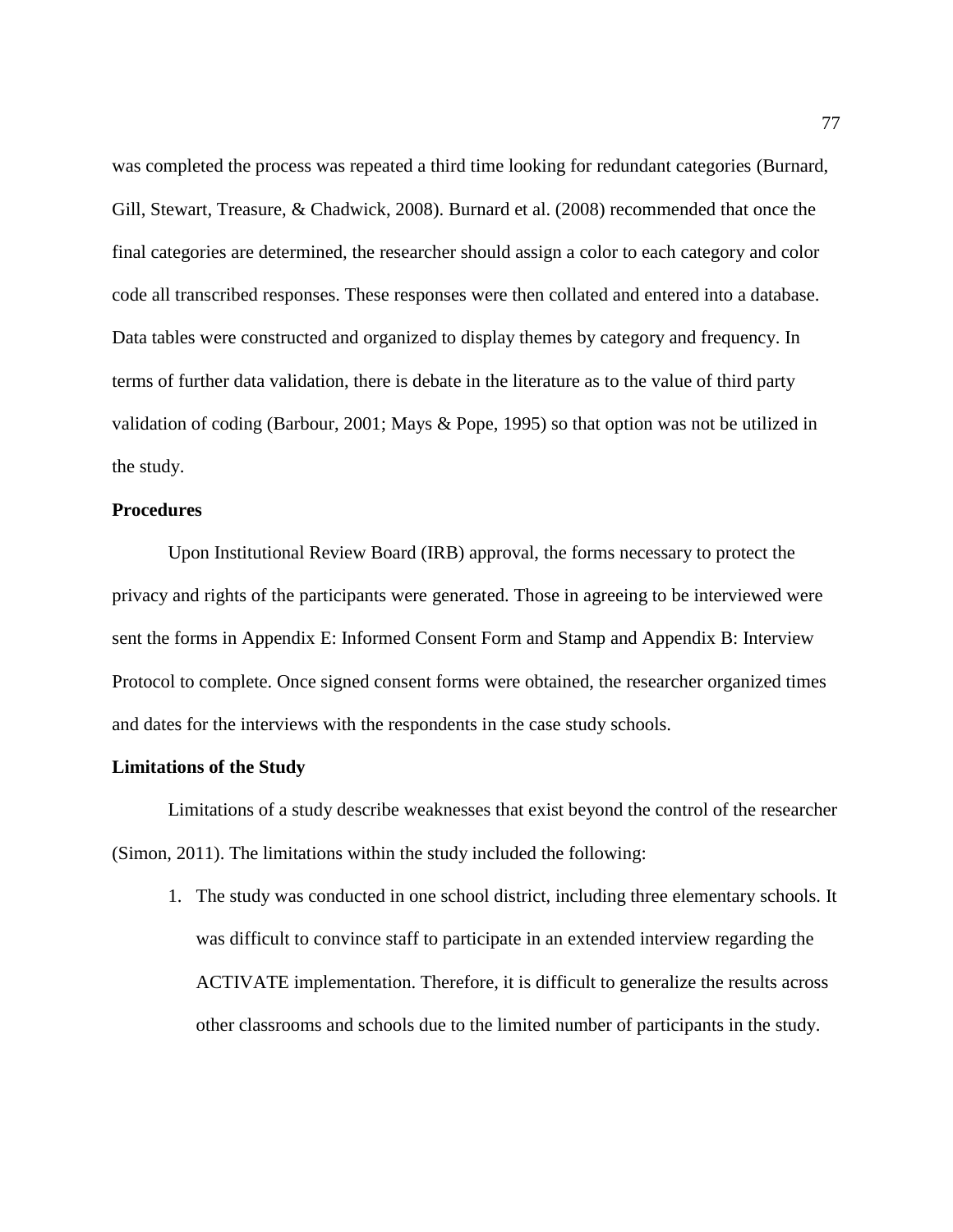was completed the process was repeated a third time looking for redundant categories (Burnard, Gill, Stewart, Treasure, & Chadwick, 2008). Burnard et al. (2008) recommended that once the final categories are determined, the researcher should assign a color to each category and color code all transcribed responses. These responses were then collated and entered into a database. Data tables were constructed and organized to display themes by category and frequency. In terms of further data validation, there is debate in the literature as to the value of third party validation of coding (Barbour, 2001; Mays & Pope, 1995) so that option was not be utilized in the study.

**Procedures**

Upon Institutional Review Board (IRB) approval, the forms necessary to protect the privacy and rights of the participants were generated. Those in agreeing to be interviewed were sent the forms in Appendix E: Informed Consent Form and Stamp and Appendix B: Interview Protocol to complete. Once signed consent forms were obtained, the researcher organized times and dates for the interviews with the respondents in the case study schools.

**Limitations of the Study**

Limitations of a study describe weaknesses that exist beyond the control of the researcher (Simon, 2011). The limitations within the study included the following:

1. The study was conducted in one school district, including three elementary schools. It was difficult to convince staff to participate in an extended interview regarding the ACTIVATE implementation. Therefore, it is difficult to generalize the results across other classrooms and schools due to the limited number of participants in the study.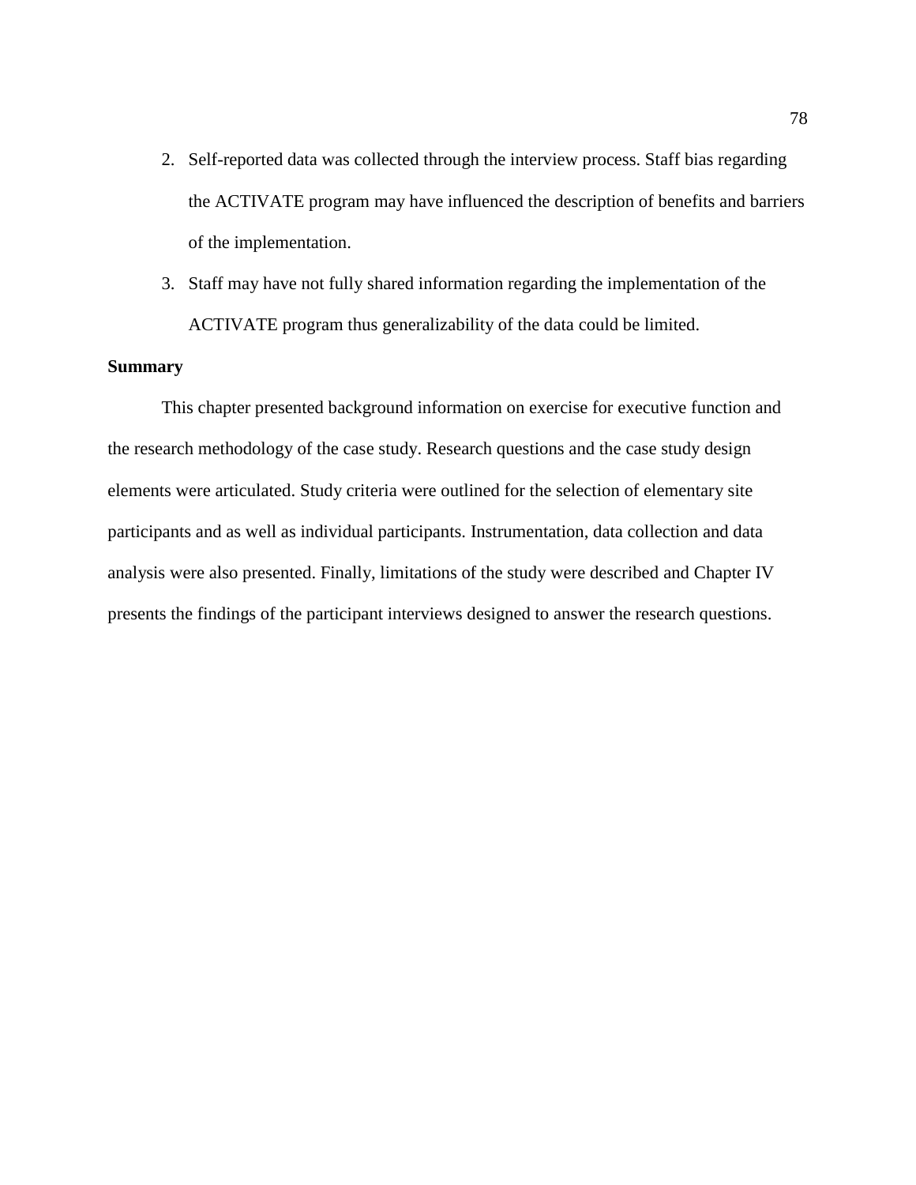2. Self-reported data was collected through the interview process. Staff bias regarding the ACTIVATE program may have influenced the description of benefits and barriers of the implementation.
3. Staff may have not fully shared information regarding the implementation of the ACTIVATE program thus generalizability of the data could be limited.

**Summary**

This chapter presented background information on exercise for executive function and the research methodology of the case study. Research questions and the case study design elements were articulated. Study criteria were outlined for the selection of elementary site participants and as well as individual participants. Instrumentation, data collection and data analysis were also presented. Finally, limitations of the study were described and Chapter IV presents the findings of the participant interviews designed to answer the research questions.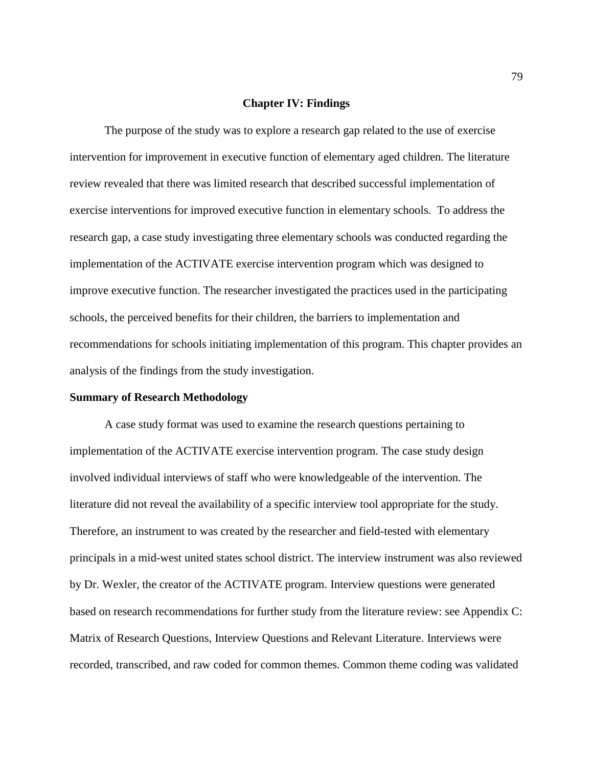# Chapter IV: Findings

The purpose of the study was to explore a research gap related to the use of exercise intervention for improvement in executive function of elementary aged children. The literature review revealed that there was limited research that described successful implementation of exercise interventions for improved executive function in elementary schools. To address the research gap, a case study investigating three elementary schools was conducted regarding the implementation of the ACTIVATE exercise intervention program which was designed to improve executive function. The researcher investigated the practices used in the participating schools, the perceived benefits for their children, the barriers to implementation and recommendations for schools initiating implementation of this program. This chapter provides an analysis of the findings from the study investigation.

## Summary of Research Methodology

A case study format was used to examine the research questions pertaining to implementation of the ACTIVATE exercise intervention program. The case study design involved individual interviews of staff who were knowledgeable of the intervention. The literature did not reveal the availability of a specific interview tool appropriate for the study. Therefore, an instrument to was created by the researcher and field-tested with elementary principals in a mid-west united states school district. The interview instrument was also reviewed by Dr. Wexler, the creator of the ACTIVATE program. Interview questions were generated based on research recommendations for further study from the literature review: see Appendix C: Matrix of Research Questions, Interview Questions and Relevant Literature. Interviews were recorded, transcribed, and raw coded for common themes. Common theme coding was validated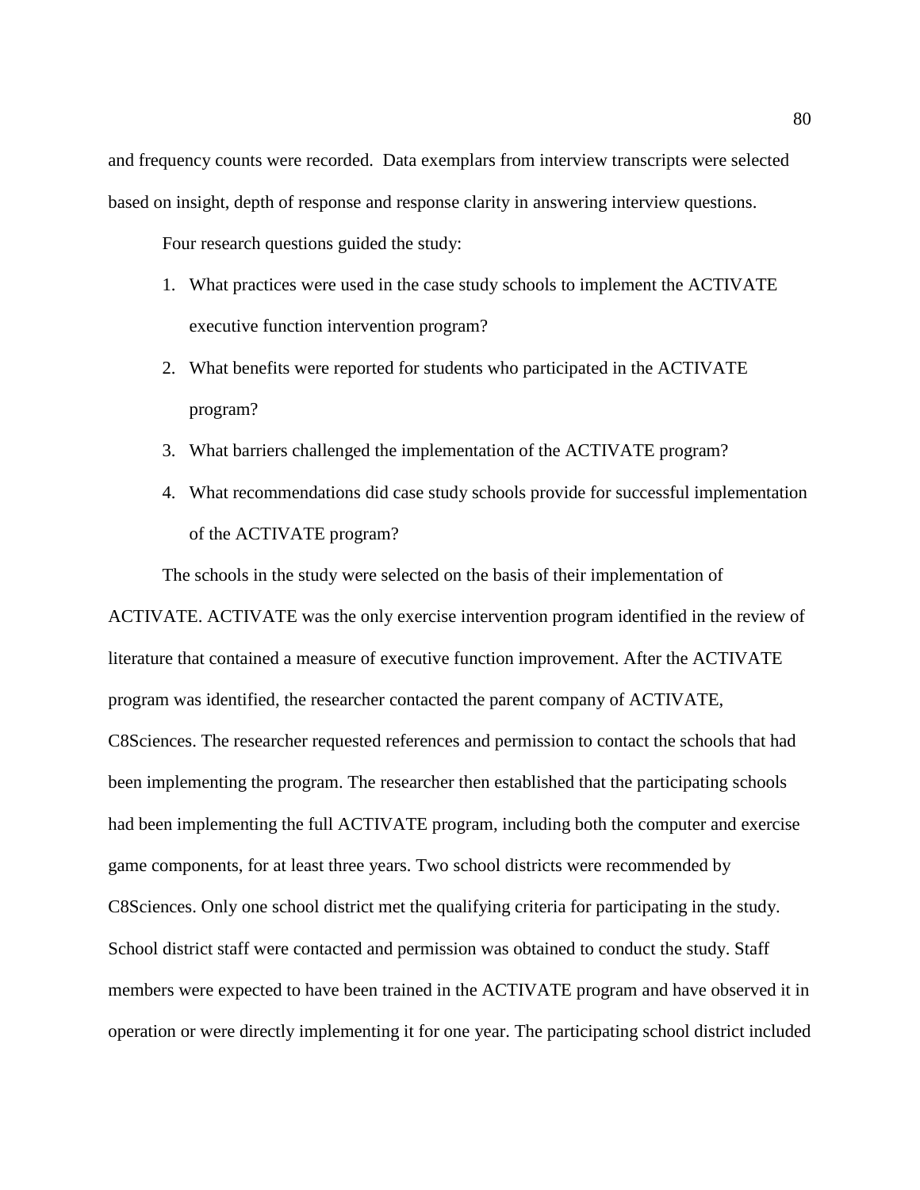and frequency counts were recorded. Data exemplars from interview transcripts were selected based on insight, depth of response and response clarity in answering interview questions.

Four research questions guided the study:

1. What practices were used in the case study schools to implement the ACTIVATE executive function intervention program?
2. What benefits were reported for students who participated in the ACTIVATE program?
3. What barriers challenged the implementation of the ACTIVATE program?
4. What recommendations did case study schools provide for successful implementation of the ACTIVATE program?

The schools in the study were selected on the basis of their implementation of ACTIVATE. ACTIVATE was the only exercise intervention program identified in the review of literature that contained a measure of executive function improvement. After the ACTIVATE program was identified, the researcher contacted the parent company of ACTIVATE, C8Sciences. The researcher requested references and permission to contact the schools that had been implementing the program. The researcher then established that the participating schools had been implementing the full ACTIVATE program, including both the computer and exercise game components, for at least three years. Two school districts were recommended by C8Sciences. Only one school district met the qualifying criteria for participating in the study. School district staff were contacted and permission was obtained to conduct the study. Staff members were expected to have been trained in the ACTIVATE program and have observed it in operation or were directly implementing it for one year. The participating school district included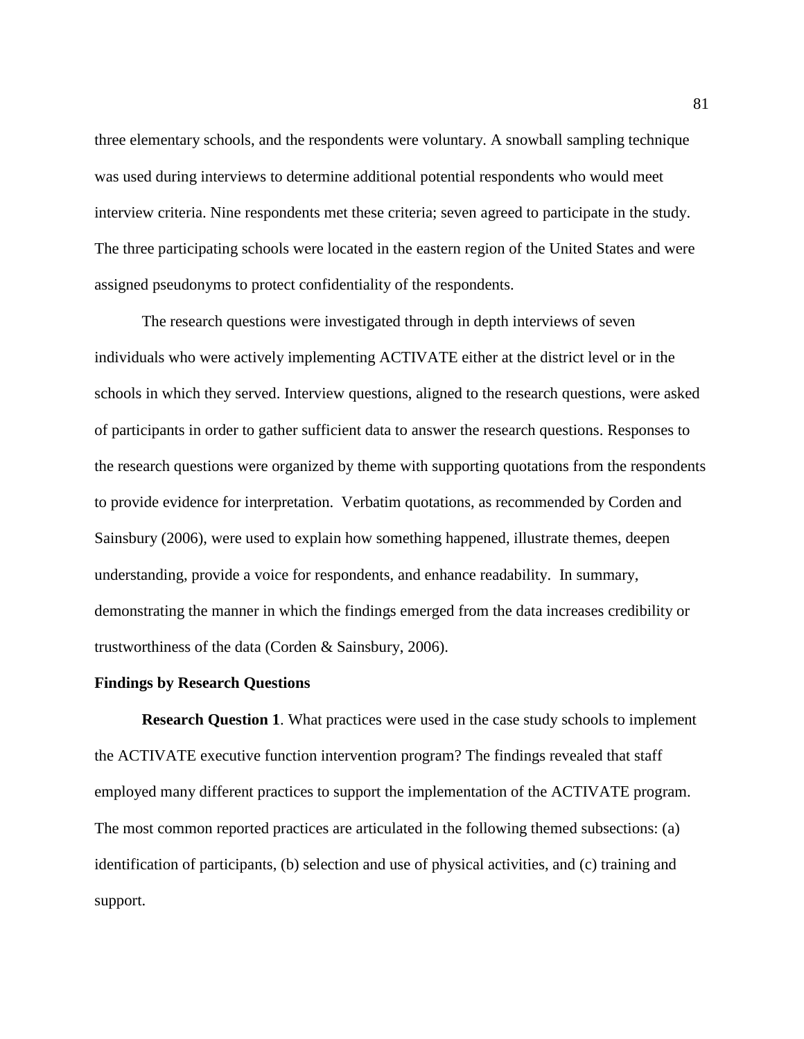three elementary schools, and the respondents were voluntary. A snowball sampling technique was used during interviews to determine additional potential respondents who would meet interview criteria. Nine respondents met these criteria; seven agreed to participate in the study. The three participating schools were located in the eastern region of the United States and were assigned pseudonyms to protect confidentiality of the respondents.

The research questions were investigated through in depth interviews of seven individuals who were actively implementing ACTIVATE either at the district level or in the schools in which they served. Interview questions, aligned to the research questions, were asked of participants in order to gather sufficient data to answer the research questions. Responses to the research questions were organized by theme with supporting quotations from the respondents to provide evidence for interpretation. Verbatim quotations, as recommended by Corden and Sainsbury (2006), were used to explain how something happened, illustrate themes, deepen understanding, provide a voice for respondents, and enhance readability. In summary, demonstrating the manner in which the findings emerged from the data increases credibility or trustworthiness of the data (Corden & Sainsbury, 2006).

## Findings by Research Questions

**Research Question 1**. What practices were used in the case study schools to implement the ACTIVATE executive function intervention program? The findings revealed that staff employed many different practices to support the implementation of the ACTIVATE program. The most common reported practices are articulated in the following themed subsections: (a) identification of participants, (b) selection and use of physical activities, and (c) training and support.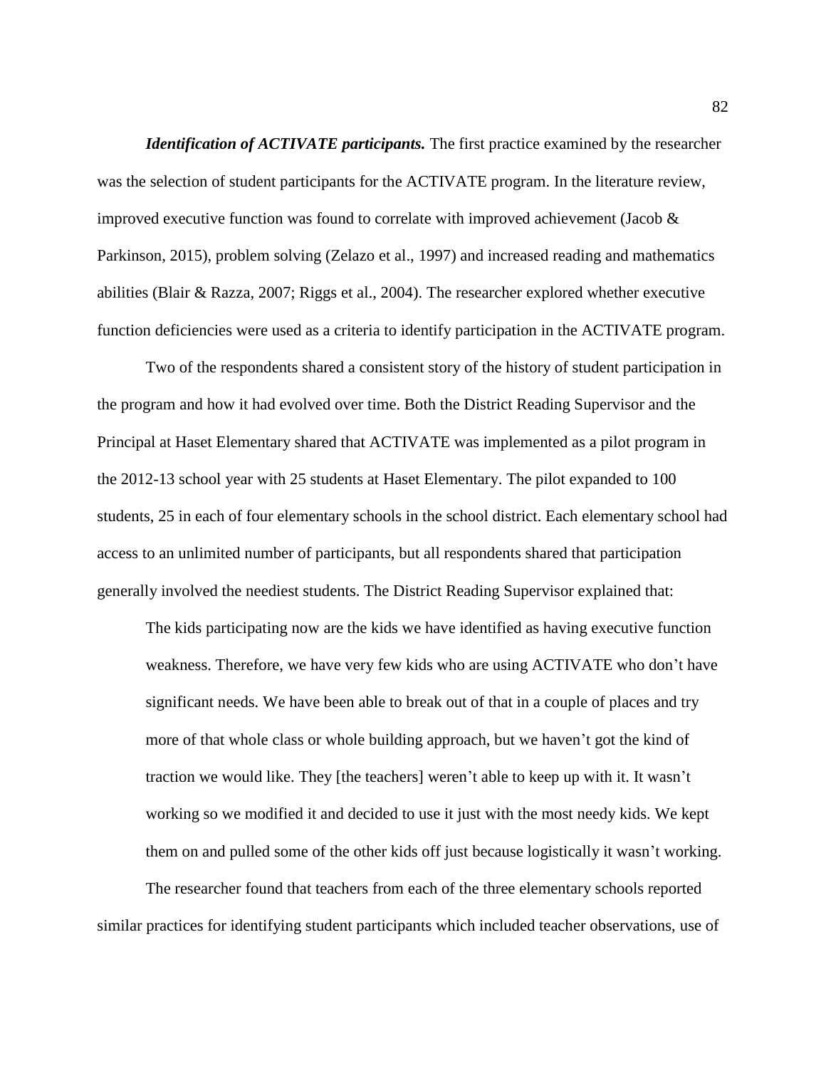***Identification of ACTIVATE participants.*** The first practice examined by the researcher was the selection of student participants for the ACTIVATE program. In the literature review, improved executive function was found to correlate with improved achievement (Jacob & Parkinson, 2015), problem solving (Zelazo et al., 1997) and increased reading and mathematics abilities (Blair & Razza, 2007; Riggs et al., 2004). The researcher explored whether executive function deficiencies were used as a criteria to identify participation in the ACTIVATE program.

Two of the respondents shared a consistent story of the history of student participation in the program and how it had evolved over time. Both the District Reading Supervisor and the Principal at Haset Elementary shared that ACTIVATE was implemented as a pilot program in the 2012-13 school year with 25 students at Haset Elementary. The pilot expanded to 100 students, 25 in each of four elementary schools in the school district. Each elementary school had access to an unlimited number of participants, but all respondents shared that participation generally involved the neediest students. The District Reading Supervisor explained that:

> The kids participating now are the kids we have identified as having executive function weakness. Therefore, we have very few kids who are using ACTIVATE who don't have significant needs. We have been able to break out of that in a couple of places and try more of that whole class or whole building approach, but we haven't got the kind of traction we would like. They [the teachers] weren't able to keep up with it. It wasn't working so we modified it and decided to use it just with the most needy kids. We kept them on and pulled some of the other kids off just because logistically it wasn't working.

The researcher found that teachers from each of the three elementary schools reported similar practices for identifying student participants which included teacher observations, use of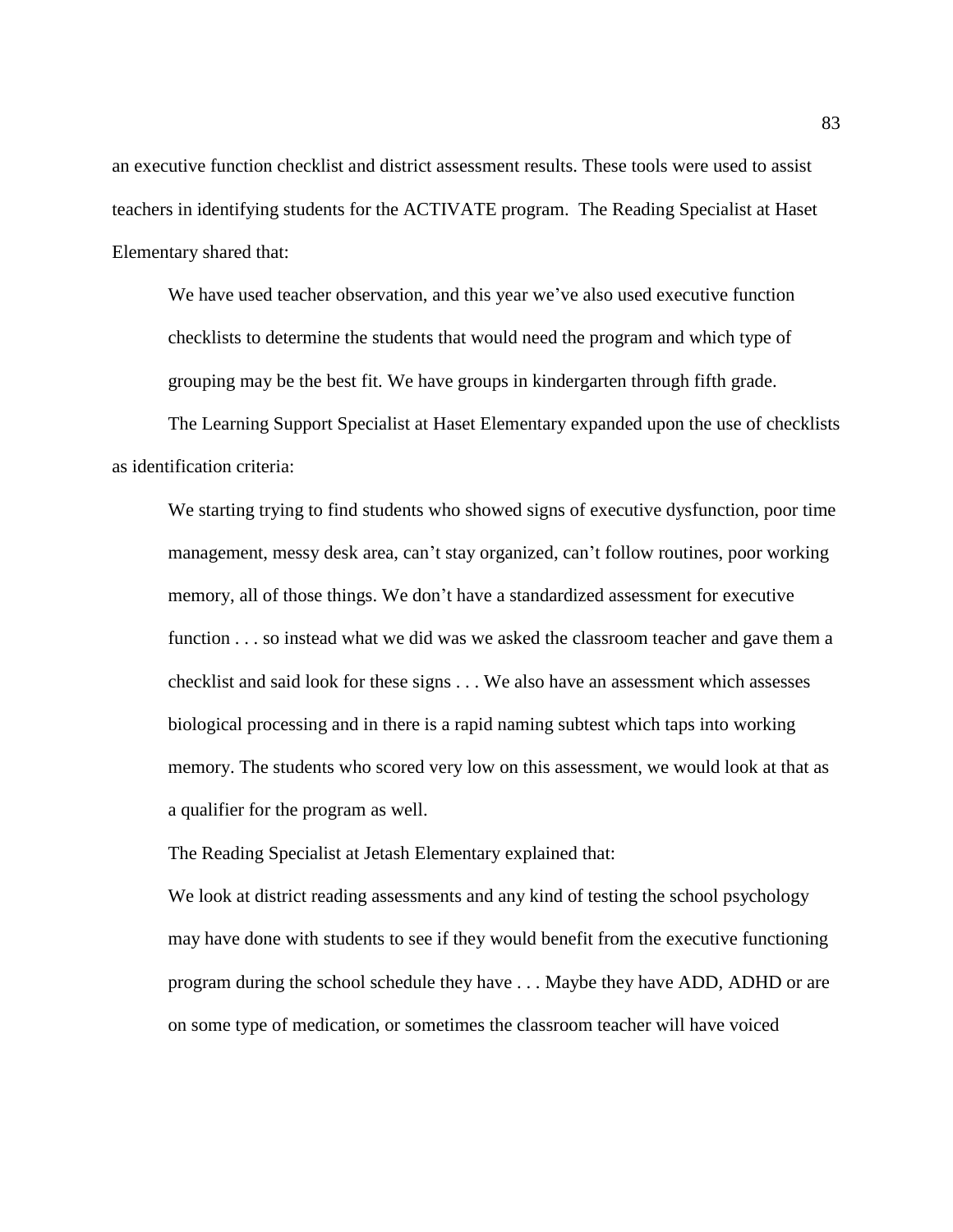an executive function checklist and district assessment results. These tools were used to assist teachers in identifying students for the ACTIVATE program. The Reading Specialist at Haset Elementary shared that:

> We have used teacher observation, and this year we've also used executive function checklists to determine the students that would need the program and which type of grouping may be the best fit. We have groups in kindergarten through fifth grade.

The Learning Support Specialist at Haset Elementary expanded upon the use of checklists as identification criteria:

> We starting trying to find students who showed signs of executive dysfunction, poor time management, messy desk area, can't stay organized, can't follow routines, poor working memory, all of those things. We don't have a standardized assessment for executive function . . . so instead what we did was we asked the classroom teacher and gave them a checklist and said look for these signs . . . We also have an assessment which assesses biological processing and in there is a rapid naming subtest which taps into working memory. The students who scored very low on this assessment, we would look at that as a qualifier for the program as well.

The Reading Specialist at Jetash Elementary explained that:

> We look at district reading assessments and any kind of testing the school psychology may have done with students to see if they would benefit from the executive functioning program during the school schedule they have . . . Maybe they have ADD, ADHD or are on some type of medication, or sometimes the classroom teacher will have voiced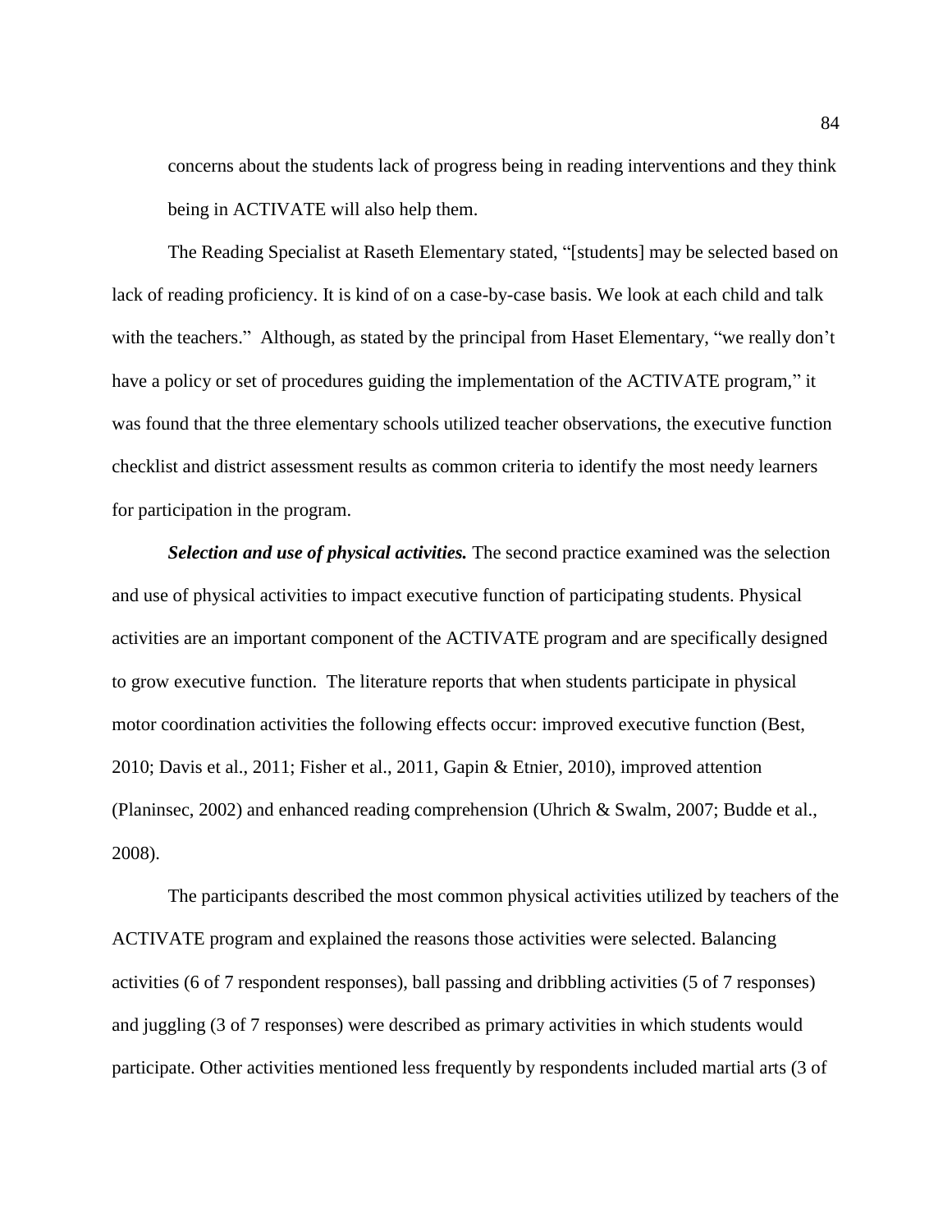concerns about the students lack of progress being in reading interventions and they think being in ACTIVATE will also help them.

The Reading Specialist at Raseth Elementary stated, "[students] may be selected based on lack of reading proficiency. It is kind of on a case-by-case basis. We look at each child and talk with the teachers." Although, as stated by the principal from Haset Elementary, "we really don't have a policy or set of procedures guiding the implementation of the ACTIVATE program," it was found that the three elementary schools utilized teacher observations, the executive function checklist and district assessment results as common criteria to identify the most needy learners for participation in the program.

***Selection and use of physical activities.*** The second practice examined was the selection and use of physical activities to impact executive function of participating students. Physical activities are an important component of the ACTIVATE program and are specifically designed to grow executive function. The literature reports that when students participate in physical motor coordination activities the following effects occur: improved executive function (Best, 2010; Davis et al., 2011; Fisher et al., 2011, Gapin & Etnier, 2010), improved attention (Planinsec, 2002) and enhanced reading comprehension (Uhrich & Swalm, 2007; Budde et al., 2008).

The participants described the most common physical activities utilized by teachers of the ACTIVATE program and explained the reasons those activities were selected. Balancing activities (6 of 7 respondent responses), ball passing and dribbling activities (5 of 7 responses) and juggling (3 of 7 responses) were described as primary activities in which students would participate. Other activities mentioned less frequently by respondents included martial arts (3 of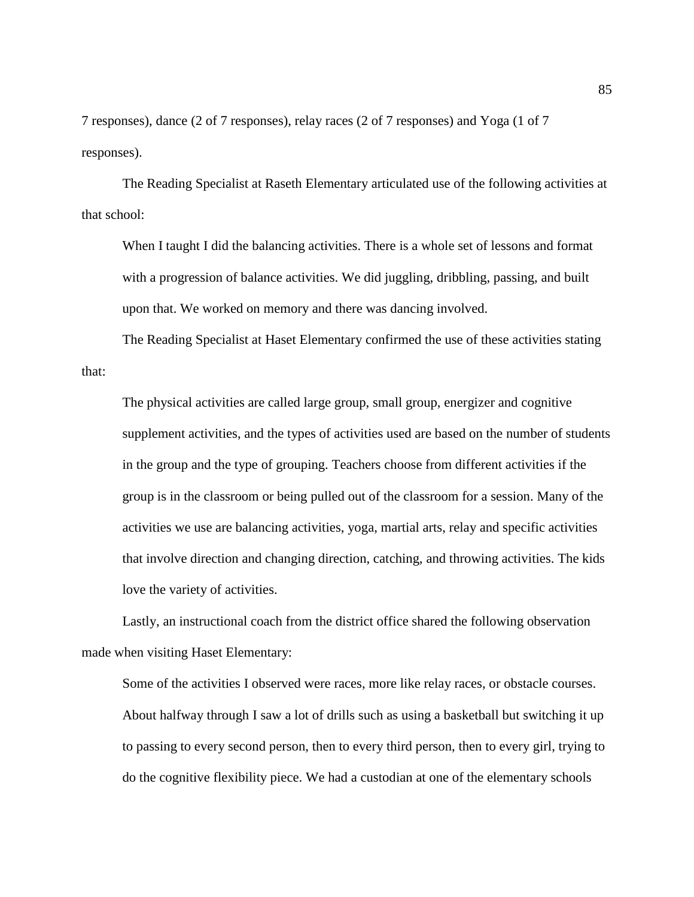7 responses), dance (2 of 7 responses), relay races (2 of 7 responses) and Yoga (1 of 7 responses).

The Reading Specialist at Raseth Elementary articulated use of the following activities at that school:

> When I taught I did the balancing activities. There is a whole set of lessons and format with a progression of balance activities. We did juggling, dribbling, passing, and built upon that. We worked on memory and there was dancing involved.

The Reading Specialist at Haset Elementary confirmed the use of these activities stating that:

> The physical activities are called large group, small group, energizer and cognitive supplement activities, and the types of activities used are based on the number of students in the group and the type of grouping. Teachers choose from different activities if the group is in the classroom or being pulled out of the classroom for a session. Many of the activities we use are balancing activities, yoga, martial arts, relay and specific activities that involve direction and changing direction, catching, and throwing activities. The kids love the variety of activities.

Lastly, an instructional coach from the district office shared the following observation made when visiting Haset Elementary:

> Some of the activities I observed were races, more like relay races, or obstacle courses. About halfway through I saw a lot of drills such as using a basketball but switching it up to passing to every second person, then to every third person, then to every girl, trying to do the cognitive flexibility piece. We had a custodian at one of the elementary schools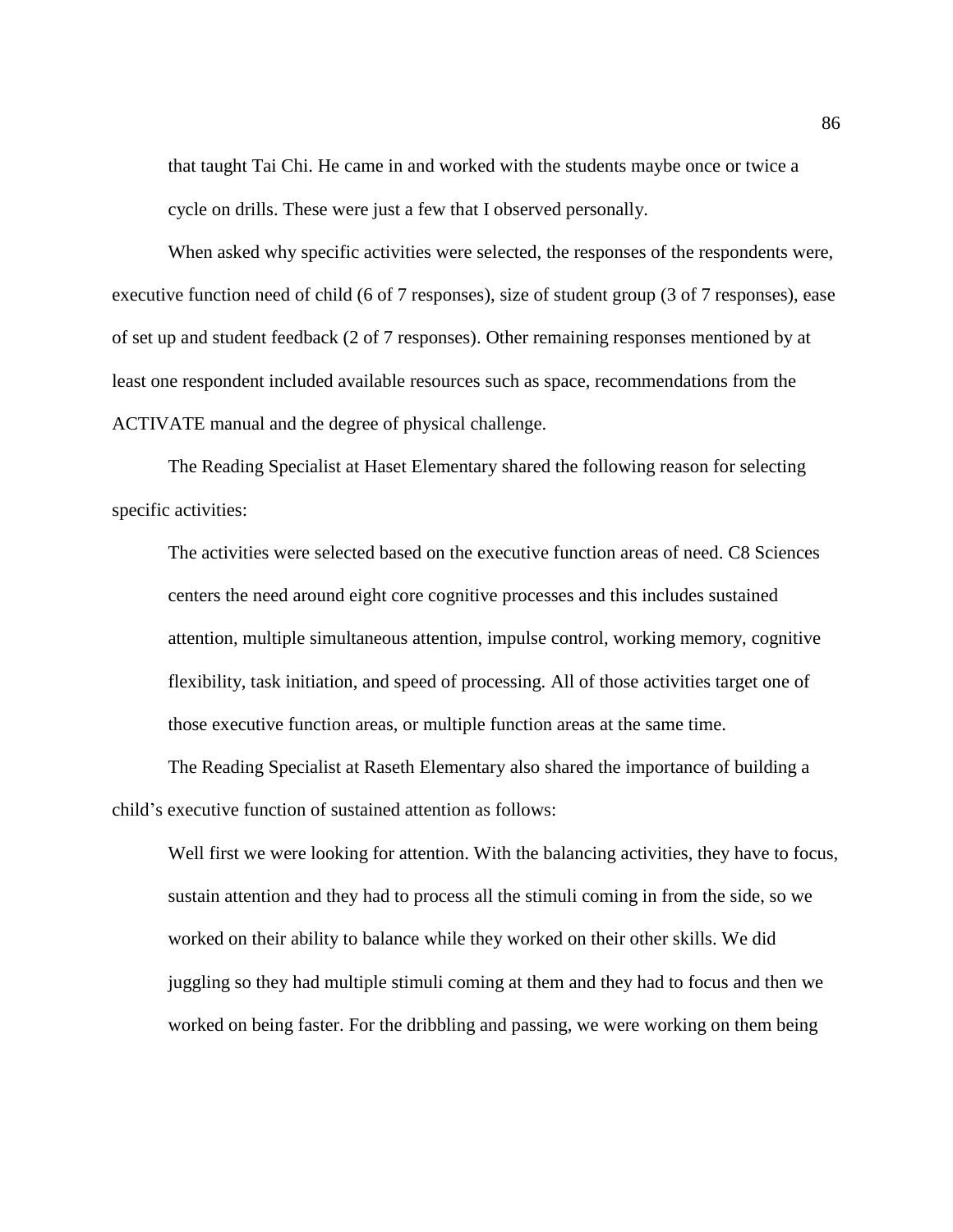that taught Tai Chi. He came in and worked with the students maybe once or twice a cycle on drills. These were just a few that I observed personally.

When asked why specific activities were selected, the responses of the respondents were, executive function need of child (6 of 7 responses), size of student group (3 of 7 responses), ease of set up and student feedback (2 of 7 responses). Other remaining responses mentioned by at least one respondent included available resources such as space, recommendations from the ACTIVATE manual and the degree of physical challenge.

The Reading Specialist at Haset Elementary shared the following reason for selecting specific activities:

> The activities were selected based on the executive function areas of need. C8 Sciences centers the need around eight core cognitive processes and this includes sustained attention, multiple simultaneous attention, impulse control, working memory, cognitive flexibility, task initiation, and speed of processing. All of those activities target one of those executive function areas, or multiple function areas at the same time.

The Reading Specialist at Raseth Elementary also shared the importance of building a child's executive function of sustained attention as follows:

> Well first we were looking for attention. With the balancing activities, they have to focus, sustain attention and they had to process all the stimuli coming in from the side, so we worked on their ability to balance while they worked on their other skills. We did juggling so they had multiple stimuli coming at them and they had to focus and then we worked on being faster. For the dribbling and passing, we were working on them being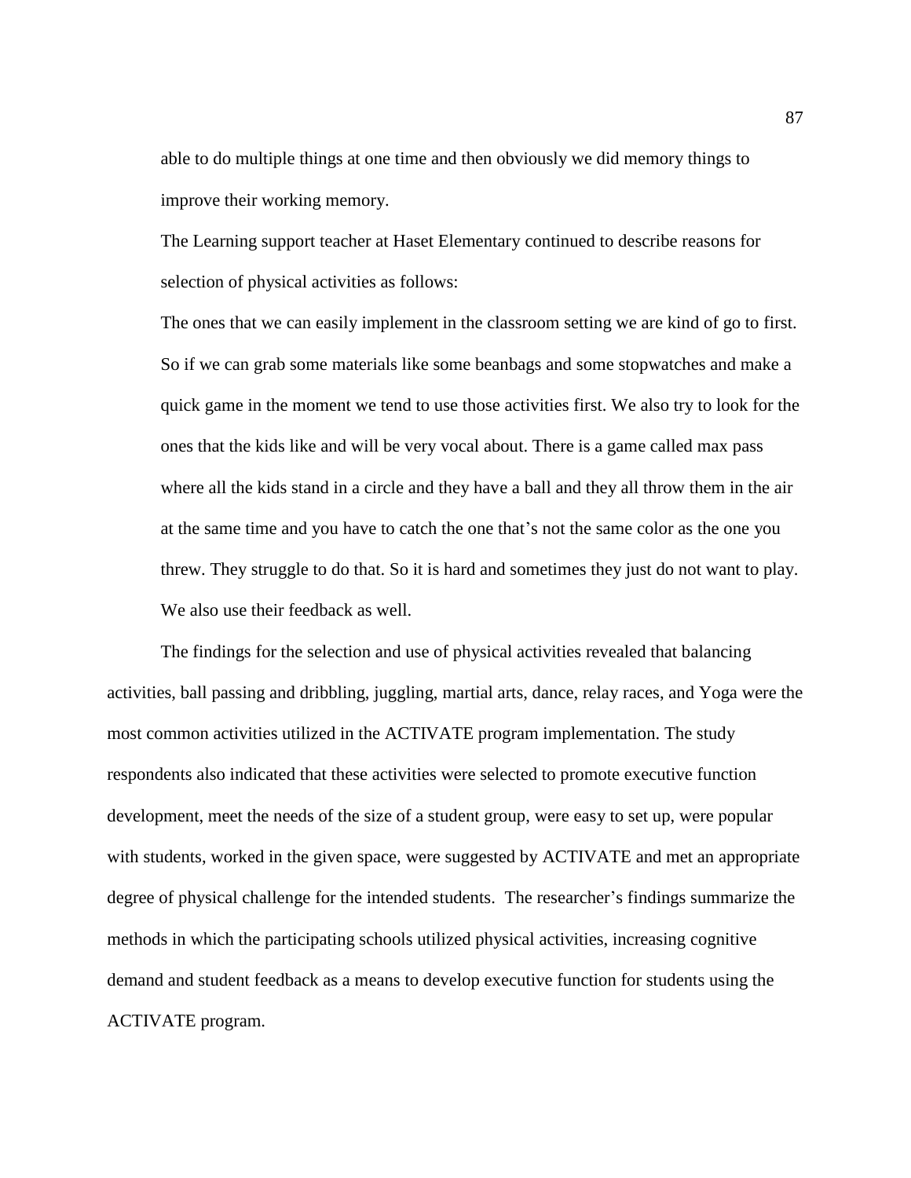able to do multiple things at one time and then obviously we did memory things to improve their working memory.

The Learning support teacher at Haset Elementary continued to describe reasons for selection of physical activities as follows:

> The ones that we can easily implement in the classroom setting we are kind of go to first. So if we can grab some materials like some beanbags and some stopwatches and make a quick game in the moment we tend to use those activities first. We also try to look for the ones that the kids like and will be very vocal about. There is a game called max pass where all the kids stand in a circle and they have a ball and they all throw them in the air at the same time and you have to catch the one that's not the same color as the one you threw. They struggle to do that. So it is hard and sometimes they just do not want to play. We also use their feedback as well.

The findings for the selection and use of physical activities revealed that balancing activities, ball passing and dribbling, juggling, martial arts, dance, relay races, and Yoga were the most common activities utilized in the ACTIVATE program implementation. The study respondents also indicated that these activities were selected to promote executive function development, meet the needs of the size of a student group, were easy to set up, were popular with students, worked in the given space, were suggested by ACTIVATE and met an appropriate degree of physical challenge for the intended students. The researcher's findings summarize the methods in which the participating schools utilized physical activities, increasing cognitive demand and student feedback as a means to develop executive function for students using the ACTIVATE program.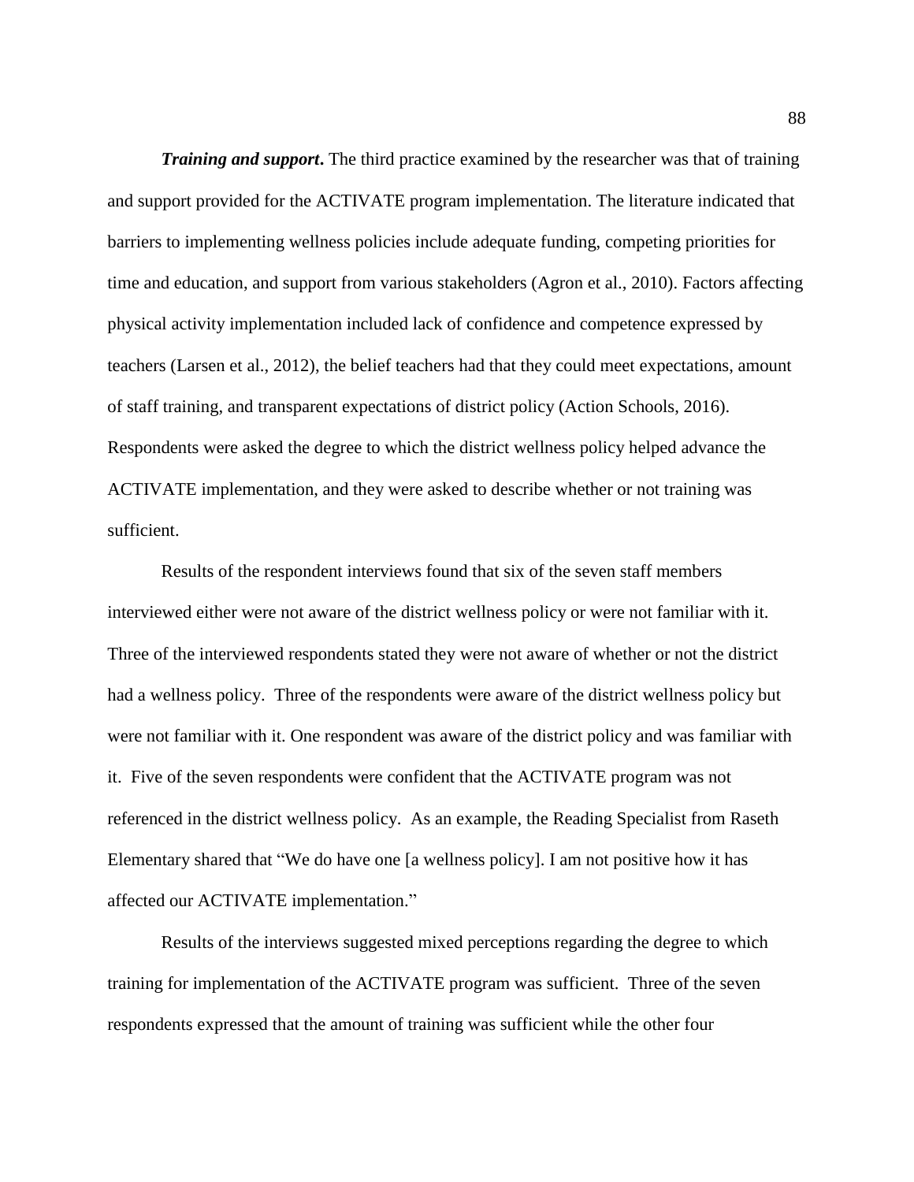***Training and support*.** The third practice examined by the researcher was that of training and support provided for the ACTIVATE program implementation. The literature indicated that barriers to implementing wellness policies include adequate funding, competing priorities for time and education, and support from various stakeholders (Agron et al., 2010). Factors affecting physical activity implementation included lack of confidence and competence expressed by teachers (Larsen et al., 2012), the belief teachers had that they could meet expectations, amount of staff training, and transparent expectations of district policy (Action Schools, 2016). Respondents were asked the degree to which the district wellness policy helped advance the ACTIVATE implementation, and they were asked to describe whether or not training was sufficient.

Results of the respondent interviews found that six of the seven staff members interviewed either were not aware of the district wellness policy or were not familiar with it. Three of the interviewed respondents stated they were not aware of whether or not the district had a wellness policy. Three of the respondents were aware of the district wellness policy but were not familiar with it. One respondent was aware of the district policy and was familiar with it. Five of the seven respondents were confident that the ACTIVATE program was not referenced in the district wellness policy. As an example, the Reading Specialist from Raseth Elementary shared that "We do have one [a wellness policy]. I am not positive how it has affected our ACTIVATE implementation."

Results of the interviews suggested mixed perceptions regarding the degree to which training for implementation of the ACTIVATE program was sufficient. Three of the seven respondents expressed that the amount of training was sufficient while the other four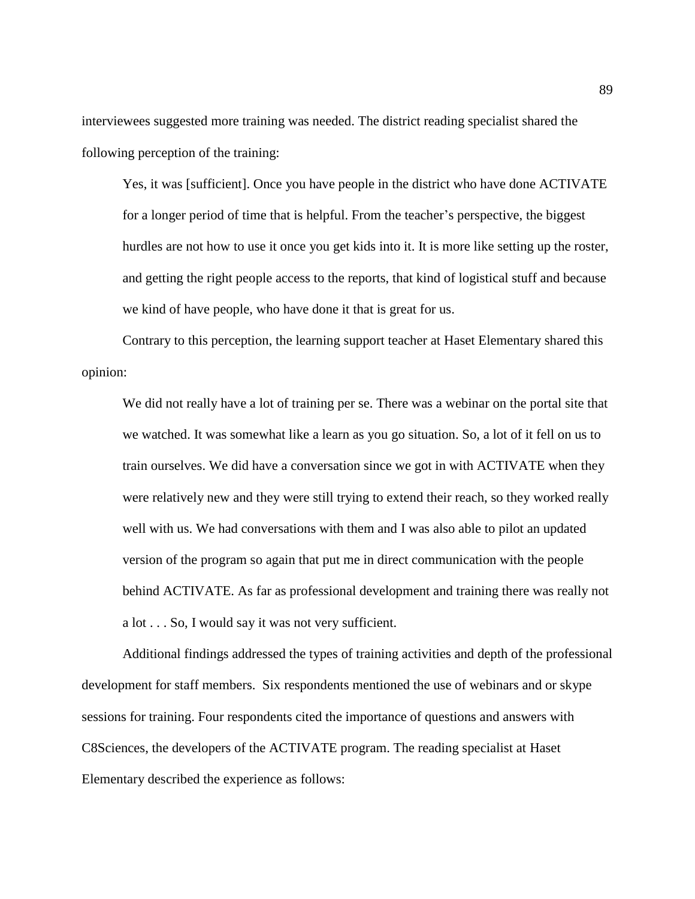interviewees suggested more training was needed. The district reading specialist shared the following perception of the training:

> Yes, it was [sufficient]. Once you have people in the district who have done ACTIVATE for a longer period of time that is helpful. From the teacher's perspective, the biggest hurdles are not how to use it once you get kids into it. It is more like setting up the roster, and getting the right people access to the reports, that kind of logistical stuff and because we kind of have people, who have done it that is great for us.

Contrary to this perception, the learning support teacher at Haset Elementary shared this opinion:

> We did not really have a lot of training per se. There was a webinar on the portal site that we watched. It was somewhat like a learn as you go situation. So, a lot of it fell on us to train ourselves. We did have a conversation since we got in with ACTIVATE when they were relatively new and they were still trying to extend their reach, so they worked really well with us. We had conversations with them and I was also able to pilot an updated version of the program so again that put me in direct communication with the people behind ACTIVATE. As far as professional development and training there was really not a lot . . . So, I would say it was not very sufficient.

Additional findings addressed the types of training activities and depth of the professional development for staff members. Six respondents mentioned the use of webinars and or skype sessions for training. Four respondents cited the importance of questions and answers with C8Sciences, the developers of the ACTIVATE program. The reading specialist at Haset Elementary described the experience as follows: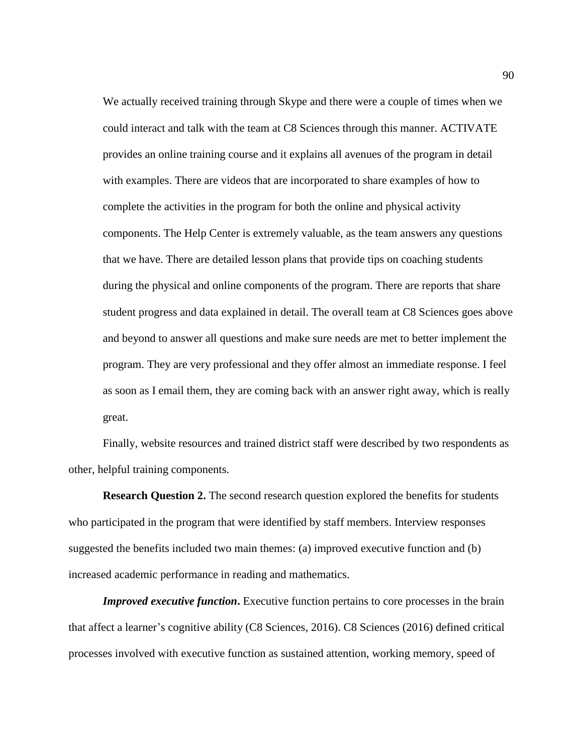> We actually received training through Skype and there were a couple of times when we could interact and talk with the team at C8 Sciences through this manner. ACTIVATE provides an online training course and it explains all avenues of the program in detail with examples. There are videos that are incorporated to share examples of how to complete the activities in the program for both the online and physical activity components. The Help Center is extremely valuable, as the team answers any questions that we have. There are detailed lesson plans that provide tips on coaching students during the physical and online components of the program. There are reports that share student progress and data explained in detail. The overall team at C8 Sciences goes above and beyond to answer all questions and make sure needs are met to better implement the program. They are very professional and they offer almost an immediate response. I feel as soon as I email them, they are coming back with an answer right away, which is really great.

Finally, website resources and trained district staff were described by two respondents as other, helpful training components.

**Research Question 2.** The second research question explored the benefits for students who participated in the program that were identified by staff members. Interview responses suggested the benefits included two main themes: (a) improved executive function and (b) increased academic performance in reading and mathematics.

***Improved executive function*.** Executive function pertains to core processes in the brain that affect a learner's cognitive ability (C8 Sciences, 2016). C8 Sciences (2016) defined critical processes involved with executive function as sustained attention, working memory, speed of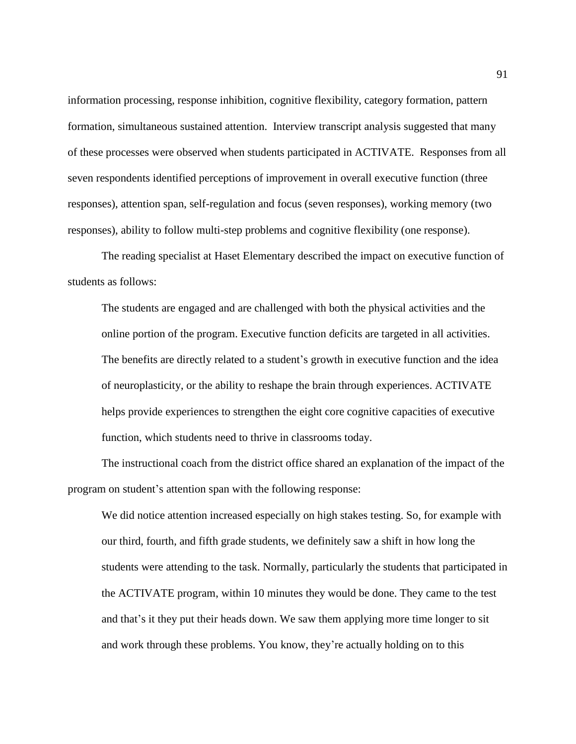information processing, response inhibition, cognitive flexibility, category formation, pattern formation, simultaneous sustained attention. Interview transcript analysis suggested that many of these processes were observed when students participated in ACTIVATE. Responses from all seven respondents identified perceptions of improvement in overall executive function (three responses), attention span, self-regulation and focus (seven responses), working memory (two responses), ability to follow multi-step problems and cognitive flexibility (one response).

The reading specialist at Haset Elementary described the impact on executive function of students as follows:

> The students are engaged and are challenged with both the physical activities and the online portion of the program. Executive function deficits are targeted in all activities. The benefits are directly related to a student's growth in executive function and the idea of neuroplasticity, or the ability to reshape the brain through experiences. ACTIVATE helps provide experiences to strengthen the eight core cognitive capacities of executive function, which students need to thrive in classrooms today.

The instructional coach from the district office shared an explanation of the impact of the program on student's attention span with the following response:

> We did notice attention increased especially on high stakes testing. So, for example with our third, fourth, and fifth grade students, we definitely saw a shift in how long the students were attending to the task. Normally, particularly the students that participated in the ACTIVATE program, within 10 minutes they would be done. They came to the test and that's it they put their heads down. We saw them applying more time longer to sit and work through these problems. You know, they're actually holding on to this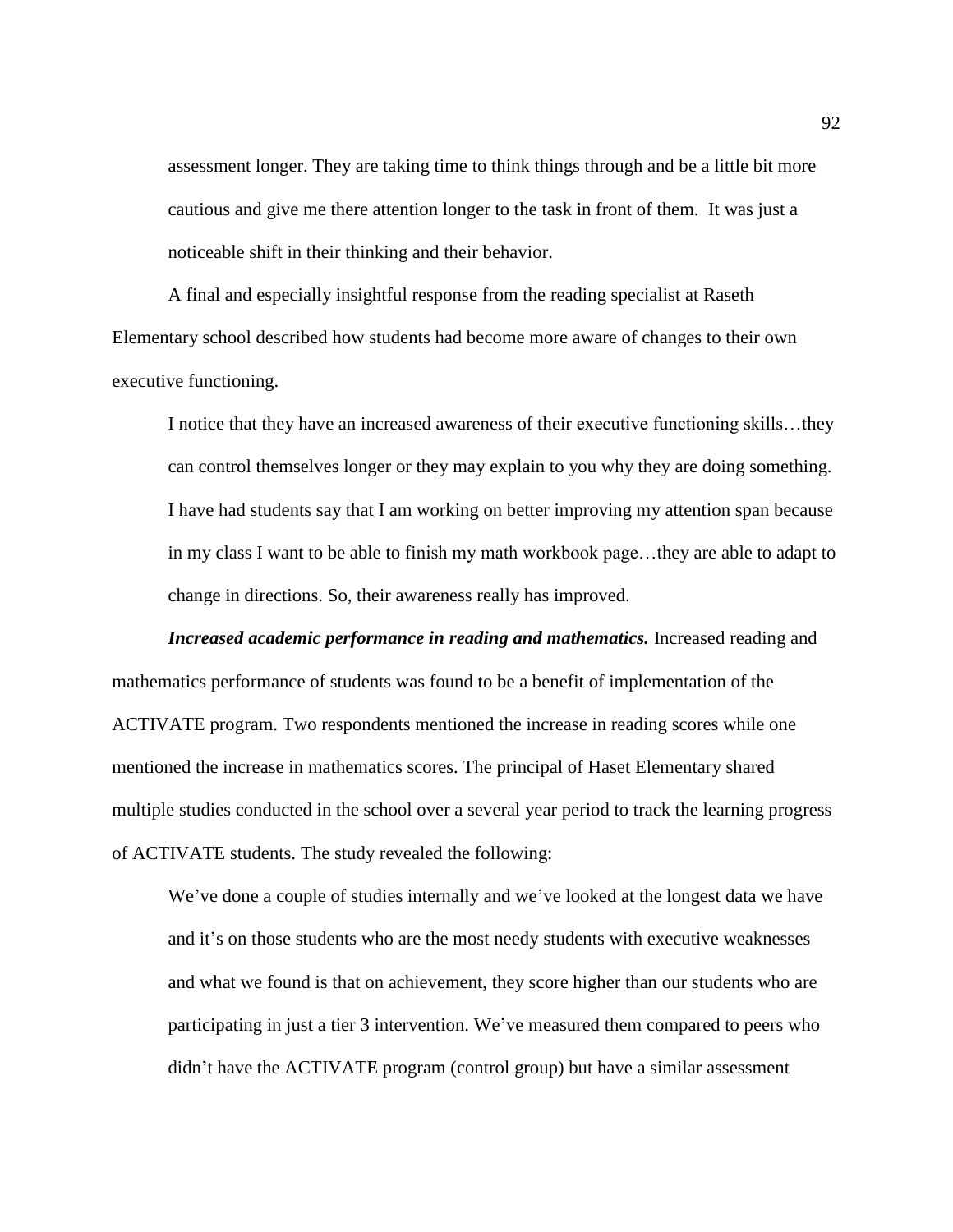assessment longer. They are taking time to think things through and be a little bit more cautious and give me there attention longer to the task in front of them. It was just a noticeable shift in their thinking and their behavior.

A final and especially insightful response from the reading specialist at Raseth Elementary school described how students had become more aware of changes to their own executive functioning.

> I notice that they have an increased awareness of their executive functioning skills…they can control themselves longer or they may explain to you why they are doing something. I have had students say that I am working on better improving my attention span because in my class I want to be able to finish my math workbook page…they are able to adapt to change in directions. So, their awareness really has improved.

***Increased academic performance in reading and mathematics.*** Increased reading and mathematics performance of students was found to be a benefit of implementation of the ACTIVATE program. Two respondents mentioned the increase in reading scores while one mentioned the increase in mathematics scores. The principal of Haset Elementary shared multiple studies conducted in the school over a several year period to track the learning progress of ACTIVATE students. The study revealed the following:

> We've done a couple of studies internally and we've looked at the longest data we have and it's on those students who are the most needy students with executive weaknesses and what we found is that on achievement, they score higher than our students who are participating in just a tier 3 intervention. We've measured them compared to peers who didn't have the ACTIVATE program (control group) but have a similar assessment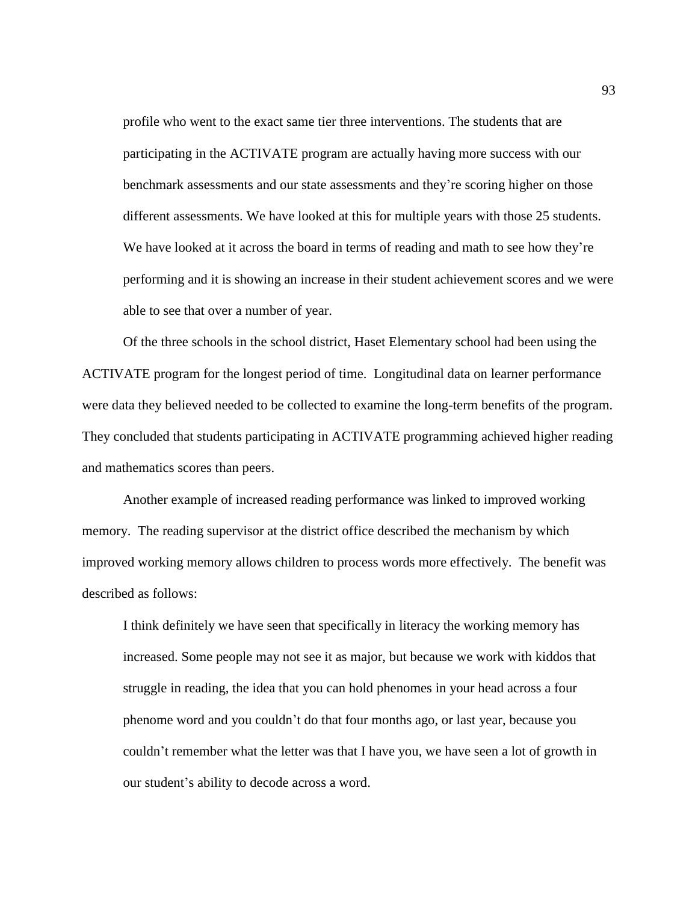> profile who went to the exact same tier three interventions. The students that are participating in the ACTIVATE program are actually having more success with our benchmark assessments and our state assessments and they're scoring higher on those different assessments. We have looked at this for multiple years with those 25 students. We have looked at it across the board in terms of reading and math to see how they're performing and it is showing an increase in their student achievement scores and we were able to see that over a number of year.

Of the three schools in the school district, Haset Elementary school had been using the ACTIVATE program for the longest period of time. Longitudinal data on learner performance were data they believed needed to be collected to examine the long-term benefits of the program. They concluded that students participating in ACTIVATE programming achieved higher reading and mathematics scores than peers.

Another example of increased reading performance was linked to improved working memory. The reading supervisor at the district office described the mechanism by which improved working memory allows children to process words more effectively. The benefit was described as follows:

> I think definitely we have seen that specifically in literacy the working memory has increased. Some people may not see it as major, but because we work with kiddos that struggle in reading, the idea that you can hold phenomes in your head across a four phenome word and you couldn't do that four months ago, or last year, because you couldn't remember what the letter was that I have you, we have seen a lot of growth in our student's ability to decode across a word.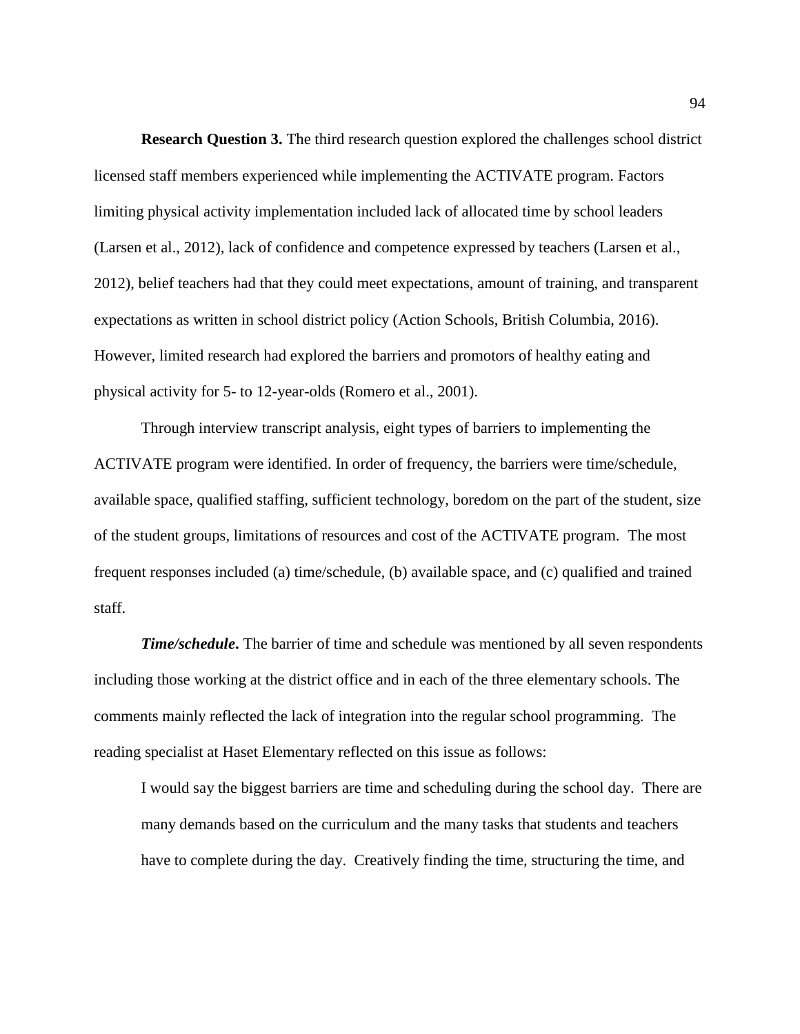**Research Question 3.** The third research question explored the challenges school district licensed staff members experienced while implementing the ACTIVATE program. Factors limiting physical activity implementation included lack of allocated time by school leaders (Larsen et al., 2012), lack of confidence and competence expressed by teachers (Larsen et al., 2012), belief teachers had that they could meet expectations, amount of training, and transparent expectations as written in school district policy (Action Schools, British Columbia, 2016). However, limited research had explored the barriers and promotors of healthy eating and physical activity for 5- to 12-year-olds (Romero et al., 2001).

Through interview transcript analysis, eight types of barriers to implementing the ACTIVATE program were identified. In order of frequency, the barriers were time/schedule, available space, qualified staffing, sufficient technology, boredom on the part of the student, size of the student groups, limitations of resources and cost of the ACTIVATE program. The most frequent responses included (a) time/schedule, (b) available space, and (c) qualified and trained staff.

***Time/schedule***. The barrier of time and schedule was mentioned by all seven respondents including those working at the district office and in each of the three elementary schools. The comments mainly reflected the lack of integration into the regular school programming. The reading specialist at Haset Elementary reflected on this issue as follows:

> I would say the biggest barriers are time and scheduling during the school day. There are many demands based on the curriculum and the many tasks that students and teachers have to complete during the day. Creatively finding the time, structuring the time, and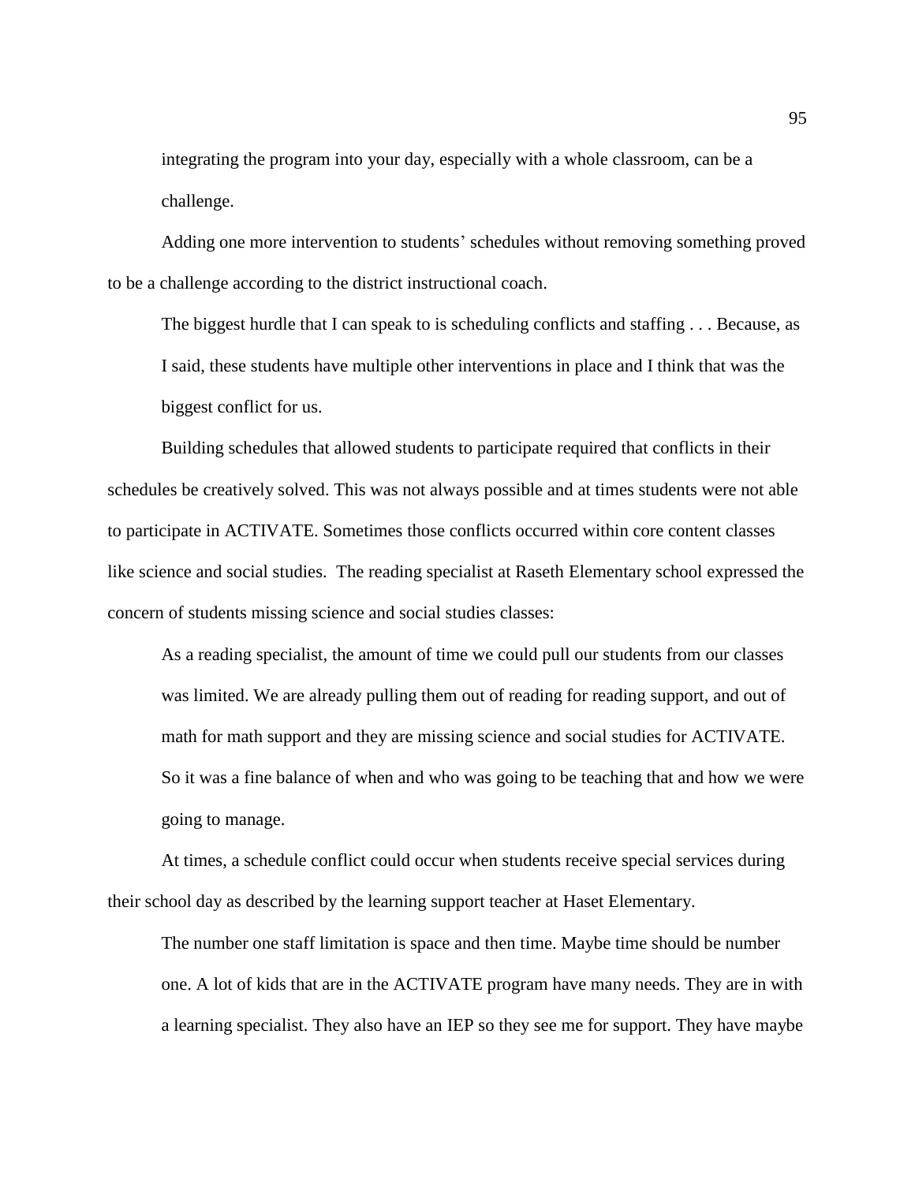> integrating the program into your day, especially with a whole classroom, can be a challenge.

Adding one more intervention to students' schedules without removing something proved to be a challenge according to the district instructional coach.

> The biggest hurdle that I can speak to is scheduling conflicts and staffing . . . Because, as I said, these students have multiple other interventions in place and I think that was the biggest conflict for us.

Building schedules that allowed students to participate required that conflicts in their schedules be creatively solved. This was not always possible and at times students were not able to participate in ACTIVATE. Sometimes those conflicts occurred within core content classes like science and social studies. The reading specialist at Raseth Elementary school expressed the concern of students missing science and social studies classes:

> As a reading specialist, the amount of time we could pull our students from our classes was limited. We are already pulling them out of reading for reading support, and out of math for math support and they are missing science and social studies for ACTIVATE. So it was a fine balance of when and who was going to be teaching that and how we were going to manage.

At times, a schedule conflict could occur when students receive special services during their school day as described by the learning support teacher at Haset Elementary.

> The number one staff limitation is space and then time. Maybe time should be number one. A lot of kids that are in the ACTIVATE program have many needs. They are in with a learning specialist. They also have an IEP so they see me for support. They have maybe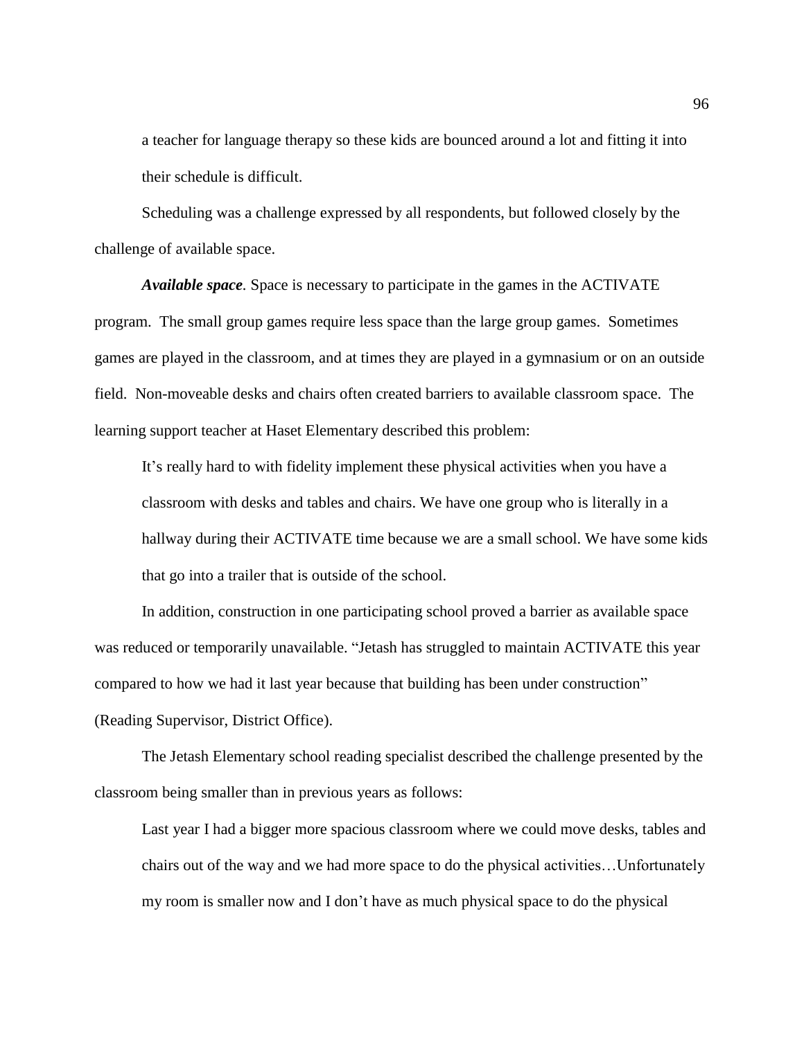a teacher for language therapy so these kids are bounced around a lot and fitting it into their schedule is difficult.

Scheduling was a challenge expressed by all respondents, but followed closely by the challenge of available space.

***Available space.*** Space is necessary to participate in the games in the ACTIVATE program. The small group games require less space than the large group games. Sometimes games are played in the classroom, and at times they are played in a gymnasium or on an outside field. Non-moveable desks and chairs often created barriers to available classroom space. The learning support teacher at Haset Elementary described this problem:

> It's really hard to with fidelity implement these physical activities when you have a classroom with desks and tables and chairs. We have one group who is literally in a hallway during their ACTIVATE time because we are a small school. We have some kids that go into a trailer that is outside of the school.

In addition, construction in one participating school proved a barrier as available space was reduced or temporarily unavailable. "Jetash has struggled to maintain ACTIVATE this year compared to how we had it last year because that building has been under construction" (Reading Supervisor, District Office).

The Jetash Elementary school reading specialist described the challenge presented by the classroom being smaller than in previous years as follows:

> Last year I had a bigger more spacious classroom where we could move desks, tables and chairs out of the way and we had more space to do the physical activities…Unfortunately my room is smaller now and I don't have as much physical space to do the physical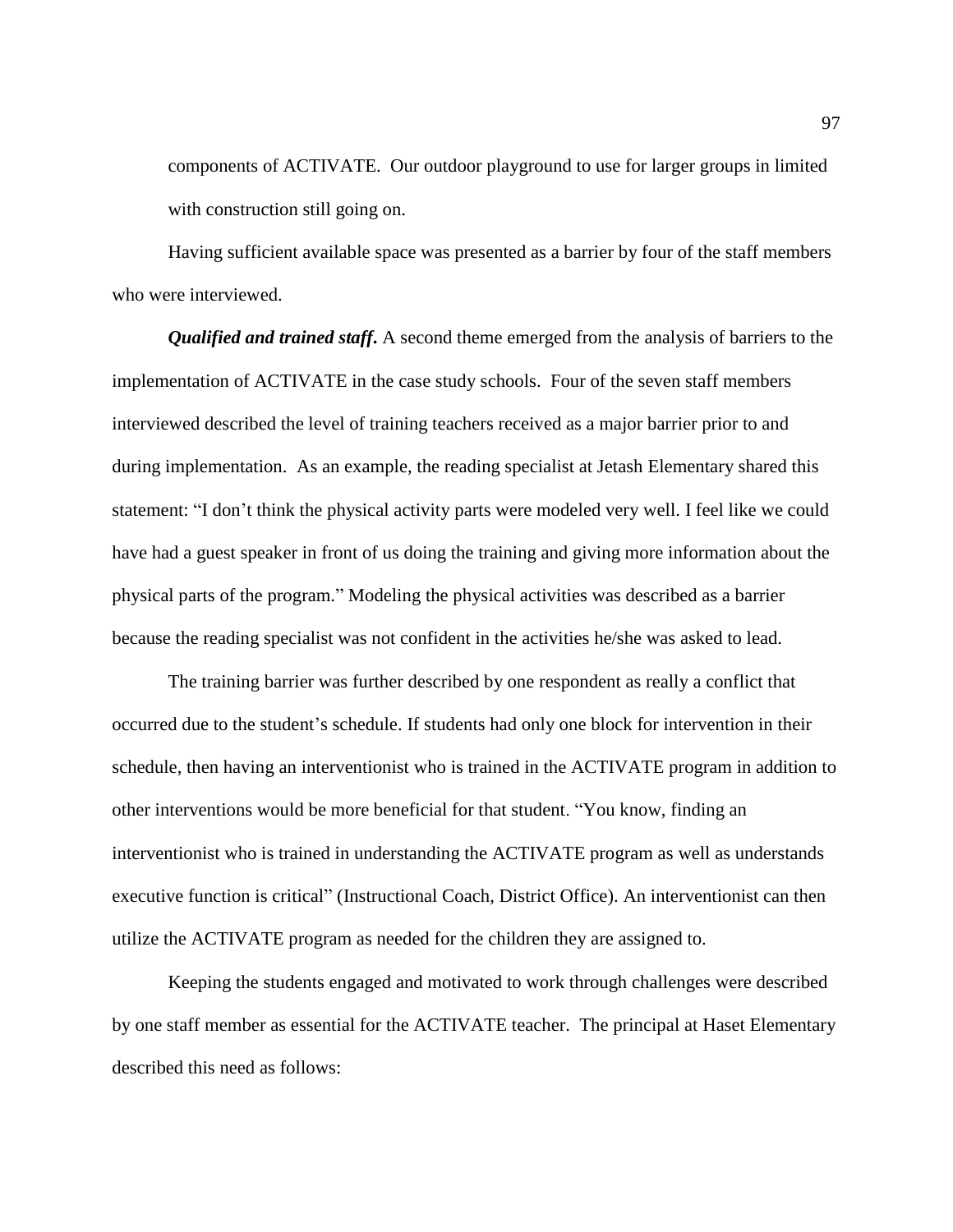components of ACTIVATE. Our outdoor playground to use for larger groups in limited with construction still going on.

Having sufficient available space was presented as a barrier by four of the staff members who were interviewed.

***Qualified and trained staff*.** A second theme emerged from the analysis of barriers to the implementation of ACTIVATE in the case study schools. Four of the seven staff members interviewed described the level of training teachers received as a major barrier prior to and during implementation. As an example, the reading specialist at Jetash Elementary shared this statement: "I don't think the physical activity parts were modeled very well. I feel like we could have had a guest speaker in front of us doing the training and giving more information about the physical parts of the program." Modeling the physical activities was described as a barrier because the reading specialist was not confident in the activities he/she was asked to lead.

The training barrier was further described by one respondent as really a conflict that occurred due to the student's schedule. If students had only one block for intervention in their schedule, then having an interventionist who is trained in the ACTIVATE program in addition to other interventions would be more beneficial for that student. "You know, finding an interventionist who is trained in understanding the ACTIVATE program as well as understands executive function is critical" (Instructional Coach, District Office). An interventionist can then utilize the ACTIVATE program as needed for the children they are assigned to.

Keeping the students engaged and motivated to work through challenges were described by one staff member as essential for the ACTIVATE teacher. The principal at Haset Elementary described this need as follows: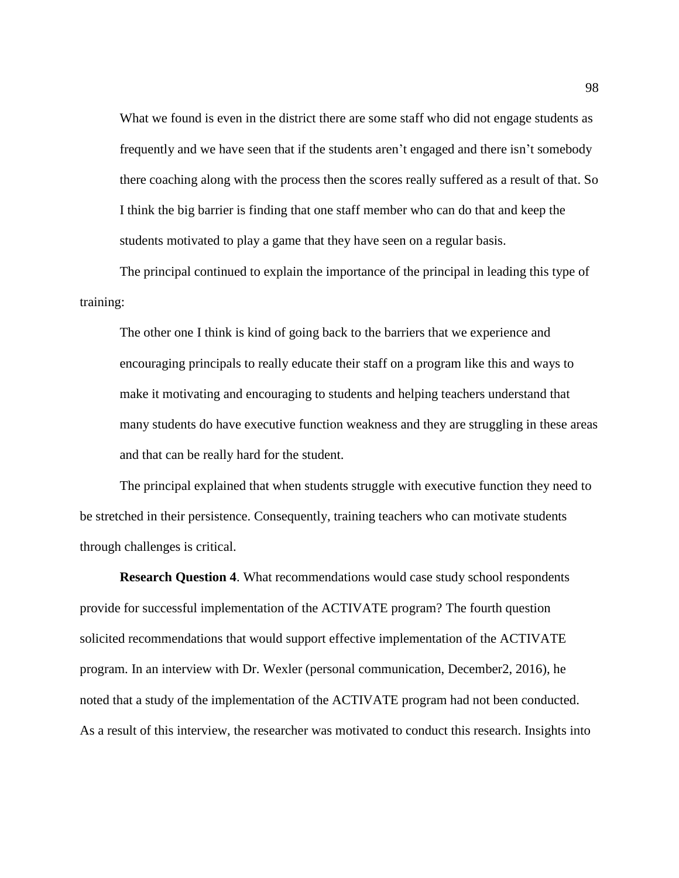> What we found is even in the district there are some staff who did not engage students as frequently and we have seen that if the students aren't engaged and there isn't somebody there coaching along with the process then the scores really suffered as a result of that. So I think the big barrier is finding that one staff member who can do that and keep the students motivated to play a game that they have seen on a regular basis.

The principal continued to explain the importance of the principal in leading this type of training:

> The other one I think is kind of going back to the barriers that we experience and encouraging principals to really educate their staff on a program like this and ways to make it motivating and encouraging to students and helping teachers understand that many students do have executive function weakness and they are struggling in these areas and that can be really hard for the student.

The principal explained that when students struggle with executive function they need to be stretched in their persistence. Consequently, training teachers who can motivate students through challenges is critical.

**Research Question 4**. What recommendations would case study school respondents provide for successful implementation of the ACTIVATE program? The fourth question solicited recommendations that would support effective implementation of the ACTIVATE program. In an interview with Dr. Wexler (personal communication, December2, 2016), he noted that a study of the implementation of the ACTIVATE program had not been conducted. As a result of this interview, the researcher was motivated to conduct this research. Insights into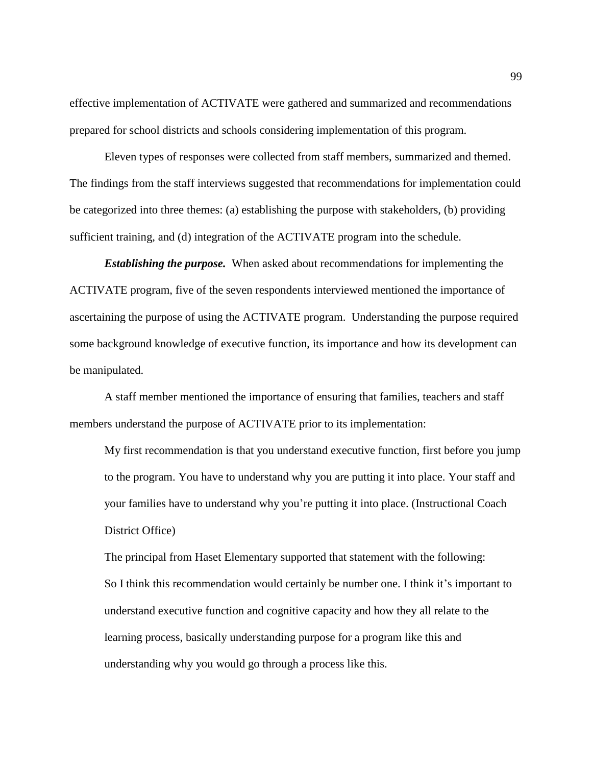effective implementation of ACTIVATE were gathered and summarized and recommendations prepared for school districts and schools considering implementation of this program.

Eleven types of responses were collected from staff members, summarized and themed. The findings from the staff interviews suggested that recommendations for implementation could be categorized into three themes: (a) establishing the purpose with stakeholders, (b) providing sufficient training, and (d) integration of the ACTIVATE program into the schedule.

***Establishing the purpose.*** When asked about recommendations for implementing the ACTIVATE program, five of the seven respondents interviewed mentioned the importance of ascertaining the purpose of using the ACTIVATE program. Understanding the purpose required some background knowledge of executive function, its importance and how its development can be manipulated.

A staff member mentioned the importance of ensuring that families, teachers and staff members understand the purpose of ACTIVATE prior to its implementation:

> My first recommendation is that you understand executive function, first before you jump to the program. You have to understand why you are putting it into place. Your staff and your families have to understand why you're putting it into place. (Instructional Coach District Office)

The principal from Haset Elementary supported that statement with the following:

> So I think this recommendation would certainly be number one. I think it's important to understand executive function and cognitive capacity and how they all relate to the learning process, basically understanding purpose for a program like this and understanding why you would go through a process like this.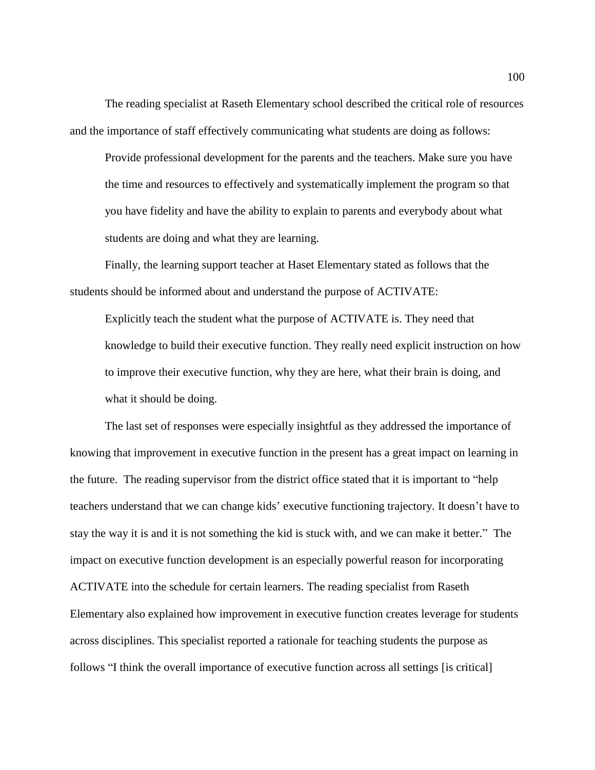The reading specialist at Raseth Elementary school described the critical role of resources and the importance of staff effectively communicating what students are doing as follows:

> Provide professional development for the parents and the teachers. Make sure you have the time and resources to effectively and systematically implement the program so that you have fidelity and have the ability to explain to parents and everybody about what students are doing and what they are learning.

Finally, the learning support teacher at Haset Elementary stated as follows that the students should be informed about and understand the purpose of ACTIVATE:

> Explicitly teach the student what the purpose of ACTIVATE is. They need that knowledge to build their executive function. They really need explicit instruction on how to improve their executive function, why they are here, what their brain is doing, and what it should be doing.

The last set of responses were especially insightful as they addressed the importance of knowing that improvement in executive function in the present has a great impact on learning in the future. The reading supervisor from the district office stated that it is important to "help teachers understand that we can change kids' executive functioning trajectory. It doesn't have to stay the way it is and it is not something the kid is stuck with, and we can make it better." The impact on executive function development is an especially powerful reason for incorporating ACTIVATE into the schedule for certain learners. The reading specialist from Raseth Elementary also explained how improvement in executive function creates leverage for students across disciplines. This specialist reported a rationale for teaching students the purpose as follows "I think the overall importance of executive function across all settings [is critical]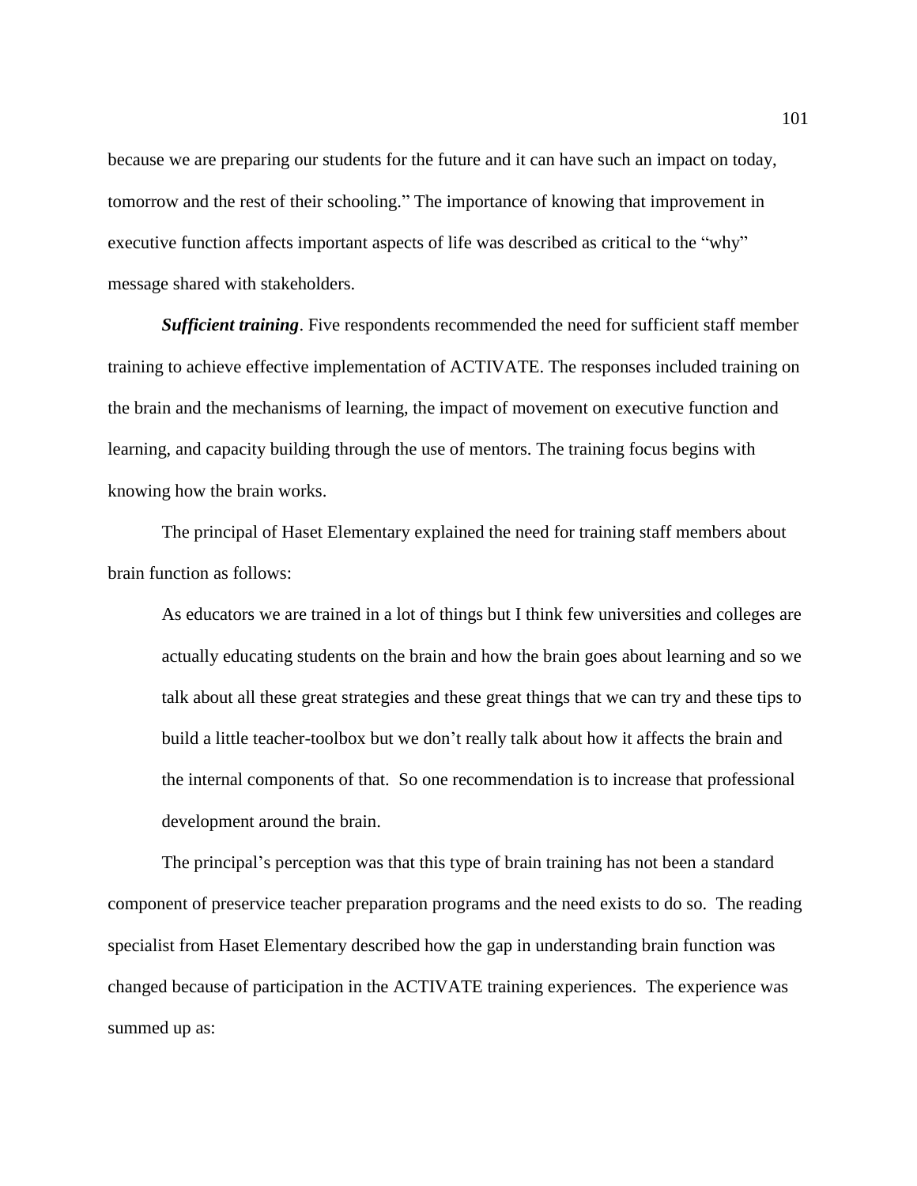because we are preparing our students for the future and it can have such an impact on today, tomorrow and the rest of their schooling." The importance of knowing that improvement in executive function affects important aspects of life was described as critical to the "why" message shared with stakeholders.

***Sufficient training***. Five respondents recommended the need for sufficient staff member training to achieve effective implementation of ACTIVATE. The responses included training on the brain and the mechanisms of learning, the impact of movement on executive function and learning, and capacity building through the use of mentors. The training focus begins with knowing how the brain works.

The principal of Haset Elementary explained the need for training staff members about brain function as follows:

> As educators we are trained in a lot of things but I think few universities and colleges are actually educating students on the brain and how the brain goes about learning and so we talk about all these great strategies and these great things that we can try and these tips to build a little teacher-toolbox but we don't really talk about how it affects the brain and the internal components of that. So one recommendation is to increase that professional development around the brain.

The principal's perception was that this type of brain training has not been a standard component of preservice teacher preparation programs and the need exists to do so. The reading specialist from Haset Elementary described how the gap in understanding brain function was changed because of participation in the ACTIVATE training experiences. The experience was summed up as: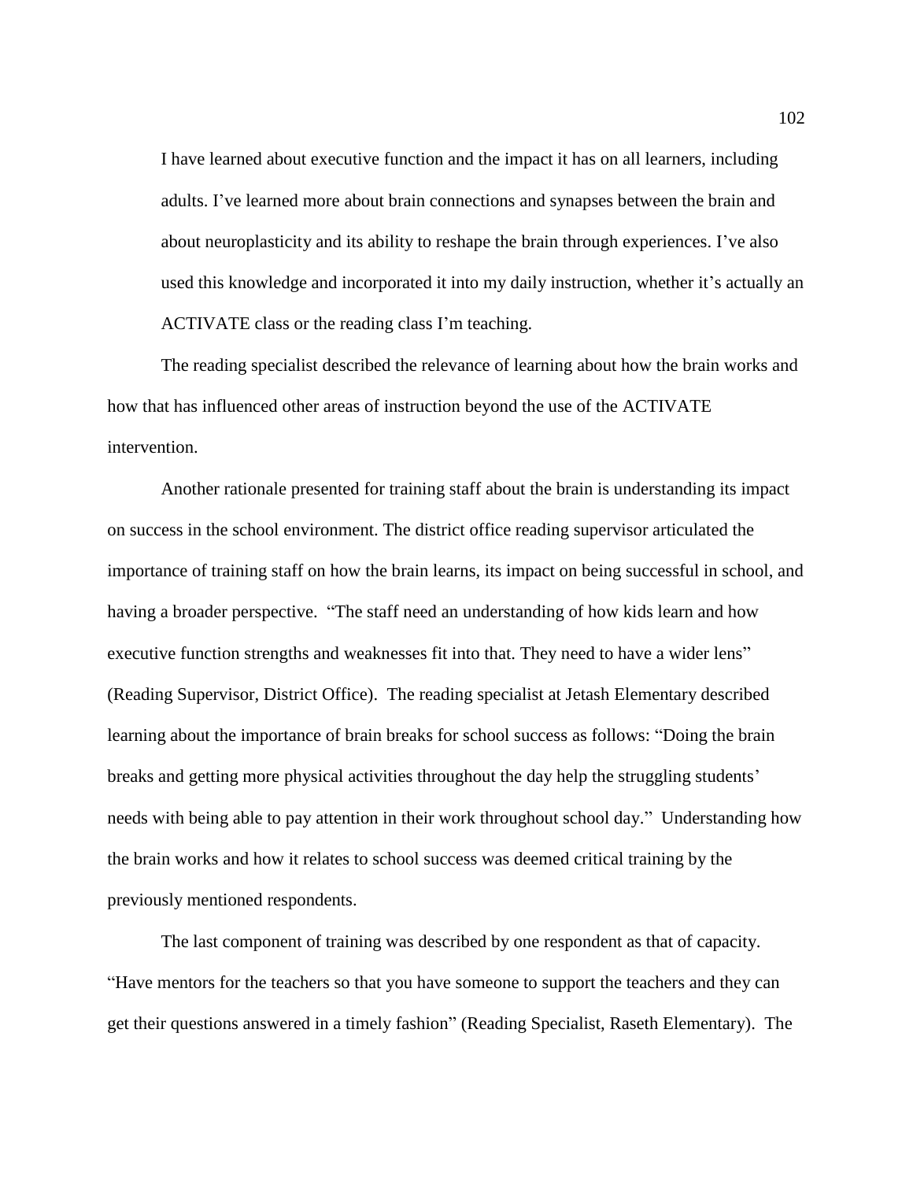> I have learned about executive function and the impact it has on all learners, including adults. I've learned more about brain connections and synapses between the brain and about neuroplasticity and its ability to reshape the brain through experiences. I've also used this knowledge and incorporated it into my daily instruction, whether it's actually an ACTIVATE class or the reading class I'm teaching.

The reading specialist described the relevance of learning about how the brain works and how that has influenced other areas of instruction beyond the use of the ACTIVATE intervention.

Another rationale presented for training staff about the brain is understanding its impact on success in the school environment. The district office reading supervisor articulated the importance of training staff on how the brain learns, its impact on being successful in school, and having a broader perspective. "The staff need an understanding of how kids learn and how executive function strengths and weaknesses fit into that. They need to have a wider lens" (Reading Supervisor, District Office). The reading specialist at Jetash Elementary described learning about the importance of brain breaks for school success as follows: "Doing the brain breaks and getting more physical activities throughout the day help the struggling students' needs with being able to pay attention in their work throughout school day." Understanding how the brain works and how it relates to school success was deemed critical training by the previously mentioned respondents.

The last component of training was described by one respondent as that of capacity. "Have mentors for the teachers so that you have someone to support the teachers and they can get their questions answered in a timely fashion" (Reading Specialist, Raseth Elementary). The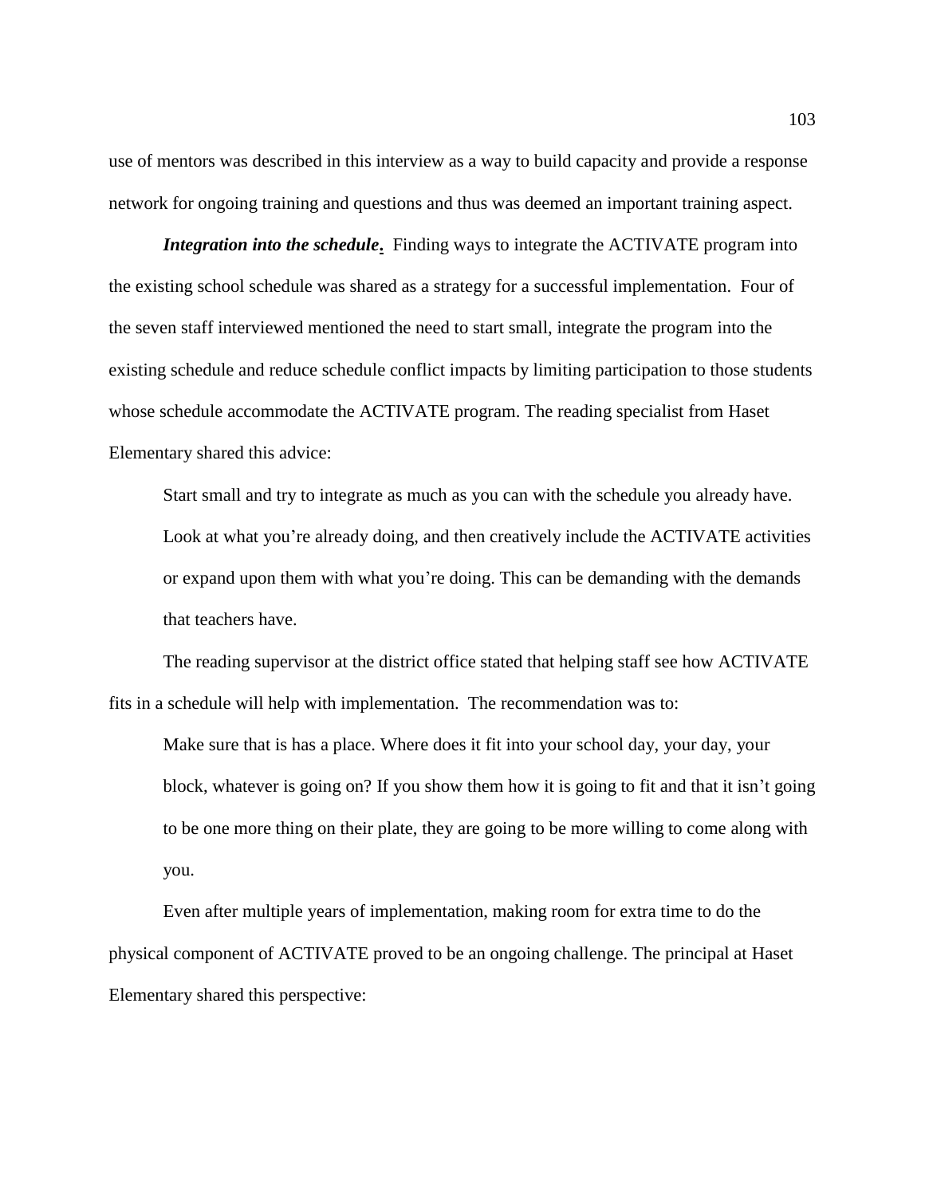use of mentors was described in this interview as a way to build capacity and provide a response network for ongoing training and questions and thus was deemed an important training aspect.

***Integration into the schedule*.** Finding ways to integrate the ACTIVATE program into the existing school schedule was shared as a strategy for a successful implementation. Four of the seven staff interviewed mentioned the need to start small, integrate the program into the existing schedule and reduce schedule conflict impacts by limiting participation to those students whose schedule accommodate the ACTIVATE program. The reading specialist from Haset Elementary shared this advice:

> Start small and try to integrate as much as you can with the schedule you already have. Look at what you're already doing, and then creatively include the ACTIVATE activities or expand upon them with what you're doing. This can be demanding with the demands that teachers have.

The reading supervisor at the district office stated that helping staff see how ACTIVATE fits in a schedule will help with implementation. The recommendation was to:

> Make sure that is has a place. Where does it fit into your school day, your day, your block, whatever is going on? If you show them how it is going to fit and that it isn't going to be one more thing on their plate, they are going to be more willing to come along with you.

Even after multiple years of implementation, making room for extra time to do the physical component of ACTIVATE proved to be an ongoing challenge. The principal at Haset Elementary shared this perspective: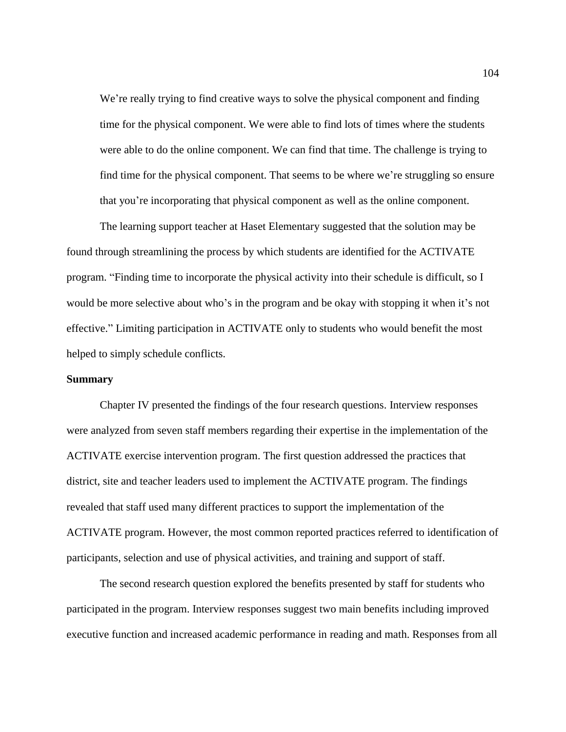> We're really trying to find creative ways to solve the physical component and finding time for the physical component. We were able to find lots of times where the students were able to do the online component. We can find that time. The challenge is trying to find time for the physical component. That seems to be where we're struggling so ensure that you're incorporating that physical component as well as the online component.

The learning support teacher at Haset Elementary suggested that the solution may be found through streamlining the process by which students are identified for the ACTIVATE program. "Finding time to incorporate the physical activity into their schedule is difficult, so I would be more selective about who's in the program and be okay with stopping it when it's not effective." Limiting participation in ACTIVATE only to students who would benefit the most helped to simply schedule conflicts.

**Summary**

Chapter IV presented the findings of the four research questions. Interview responses were analyzed from seven staff members regarding their expertise in the implementation of the ACTIVATE exercise intervention program. The first question addressed the practices that district, site and teacher leaders used to implement the ACTIVATE program. The findings revealed that staff used many different practices to support the implementation of the ACTIVATE program. However, the most common reported practices referred to identification of participants, selection and use of physical activities, and training and support of staff.

The second research question explored the benefits presented by staff for students who participated in the program. Interview responses suggest two main benefits including improved executive function and increased academic performance in reading and math. Responses from all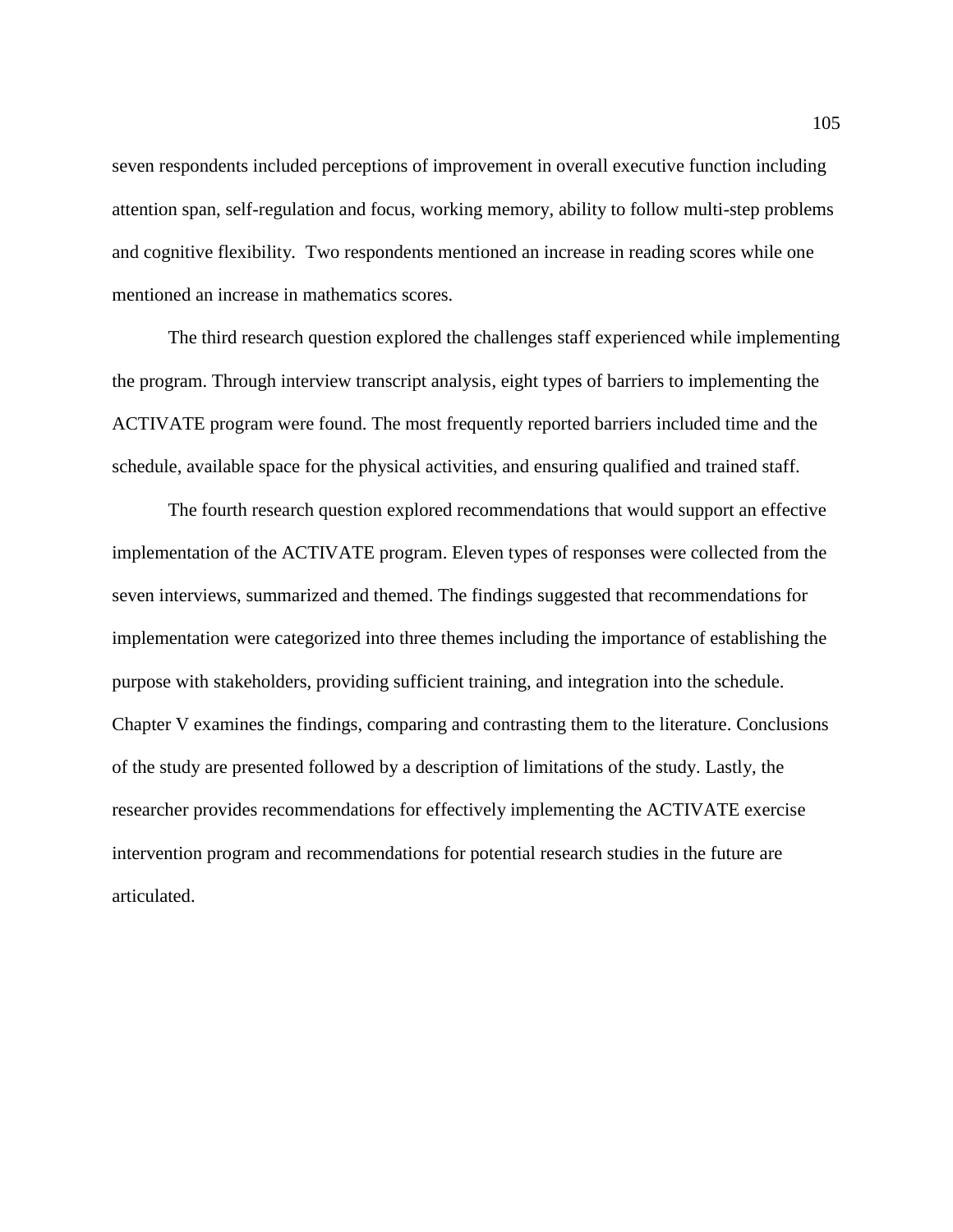seven respondents included perceptions of improvement in overall executive function including attention span, self-regulation and focus, working memory, ability to follow multi-step problems and cognitive flexibility.  Two respondents mentioned an increase in reading scores while one mentioned an increase in mathematics scores.

The third research question explored the challenges staff experienced while implementing the program. Through interview transcript analysis, eight types of barriers to implementing the ACTIVATE program were found. The most frequently reported barriers included time and the schedule, available space for the physical activities, and ensuring qualified and trained staff.

The fourth research question explored recommendations that would support an effective implementation of the ACTIVATE program. Eleven types of responses were collected from the seven interviews, summarized and themed. The findings suggested that recommendations for implementation were categorized into three themes including the importance of establishing the purpose with stakeholders, providing sufficient training, and integration into the schedule. Chapter V examines the findings, comparing and contrasting them to the literature. Conclusions of the study are presented followed by a description of limitations of the study. Lastly, the researcher provides recommendations for effectively implementing the ACTIVATE exercise intervention program and recommendations for potential research studies in the future are articulated.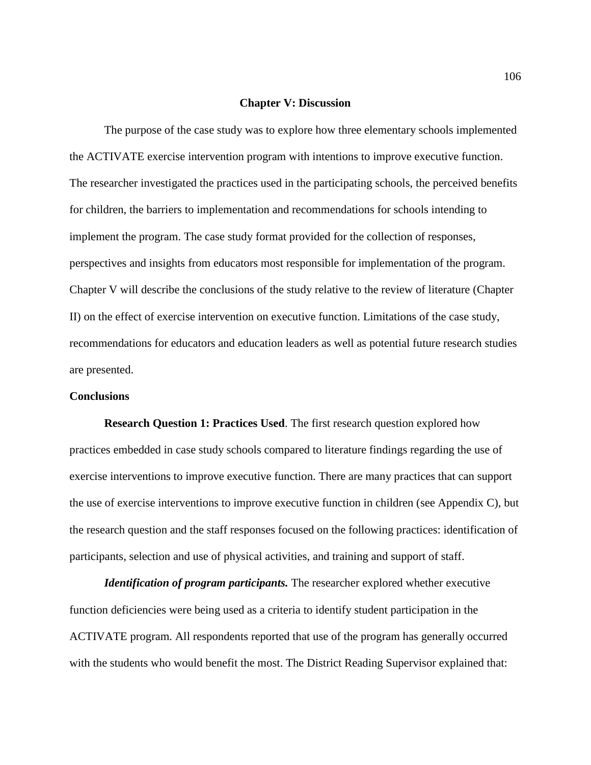# Chapter V: Discussion

The purpose of the case study was to explore how three elementary schools implemented the ACTIVATE exercise intervention program with intentions to improve executive function. The researcher investigated the practices used in the participating schools, the perceived benefits for children, the barriers to implementation and recommendations for schools intending to implement the program. The case study format provided for the collection of responses, perspectives and insights from educators most responsible for implementation of the program. Chapter V will describe the conclusions of the study relative to the review of literature (Chapter II) on the effect of exercise intervention on executive function. Limitations of the case study, recommendations for educators and education leaders as well as potential future research studies are presented.

## Conclusions

**Research Question 1: Practices Used**. The first research question explored how practices embedded in case study schools compared to literature findings regarding the use of exercise interventions to improve executive function. There are many practices that can support the use of exercise interventions to improve executive function in children (see Appendix C), but the research question and the staff responses focused on the following practices: identification of participants, selection and use of physical activities, and training and support of staff.

***Identification of program participants.*** The researcher explored whether executive function deficiencies were being used as a criteria to identify student participation in the ACTIVATE program. All respondents reported that use of the program has generally occurred with the students who would benefit the most. The District Reading Supervisor explained that: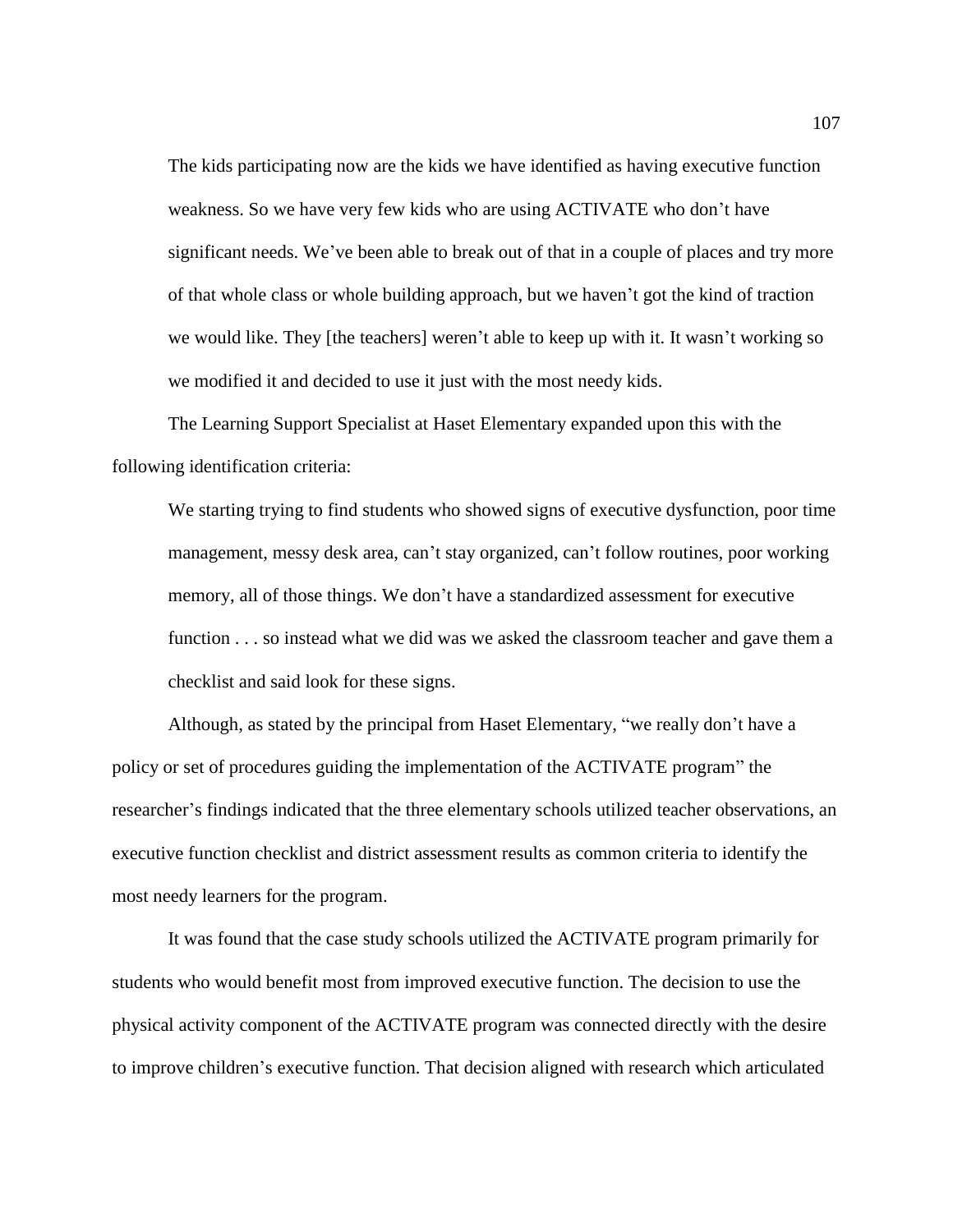> The kids participating now are the kids we have identified as having executive function weakness. So we have very few kids who are using ACTIVATE who don't have significant needs. We've been able to break out of that in a couple of places and try more of that whole class or whole building approach, but we haven't got the kind of traction we would like. They [the teachers] weren't able to keep up with it. It wasn't working so we modified it and decided to use it just with the most needy kids.

The Learning Support Specialist at Haset Elementary expanded upon this with the following identification criteria:

> We starting trying to find students who showed signs of executive dysfunction, poor time management, messy desk area, can't stay organized, can't follow routines, poor working memory, all of those things. We don't have a standardized assessment for executive function . . . so instead what we did was we asked the classroom teacher and gave them a checklist and said look for these signs.

Although, as stated by the principal from Haset Elementary, "we really don't have a policy or set of procedures guiding the implementation of the ACTIVATE program" the researcher's findings indicated that the three elementary schools utilized teacher observations, an executive function checklist and district assessment results as common criteria to identify the most needy learners for the program.

It was found that the case study schools utilized the ACTIVATE program primarily for students who would benefit most from improved executive function. The decision to use the physical activity component of the ACTIVATE program was connected directly with the desire to improve children's executive function. That decision aligned with research which articulated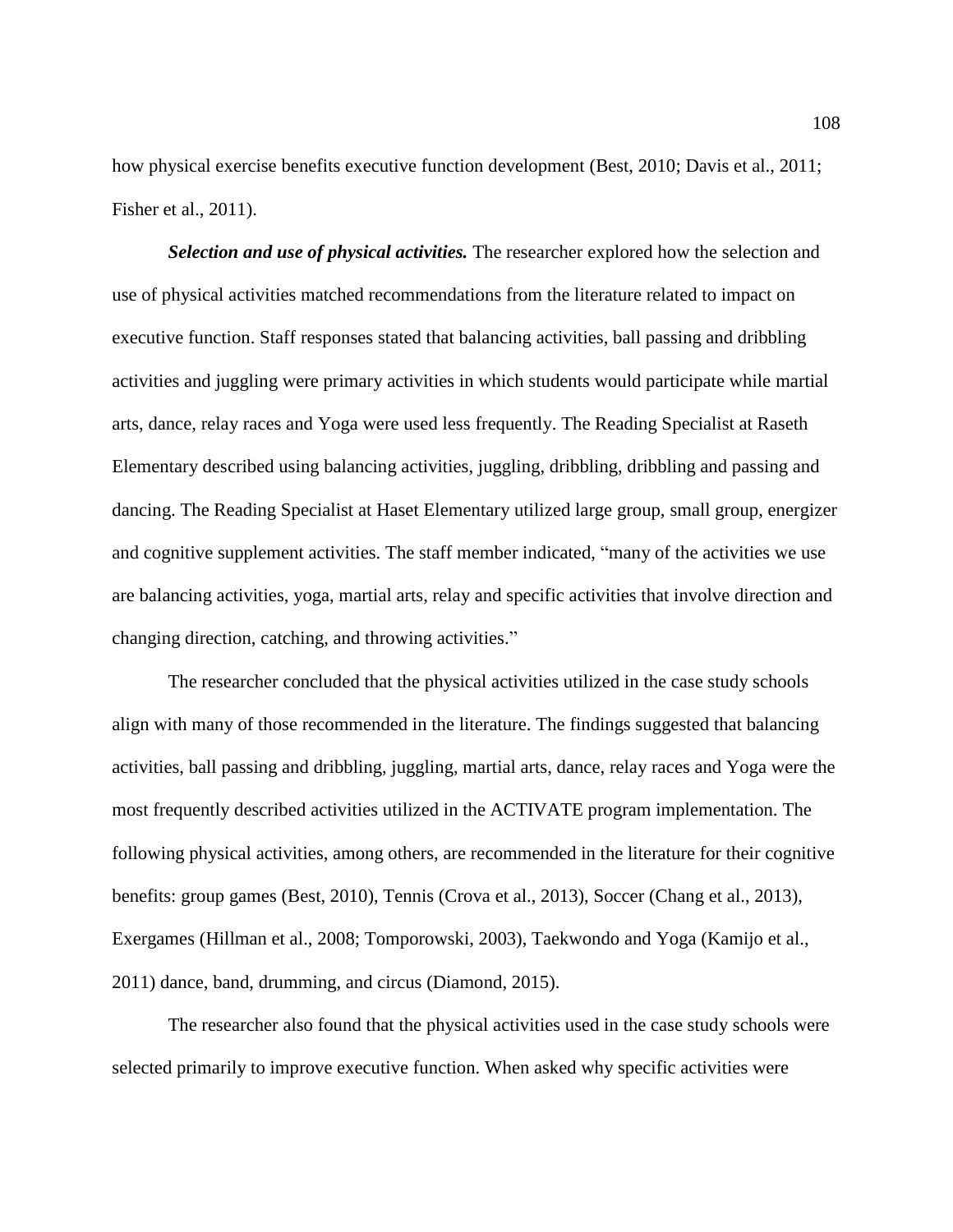how physical exercise benefits executive function development (Best, 2010; Davis et al., 2011; Fisher et al., 2011).

***Selection and use of physical activities.*** The researcher explored how the selection and use of physical activities matched recommendations from the literature related to impact on executive function. Staff responses stated that balancing activities, ball passing and dribbling activities and juggling were primary activities in which students would participate while martial arts, dance, relay races and Yoga were used less frequently. The Reading Specialist at Raseth Elementary described using balancing activities, juggling, dribbling, dribbling and passing and dancing. The Reading Specialist at Haset Elementary utilized large group, small group, energizer and cognitive supplement activities. The staff member indicated, "many of the activities we use are balancing activities, yoga, martial arts, relay and specific activities that involve direction and changing direction, catching, and throwing activities."

The researcher concluded that the physical activities utilized in the case study schools align with many of those recommended in the literature. The findings suggested that balancing activities, ball passing and dribbling, juggling, martial arts, dance, relay races and Yoga were the most frequently described activities utilized in the ACTIVATE program implementation. The following physical activities, among others, are recommended in the literature for their cognitive benefits: group games (Best, 2010), Tennis (Crova et al., 2013), Soccer (Chang et al., 2013), Exergames (Hillman et al., 2008; Tomporowski, 2003), Taekwondo and Yoga (Kamijo et al., 2011) dance, band, drumming, and circus (Diamond, 2015).

The researcher also found that the physical activities used in the case study schools were selected primarily to improve executive function. When asked why specific activities were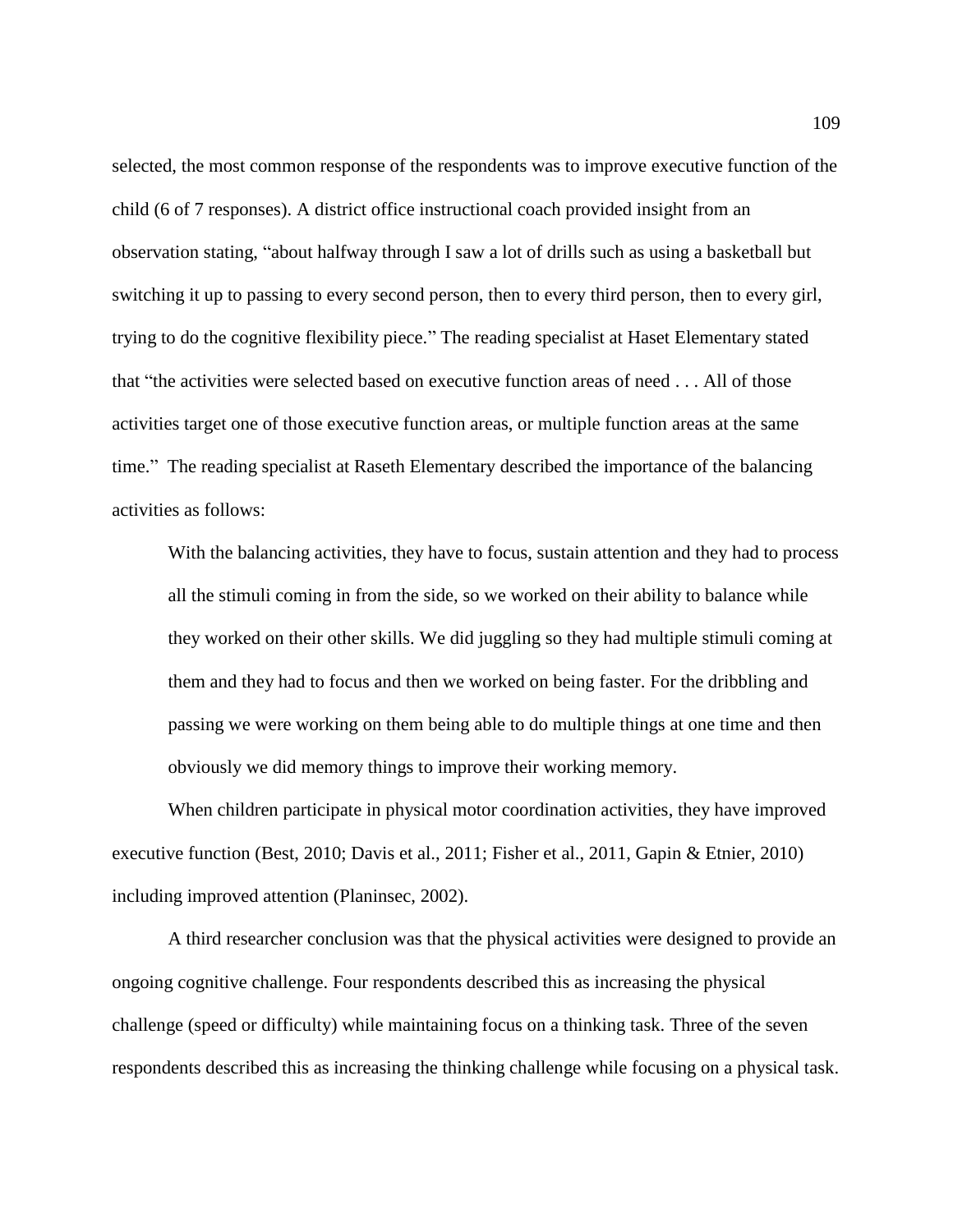selected, the most common response of the respondents was to improve executive function of the child (6 of 7 responses). A district office instructional coach provided insight from an observation stating, "about halfway through I saw a lot of drills such as using a basketball but switching it up to passing to every second person, then to every third person, then to every girl, trying to do the cognitive flexibility piece." The reading specialist at Haset Elementary stated that "the activities were selected based on executive function areas of need . . . All of those activities target one of those executive function areas, or multiple function areas at the same time." The reading specialist at Raseth Elementary described the importance of the balancing activities as follows:

> With the balancing activities, they have to focus, sustain attention and they had to process all the stimuli coming in from the side, so we worked on their ability to balance while they worked on their other skills. We did juggling so they had multiple stimuli coming at them and they had to focus and then we worked on being faster. For the dribbling and passing we were working on them being able to do multiple things at one time and then obviously we did memory things to improve their working memory.

When children participate in physical motor coordination activities, they have improved executive function (Best, 2010; Davis et al., 2011; Fisher et al., 2011, Gapin & Etnier, 2010) including improved attention (Planinsec, 2002).

A third researcher conclusion was that the physical activities were designed to provide an ongoing cognitive challenge. Four respondents described this as increasing the physical challenge (speed or difficulty) while maintaining focus on a thinking task. Three of the seven respondents described this as increasing the thinking challenge while focusing on a physical task.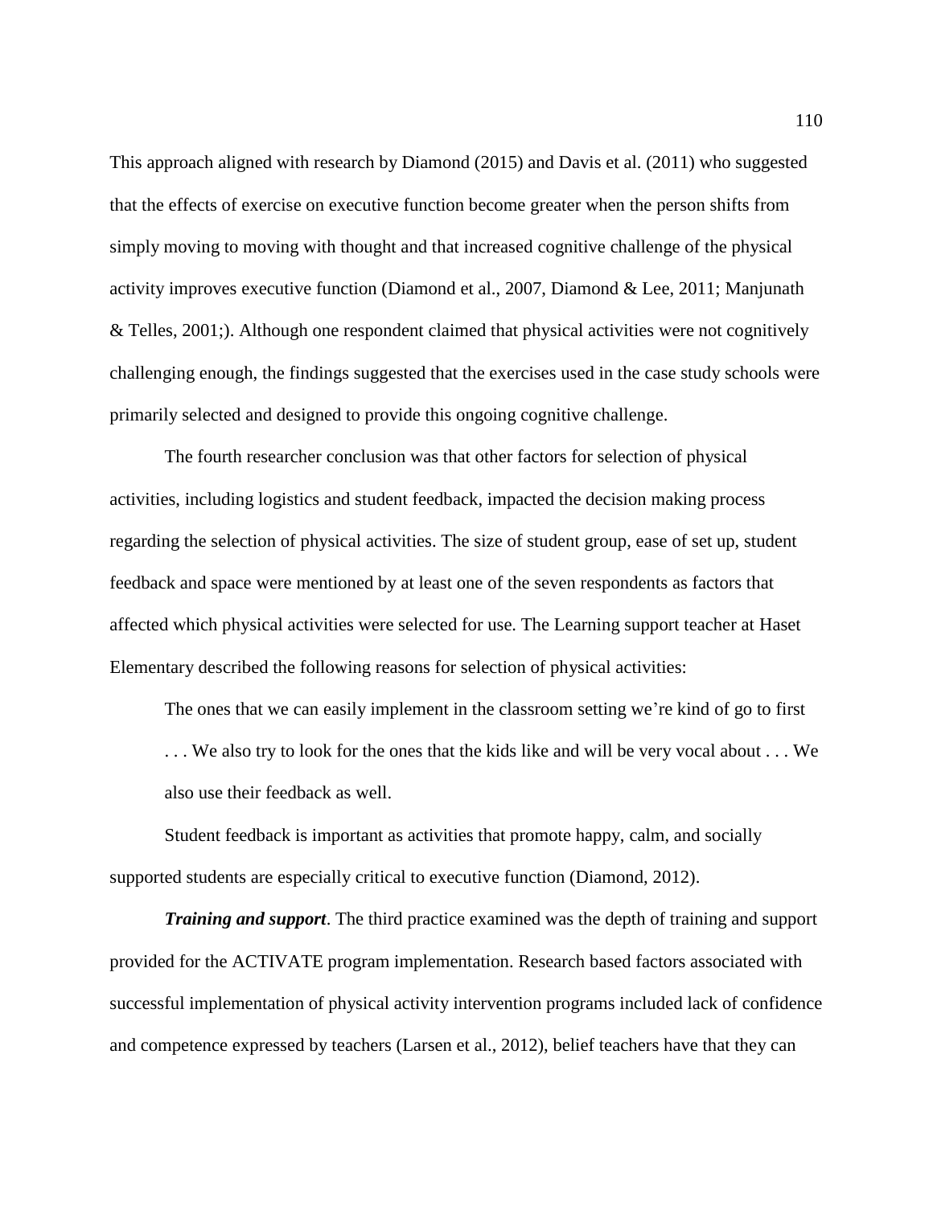This approach aligned with research by Diamond (2015) and Davis et al. (2011) who suggested that the effects of exercise on executive function become greater when the person shifts from simply moving to moving with thought and that increased cognitive challenge of the physical activity improves executive function (Diamond et al., 2007, Diamond & Lee, 2011; Manjunath & Telles, 2001;). Although one respondent claimed that physical activities were not cognitively challenging enough, the findings suggested that the exercises used in the case study schools were primarily selected and designed to provide this ongoing cognitive challenge.

The fourth researcher conclusion was that other factors for selection of physical activities, including logistics and student feedback, impacted the decision making process regarding the selection of physical activities. The size of student group, ease of set up, student feedback and space were mentioned by at least one of the seven respondents as factors that affected which physical activities were selected for use. The Learning support teacher at Haset Elementary described the following reasons for selection of physical activities:

> The ones that we can easily implement in the classroom setting we're kind of go to first . . . We also try to look for the ones that the kids like and will be very vocal about . . . We also use their feedback as well.

Student feedback is important as activities that promote happy, calm, and socially supported students are especially critical to executive function (Diamond, 2012).

***Training and support***. The third practice examined was the depth of training and support provided for the ACTIVATE program implementation. Research based factors associated with successful implementation of physical activity intervention programs included lack of confidence and competence expressed by teachers (Larsen et al., 2012), belief teachers have that they can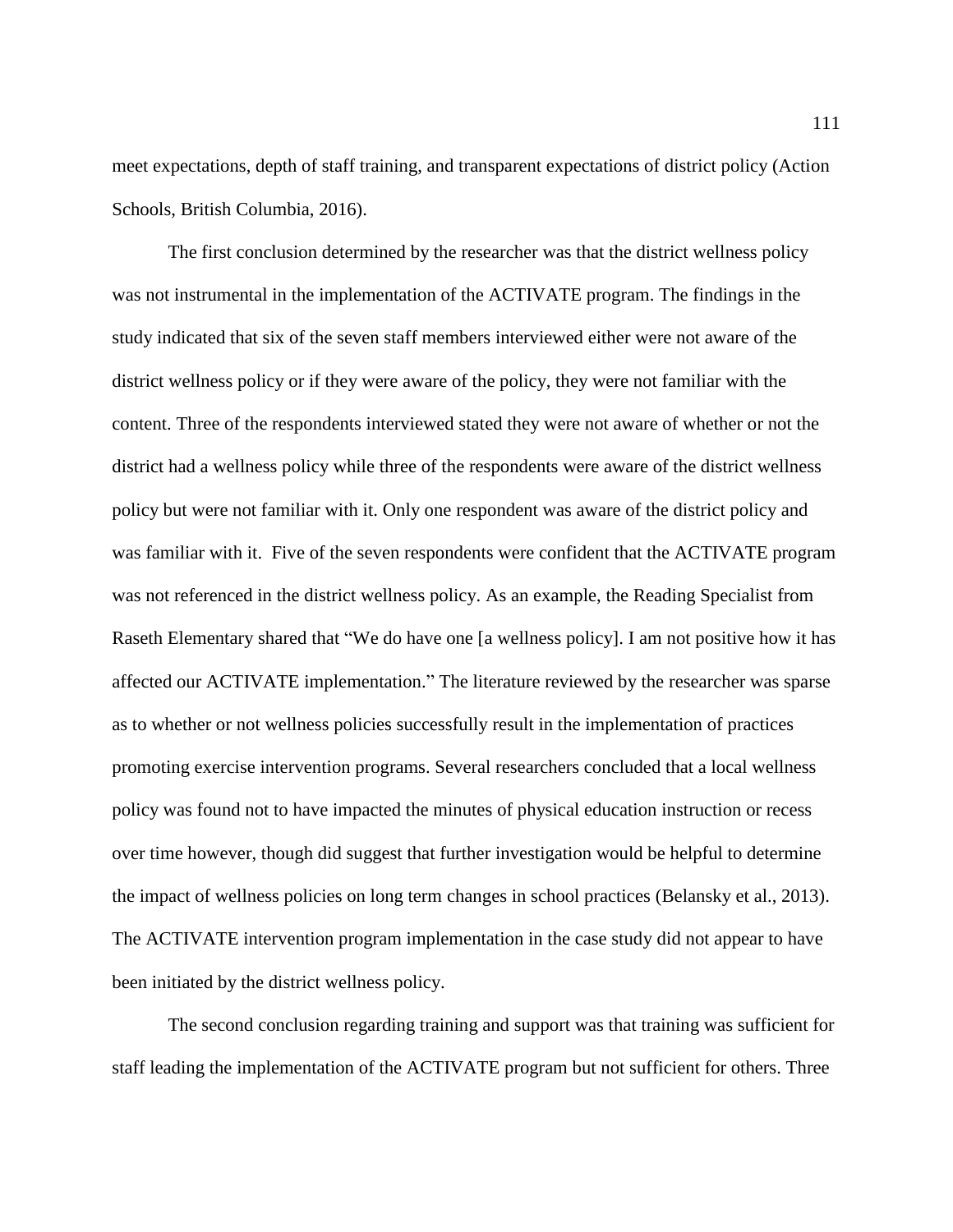meet expectations, depth of staff training, and transparent expectations of district policy (Action Schools, British Columbia, 2016).

The first conclusion determined by the researcher was that the district wellness policy was not instrumental in the implementation of the ACTIVATE program. The findings in the study indicated that six of the seven staff members interviewed either were not aware of the district wellness policy or if they were aware of the policy, they were not familiar with the content. Three of the respondents interviewed stated they were not aware of whether or not the district had a wellness policy while three of the respondents were aware of the district wellness policy but were not familiar with it. Only one respondent was aware of the district policy and was familiar with it. Five of the seven respondents were confident that the ACTIVATE program was not referenced in the district wellness policy. As an example, the Reading Specialist from Raseth Elementary shared that "We do have one [a wellness policy]. I am not positive how it has affected our ACTIVATE implementation." The literature reviewed by the researcher was sparse as to whether or not wellness policies successfully result in the implementation of practices promoting exercise intervention programs. Several researchers concluded that a local wellness policy was found not to have impacted the minutes of physical education instruction or recess over time however, though did suggest that further investigation would be helpful to determine the impact of wellness policies on long term changes in school practices (Belansky et al., 2013). The ACTIVATE intervention program implementation in the case study did not appear to have been initiated by the district wellness policy.

The second conclusion regarding training and support was that training was sufficient for staff leading the implementation of the ACTIVATE program but not sufficient for others. Three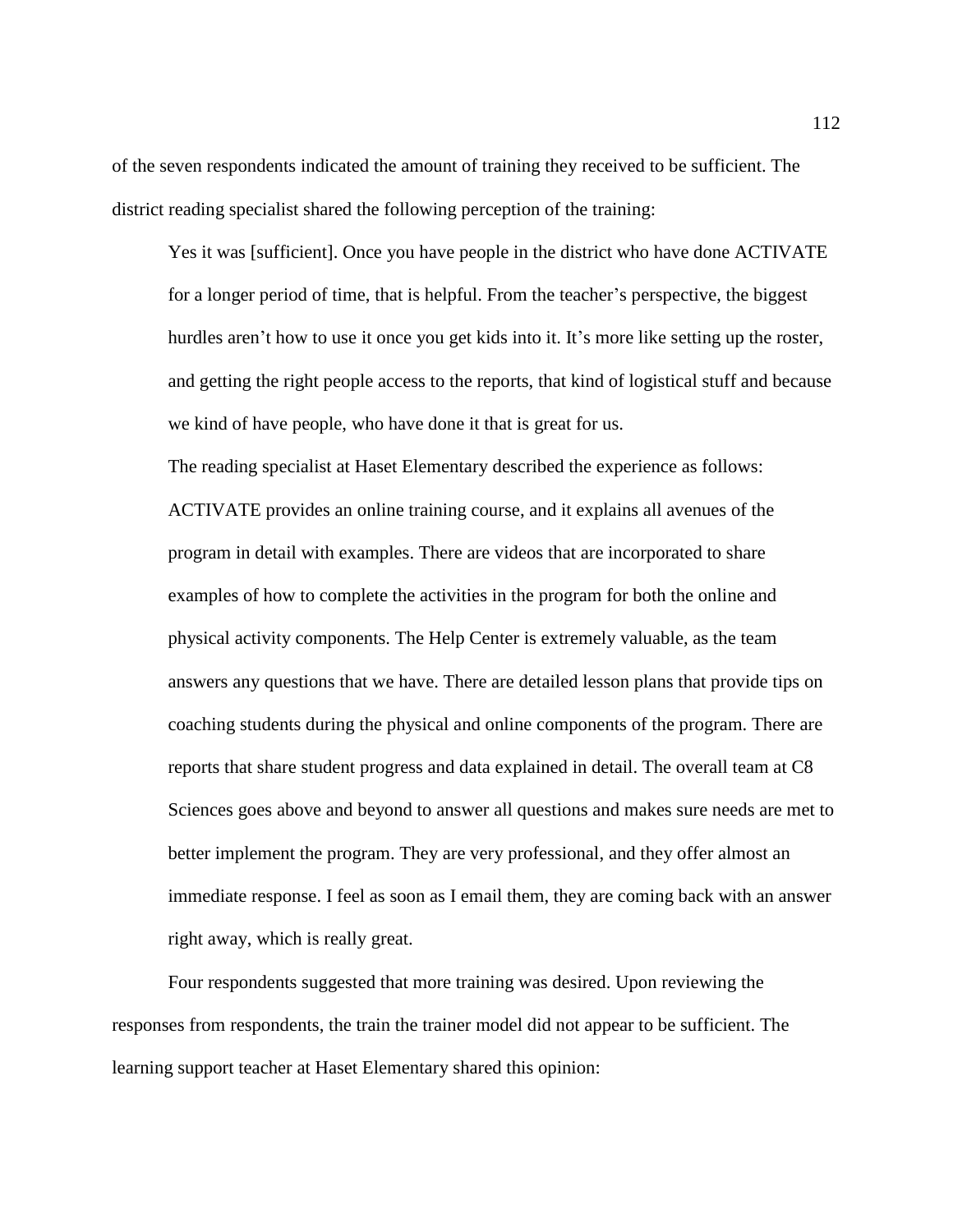of the seven respondents indicated the amount of training they received to be sufficient. The district reading specialist shared the following perception of the training:

> Yes it was [sufficient]. Once you have people in the district who have done ACTIVATE for a longer period of time, that is helpful. From the teacher's perspective, the biggest hurdles aren't how to use it once you get kids into it. It's more like setting up the roster, and getting the right people access to the reports, that kind of logistical stuff and because we kind of have people, who have done it that is great for us.

The reading specialist at Haset Elementary described the experience as follows:

> ACTIVATE provides an online training course, and it explains all avenues of the program in detail with examples. There are videos that are incorporated to share examples of how to complete the activities in the program for both the online and physical activity components. The Help Center is extremely valuable, as the team answers any questions that we have. There are detailed lesson plans that provide tips on coaching students during the physical and online components of the program. There are reports that share student progress and data explained in detail. The overall team at C8 Sciences goes above and beyond to answer all questions and makes sure needs are met to better implement the program. They are very professional, and they offer almost an immediate response. I feel as soon as I email them, they are coming back with an answer right away, which is really great.

Four respondents suggested that more training was desired. Upon reviewing the responses from respondents, the train the trainer model did not appear to be sufficient. The learning support teacher at Haset Elementary shared this opinion: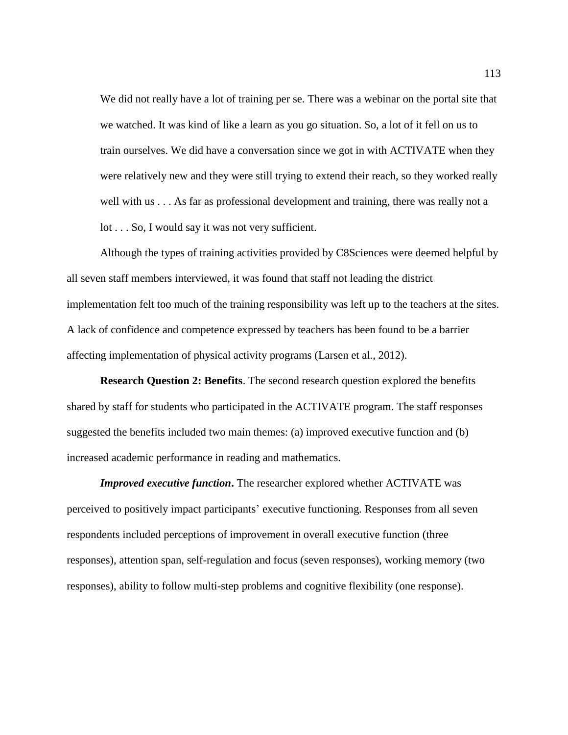> We did not really have a lot of training per se. There was a webinar on the portal site that we watched. It was kind of like a learn as you go situation. So, a lot of it fell on us to train ourselves. We did have a conversation since we got in with ACTIVATE when they were relatively new and they were still trying to extend their reach, so they worked really well with us . . . As far as professional development and training, there was really not a lot . . . So, I would say it was not very sufficient.

Although the types of training activities provided by C8Sciences were deemed helpful by all seven staff members interviewed, it was found that staff not leading the district implementation felt too much of the training responsibility was left up to the teachers at the sites. A lack of confidence and competence expressed by teachers has been found to be a barrier affecting implementation of physical activity programs (Larsen et al., 2012).

**Research Question 2: Benefits**. The second research question explored the benefits shared by staff for students who participated in the ACTIVATE program. The staff responses suggested the benefits included two main themes: (a) improved executive function and (b) increased academic performance in reading and mathematics.

***Improved executive function*.** The researcher explored whether ACTIVATE was perceived to positively impact participants' executive functioning. Responses from all seven respondents included perceptions of improvement in overall executive function (three responses), attention span, self-regulation and focus (seven responses), working memory (two responses), ability to follow multi-step problems and cognitive flexibility (one response).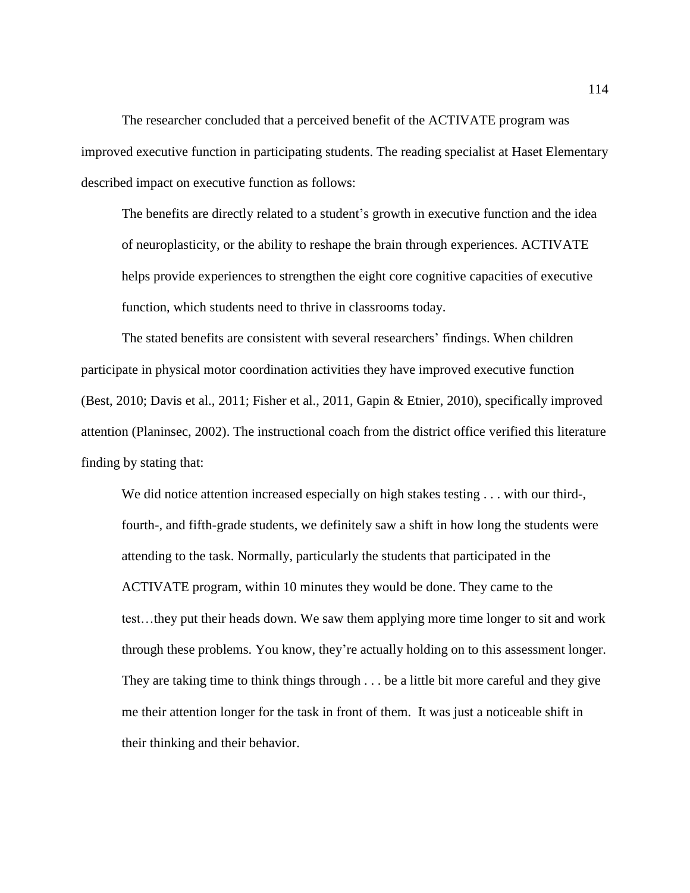The researcher concluded that a perceived benefit of the ACTIVATE program was improved executive function in participating students. The reading specialist at Haset Elementary described impact on executive function as follows:

> The benefits are directly related to a student's growth in executive function and the idea of neuroplasticity, or the ability to reshape the brain through experiences. ACTIVATE helps provide experiences to strengthen the eight core cognitive capacities of executive function, which students need to thrive in classrooms today.

The stated benefits are consistent with several researchers' findings. When children participate in physical motor coordination activities they have improved executive function (Best, 2010; Davis et al., 2011; Fisher et al., 2011, Gapin & Etnier, 2010), specifically improved attention (Planinsec, 2002). The instructional coach from the district office verified this literature finding by stating that:

> We did notice attention increased especially on high stakes testing . . . with our third-, fourth-, and fifth-grade students, we definitely saw a shift in how long the students were attending to the task. Normally, particularly the students that participated in the ACTIVATE program, within 10 minutes they would be done. They came to the test…they put their heads down. We saw them applying more time longer to sit and work through these problems. You know, they're actually holding on to this assessment longer. They are taking time to think things through . . . be a little bit more careful and they give me their attention longer for the task in front of them. It was just a noticeable shift in their thinking and their behavior.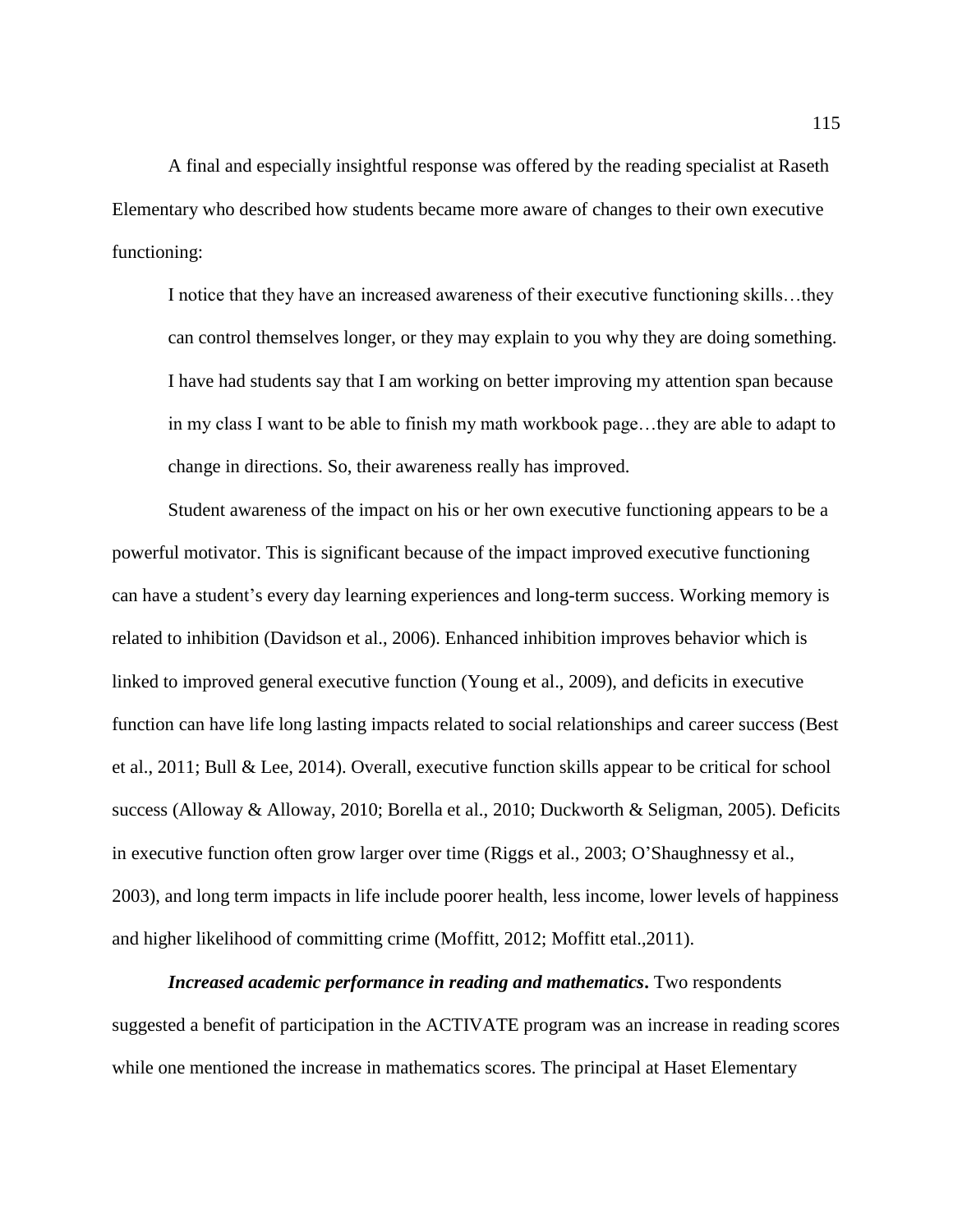A final and especially insightful response was offered by the reading specialist at Raseth Elementary who described how students became more aware of changes to their own executive functioning:

> I notice that they have an increased awareness of their executive functioning skills…they can control themselves longer, or they may explain to you why they are doing something. I have had students say that I am working on better improving my attention span because in my class I want to be able to finish my math workbook page…they are able to adapt to change in directions. So, their awareness really has improved.

Student awareness of the impact on his or her own executive functioning appears to be a powerful motivator. This is significant because of the impact improved executive functioning can have a student's every day learning experiences and long-term success. Working memory is related to inhibition (Davidson et al., 2006). Enhanced inhibition improves behavior which is linked to improved general executive function (Young et al., 2009), and deficits in executive function can have life long lasting impacts related to social relationships and career success (Best et al., 2011; Bull & Lee, 2014). Overall, executive function skills appear to be critical for school success (Alloway & Alloway, 2010; Borella et al., 2010; Duckworth & Seligman, 2005). Deficits in executive function often grow larger over time (Riggs et al., 2003; O'Shaughnessy et al., 2003), and long term impacts in life include poorer health, less income, lower levels of happiness and higher likelihood of committing crime (Moffitt, 2012; Moffitt etal.,2011).

***Increased academic performance in reading and mathematics*.** Two respondents suggested a benefit of participation in the ACTIVATE program was an increase in reading scores while one mentioned the increase in mathematics scores. The principal at Haset Elementary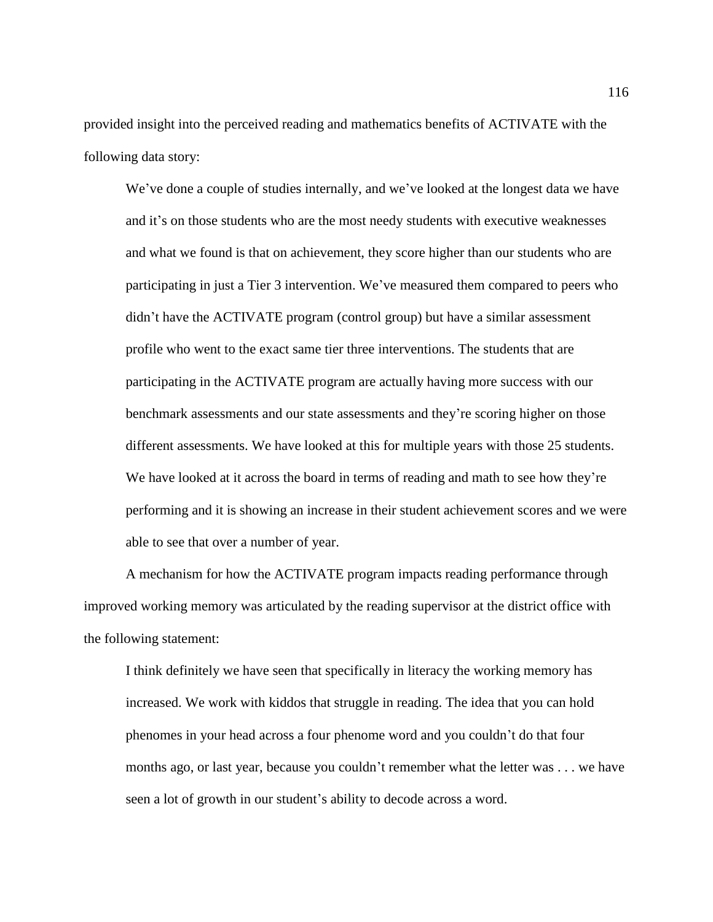provided insight into the perceived reading and mathematics benefits of ACTIVATE with the following data story:

> We've done a couple of studies internally, and we've looked at the longest data we have and it's on those students who are the most needy students with executive weaknesses and what we found is that on achievement, they score higher than our students who are participating in just a Tier 3 intervention. We've measured them compared to peers who didn't have the ACTIVATE program (control group) but have a similar assessment profile who went to the exact same tier three interventions. The students that are participating in the ACTIVATE program are actually having more success with our benchmark assessments and our state assessments and they're scoring higher on those different assessments. We have looked at this for multiple years with those 25 students. We have looked at it across the board in terms of reading and math to see how they're performing and it is showing an increase in their student achievement scores and we were able to see that over a number of year.

A mechanism for how the ACTIVATE program impacts reading performance through improved working memory was articulated by the reading supervisor at the district office with the following statement:

> I think definitely we have seen that specifically in literacy the working memory has increased. We work with kiddos that struggle in reading. The idea that you can hold phenomes in your head across a four phenome word and you couldn't do that four months ago, or last year, because you couldn't remember what the letter was . . . we have seen a lot of growth in our student's ability to decode across a word.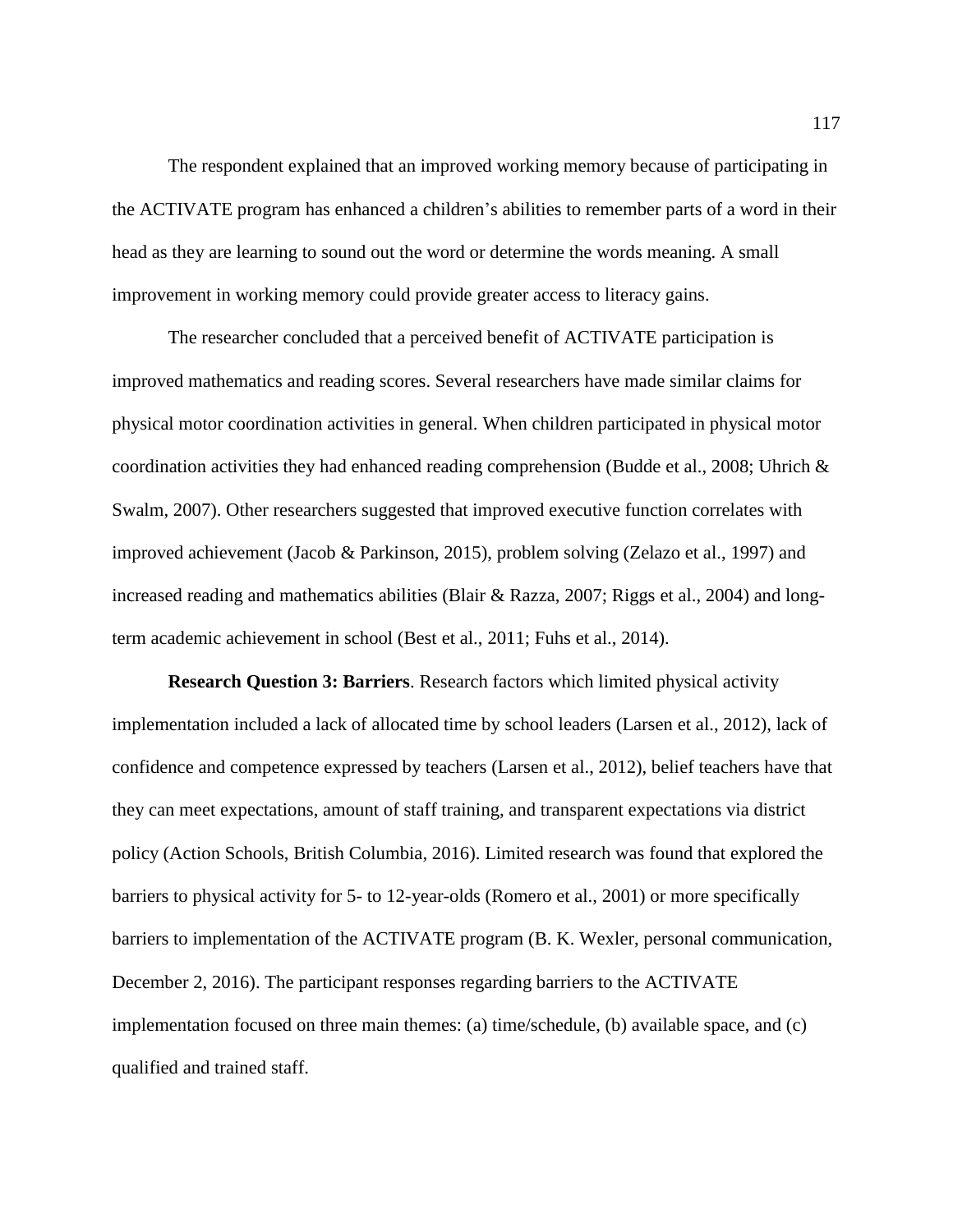The respondent explained that an improved working memory because of participating in the ACTIVATE program has enhanced a children's abilities to remember parts of a word in their head as they are learning to sound out the word or determine the words meaning. A small improvement in working memory could provide greater access to literacy gains.

The researcher concluded that a perceived benefit of ACTIVATE participation is improved mathematics and reading scores. Several researchers have made similar claims for physical motor coordination activities in general. When children participated in physical motor coordination activities they had enhanced reading comprehension (Budde et al., 2008; Uhrich & Swalm, 2007). Other researchers suggested that improved executive function correlates with improved achievement (Jacob & Parkinson, 2015), problem solving (Zelazo et al., 1997) and increased reading and mathematics abilities (Blair & Razza, 2007; Riggs et al., 2004) and long-term academic achievement in school (Best et al., 2011; Fuhs et al., 2014).

**Research Question 3: Barriers**. Research factors which limited physical activity implementation included a lack of allocated time by school leaders (Larsen et al., 2012), lack of confidence and competence expressed by teachers (Larsen et al., 2012), belief teachers have that they can meet expectations, amount of staff training, and transparent expectations via district policy (Action Schools, British Columbia, 2016). Limited research was found that explored the barriers to physical activity for 5- to 12-year-olds (Romero et al., 2001) or more specifically barriers to implementation of the ACTIVATE program (B. K. Wexler, personal communication, December 2, 2016). The participant responses regarding barriers to the ACTIVATE implementation focused on three main themes: (a) time/schedule, (b) available space, and (c) qualified and trained staff.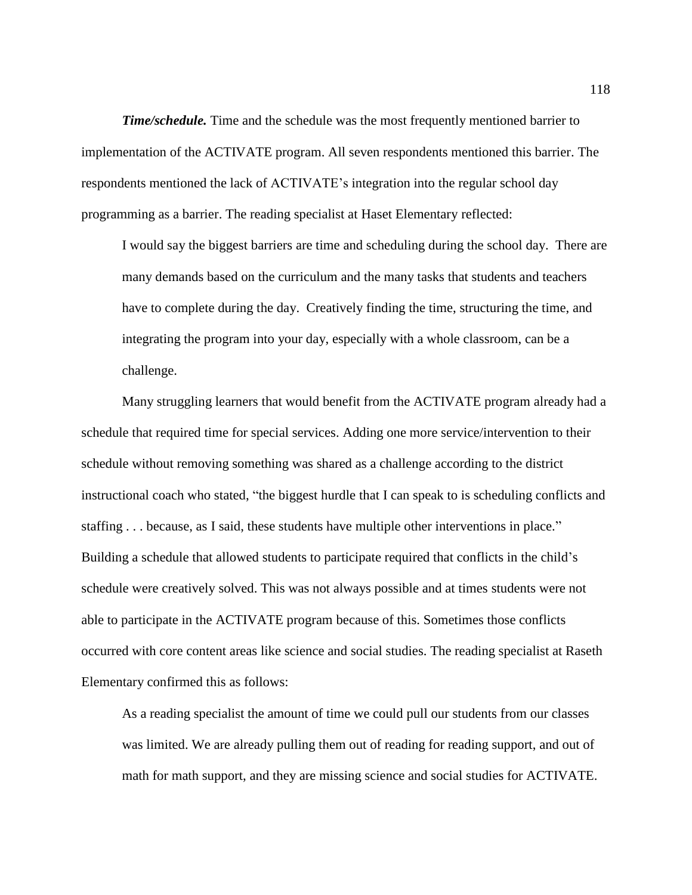***Time/schedule.*** Time and the schedule was the most frequently mentioned barrier to implementation of the ACTIVATE program. All seven respondents mentioned this barrier. The respondents mentioned the lack of ACTIVATE's integration into the regular school day programming as a barrier. The reading specialist at Haset Elementary reflected:

> I would say the biggest barriers are time and scheduling during the school day. There are many demands based on the curriculum and the many tasks that students and teachers have to complete during the day. Creatively finding the time, structuring the time, and integrating the program into your day, especially with a whole classroom, can be a challenge.

Many struggling learners that would benefit from the ACTIVATE program already had a schedule that required time for special services. Adding one more service/intervention to their schedule without removing something was shared as a challenge according to the district instructional coach who stated, "the biggest hurdle that I can speak to is scheduling conflicts and staffing . . . because, as I said, these students have multiple other interventions in place." Building a schedule that allowed students to participate required that conflicts in the child's schedule were creatively solved. This was not always possible and at times students were not able to participate in the ACTIVATE program because of this. Sometimes those conflicts occurred with core content areas like science and social studies. The reading specialist at Raseth Elementary confirmed this as follows:

> As a reading specialist the amount of time we could pull our students from our classes was limited. We are already pulling them out of reading for reading support, and out of math for math support, and they are missing science and social studies for ACTIVATE.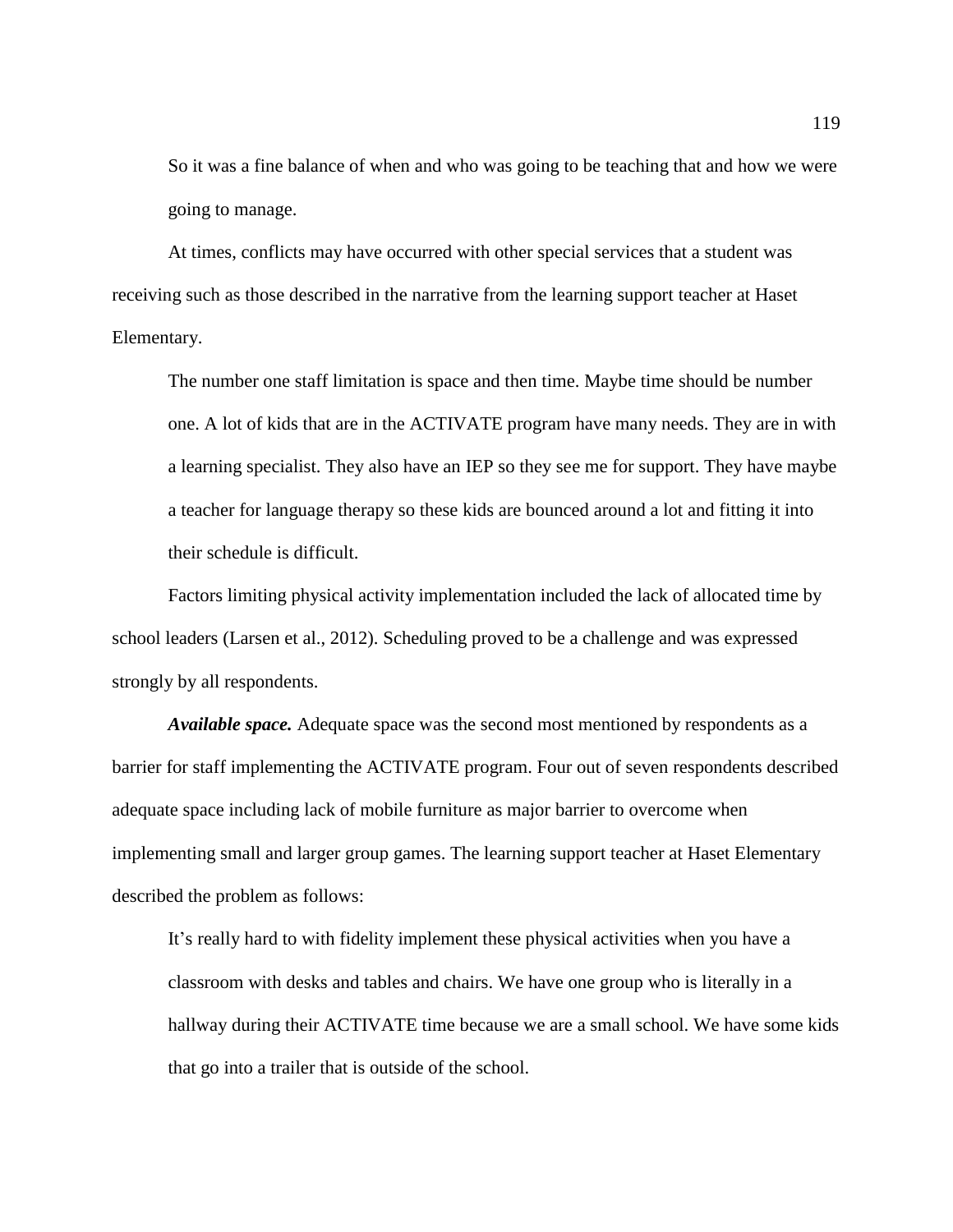So it was a fine balance of when and who was going to be teaching that and how we were going to manage.

At times, conflicts may have occurred with other special services that a student was receiving such as those described in the narrative from the learning support teacher at Haset Elementary.

> The number one staff limitation is space and then time. Maybe time should be number one. A lot of kids that are in the ACTIVATE program have many needs. They are in with a learning specialist. They also have an IEP so they see me for support. They have maybe a teacher for language therapy so these kids are bounced around a lot and fitting it into their schedule is difficult.

Factors limiting physical activity implementation included the lack of allocated time by school leaders (Larsen et al., 2012). Scheduling proved to be a challenge and was expressed strongly by all respondents.

***Available space.*** Adequate space was the second most mentioned by respondents as a barrier for staff implementing the ACTIVATE program. Four out of seven respondents described adequate space including lack of mobile furniture as major barrier to overcome when implementing small and larger group games. The learning support teacher at Haset Elementary described the problem as follows:

> It's really hard to with fidelity implement these physical activities when you have a classroom with desks and tables and chairs. We have one group who is literally in a hallway during their ACTIVATE time because we are a small school. We have some kids that go into a trailer that is outside of the school.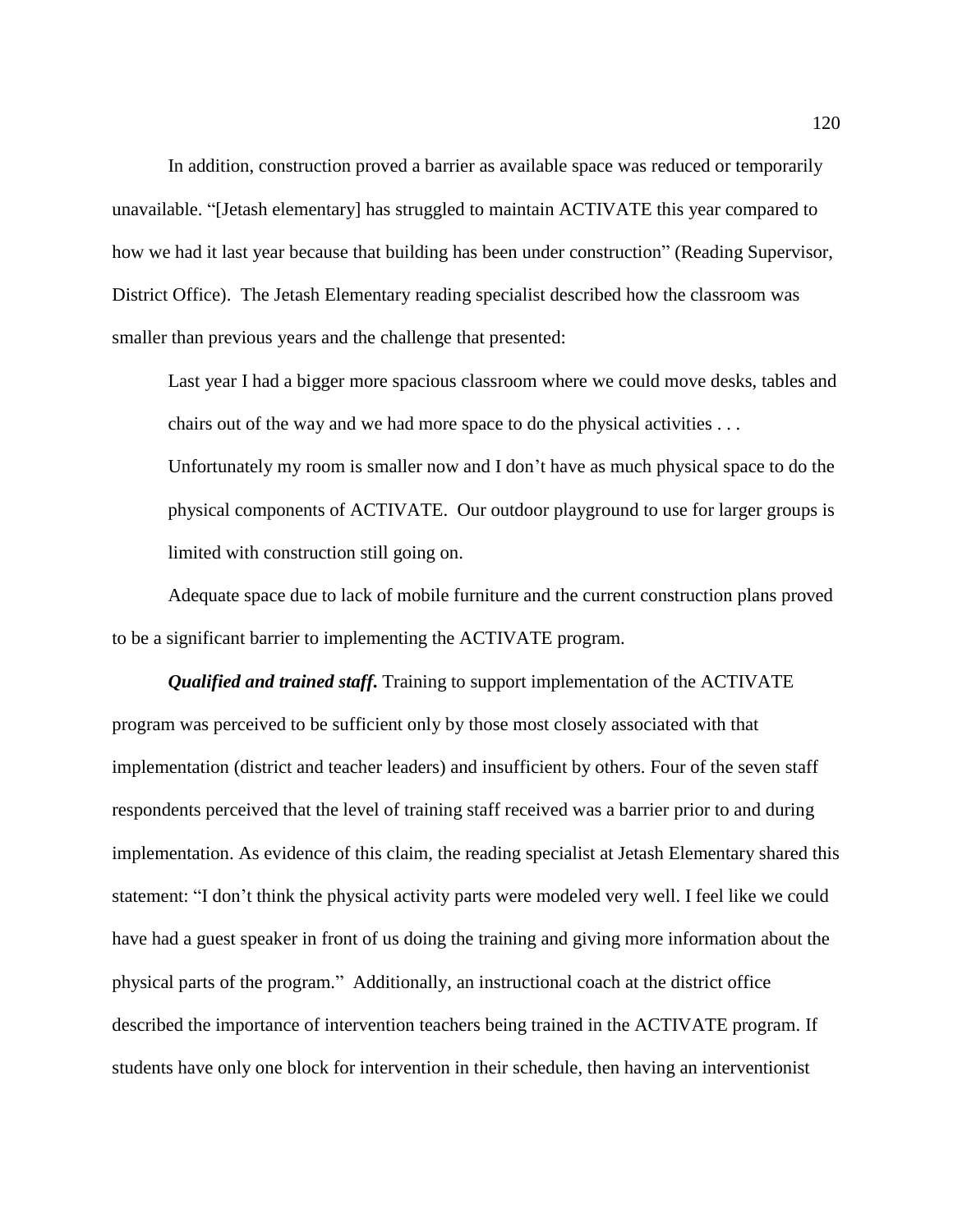In addition, construction proved a barrier as available space was reduced or temporarily unavailable. "[Jetash elementary] has struggled to maintain ACTIVATE this year compared to how we had it last year because that building has been under construction" (Reading Supervisor, District Office). The Jetash Elementary reading specialist described how the classroom was smaller than previous years and the challenge that presented:

> Last year I had a bigger more spacious classroom where we could move desks, tables and chairs out of the way and we had more space to do the physical activities . . . Unfortunately my room is smaller now and I don't have as much physical space to do the physical components of ACTIVATE. Our outdoor playground to use for larger groups is limited with construction still going on.

Adequate space due to lack of mobile furniture and the current construction plans proved to be a significant barrier to implementing the ACTIVATE program.

***Qualified and trained staff.*** Training to support implementation of the ACTIVATE program was perceived to be sufficient only by those most closely associated with that implementation (district and teacher leaders) and insufficient by others. Four of the seven staff respondents perceived that the level of training staff received was a barrier prior to and during implementation. As evidence of this claim, the reading specialist at Jetash Elementary shared this statement: "I don't think the physical activity parts were modeled very well. I feel like we could have had a guest speaker in front of us doing the training and giving more information about the physical parts of the program." Additionally, an instructional coach at the district office described the importance of intervention teachers being trained in the ACTIVATE program. If students have only one block for intervention in their schedule, then having an interventionist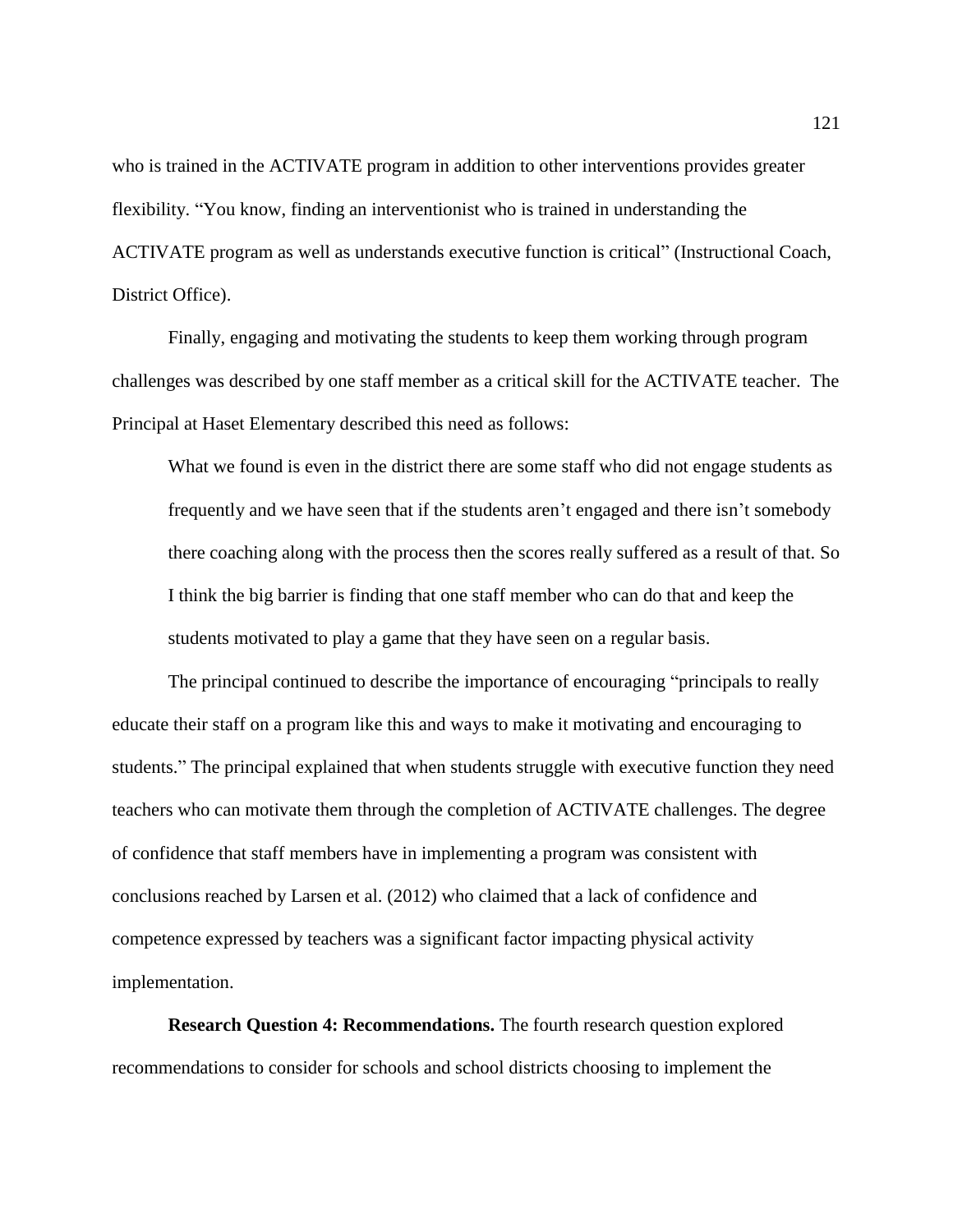who is trained in the ACTIVATE program in addition to other interventions provides greater flexibility. “You know, finding an interventionist who is trained in understanding the ACTIVATE program as well as understands executive function is critical” (Instructional Coach, District Office).

Finally, engaging and motivating the students to keep them working through program challenges was described by one staff member as a critical skill for the ACTIVATE teacher. The Principal at Haset Elementary described this need as follows:

> What we found is even in the district there are some staff who did not engage students as frequently and we have seen that if the students aren’t engaged and there isn’t somebody there coaching along with the process then the scores really suffered as a result of that. So I think the big barrier is finding that one staff member who can do that and keep the students motivated to play a game that they have seen on a regular basis.

The principal continued to describe the importance of encouraging “principals to really educate their staff on a program like this and ways to make it motivating and encouraging to students.” The principal explained that when students struggle with executive function they need teachers who can motivate them through the completion of ACTIVATE challenges. The degree of confidence that staff members have in implementing a program was consistent with conclusions reached by Larsen et al. (2012) who claimed that a lack of confidence and competence expressed by teachers was a significant factor impacting physical activity implementation.

**Research Question 4: Recommendations.** The fourth research question explored recommendations to consider for schools and school districts choosing to implement the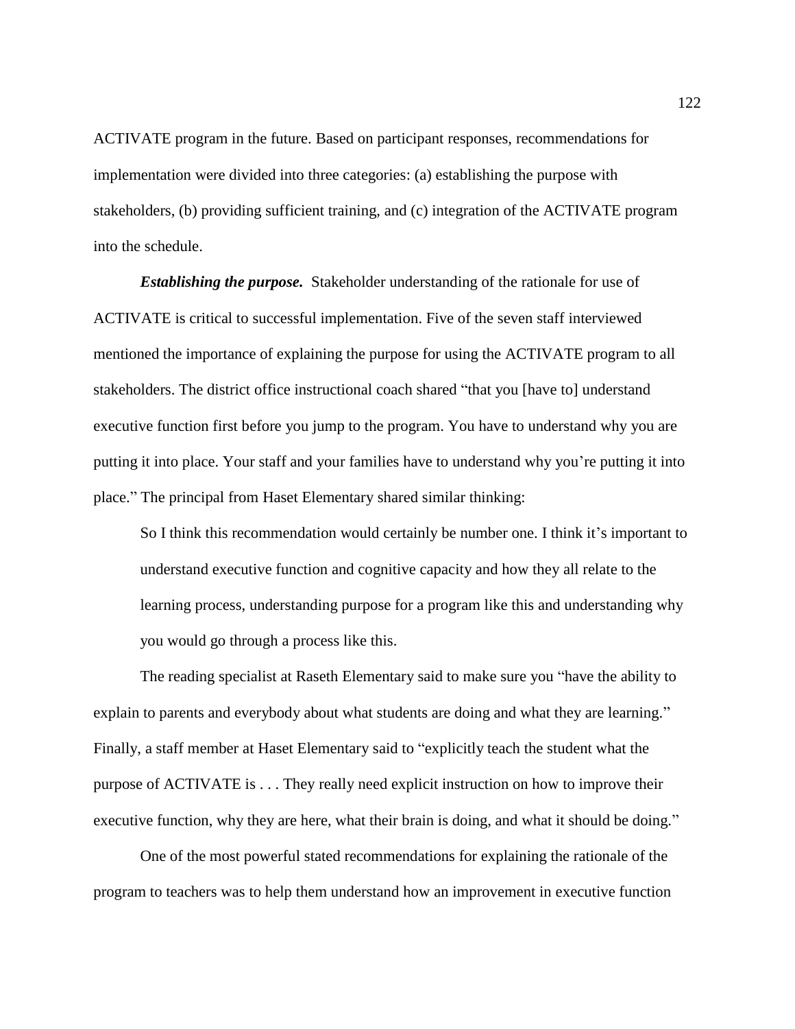ACTIVATE program in the future. Based on participant responses, recommendations for implementation were divided into three categories: (a) establishing the purpose with stakeholders, (b) providing sufficient training, and (c) integration of the ACTIVATE program into the schedule.

***Establishing the purpose.*** Stakeholder understanding of the rationale for use of ACTIVATE is critical to successful implementation. Five of the seven staff interviewed mentioned the importance of explaining the purpose for using the ACTIVATE program to all stakeholders. The district office instructional coach shared "that you [have to] understand executive function first before you jump to the program. You have to understand why you are putting it into place. Your staff and your families have to understand why you're putting it into place." The principal from Haset Elementary shared similar thinking:

> So I think this recommendation would certainly be number one. I think it's important to understand executive function and cognitive capacity and how they all relate to the learning process, understanding purpose for a program like this and understanding why you would go through a process like this.

The reading specialist at Raseth Elementary said to make sure you "have the ability to explain to parents and everybody about what students are doing and what they are learning." Finally, a staff member at Haset Elementary said to "explicitly teach the student what the purpose of ACTIVATE is . . . They really need explicit instruction on how to improve their executive function, why they are here, what their brain is doing, and what it should be doing."

One of the most powerful stated recommendations for explaining the rationale of the program to teachers was to help them understand how an improvement in executive function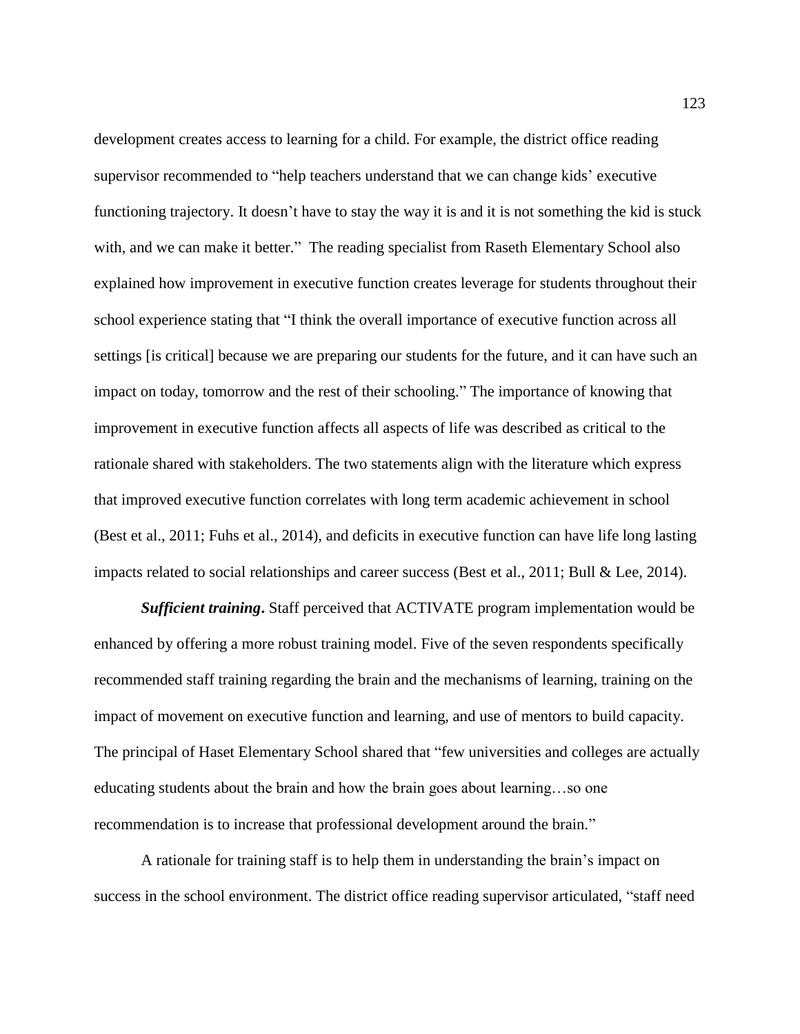development creates access to learning for a child. For example, the district office reading supervisor recommended to "help teachers understand that we can change kids' executive functioning trajectory. It doesn't have to stay the way it is and it is not something the kid is stuck with, and we can make it better." The reading specialist from Raseth Elementary School also explained how improvement in executive function creates leverage for students throughout their school experience stating that "I think the overall importance of executive function across all settings [is critical] because we are preparing our students for the future, and it can have such an impact on today, tomorrow and the rest of their schooling." The importance of knowing that improvement in executive function affects all aspects of life was described as critical to the rationale shared with stakeholders. The two statements align with the literature which express that improved executive function correlates with long term academic achievement in school (Best et al., 2011; Fuhs et al., 2014), and deficits in executive function can have life long lasting impacts related to social relationships and career success (Best et al., 2011; Bull & Lee, 2014).

***Sufficient training*.** Staff perceived that ACTIVATE program implementation would be enhanced by offering a more robust training model. Five of the seven respondents specifically recommended staff training regarding the brain and the mechanisms of learning, training on the impact of movement on executive function and learning, and use of mentors to build capacity. The principal of Haset Elementary School shared that "few universities and colleges are actually educating students about the brain and how the brain goes about learning…so one recommendation is to increase that professional development around the brain."

A rationale for training staff is to help them in understanding the brain's impact on success in the school environment. The district office reading supervisor articulated, "staff need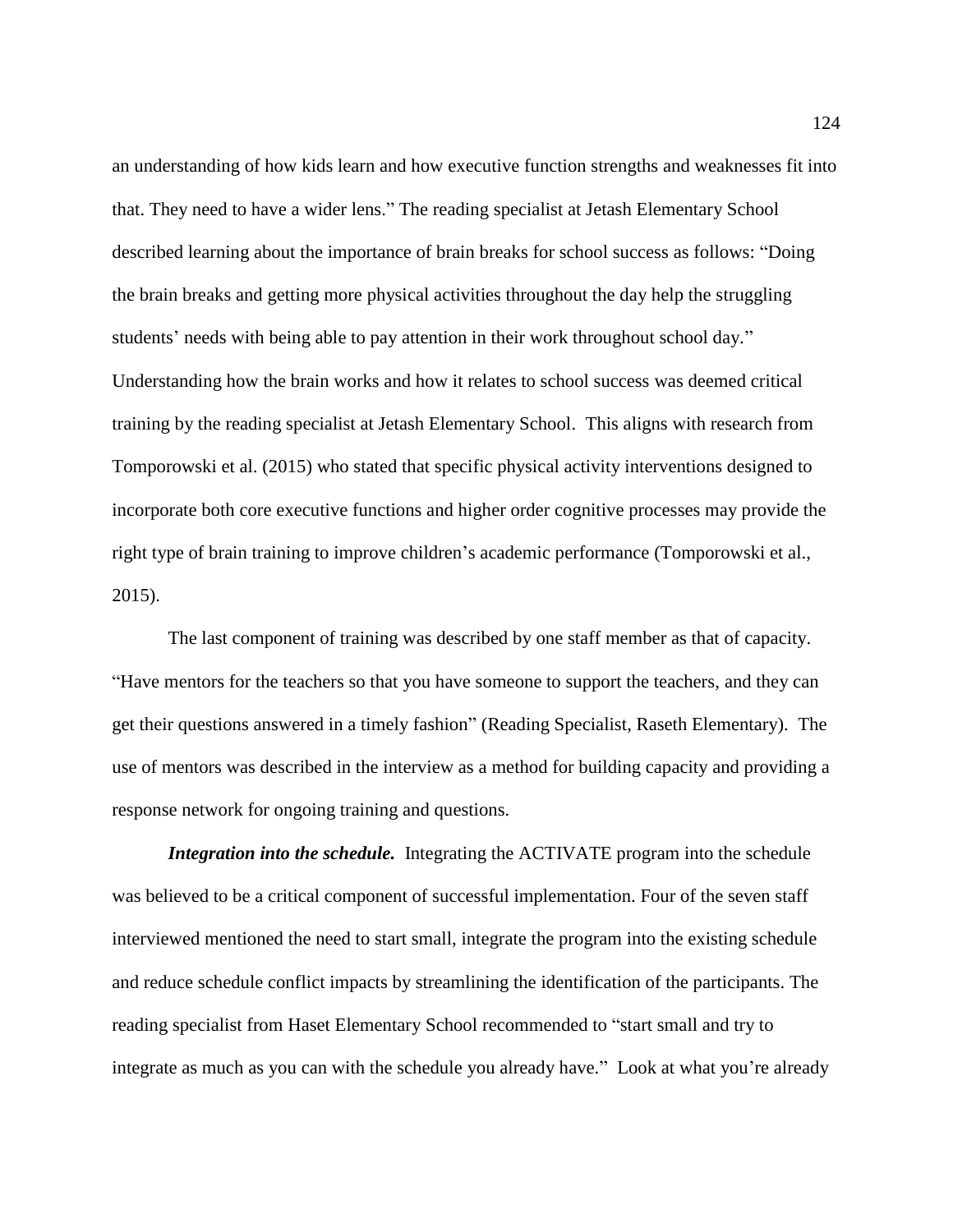an understanding of how kids learn and how executive function strengths and weaknesses fit into that. They need to have a wider lens." The reading specialist at Jetash Elementary School described learning about the importance of brain breaks for school success as follows: "Doing the brain breaks and getting more physical activities throughout the day help the struggling students' needs with being able to pay attention in their work throughout school day." Understanding how the brain works and how it relates to school success was deemed critical training by the reading specialist at Jetash Elementary School. This aligns with research from Tomporowski et al. (2015) who stated that specific physical activity interventions designed to incorporate both core executive functions and higher order cognitive processes may provide the right type of brain training to improve children's academic performance (Tomporowski et al., 2015).

The last component of training was described by one staff member as that of capacity. "Have mentors for the teachers so that you have someone to support the teachers, and they can get their questions answered in a timely fashion" (Reading Specialist, Raseth Elementary). The use of mentors was described in the interview as a method for building capacity and providing a response network for ongoing training and questions.

***Integration into the schedule.*** Integrating the ACTIVATE program into the schedule was believed to be a critical component of successful implementation. Four of the seven staff interviewed mentioned the need to start small, integrate the program into the existing schedule and reduce schedule conflict impacts by streamlining the identification of the participants. The reading specialist from Haset Elementary School recommended to "start small and try to integrate as much as you can with the schedule you already have." Look at what you're already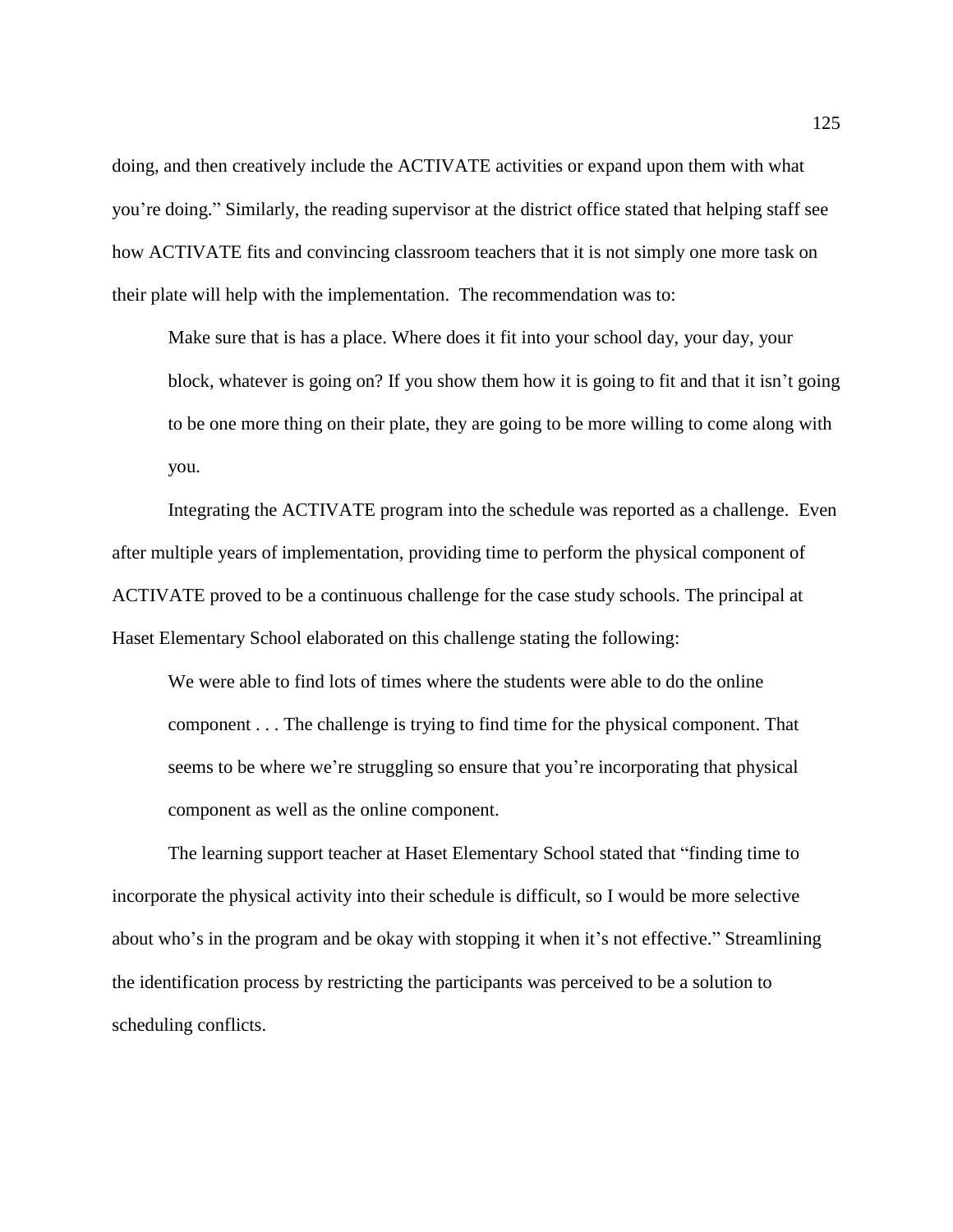doing, and then creatively include the ACTIVATE activities or expand upon them with what you're doing." Similarly, the reading supervisor at the district office stated that helping staff see how ACTIVATE fits and convincing classroom teachers that it is not simply one more task on their plate will help with the implementation. The recommendation was to:

> Make sure that is has a place. Where does it fit into your school day, your day, your block, whatever is going on? If you show them how it is going to fit and that it isn't going to be one more thing on their plate, they are going to be more willing to come along with you.

Integrating the ACTIVATE program into the schedule was reported as a challenge. Even after multiple years of implementation, providing time to perform the physical component of ACTIVATE proved to be a continuous challenge for the case study schools. The principal at Haset Elementary School elaborated on this challenge stating the following:

> We were able to find lots of times where the students were able to do the online component . . . The challenge is trying to find time for the physical component. That seems to be where we're struggling so ensure that you're incorporating that physical component as well as the online component.

The learning support teacher at Haset Elementary School stated that "finding time to incorporate the physical activity into their schedule is difficult, so I would be more selective about who's in the program and be okay with stopping it when it's not effective." Streamlining the identification process by restricting the participants was perceived to be a solution to scheduling conflicts.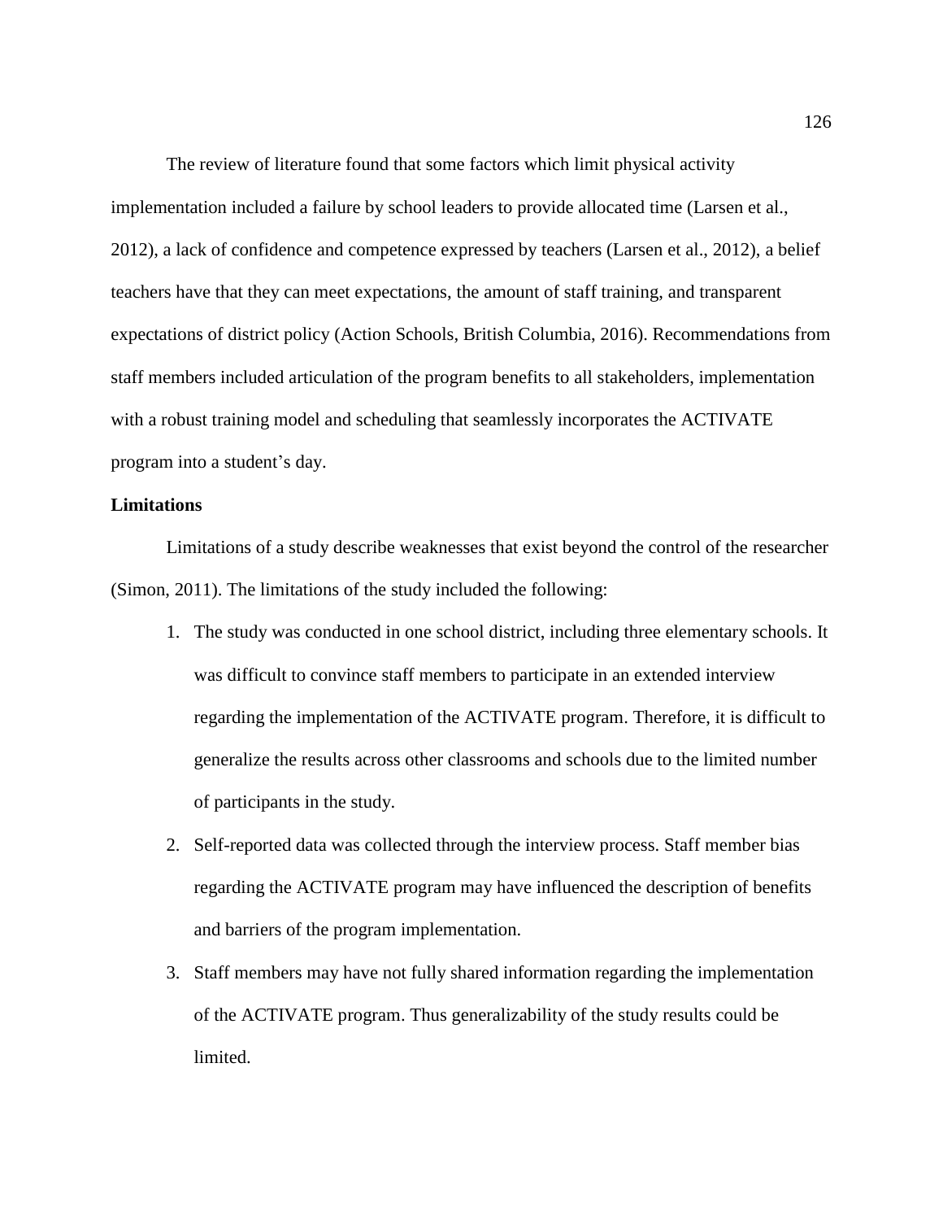The review of literature found that some factors which limit physical activity implementation included a failure by school leaders to provide allocated time (Larsen et al., 2012), a lack of confidence and competence expressed by teachers (Larsen et al., 2012), a belief teachers have that they can meet expectations, the amount of staff training, and transparent expectations of district policy (Action Schools, British Columbia, 2016). Recommendations from staff members included articulation of the program benefits to all stakeholders, implementation with a robust training model and scheduling that seamlessly incorporates the ACTIVATE program into a student's day.

**Limitations**

Limitations of a study describe weaknesses that exist beyond the control of the researcher (Simon, 2011). The limitations of the study included the following:

1. The study was conducted in one school district, including three elementary schools. It was difficult to convince staff members to participate in an extended interview regarding the implementation of the ACTIVATE program. Therefore, it is difficult to generalize the results across other classrooms and schools due to the limited number of participants in the study.
2. Self-reported data was collected through the interview process. Staff member bias regarding the ACTIVATE program may have influenced the description of benefits and barriers of the program implementation.
3. Staff members may have not fully shared information regarding the implementation of the ACTIVATE program. Thus generalizability of the study results could be limited.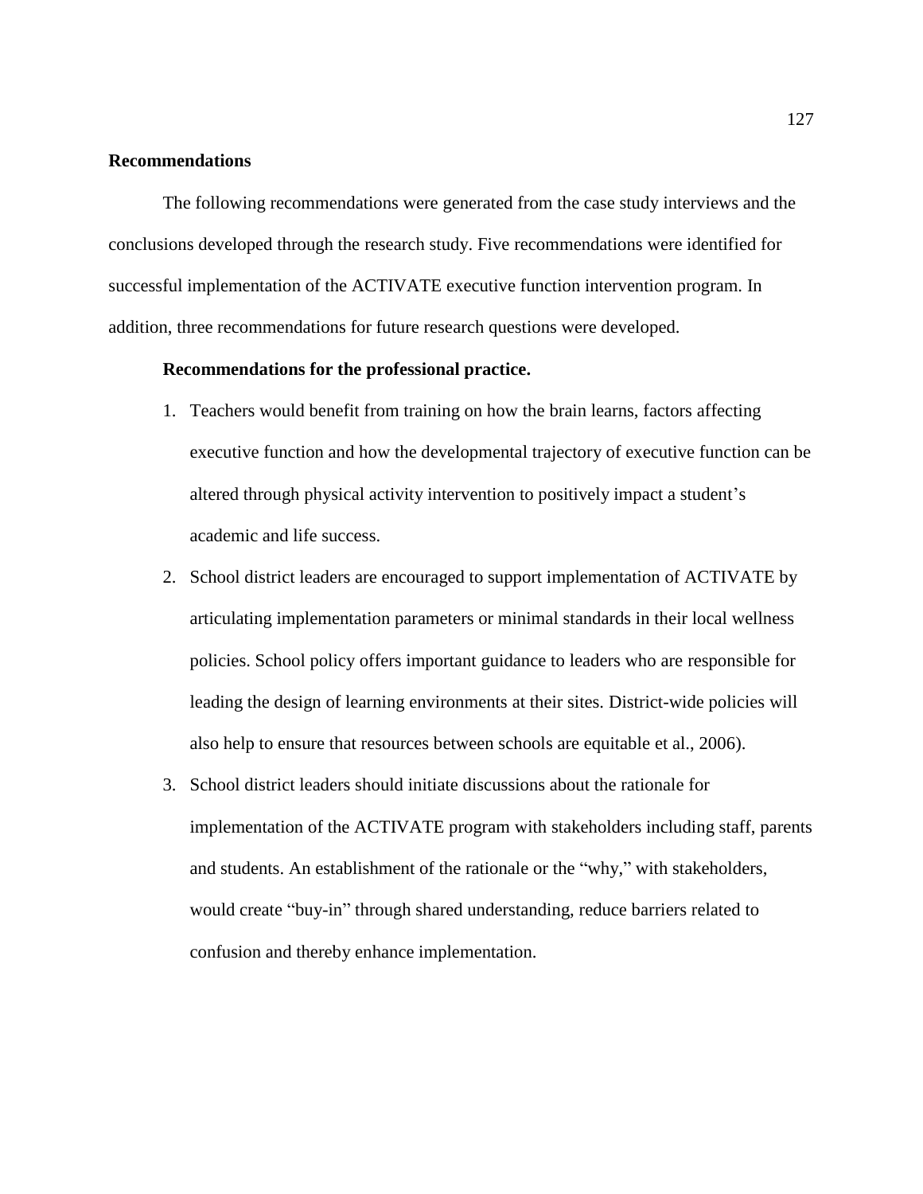## Recommendations

The following recommendations were generated from the case study interviews and the conclusions developed through the research study. Five recommendations were identified for successful implementation of the ACTIVATE executive function intervention program. In addition, three recommendations for future research questions were developed.

### Recommendations for the professional practice.

1. Teachers would benefit from training on how the brain learns, factors affecting executive function and how the developmental trajectory of executive function can be altered through physical activity intervention to positively impact a student's academic and life success.
2. School district leaders are encouraged to support implementation of ACTIVATE by articulating implementation parameters or minimal standards in their local wellness policies. School policy offers important guidance to leaders who are responsible for leading the design of learning environments at their sites. District-wide policies will also help to ensure that resources between schools are equitable et al., 2006).
3. School district leaders should initiate discussions about the rationale for implementation of the ACTIVATE program with stakeholders including staff, parents and students. An establishment of the rationale or the "why," with stakeholders, would create "buy-in" through shared understanding, reduce barriers related to confusion and thereby enhance implementation.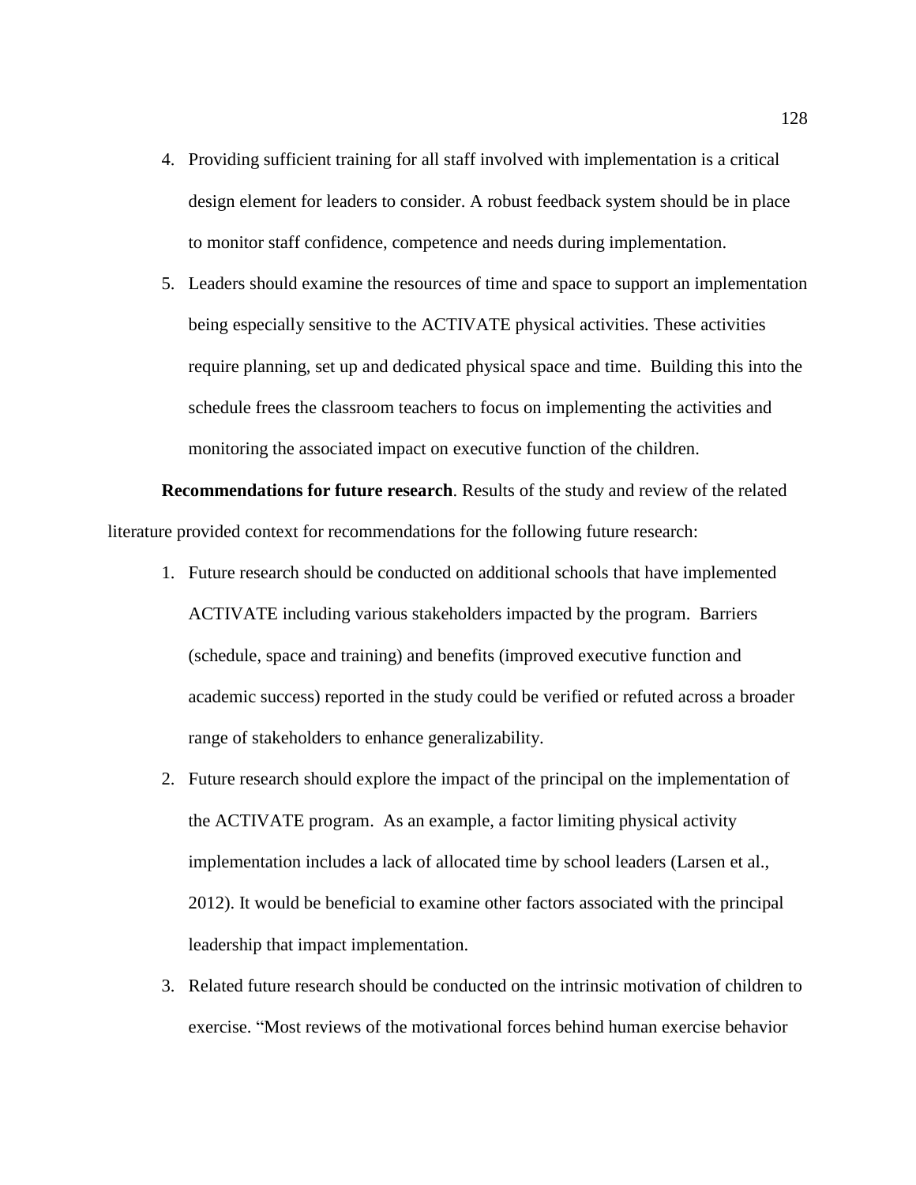4. Providing sufficient training for all staff involved with implementation is a critical design element for leaders to consider. A robust feedback system should be in place to monitor staff confidence, competence and needs during implementation.
5. Leaders should examine the resources of time and space to support an implementation being especially sensitive to the ACTIVATE physical activities. These activities require planning, set up and dedicated physical space and time. Building this into the schedule frees the classroom teachers to focus on implementing the activities and monitoring the associated impact on executive function of the children.

**Recommendations for future research**. Results of the study and review of the related literature provided context for recommendations for the following future research:

1. Future research should be conducted on additional schools that have implemented ACTIVATE including various stakeholders impacted by the program. Barriers (schedule, space and training) and benefits (improved executive function and academic success) reported in the study could be verified or refuted across a broader range of stakeholders to enhance generalizability.
2. Future research should explore the impact of the principal on the implementation of the ACTIVATE program. As an example, a factor limiting physical activity implementation includes a lack of allocated time by school leaders (Larsen et al., 2012). It would be beneficial to examine other factors associated with the principal leadership that impact implementation.
3. Related future research should be conducted on the intrinsic motivation of children to exercise. "Most reviews of the motivational forces behind human exercise behavior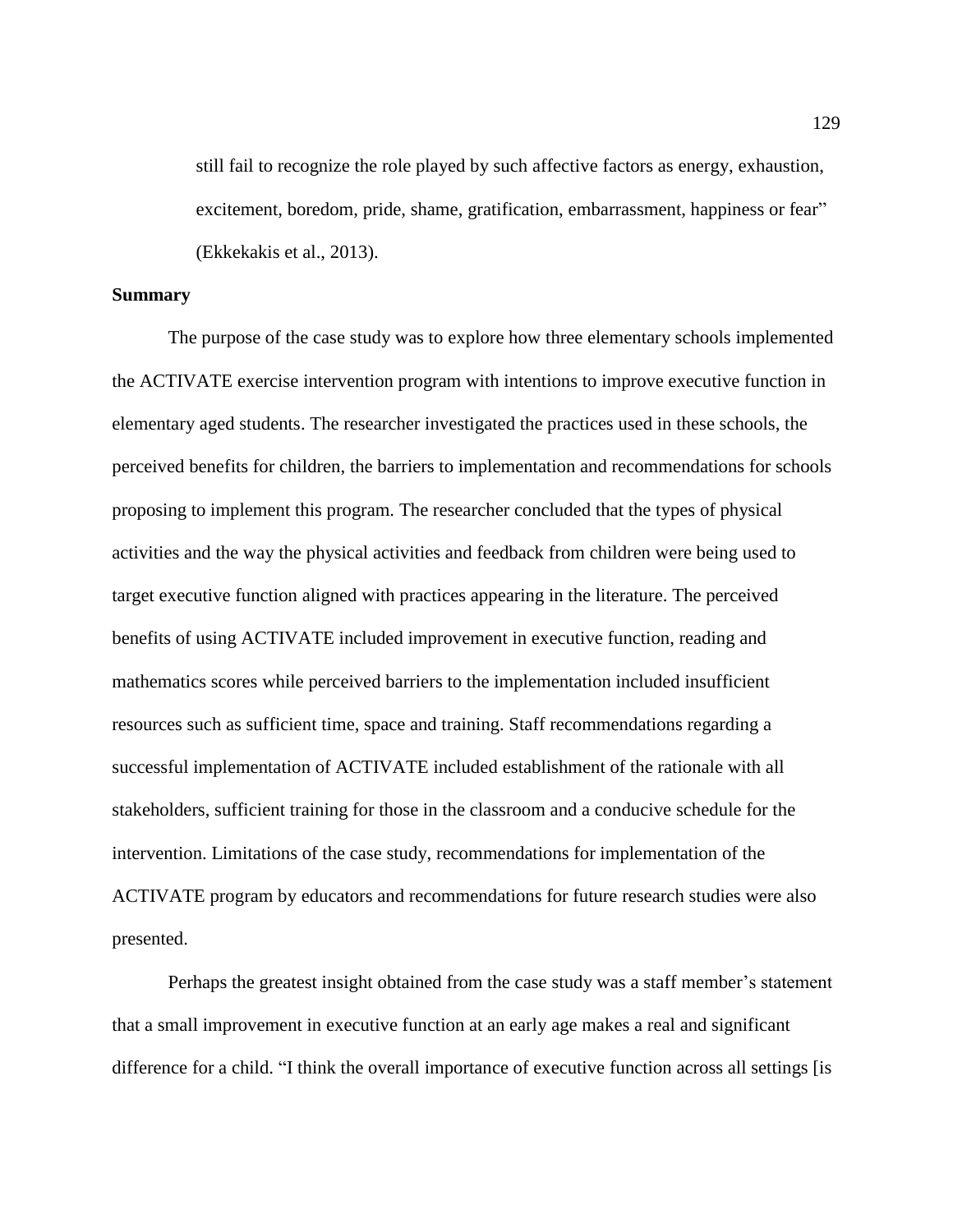> still fail to recognize the role played by such affective factors as energy, exhaustion, excitement, boredom, pride, shame, gratification, embarrassment, happiness or fear" (Ekkekakis et al., 2013).

## Summary

The purpose of the case study was to explore how three elementary schools implemented the ACTIVATE exercise intervention program with intentions to improve executive function in elementary aged students. The researcher investigated the practices used in these schools, the perceived benefits for children, the barriers to implementation and recommendations for schools proposing to implement this program. The researcher concluded that the types of physical activities and the way the physical activities and feedback from children were being used to target executive function aligned with practices appearing in the literature. The perceived benefits of using ACTIVATE included improvement in executive function, reading and mathematics scores while perceived barriers to the implementation included insufficient resources such as sufficient time, space and training. Staff recommendations regarding a successful implementation of ACTIVATE included establishment of the rationale with all stakeholders, sufficient training for those in the classroom and a conducive schedule for the intervention. Limitations of the case study, recommendations for implementation of the ACTIVATE program by educators and recommendations for future research studies were also presented.

Perhaps the greatest insight obtained from the case study was a staff member's statement that a small improvement in executive function at an early age makes a real and significant difference for a child. "I think the overall importance of executive function across all settings [is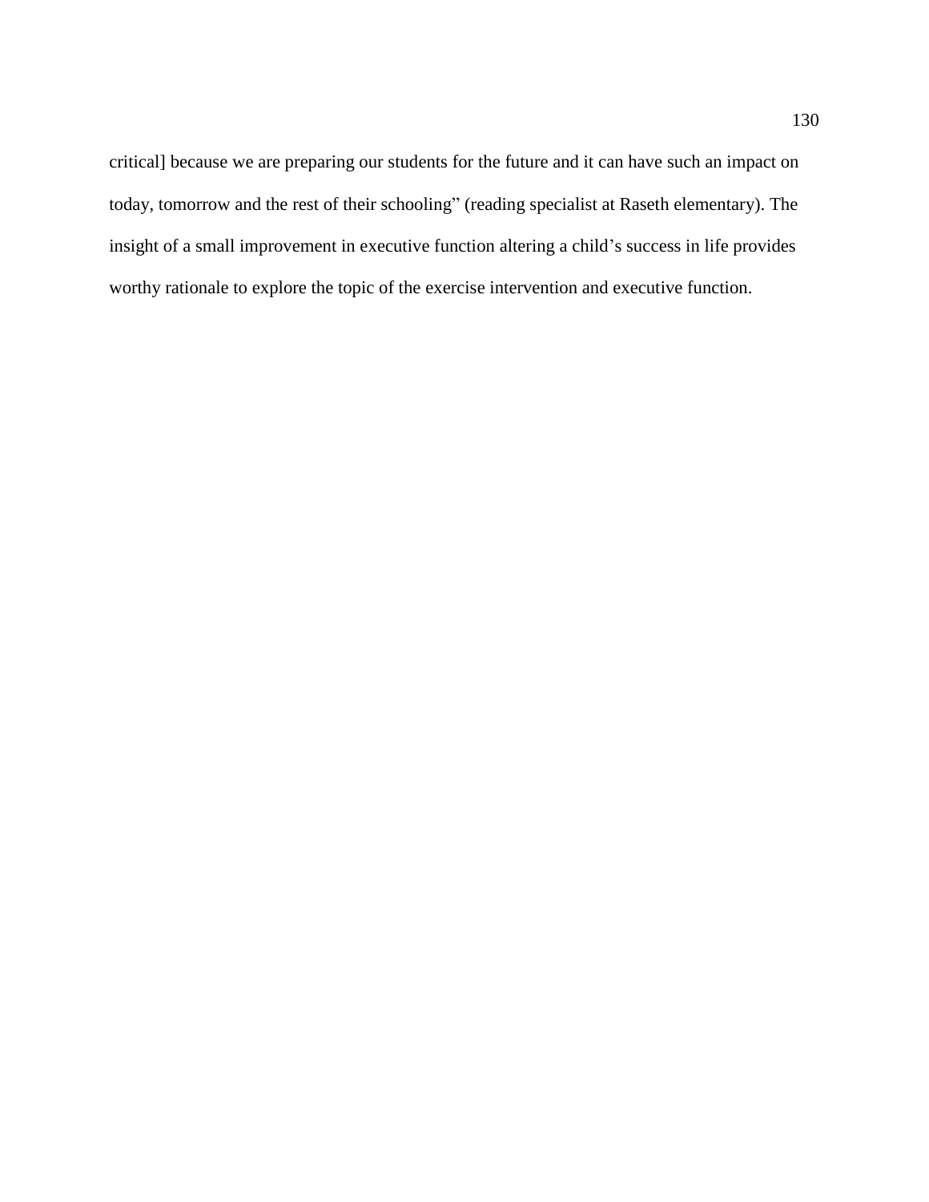critical] because we are preparing our students for the future and it can have such an impact on today, tomorrow and the rest of their schooling” (reading specialist at Raseth elementary). The insight of a small improvement in executive function altering a child’s success in life provides worthy rationale to explore the topic of the exercise intervention and executive function.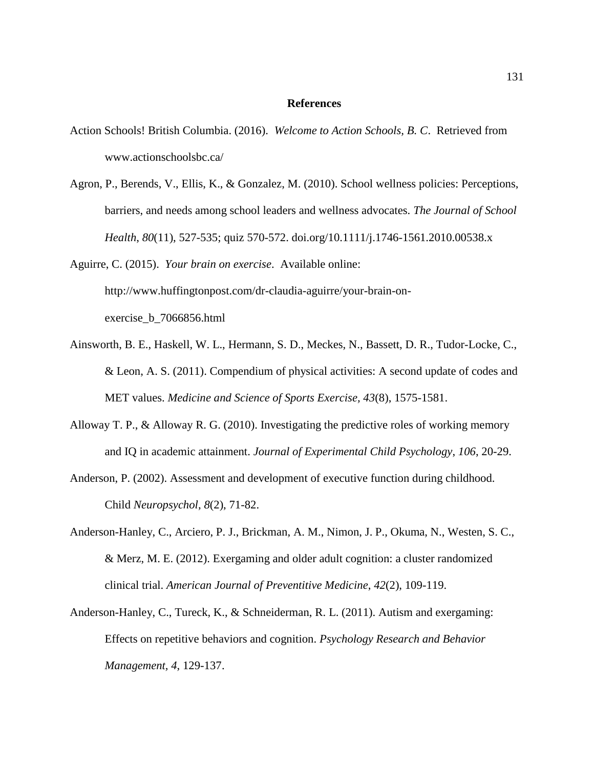# References

Action Schools! British Columbia. (2016). *Welcome to Action Schools, B. C*. Retrieved from www.actionschoolsbc.ca/

Agron, P., Berends, V., Ellis, K., & Gonzalez, M. (2010). School wellness policies: Perceptions, barriers, and needs among school leaders and wellness advocates. *The Journal of School Health*, *80*(11), 527-535; quiz 570-572. doi.org/10.1111/j.1746-1561.2010.00538.x

Aguirre, C. (2015). *Your brain on exercise*. Available online: http://www.huffingtonpost.com/dr-claudia-aguirre/your-brain-on-exercise_b_7066856.html

Ainsworth, B. E., Haskell, W. L., Hermann, S. D., Meckes, N., Bassett, D. R., Tudor-Locke, C., & Leon, A. S. (2011). Compendium of physical activities: A second update of codes and MET values. *Medicine and Science of Sports Exercise*, *43*(8), 1575-1581.

Alloway T. P., & Alloway R. G. (2010). Investigating the predictive roles of working memory and IQ in academic attainment. *Journal of Experimental Child Psychology*, *106*, 20-29.

Anderson, P. (2002). Assessment and development of executive function during childhood. Child *Neuropsychol*, *8*(2), 71-82.

Anderson-Hanley, C., Arciero, P. J., Brickman, A. M., Nimon, J. P., Okuma, N., Westen, S. C., & Merz, M. E. (2012). Exergaming and older adult cognition: a cluster randomized clinical trial. *American Journal of Preventitive Medicine*, *42*(2), 109-119.

Anderson-Hanley, C., Tureck, K., & Schneiderman, R. L. (2011). Autism and exergaming: Effects on repetitive behaviors and cognition. *Psychology Research and Behavior Management, 4*, 129-137.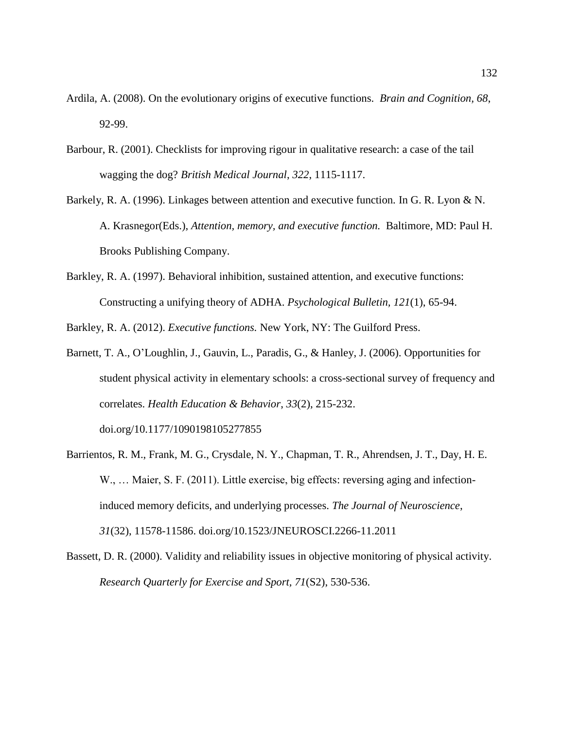Ardila, A. (2008). On the evolutionary origins of executive functions. *Brain and Cognition, 68*, 92-99.

Barbour, R. (2001). Checklists for improving rigour in qualitative research: a case of the tail wagging the dog? *British Medical Journal*, *322*, 1115-1117.

Barkely, R. A. (1996). Linkages between attention and executive function. In G. R. Lyon & N. A. Krasnegor(Eds.), *Attention, memory, and executive function.* Baltimore, MD: Paul H. Brooks Publishing Company.

Barkley, R. A. (1997). Behavioral inhibition, sustained attention, and executive functions: Constructing a unifying theory of ADHA. *Psychological Bulletin*, *121*(1), 65-94.

Barkley, R. A. (2012). *Executive functions.* New York, NY: The Guilford Press.

Barnett, T. A., O'Loughlin, J., Gauvin, L., Paradis, G., & Hanley, J. (2006). Opportunities for student physical activity in elementary schools: a cross-sectional survey of frequency and correlates. *Health Education & Behavior*, *33*(2), 215-232. doi.org/10.1177/1090198105277855

Barrientos, R. M., Frank, M. G., Crysdale, N. Y., Chapman, T. R., Ahrendsen, J. T., Day, H. E. W., … Maier, S. F. (2011). Little exercise, big effects: reversing aging and infection-induced memory deficits, and underlying processes. *The Journal of Neuroscience*, *31*(32), 11578-11586. doi.org/10.1523/JNEUROSCI.2266-11.2011

Bassett, D. R. (2000). Validity and reliability issues in objective monitoring of physical activity. *Research Quarterly for Exercise and Sport, 71*(S2), 530-536.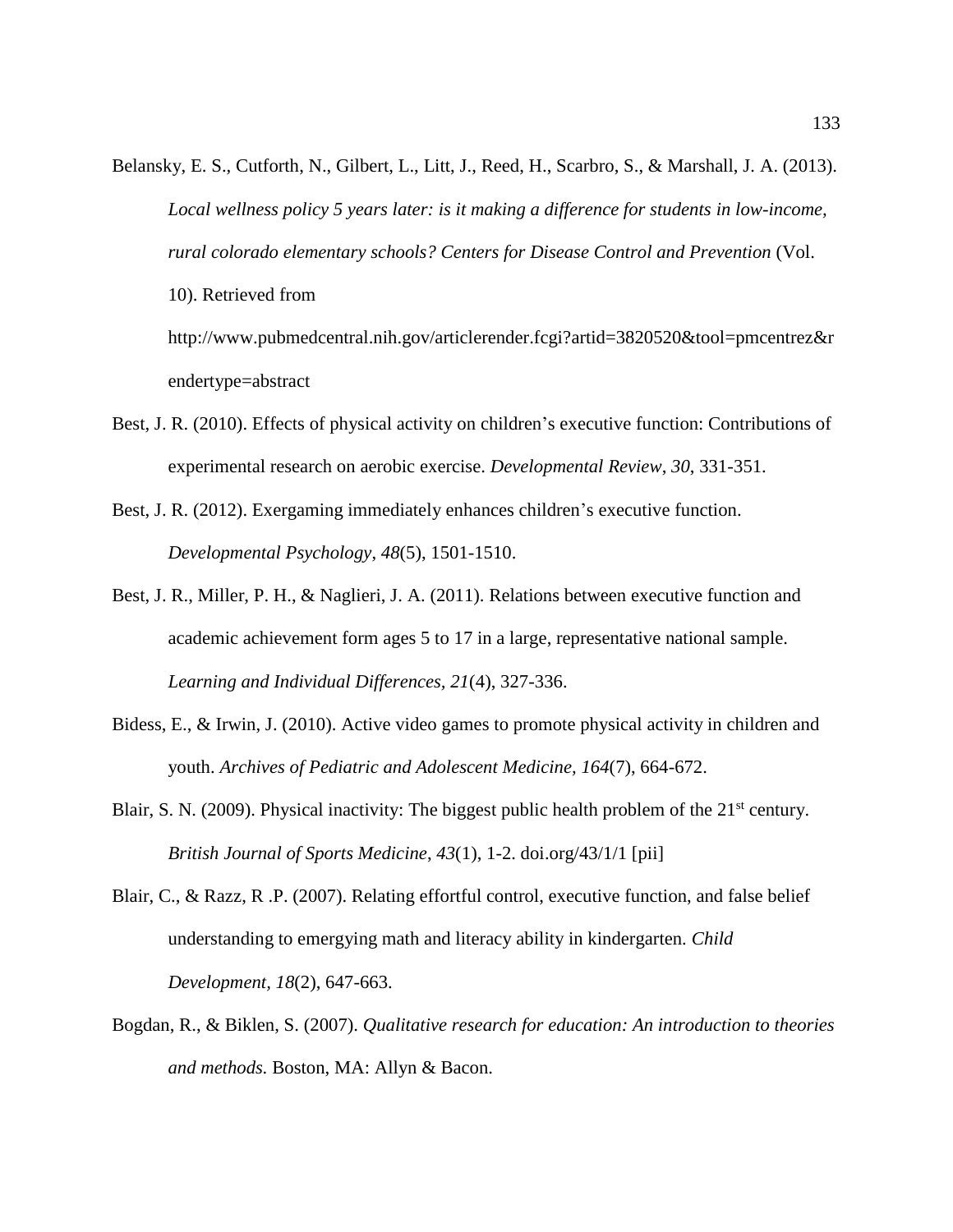Belansky, E. S., Cutforth, N., Gilbert, L., Litt, J., Reed, H., Scarbro, S., & Marshall, J. A. (2013). *Local wellness policy 5 years later: is it making a difference for students in low-income, rural colorado elementary schools? Centers for Disease Control and Prevention* (Vol. 10). Retrieved from http://www.pubmedcentral.nih.gov/articlerender.fcgi?artid=3820520&tool=pmcentrez&rendertype=abstract

Best, J. R. (2010). Effects of physical activity on children's executive function: Contributions of experimental research on aerobic exercise. *Developmental Review*, *30*, 331-351.

Best, J. R. (2012). Exergaming immediately enhances children's executive function. *Developmental Psychology*, *48*(5), 1501-1510.

Best, J. R., Miller, P. H., & Naglieri, J. A. (2011). Relations between executive function and academic achievement form ages 5 to 17 in a large, representative national sample. *Learning and Individual Differences*, *21*(4), 327-336.

Bidess, E., & Irwin, J. (2010). Active video games to promote physical activity in children and youth. *Archives of Pediatric and Adolescent Medicine, 164*(7), 664-672.

Blair, S. N. (2009). Physical inactivity: The biggest public health problem of the 21st century. *British Journal of Sports Medicine*, *43*(1), 1-2. doi.org/43/1/1 [pii]

Blair, C., & Razz, R .P. (2007). Relating effortful control, executive function, and false belief understanding to emergying math and literacy ability in kindergarten. *Child Development*, *18*(2), 647-663.

Bogdan, R., & Biklen, S. (2007). *Qualitative research for education: An introduction to theories and methods.* Boston, MA: Allyn & Bacon.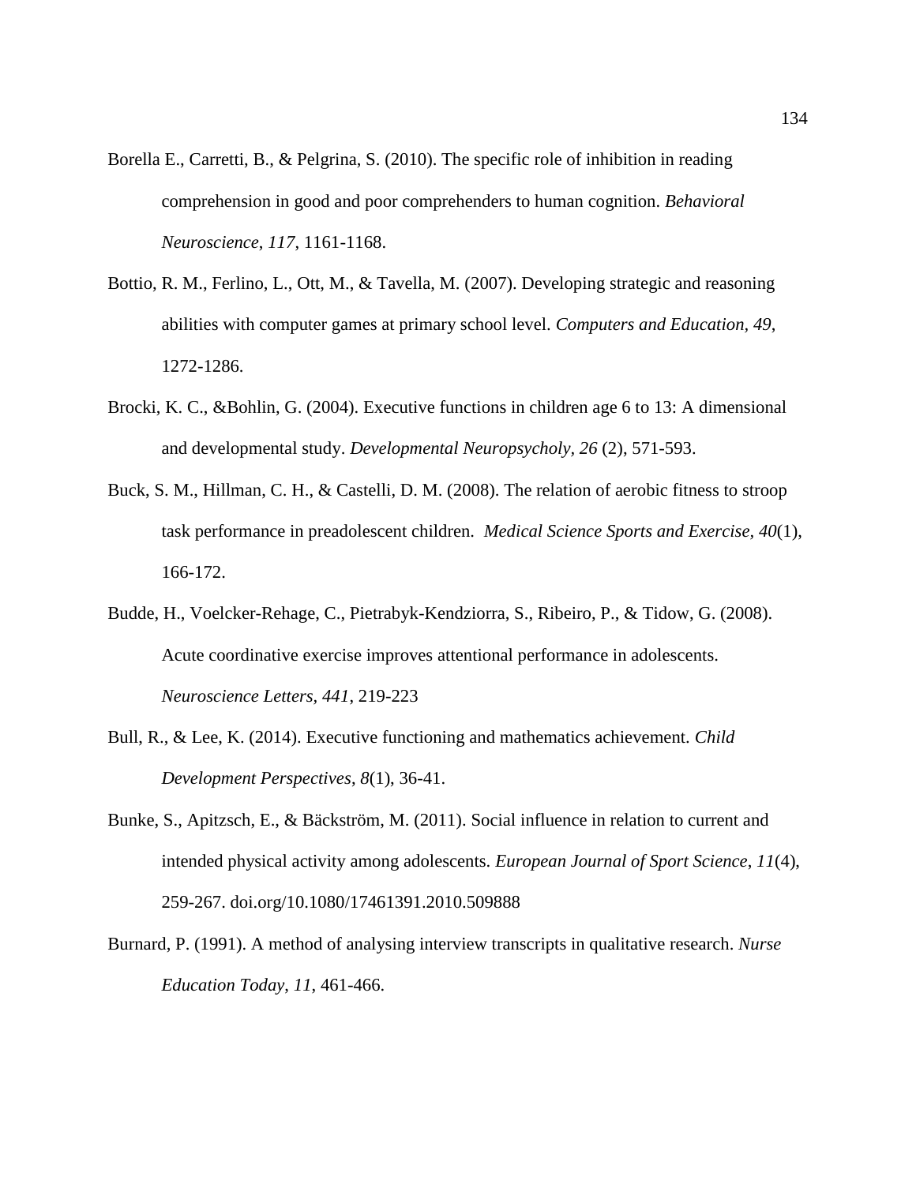Borella E., Carretti, B., & Pelgrina, S. (2010). The specific role of inhibition in reading comprehension in good and poor comprehenders to human cognition. *Behavioral Neuroscience*, *117*, 1161-1168.

Bottio, R. M., Ferlino, L., Ott, M., & Tavella, M. (2007). Developing strategic and reasoning abilities with computer games at primary school level. *Computers and Education*, *49*, 1272-1286.

Brocki, K. C., &Bohlin, G. (2004). Executive functions in children age 6 to 13: A dimensional and developmental study. *Developmental Neuropsycholy*, *26* (2), 571-593.

Buck, S. M., Hillman, C. H., & Castelli, D. M. (2008). The relation of aerobic fitness to stroop task performance in preadolescent children. *Medical Science Sports and Exercise, 40*(1), 166-172.

Budde, H., Voelcker-Rehage, C., Pietrabyk-Kendziorra, S., Ribeiro, P., & Tidow, G. (2008). Acute coordinative exercise improves attentional performance in adolescents. *Neuroscience Letters*, *441*, 219-223

Bull, R., & Lee, K. (2014). Executive functioning and mathematics achievement. *Child Development Perspectives*, *8*(1), 36-41.

Bunke, S., Apitzsch, E., & Bäckström, M. (2011). Social influence in relation to current and intended physical activity among adolescents. *European Journal of Sport Science*, *11*(4), 259-267. doi.org/10.1080/17461391.2010.509888

Burnard, P. (1991). A method of analysing interview transcripts in qualitative research. *Nurse Education Today*, *11*, 461-466.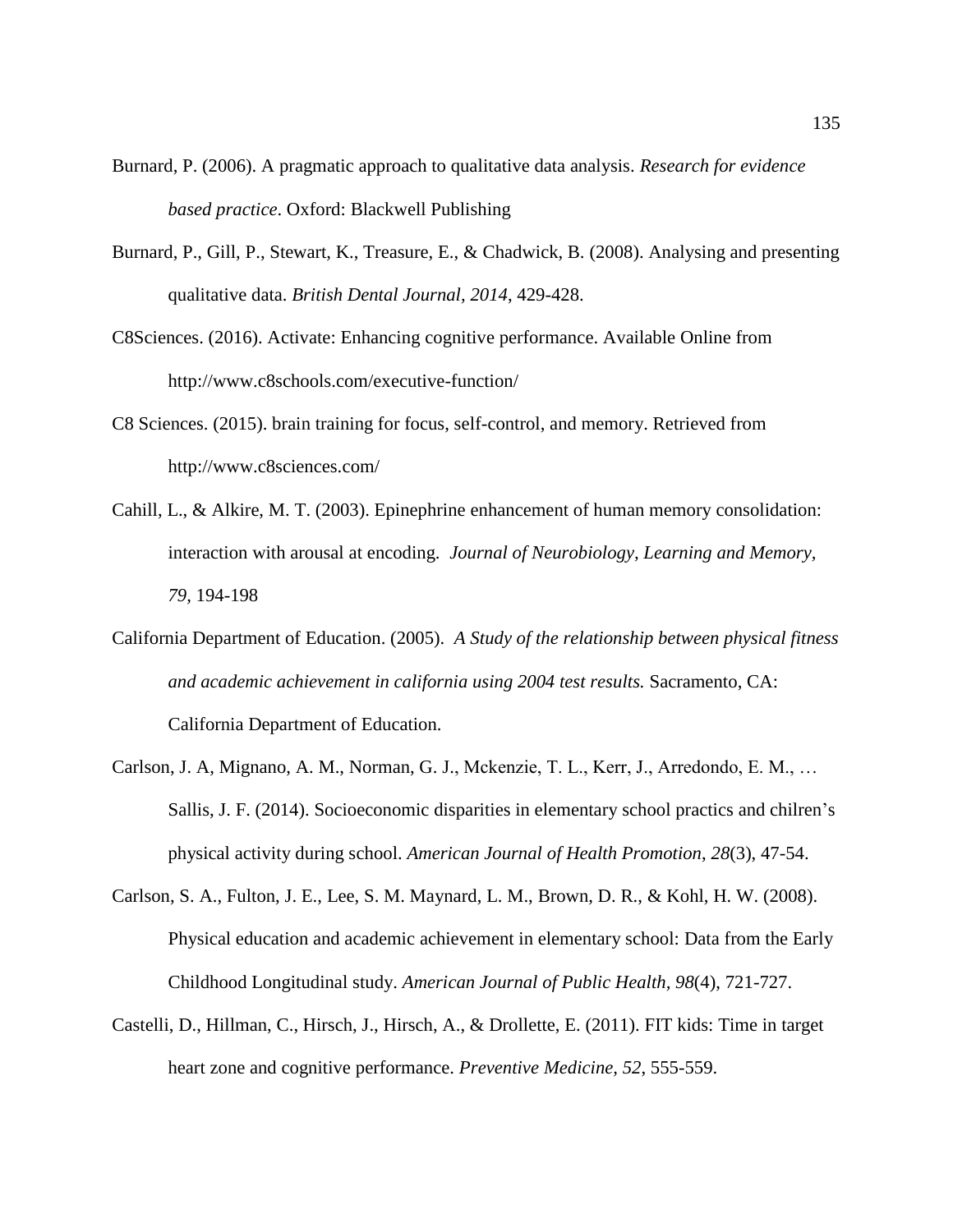Burnard, P. (2006). A pragmatic approach to qualitative data analysis. *Research for evidence based practice*. Oxford: Blackwell Publishing

Burnard, P., Gill, P., Stewart, K., Treasure, E., & Chadwick, B. (2008). Analysing and presenting qualitative data. *British Dental Journal, 2014*, 429-428.

C8Sciences. (2016). Activate: Enhancing cognitive performance. Available Online from http://www.c8schools.com/executive-function/

C8 Sciences. (2015). brain training for focus, self-control, and memory. Retrieved from http://www.c8sciences.com/

Cahill, L., & Alkire, M. T. (2003). Epinephrine enhancement of human memory consolidation: interaction with arousal at encoding. *Journal of Neurobiology, Learning and Memory, 79,* 194-198

California Department of Education. (2005). *A Study of the relationship between physical fitness and academic achievement in california using 2004 test results.* Sacramento, CA: California Department of Education.

Carlson, J. A, Mignano, A. M., Norman, G. J., Mckenzie, T. L., Kerr, J., Arredondo, E. M., … Sallis, J. F. (2014). Socioeconomic disparities in elementary school practics and chilren's physical activity during school. *American Journal of Health Promotion*, *28*(3), 47-54.

Carlson, S. A., Fulton, J. E., Lee, S. M. Maynard, L. M., Brown, D. R., & Kohl, H. W. (2008). Physical education and academic achievement in elementary school: Data from the Early Childhood Longitudinal study. *American Journal of Public Health, 98*(4), 721-727.

Castelli, D., Hillman, C., Hirsch, J., Hirsch, A., & Drollette, E. (2011). FIT kids: Time in target heart zone and cognitive performance. *Preventive Medicine, 52*, 555-559.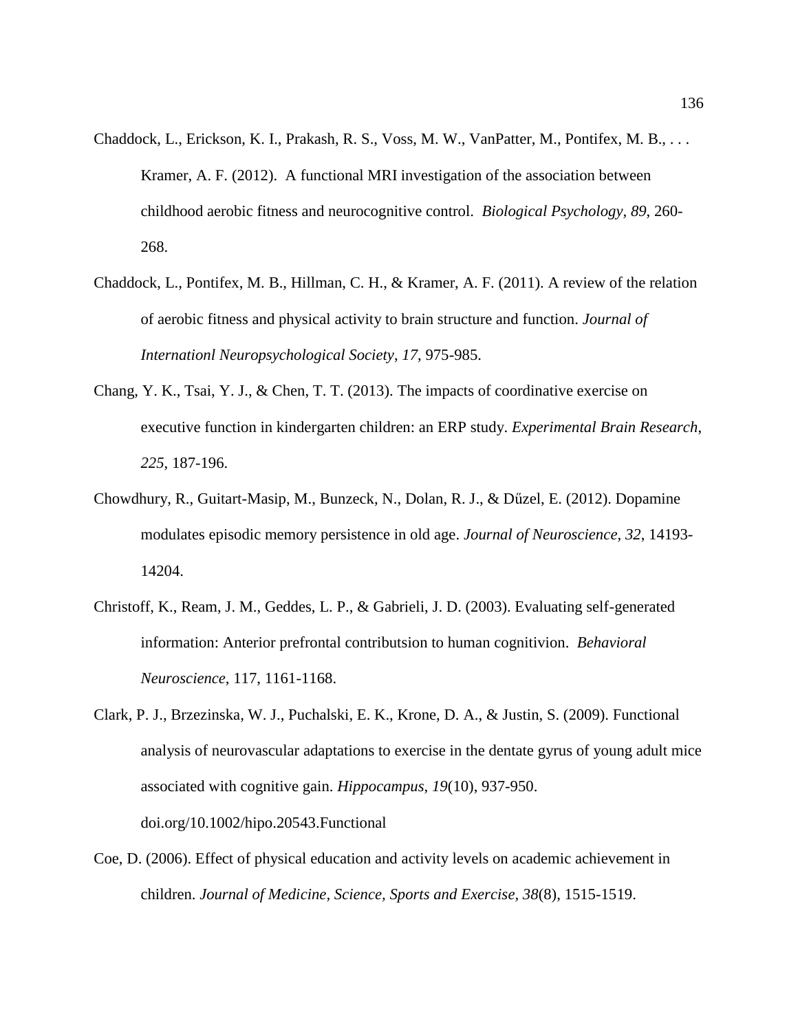Chaddock, L., Erickson, K. I., Prakash, R. S., Voss, M. W., VanPatter, M., Pontifex, M. B., . . . Kramer, A. F. (2012). A functional MRI investigation of the association between childhood aerobic fitness and neurocognitive control. *Biological Psychology, 89*, 260-268.

Chaddock, L., Pontifex, M. B., Hillman, C. H., & Kramer, A. F. (2011). A review of the relation of aerobic fitness and physical activity to brain structure and function. *Journal of Internationl Neuropsychological Society*, *17*, 975-985.

Chang, Y. K., Tsai, Y. J., & Chen, T. T. (2013). The impacts of coordinative exercise on executive function in kindergarten children: an ERP study. *Experimental Brain Research*, *225*, 187-196.

Chowdhury, R., Guitart-Masip, M., Bunzeck, N., Dolan, R. J., & Dűzel, E. (2012). Dopamine modulates episodic memory persistence in old age. *Journal of Neuroscience, 32,* 14193-14204.

Christoff, K., Ream, J. M., Geddes, L. P., & Gabrieli, J. D. (2003). Evaluating self-generated information: Anterior prefrontal contributsion to human cognitivion. *Behavioral Neuroscience*, 117, 1161-1168.

Clark, P. J., Brzezinska, W. J., Puchalski, E. K., Krone, D. A., & Justin, S. (2009). Functional analysis of neurovascular adaptations to exercise in the dentate gyrus of young adult mice associated with cognitive gain. *Hippocampus*, *19*(10), 937-950. doi.org/10.1002/hipo.20543.Functional

Coe, D. (2006). Effect of physical education and activity levels on academic achievement in children. *Journal of Medicine, Science, Sports and Exercise, 38*(8), 1515-1519.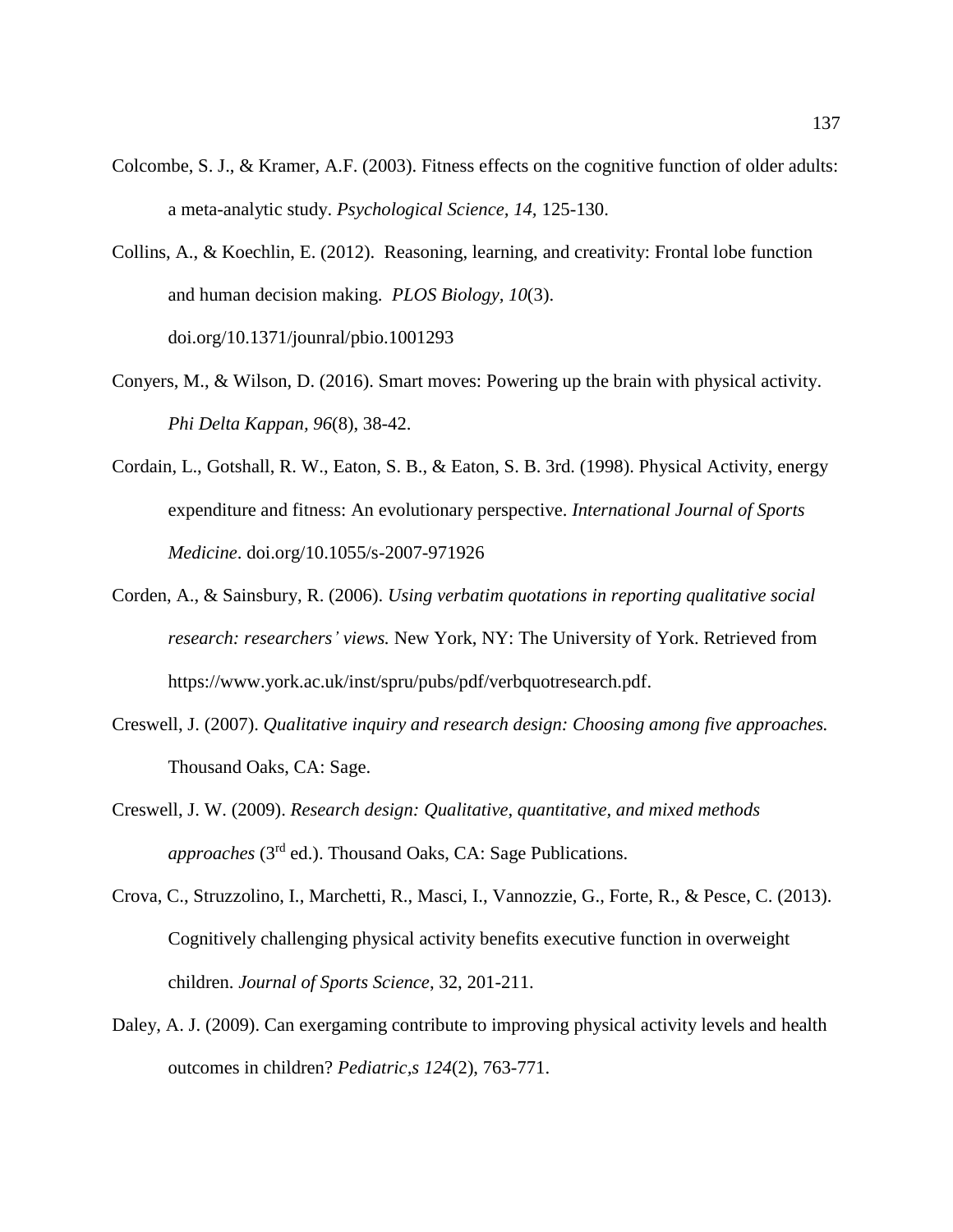Colcombe, S. J., & Kramer, A.F. (2003). Fitness effects on the cognitive function of older adults: a meta-analytic study. *Psychological Science, 14,* 125-130.

Collins, A., & Koechlin, E. (2012). Reasoning, learning, and creativity: Frontal lobe function and human decision making. *PLOS Biology, 10*(3). doi.org/10.1371/jounral/pbio.1001293

Conyers, M., & Wilson, D. (2016). Smart moves: Powering up the brain with physical activity. *Phi Delta Kappan, 96*(8), 38-42.

Cordain, L., Gotshall, R. W., Eaton, S. B., & Eaton, S. B. 3rd. (1998). Physical Activity, energy expenditure and fitness: An evolutionary perspective. *International Journal of Sports Medicine*. doi.org/10.1055/s-2007-971926

Corden, A., & Sainsbury, R. (2006). *Using verbatim quotations in reporting qualitative social research: researchers' views.* New York, NY: The University of York. Retrieved from https://www.york.ac.uk/inst/spru/pubs/pdf/verbquotresearch.pdf.

Creswell, J. (2007). *Qualitative inquiry and research design: Choosing among five approaches.* Thousand Oaks, CA: Sage.

Creswell, J. W. (2009). *Research design: Qualitative, quantitative, and mixed methods approaches* (3rd ed.). Thousand Oaks, CA: Sage Publications.

Crova, C., Struzzolino, I., Marchetti, R., Masci, I., Vannozzie, G., Forte, R., & Pesce, C. (2013). Cognitively challenging physical activity benefits executive function in overweight children. *Journal of Sports Science*, 32, 201-211.

Daley, A. J. (2009). Can exergaming contribute to improving physical activity levels and health outcomes in children? *Pediatric,s 124*(2), 763-771.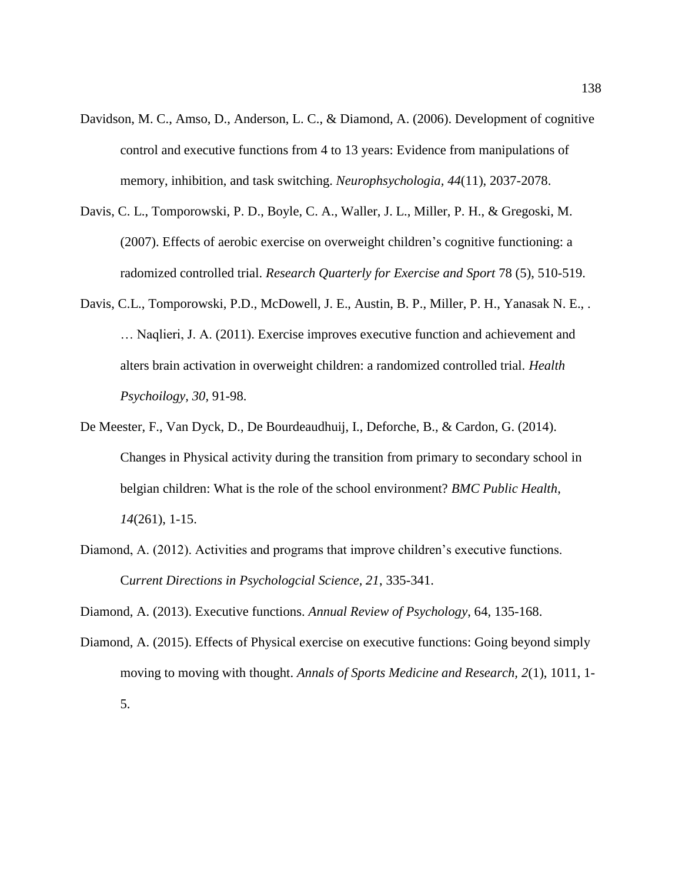Davidson, M. C., Amso, D., Anderson, L. C., & Diamond, A. (2006). Development of cognitive control and executive functions from 4 to 13 years: Evidence from manipulations of memory, inhibition, and task switching. *Neurophsychologia, 44*(11), 2037-2078.

Davis, C. L., Tomporowski, P. D., Boyle, C. A., Waller, J. L., Miller, P. H., & Gregoski, M. (2007). Effects of aerobic exercise on overweight children's cognitive functioning: a radomized controlled trial. *Research Quarterly for Exercise and Sport* 78 (5), 510-519.

Davis, C.L., Tomporowski, P.D., McDowell, J. E., Austin, B. P., Miller, P. H., Yanasak N. E., . … Naqlieri, J. A. (2011). Exercise improves executive function and achievement and alters brain activation in overweight children: a randomized controlled trial. *Health Psychoilogy, 30*, 91-98.

De Meester, F., Van Dyck, D., De Bourdeaudhuij, I., Deforche, B., & Cardon, G. (2014). Changes in Physical activity during the transition from primary to secondary school in belgian children: What is the role of the school environment? *BMC Public Health, 14*(261), 1-15.

Diamond, A. (2012). Activities and programs that improve children's executive functions. C*urrent Directions in Psychologcial Science, 21*, 335-341.

Diamond, A. (2013). Executive functions. *Annual Review of Psychology*, 64, 135-168.

Diamond, A. (2015). Effects of Physical exercise on executive functions: Going beyond simply moving to moving with thought. *Annals of Sports Medicine and Research, 2*(1), 1011, 1-5.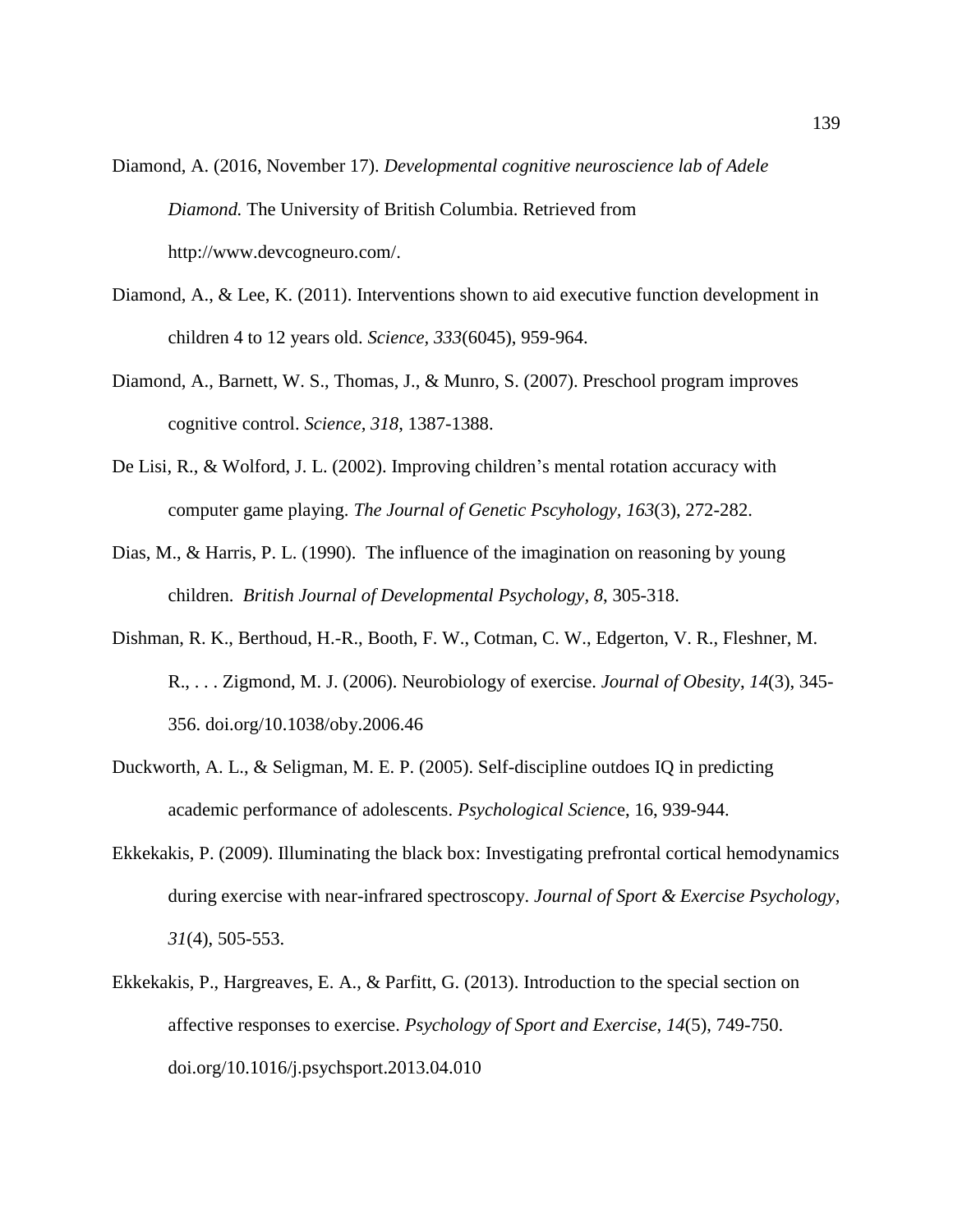Diamond, A. (2016, November 17). *Developmental cognitive neuroscience lab of Adele Diamond.* The University of British Columbia. Retrieved from http://www.devcogneuro.com/.

Diamond, A., & Lee, K. (2011). Interventions shown to aid executive function development in children 4 to 12 years old. *Science, 333*(6045), 959-964.

Diamond, A., Barnett, W. S., Thomas, J., & Munro, S. (2007). Preschool program improves cognitive control. *Science, 318*, 1387-1388.

De Lisi, R., & Wolford, J. L. (2002). Improving children's mental rotation accuracy with computer game playing. *The Journal of Genetic Pscyhology, 163*(3), 272-282.

Dias, M., & Harris, P. L. (1990). The influence of the imagination on reasoning by young children. *British Journal of Developmental Psychology, 8*, 305-318.

Dishman, R. K., Berthoud, H.-R., Booth, F. W., Cotman, C. W., Edgerton, V. R., Fleshner, M. R., . . . Zigmond, M. J. (2006). Neurobiology of exercise. *Journal of Obesity*, *14*(3), 345-356. doi.org/10.1038/oby.2006.46

Duckworth, A. L., & Seligman, M. E. P. (2005). Self-discipline outdoes IQ in predicting academic performance of adolescents. *Psychological Scienc*e, 16, 939-944.

Ekkekakis, P. (2009). Illuminating the black box: Investigating prefrontal cortical hemodynamics during exercise with near-infrared spectroscopy. *Journal of Sport & Exercise Psychology*, *31*(4), 505-553.

Ekkekakis, P., Hargreaves, E. A., & Parfitt, G. (2013). Introduction to the special section on affective responses to exercise. *Psychology of Sport and Exercise*, *14*(5), 749-750. doi.org/10.1016/j.psychsport.2013.04.010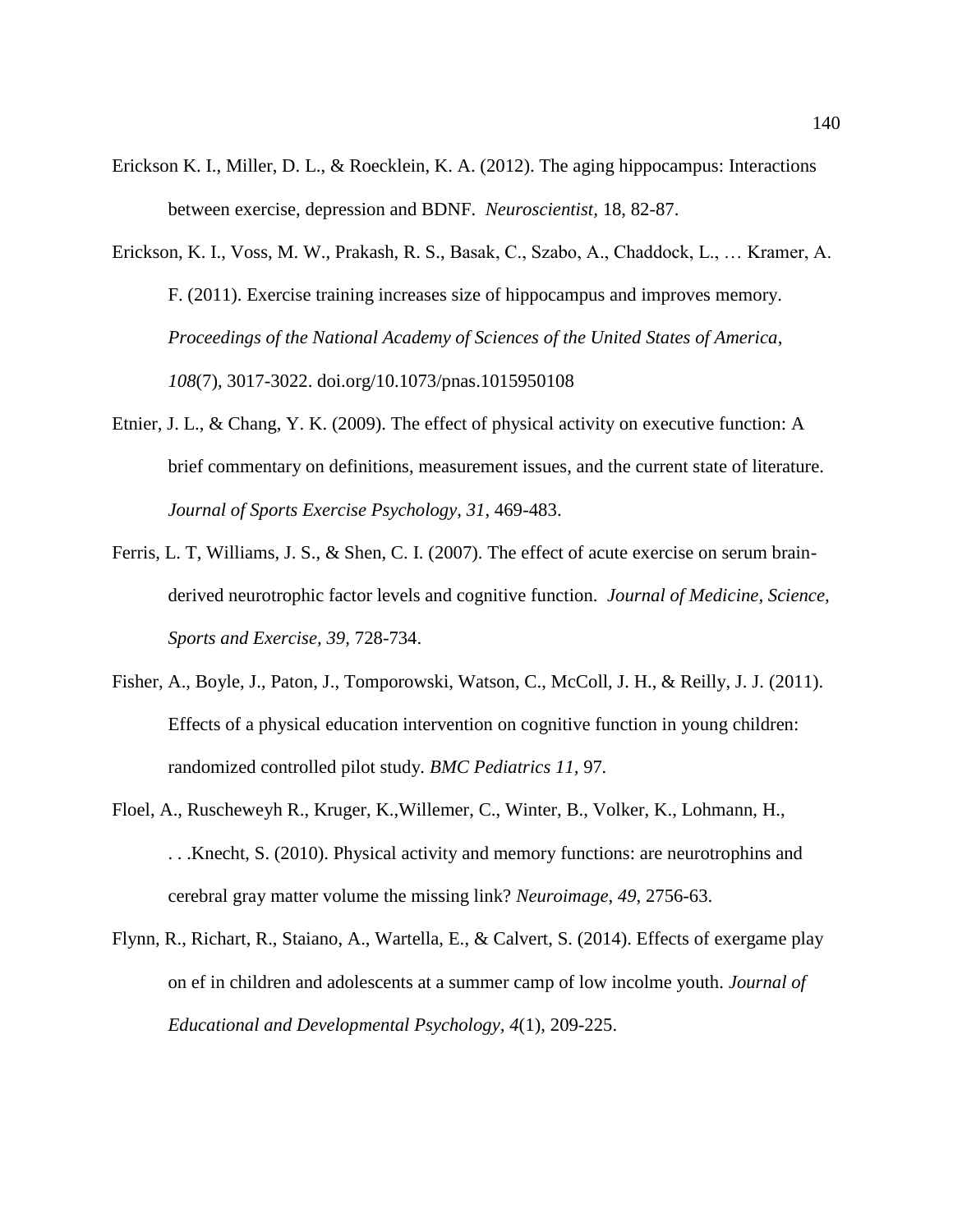Erickson K. I., Miller, D. L., & Roecklein, K. A. (2012). The aging hippocampus: Interactions between exercise, depression and BDNF. *Neuroscientist*, 18, 82-87.

Erickson, K. I., Voss, M. W., Prakash, R. S., Basak, C., Szabo, A., Chaddock, L., … Kramer, A. F. (2011). Exercise training increases size of hippocampus and improves memory. *Proceedings of the National Academy of Sciences of the United States of America*, *108*(7), 3017-3022. doi.org/10.1073/pnas.1015950108

Etnier, J. L., & Chang, Y. K. (2009). The effect of physical activity on executive function: A brief commentary on definitions, measurement issues, and the current state of literature. *Journal of Sports Exercise Psychology*, *31*, 469-483.

Ferris, L. T, Williams, J. S., & Shen, C. I. (2007). The effect of acute exercise on serum brain-derived neurotrophic factor levels and cognitive function. *Journal of Medicine, Science, Sports and Exercise, 39*, 728-734.

Fisher, A., Boyle, J., Paton, J., Tomporowski, Watson, C., McColl, J. H., & Reilly, J. J. (2011). Effects of a physical education intervention on cognitive function in young children: randomized controlled pilot study. *BMC Pediatrics 11*, 97.

Floel, A., Ruscheweyh R., Kruger, K.,Willemer, C., Winter, B., Volker, K., Lohmann, H., . . .Knecht, S. (2010). Physical activity and memory functions: are neurotrophins and cerebral gray matter volume the missing link? *Neuroimage*, *49*, 2756-63.

Flynn, R., Richart, R., Staiano, A., Wartella, E., & Calvert, S. (2014). Effects of exergame play on ef in children and adolescents at a summer camp of low incolme youth. *Journal of Educational and Developmental Psychology, 4*(1), 209-225.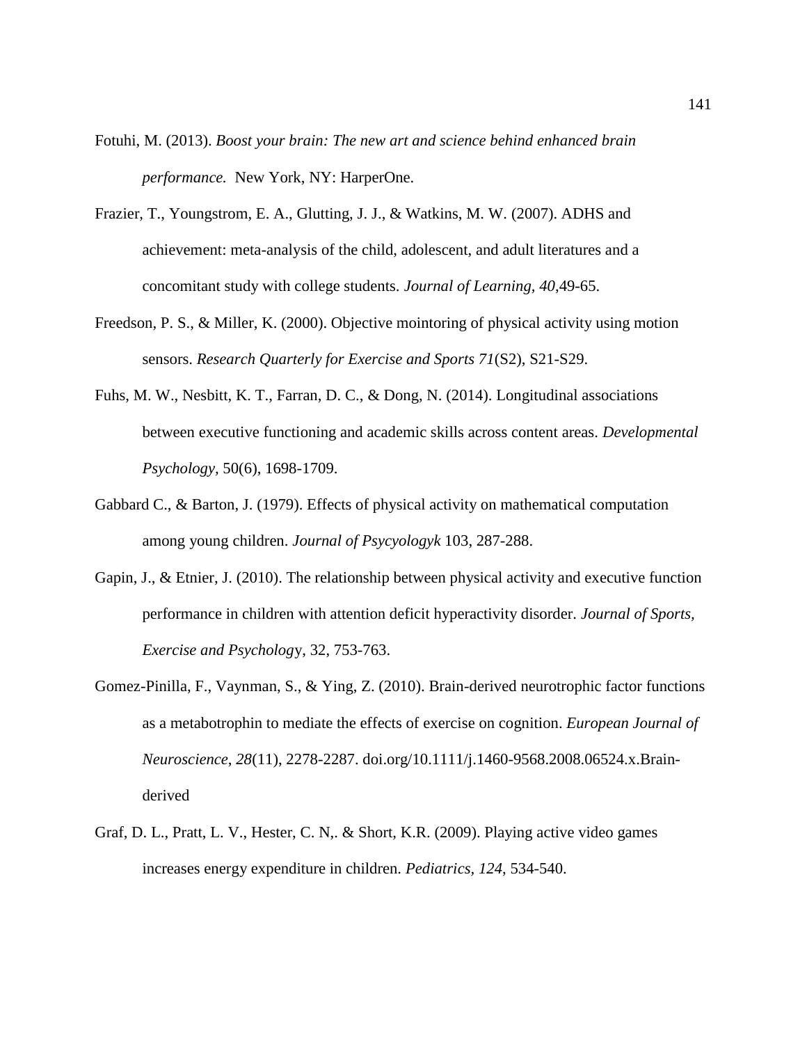Fotuhi, M. (2013). *Boost your brain: The new art and science behind enhanced brain performance.* New York, NY: HarperOne.

Frazier, T., Youngstrom, E. A., Glutting, J. J., & Watkins, M. W. (2007). ADHS and achievement: meta-analysis of the child, adolescent, and adult literatures and a concomitant study with college students. *Journal of Learning, 40*,49-65.

Freedson, P. S., & Miller, K. (2000). Objective mointoring of physical activity using motion sensors. *Research Quarterly for Exercise and Sports 71*(S2), S21-S29.

Fuhs, M. W., Nesbitt, K. T., Farran, D. C., & Dong, N. (2014). Longitudinal associations between executive functioning and academic skills across content areas. *Developmental Psychology,* 50(6), 1698-1709.

Gabbard C., & Barton, J. (1979). Effects of physical activity on mathematical computation among young children. *Journal of Psycyologyk* 103, 287-288.

Gapin, J., & Etnier, J. (2010). The relationship between physical activity and executive function performance in children with attention deficit hyperactivity disorder. *Journal of Sports, Exercise and Psycholog*y, 32, 753-763.

Gomez-Pinilla, F., Vaynman, S., & Ying, Z. (2010). Brain-derived neurotrophic factor functions as a metabotrophin to mediate the effects of exercise on cognition. *European Journal of Neuroscience*, *28*(11), 2278-2287. doi.org/10.1111/j.1460-9568.2008.06524.x.Brain-derived

Graf, D. L., Pratt, L. V., Hester, C. N,. & Short, K.R. (2009). Playing active video games increases energy expenditure in children. *Pediatrics, 124*, 534-540.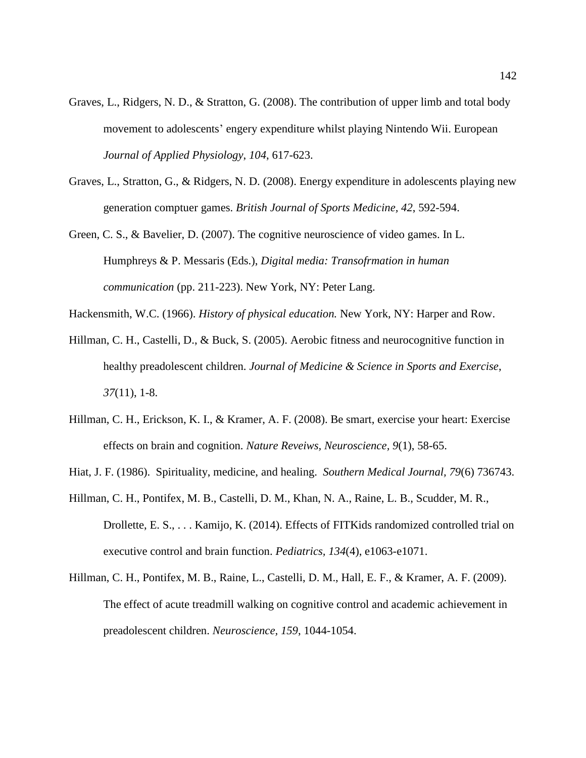Graves, L., Ridgers, N. D., & Stratton, G. (2008). The contribution of upper limb and total body movement to adolescents' engery expenditure whilst playing Nintendo Wii. European *Journal of Applied Physiology*, *104*, 617-623.

Graves, L., Stratton, G., & Ridgers, N. D. (2008). Energy expenditure in adolescents playing new generation comptuer games. *British Journal of Sports Medicine*, *42*, 592-594.

Green, C. S., & Bavelier, D. (2007). The cognitive neuroscience of video games. In L. Humphreys & P. Messaris (Eds.), *Digital media: Transofrmation in human communication* (pp. 211-223). New York, NY: Peter Lang.

Hackensmith, W.C. (1966). *History of physical education.* New York, NY: Harper and Row.

Hillman, C. H., Castelli, D., & Buck, S. (2005). Aerobic fitness and neurocognitive function in healthy preadolescent children. *Journal of Medicine & Science in Sports and Exercise*, *37*(11), 1-8.

Hillman, C. H., Erickson, K. I., & Kramer, A. F. (2008). Be smart, exercise your heart: Exercise effects on brain and cognition. *Nature Reveiws, Neuroscience, 9*(1), 58-65.

Hiat, J. F. (1986). Spirituality, medicine, and healing. *Southern Medical Journal, 79*(6) 736743.

Hillman, C. H., Pontifex, M. B., Castelli, D. M., Khan, N. A., Raine, L. B., Scudder, M. R., Drollette, E. S., . . . Kamijo, K. (2014). Effects of FITKids randomized controlled trial on executive control and brain function. *Pediatrics, 134*(4), e1063-e1071.

Hillman, C. H., Pontifex, M. B., Raine, L., Castelli, D. M., Hall, E. F., & Kramer, A. F. (2009). The effect of acute treadmill walking on cognitive control and academic achievement in preadolescent children. *Neuroscience, 159*, 1044-1054.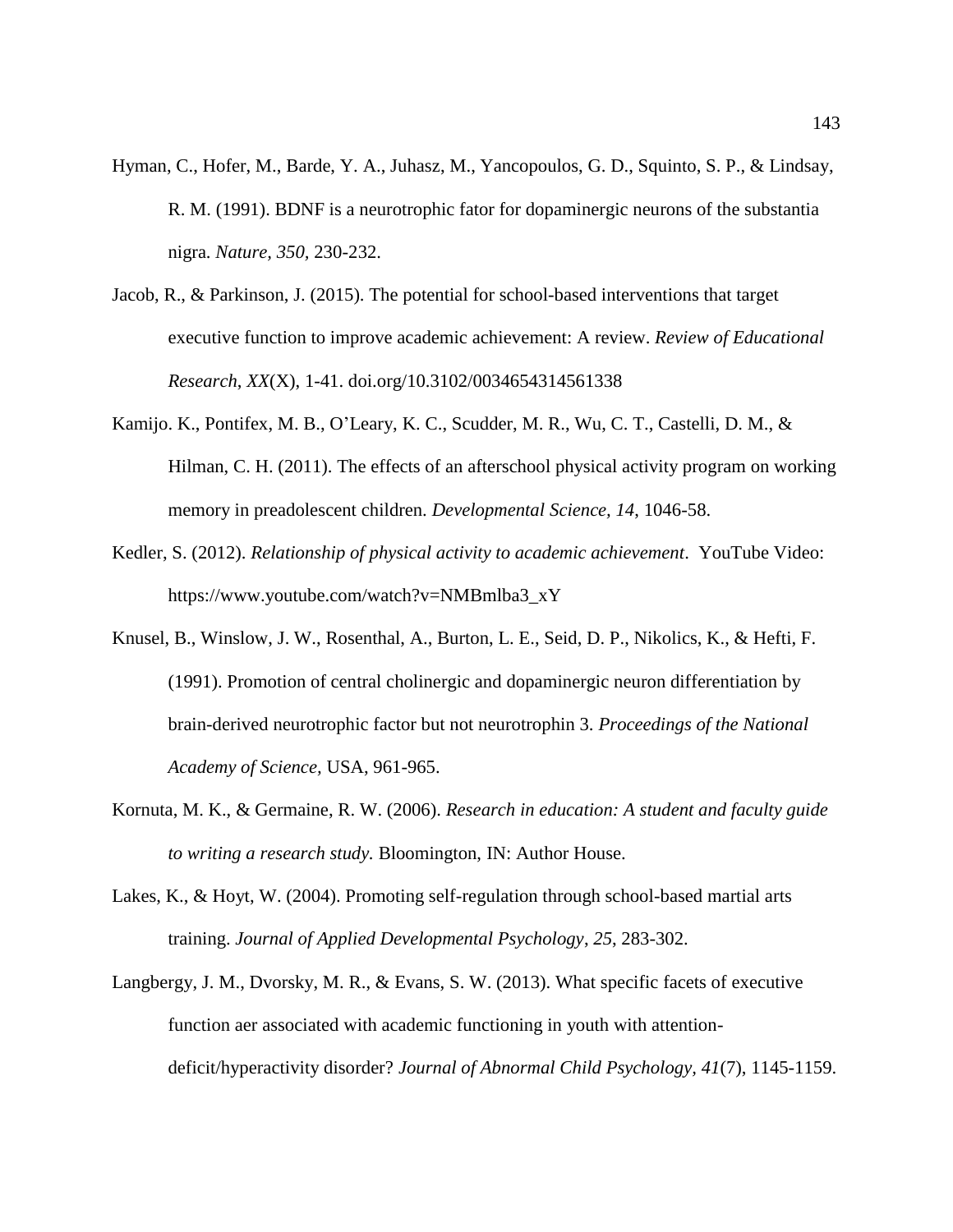Hyman, C., Hofer, M., Barde, Y. A., Juhasz, M., Yancopoulos, G. D., Squinto, S. P., & Lindsay, R. M. (1991). BDNF is a neurotrophic fator for dopaminergic neurons of the substantia nigra. *Nature, 350,* 230-232.

Jacob, R., & Parkinson, J. (2015). The potential for school-based interventions that target executive function to improve academic achievement: A review. *Review of Educational Research*, *XX*(X), 1-41. doi.org/10.3102/0034654314561338

Kamijo. K., Pontifex, M. B., O'Leary, K. C., Scudder, M. R., Wu, C. T., Castelli, D. M., & Hilman, C. H. (2011). The effects of an afterschool physical activity program on working memory in preadolescent children. *Developmental Science, 14*, 1046-58.

Kedler, S. (2012). *Relationship of physical activity to academic achievement*. YouTube Video: https://www.youtube.com/watch?v=NMBmlba3_xY

Knusel, B., Winslow, J. W., Rosenthal, A., Burton, L. E., Seid, D. P., Nikolics, K., & Hefti, F. (1991). Promotion of central cholinergic and dopaminergic neuron differentiation by brain-derived neurotrophic factor but not neurotrophin 3. *Proceedings of the National Academy of Science,* USA, 961-965.

Kornuta, M. K., & Germaine, R. W. (2006). *Research in education: A student and faculty guide to writing a research study.* Bloomington, IN: Author House.

Lakes, K., & Hoyt, W. (2004). Promoting self-regulation through school-based martial arts training. *Journal of Applied Developmental Psychology, 25*, 283-302.

Langbergy, J. M., Dvorsky, M. R., & Evans, S. W. (2013). What specific facets of executive function aer associated with academic functioning in youth with attention-deficit/hyperactivity disorder? *Journal of Abnormal Child Psychology, 41*(7), 1145-1159.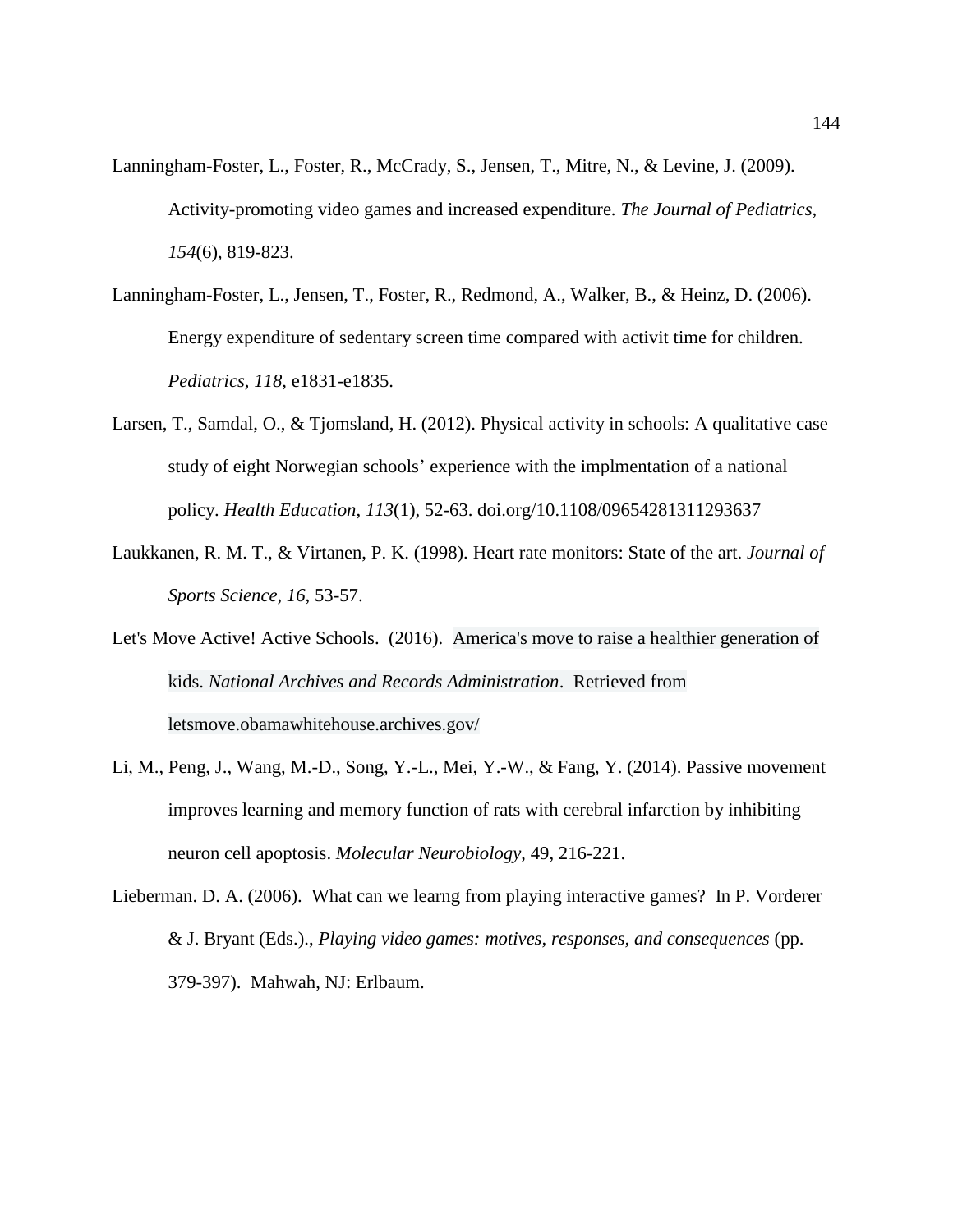Lanningham-Foster, L., Foster, R., McCrady, S., Jensen, T., Mitre, N., & Levine, J. (2009). Activity-promoting video games and increased expenditure. *The Journal of Pediatrics*, *154*(6), 819-823.

Lanningham-Foster, L., Jensen, T., Foster, R., Redmond, A., Walker, B., & Heinz, D. (2006). Energy expenditure of sedentary screen time compared with activit time for children. *Pediatrics, 118*, e1831-e1835.

Larsen, T., Samdal, O., & Tjomsland, H. (2012). Physical activity in schools: A qualitative case study of eight Norwegian schools' experience with the implmentation of a national policy. *Health Education*, *113*(1), 52-63. doi.org/10.1108/09654281311293637

Laukkanen, R. M. T., & Virtanen, P. K. (1998). Heart rate monitors: State of the art. *Journal of Sports Science, 16*, 53-57.

Let's Move Active! Active Schools. (2016). America's move to raise a healthier generation of kids. *National Archives and Records Administration*. Retrieved from letsmove.obamawhitehouse.archives.gov/

Li, M., Peng, J., Wang, M.-D., Song, Y.-L., Mei, Y.-W., & Fang, Y. (2014). Passive movement improves learning and memory function of rats with cerebral infarction by inhibiting neuron cell apoptosis. *Molecular Neurobiology*, 49, 216-221.

Lieberman. D. A. (2006). What can we learng from playing interactive games? In P. Vorderer & J. Bryant (Eds.)., *Playing video games: motives, responses, and consequences* (pp. 379-397). Mahwah, NJ: Erlbaum.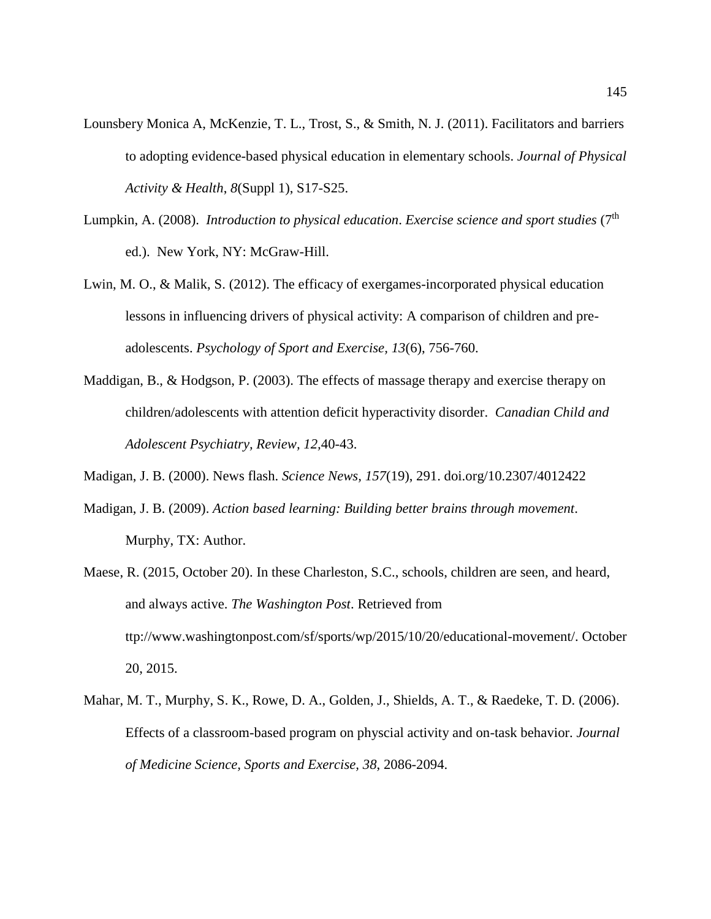Lounsbery Monica A, McKenzie, T. L., Trost, S., & Smith, N. J. (2011). Facilitators and barriers to adopting evidence-based physical education in elementary schools. *Journal of Physical Activity & Health*, *8*(Suppl 1), S17-S25.

Lumpkin, A. (2008). *Introduction to physical education*. *Exercise science and sport studies* (7th ed.). New York, NY: McGraw-Hill.

Lwin, M. O., & Malik, S. (2012). The efficacy of exergames-incorporated physical education lessons in influencing drivers of physical activity: A comparison of children and pre-adolescents. *Psychology of Sport and Exercise, 13*(6), 756-760.

Maddigan, B., & Hodgson, P. (2003). The effects of massage therapy and exercise therapy on children/adolescents with attention deficit hyperactivity disorder. *Canadian Child and Adolescent Psychiatry, Review, 12*,40-43.

Madigan, J. B. (2000). News flash. *Science News*, *157*(19), 291. doi.org/10.2307/4012422

Madigan, J. B. (2009). *Action based learning: Building better brains through movement*. Murphy, TX: Author.

Maese, R. (2015, October 20). In these Charleston, S.C., schools, children are seen, and heard, and always active. *The Washington Post*. Retrieved from ttp://www.washingtonpost.com/sf/sports/wp/2015/10/20/educational-movement/. October 20, 2015.

Mahar, M. T., Murphy, S. K., Rowe, D. A., Golden, J., Shields, A. T., & Raedeke, T. D. (2006). Effects of a classroom-based program on physcial activity and on-task behavior. *Journal of Medicine Science, Sports and Exercise, 38*, 2086-2094.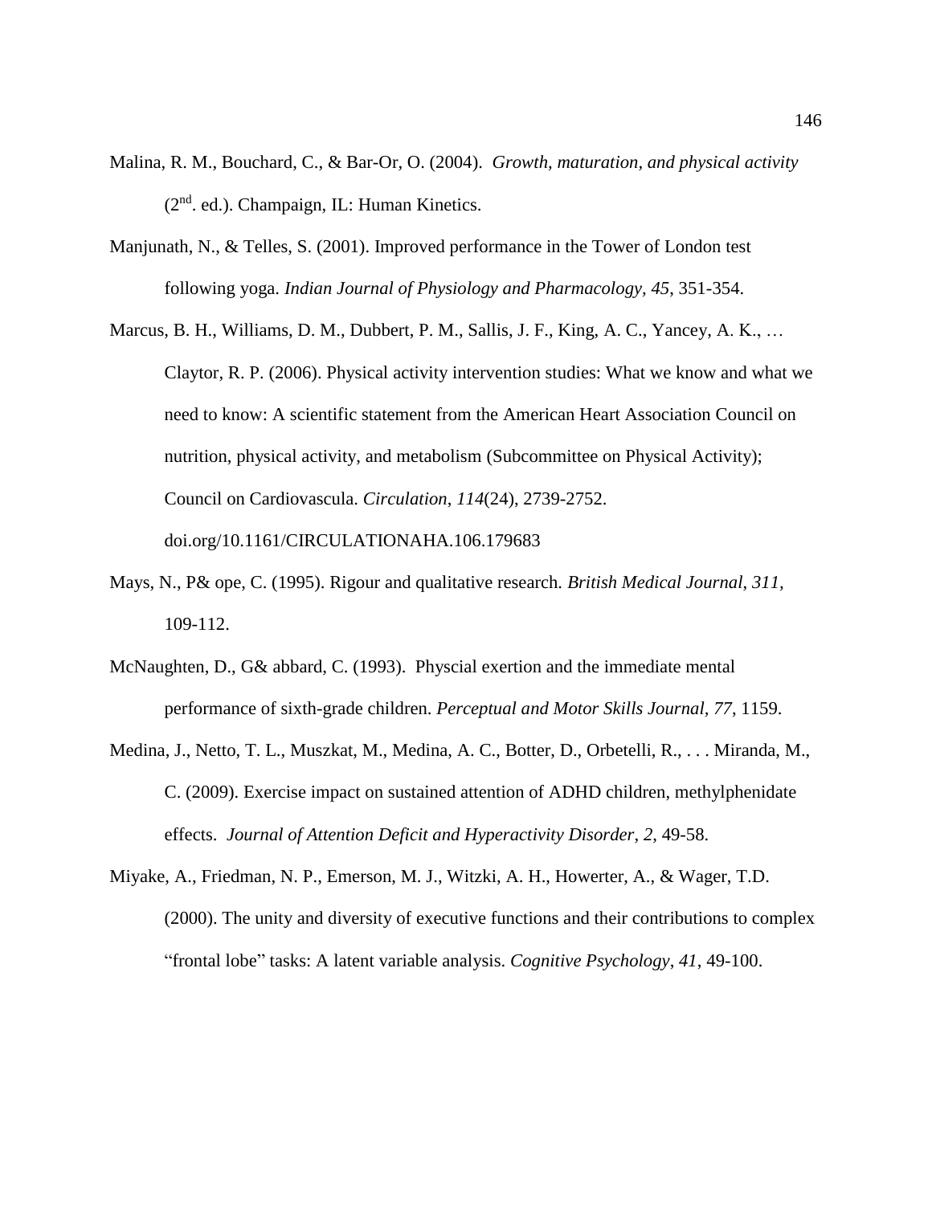Malina, R. M., Bouchard, C., & Bar-Or, O. (2004). *Growth, maturation, and physical activity* (2nd. ed.). Champaign, IL: Human Kinetics.

Manjunath, N., & Telles, S. (2001). Improved performance in the Tower of London test following yoga. *Indian Journal of Physiology and Pharmacology, 45*, 351-354.

Marcus, B. H., Williams, D. M., Dubbert, P. M., Sallis, J. F., King, A. C., Yancey, A. K., … Claytor, R. P. (2006). Physical activity intervention studies: What we know and what we need to know: A scientific statement from the American Heart Association Council on nutrition, physical activity, and metabolism (Subcommittee on Physical Activity); Council on Cardiovascula. *Circulation*, *114*(24), 2739-2752. doi.org/10.1161/CIRCULATIONAHA.106.179683

Mays, N., P& ope, C. (1995). Rigour and qualitative research. *British Medical Journal*, *311*, 109-112.

McNaughten, D., G& abbard, C. (1993). Physcial exertion and the immediate mental performance of sixth-grade children. *Perceptual and Motor Skills Journal, 77*, 1159.

Medina, J., Netto, T. L., Muszkat, M., Medina, A. C., Botter, D., Orbetelli, R., . . . Miranda, M., C. (2009). Exercise impact on sustained attention of ADHD children, methylphenidate effects. *Journal of Attention Deficit and Hyperactivity Disorder*, *2*, 49-58.

Miyake, A., Friedman, N. P., Emerson, M. J., Witzki, A. H., Howerter, A., & Wager, T.D. (2000). The unity and diversity of executive functions and their contributions to complex "frontal lobe" tasks: A latent variable analysis. *Cognitive Psychology*, *41*, 49-100.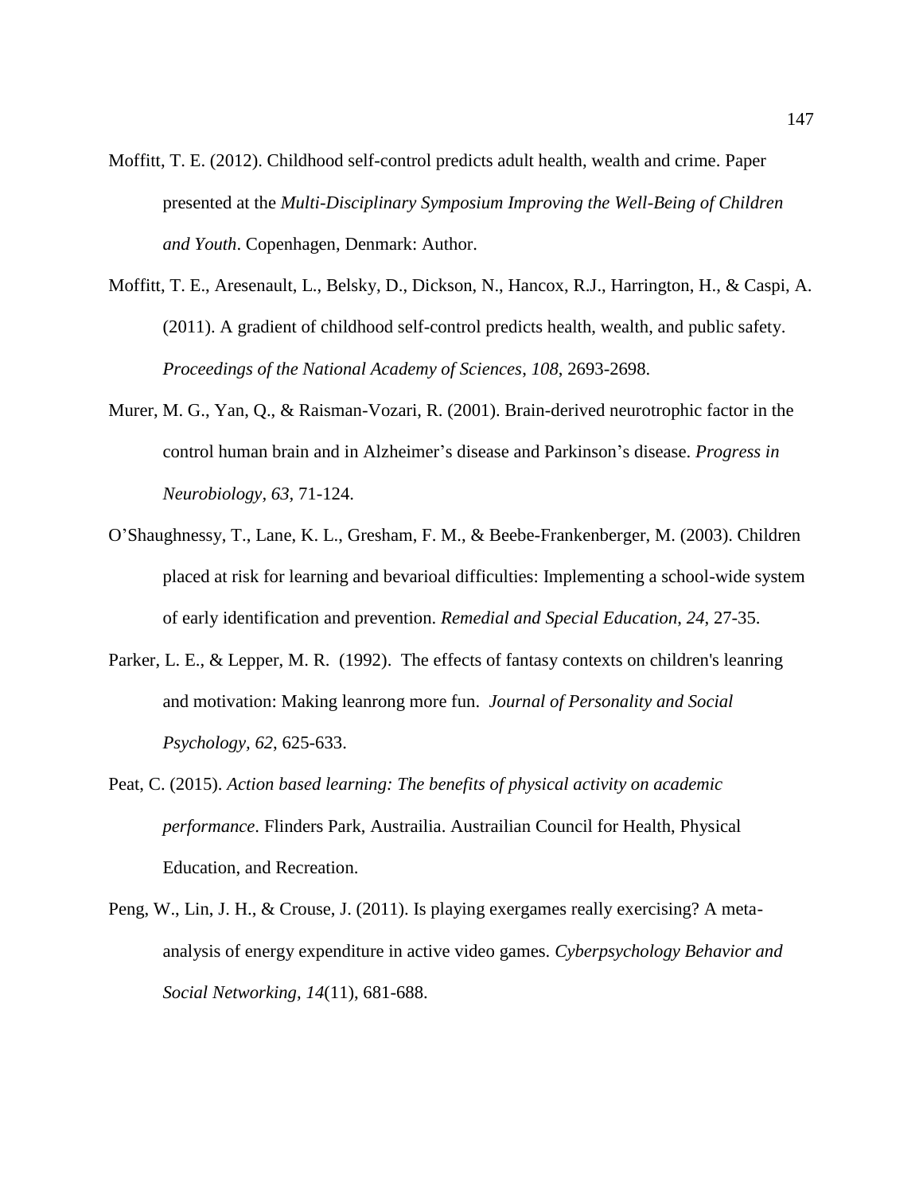Moffitt, T. E. (2012). Childhood self-control predicts adult health, wealth and crime. Paper presented at the *Multi-Disciplinary Symposium Improving the Well-Being of Children and Youth*. Copenhagen, Denmark: Author.

Moffitt, T. E., Aresenault, L., Belsky, D., Dickson, N., Hancox, R.J., Harrington, H., & Caspi, A. (2011). A gradient of childhood self-control predicts health, wealth, and public safety. *Proceedings of the National Academy of Sciences*, *108*, 2693-2698.

Murer, M. G., Yan, Q., & Raisman-Vozari, R. (2001). Brain-derived neurotrophic factor in the control human brain and in Alzheimer's disease and Parkinson's disease. *Progress in Neurobiology, 63*, 71-124.

O'Shaughnessy, T., Lane, K. L., Gresham, F. M., & Beebe-Frankenberger, M. (2003). Children placed at risk for learning and bevarioal difficulties: Implementing a school-wide system of early identification and prevention. *Remedial and Special Education, 24*, 27-35.

Parker, L. E., & Lepper, M. R. (1992). The effects of fantasy contexts on children's leanring and motivation: Making leanrong more fun. *Journal of Personality and Social Psychology, 62*, 625-633.

Peat, C. (2015). *Action based learning: The benefits of physical activity on academic performance*. Flinders Park, Austrailia. Austrailian Council for Health, Physical Education, and Recreation.

Peng, W., Lin, J. H., & Crouse, J. (2011). Is playing exergames really exercising? A meta-analysis of energy expenditure in active video games. *Cyberpsychology Behavior and Social Networking, 14*(11), 681-688.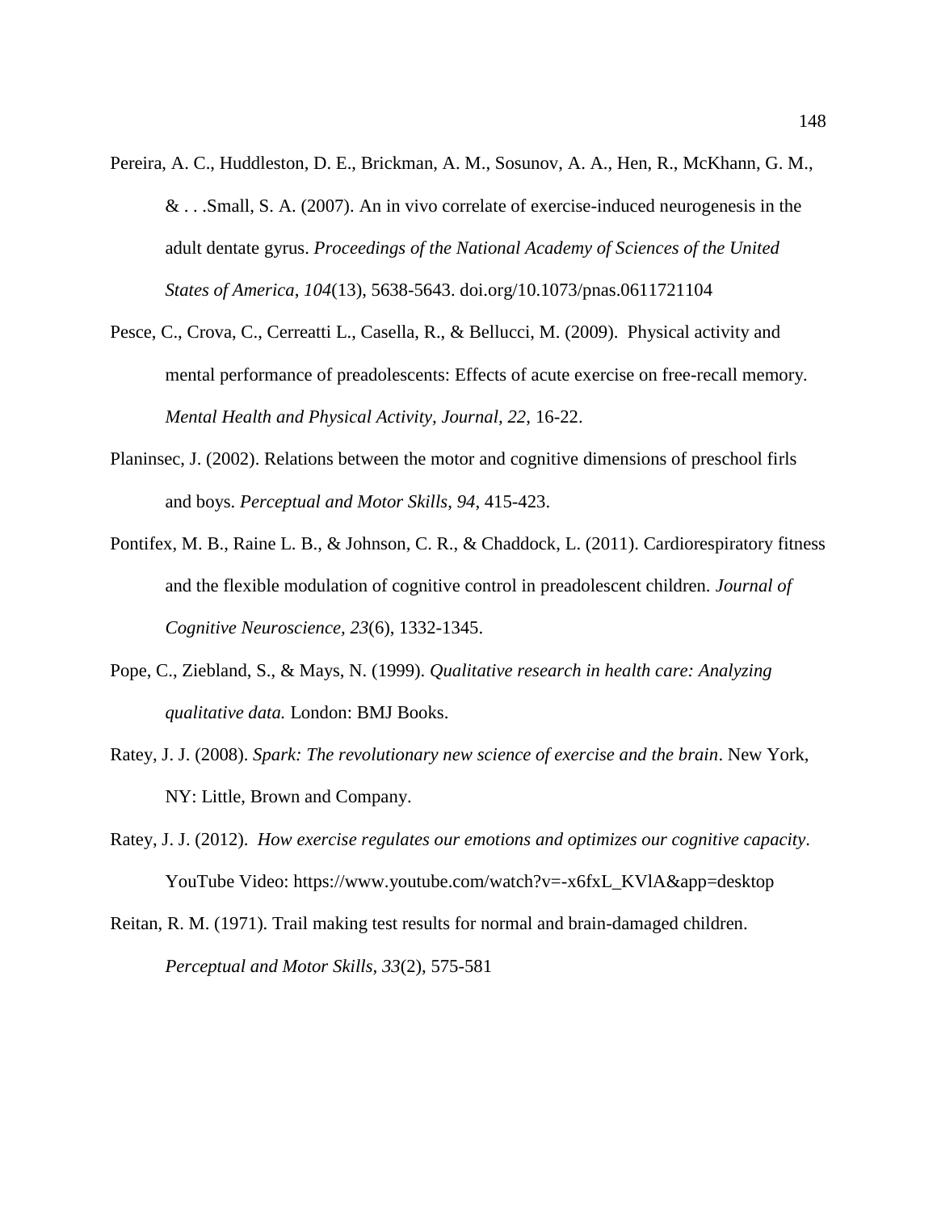Pereira, A. C., Huddleston, D. E., Brickman, A. M., Sosunov, A. A., Hen, R., McKhann, G. M., & . . .Small, S. A. (2007). An in vivo correlate of exercise-induced neurogenesis in the adult dentate gyrus. *Proceedings of the National Academy of Sciences of the United States of America*, *104*(13), 5638-5643. doi.org/10.1073/pnas.0611721104

Pesce, C., Crova, C., Cerreatti L., Casella, R., & Bellucci, M. (2009). Physical activity and mental performance of preadolescents: Effects of acute exercise on free-recall memory. *Mental Health and Physical Activity, Journal, 22*, 16-22.

Planinsec, J. (2002). Relations between the motor and cognitive dimensions of preschool firls and boys. *Perceptual and Motor Skills*, *94*, 415-423.

Pontifex, M. B., Raine L. B., & Johnson, C. R., & Chaddock, L. (2011). Cardiorespiratory fitness and the flexible modulation of cognitive control in preadolescent children. *Journal of Cognitive Neuroscience*, *23*(6), 1332-1345.

Pope, C., Ziebland, S., & Mays, N. (1999). *Qualitative research in health care: Analyzing qualitative data.* London: BMJ Books.

Ratey, J. J. (2008). *Spark: The revolutionary new science of exercise and the brain*. New York, NY: Little, Brown and Company.

Ratey, J. J. (2012). *How exercise regulates our emotions and optimizes our cognitive capacity*. YouTube Video: https://www.youtube.com/watch?v=-x6fxL_KVlA&app=desktop

Reitan, R. M. (1971). Trail making test results for normal and brain-damaged children. *Perceptual and Motor Skills*, *33*(2), 575-581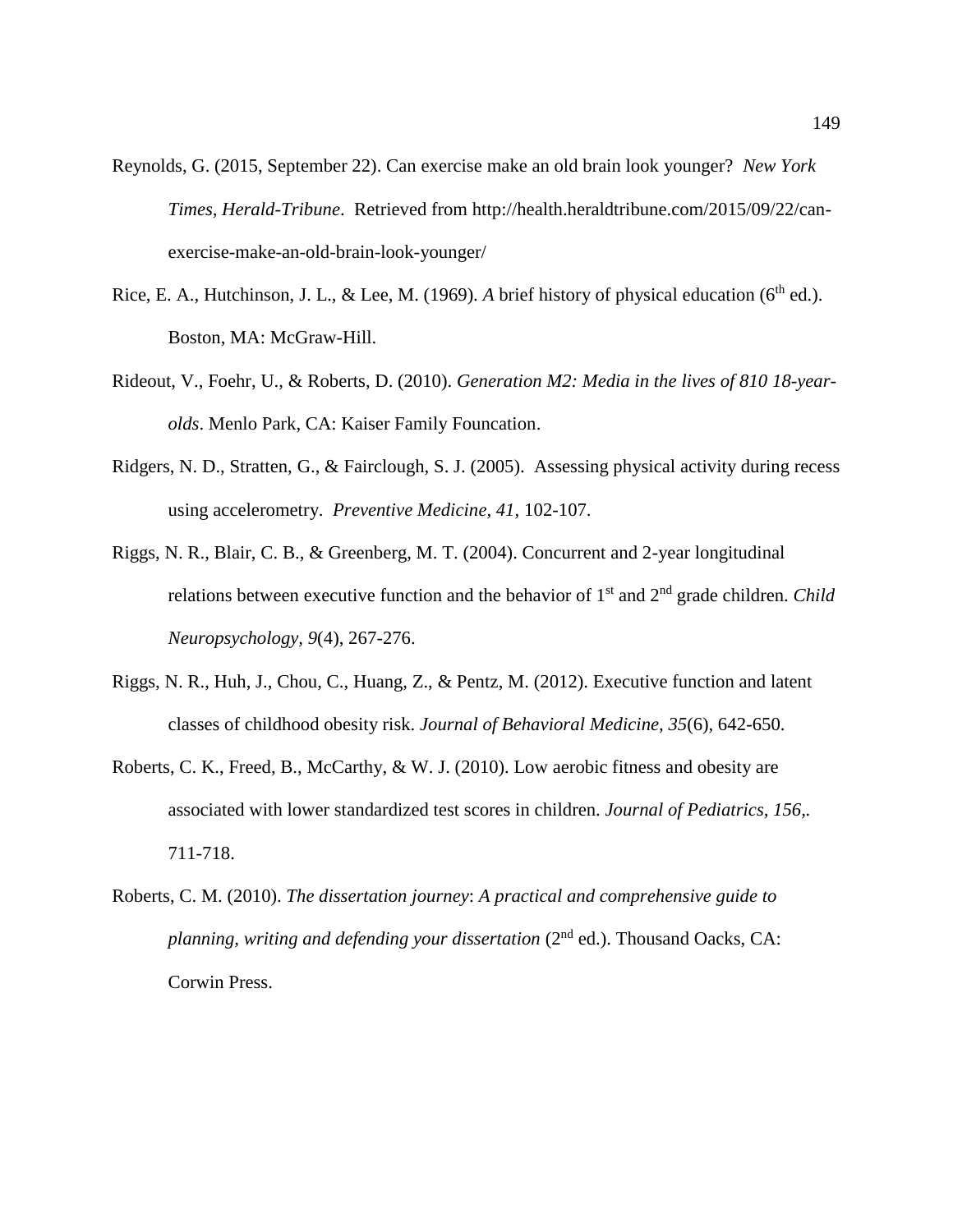Reynolds, G. (2015, September 22). Can exercise make an old brain look younger? *New York Times, Herald-Tribune*. Retrieved from http://health.heraldtribune.com/2015/09/22/can-exercise-make-an-old-brain-look-younger/

Rice, E. A., Hutchinson, J. L., & Lee, M. (1969). *A* brief history of physical education (6th ed.). Boston, MA: McGraw-Hill.

Rideout, V., Foehr, U., & Roberts, D. (2010). *Generation M2: Media in the lives of 810 18-year-olds*. Menlo Park, CA: Kaiser Family Founcation.

Ridgers, N. D., Stratten, G., & Fairclough, S. J. (2005). Assessing physical activity during recess using accelerometry. *Preventive Medicine*, *41*, 102-107.

Riggs, N. R., Blair, C. B., & Greenberg, M. T. (2004). Concurrent and 2-year longitudinal relations between executive function and the behavior of 1st and 2nd grade children. *Child Neuropsychology, 9*(4), 267-276.

Riggs, N. R., Huh, J., Chou, C., Huang, Z., & Pentz, M. (2012). Executive function and latent classes of childhood obesity risk. *Journal of Behavioral Medicine, 35*(6), 642-650.

Roberts, C. K., Freed, B., McCarthy, & W. J. (2010). Low aerobic fitness and obesity are associated with lower standardized test scores in children. *Journal of Pediatrics, 156*,. 711-718.

Roberts, C. M. (2010). *The dissertation journey*: *A practical and comprehensive guide to planning, writing and defending your dissertation* (2nd ed.). Thousand Oacks, CA: Corwin Press.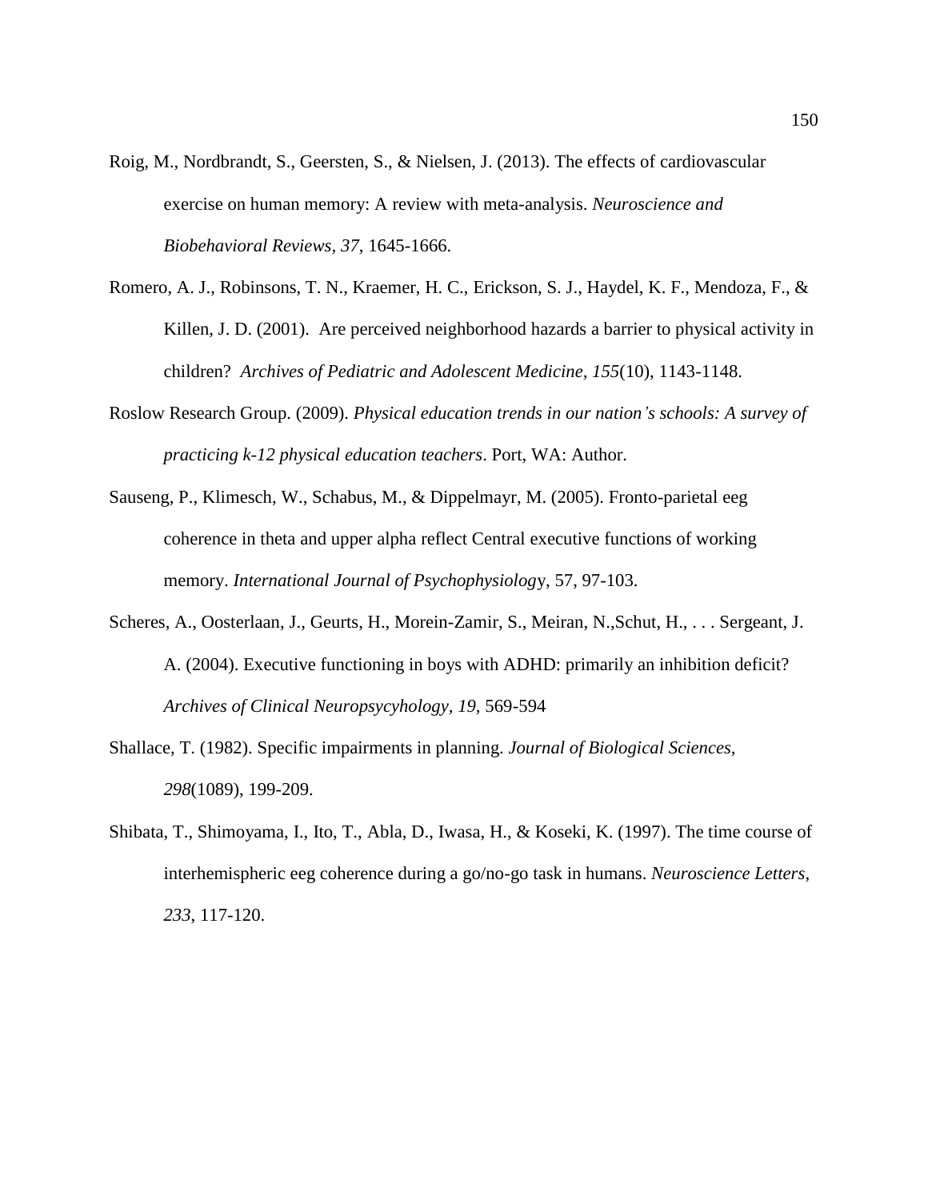Roig, M., Nordbrandt, S., Geersten, S., & Nielsen, J. (2013). The effects of cardiovascular exercise on human memory: A review with meta-analysis. *Neuroscience and Biobehavioral Reviews, 37*, 1645-1666.

Romero, A. J., Robinsons, T. N., Kraemer, H. C., Erickson, S. J., Haydel, K. F., Mendoza, F., & Killen, J. D. (2001). Are perceived neighborhood hazards a barrier to physical activity in children? *Archives of Pediatric and Adolescent Medicine, 155*(10), 1143-1148.

Roslow Research Group. (2009). *Physical education trends in our nation's schools: A survey of practicing k-12 physical education teachers*. Port, WA: Author.

Sauseng, P., Klimesch, W., Schabus, M., & Dippelmayr, M. (2005). Fronto-parietal eeg coherence in theta and upper alpha reflect Central executive functions of working memory. *International Journal of Psychophysiolog*y, 57, 97-103.

Scheres, A., Oosterlaan, J., Geurts, H., Morein-Zamir, S., Meiran, N.,Schut, H., . . . Sergeant, J. A. (2004). Executive functioning in boys with ADHD: primarily an inhibition deficit? *Archives of Clinical Neuropsycyhology, 19*, 569-594

Shallace, T. (1982). Specific impairments in planning. *Journal of Biological Sciences, 298*(1089), 199-209.

Shibata, T., Shimoyama, I., Ito, T., Abla, D., Iwasa, H., & Koseki, K. (1997). The time course of interhemispheric eeg coherence during a go/no-go task in humans. *Neuroscience Letters, 233*, 117-120.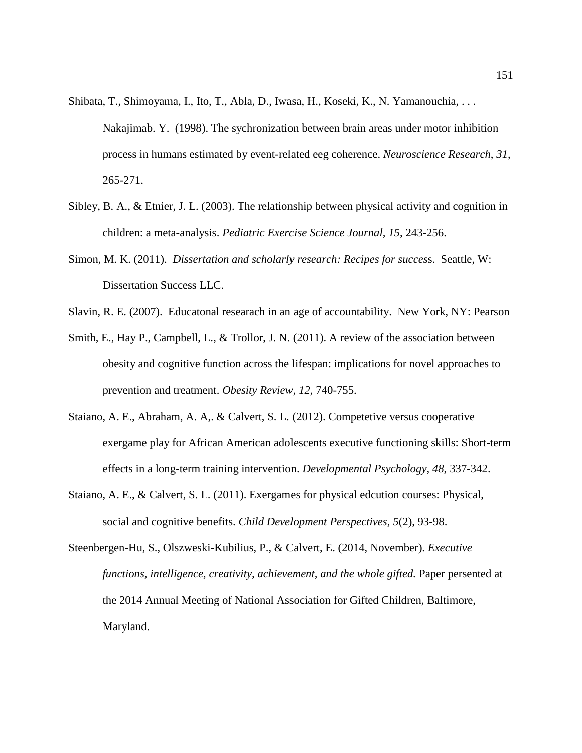Shibata, T., Shimoyama, I., Ito, T., Abla, D., Iwasa, H., Koseki, K., N. Yamanouchia, . . . Nakajimab. Y. (1998). The sychronization between brain areas under motor inhibition process in humans estimated by event-related eeg coherence. *Neuroscience Research*, *31*, 265-271.

Sibley, B. A., & Etnier, J. L. (2003). The relationship between physical activity and cognition in children: a meta-analysis. *Pediatric Exercise Science Journal*, *15*, 243-256.

Simon, M. K. (2011). *Dissertation and scholarly research: Recipes for success*. Seattle, W: Dissertation Success LLC.

Slavin, R. E. (2007). Educatonal researach in an age of accountability. New York, NY: Pearson

Smith, E., Hay P., Campbell, L., & Trollor, J. N. (2011). A review of the association between obesity and cognitive function across the lifespan: implications for novel approaches to prevention and treatment. *Obesity Review*, *12*, 740-755.

Staiano, A. E., Abraham, A. A,. & Calvert, S. L. (2012). Competetive versus cooperative exergame play for African American adolescents executive functioning skills: Short-term effects in a long-term training intervention. *Developmental Psychology, 48*, 337-342.

Staiano, A. E., & Calvert, S. L. (2011). Exergames for physical edcution courses: Physical, social and cognitive benefits. *Child Development Perspectives*, *5*(2), 93-98.

Steenbergen-Hu, S., Olszweski-Kubilius, P., & Calvert, E. (2014, November). *Executive functions, intelligence, creativity, achievement, and the whole gifted.* Paper persented at the 2014 Annual Meeting of National Association for Gifted Children, Baltimore, Maryland.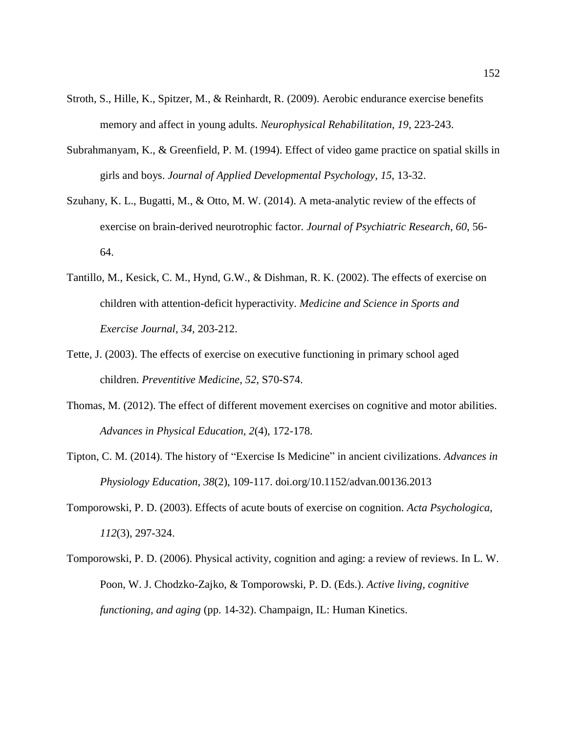Stroth, S., Hille, K., Spitzer, M., & Reinhardt, R. (2009). Aerobic endurance exercise benefits memory and affect in young adults. *Neurophysical Rehabilitation, 19*, 223-243.

Subrahmanyam, K., & Greenfield, P. M. (1994). Effect of video game practice on spatial skills in girls and boys. *Journal of Applied Developmental Psychology, 15*, 13-32.

Szuhany, K. L., Bugatti, M., & Otto, M. W. (2014). A meta-analytic review of the effects of exercise on brain-derived neurotrophic factor. *Journal of Psychiatric Research, 60*, 56-64.

Tantillo, M., Kesick, C. M., Hynd, G.W., & Dishman, R. K. (2002). The effects of exercise on children with attention-deficit hyperactivity. *Medicine and Science in Sports and Exercise Journal, 34,* 203-212.

Tette, J. (2003). The effects of exercise on executive functioning in primary school aged children. *Preventitive Medicine, 52,* S70-S74.

Thomas, M. (2012). The effect of different movement exercises on cognitive and motor abilities. *Advances in Physical Education, 2*(4), 172-178.

Tipton, C. M. (2014). The history of "Exercise Is Medicine" in ancient civilizations. *Advances in Physiology Education, 38*(2), 109-117. doi.org/10.1152/advan.00136.2013

Tomporowski, P. D. (2003). Effects of acute bouts of exercise on cognition. *Acta Psychologica, 112*(3), 297-324.

Tomporowski, P. D. (2006). Physical activity, cognition and aging: a review of reviews. In L. W. Poon, W. J. Chodzko-Zajko, & Tomporowski, P. D. (Eds.). *Active living, cognitive functioning, and aging* (pp. 14-32). Champaign, IL: Human Kinetics.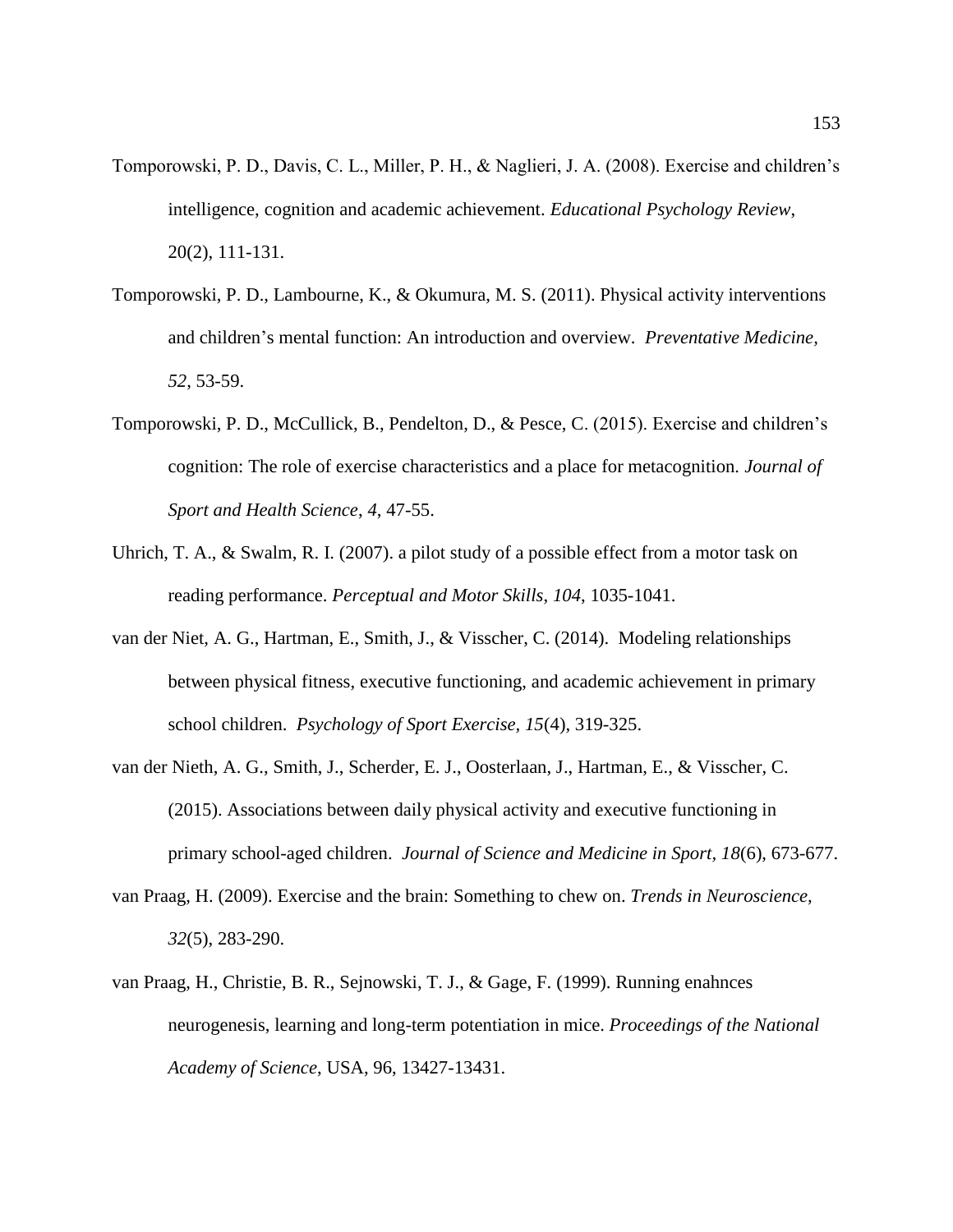Tomporowski, P. D., Davis, C. L., Miller, P. H., & Naglieri, J. A. (2008). Exercise and children's intelligence, cognition and academic achievement. *Educational Psychology Review*, 20(2), 111-131.

Tomporowski, P. D., Lambourne, K., & Okumura, M. S. (2011). Physical activity interventions and children's mental function: An introduction and overview. *Preventative Medicine, 52*, 53-59.

Tomporowski, P. D., McCullick, B., Pendelton, D., & Pesce, C. (2015). Exercise and children's cognition: The role of exercise characteristics and a place for metacognition. *Journal of Sport and Health Science*, *4*, 47-55.

Uhrich, T. A., & Swalm, R. I. (2007). a pilot study of a possible effect from a motor task on reading performance. *Perceptual and Motor Skills*, *104*, 1035-1041.

van der Niet, A. G., Hartman, E., Smith, J., & Visscher, C. (2014). Modeling relationships between physical fitness, executive functioning, and academic achievement in primary school children. *Psychology of Sport Exercise, 15*(4), 319-325.

van der Nieth, A. G., Smith, J., Scherder, E. J., Oosterlaan, J., Hartman, E., & Visscher, C. (2015). Associations between daily physical activity and executive functioning in primary school-aged children. *Journal of Science and Medicine in Sport, 18*(6), 673-677.

van Praag, H. (2009). Exercise and the brain: Something to chew on. *Trends in Neuroscience, 32*(5), 283-290.

van Praag, H., Christie, B. R., Sejnowski, T. J., & Gage, F. (1999). Running enahnces neurogenesis, learning and long-term potentiation in mice. *Proceedings of the National Academy of Science*, USA, 96, 13427-13431.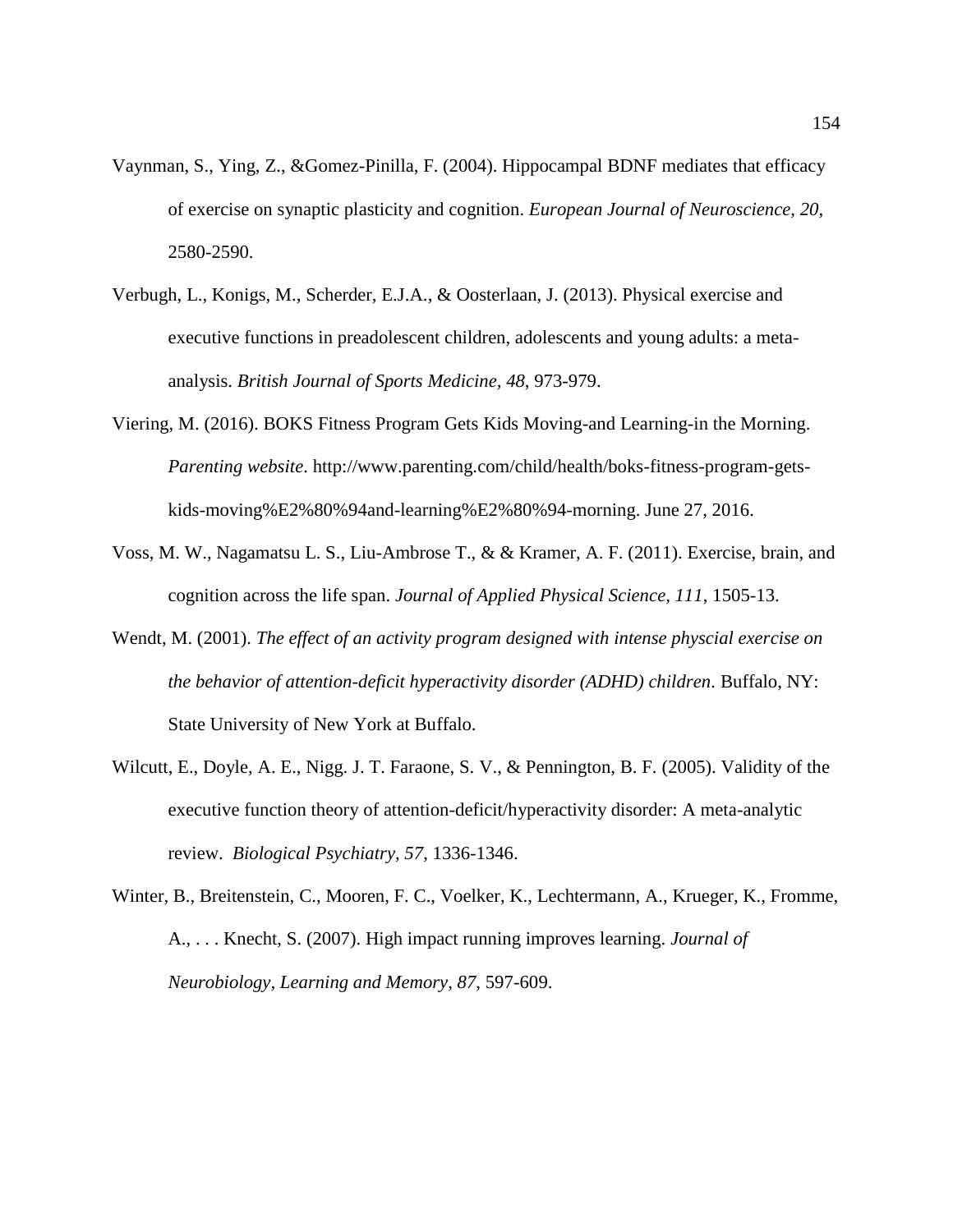Vaynman, S., Ying, Z., &Gomez-Pinilla, F. (2004). Hippocampal BDNF mediates that efficacy of exercise on synaptic plasticity and cognition. *European Journal of Neuroscience*, *20*, 2580-2590.

Verbugh, L., Konigs, M., Scherder, E.J.A., & Oosterlaan, J. (2013). Physical exercise and executive functions in preadolescent children, adolescents and young adults: a meta-analysis. *British Journal of Sports Medicine, 48*, 973-979.

Viering, M. (2016). BOKS Fitness Program Gets Kids Moving-and Learning-in the Morning. *Parenting website*. http://www.parenting.com/child/health/boks-fitness-program-gets-kids-moving%E2%80%94and-learning%E2%80%94-morning. June 27, 2016.

Voss, M. W., Nagamatsu L. S., Liu-Ambrose T., & & Kramer, A. F. (2011). Exercise, brain, and cognition across the life span. *Journal of Applied Physical Science, 111*, 1505-13.

Wendt, M. (2001). *The effect of an activity program designed with intense physcial exercise on the behavior of attention-deficit hyperactivity disorder (ADHD) children*. Buffalo, NY: State University of New York at Buffalo.

Wilcutt, E., Doyle, A. E., Nigg. J. T. Faraone, S. V., & Pennington, B. F. (2005). Validity of the executive function theory of attention-deficit/hyperactivity disorder: A meta-analytic review. *Biological Psychiatry, 57*, 1336-1346.

Winter, B., Breitenstein, C., Mooren, F. C., Voelker, K., Lechtermann, A., Krueger, K., Fromme, A., . . . Knecht, S. (2007). High impact running improves learning. *Journal of Neurobiology, Learning and Memory*, *87*, 597-609.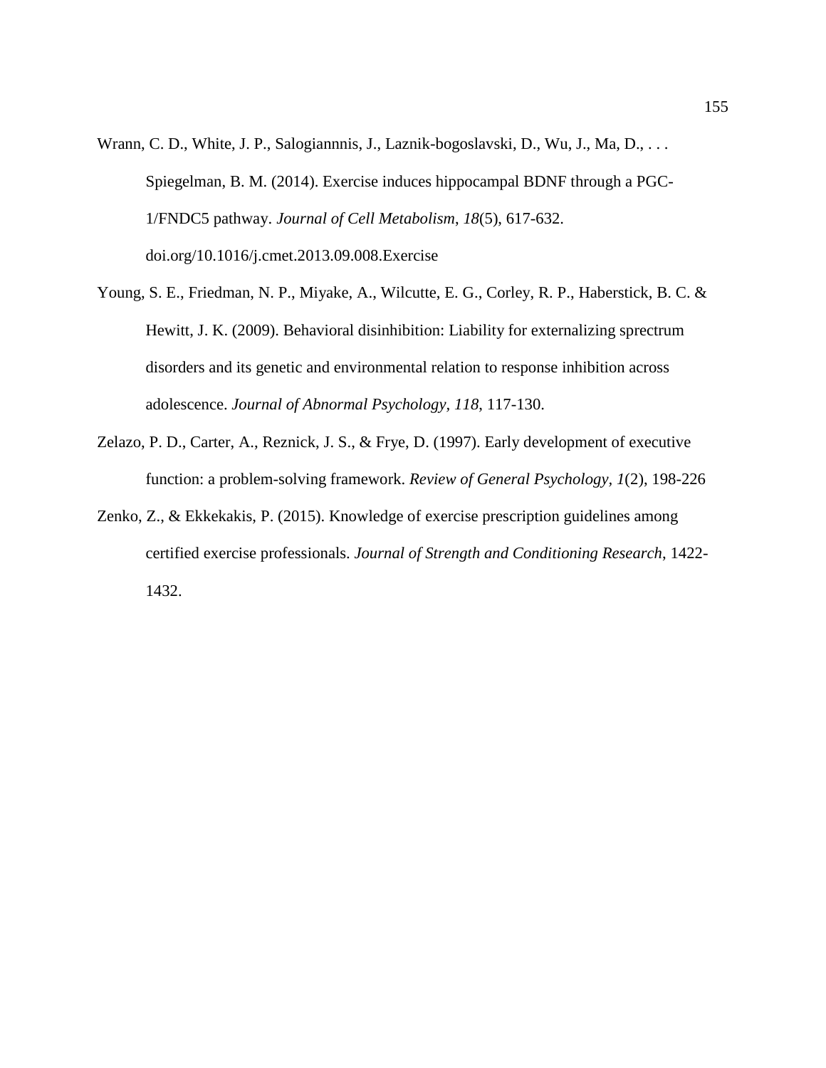Wrann, C. D., White, J. P., Salogiannnis, J., Laznik-bogoslavski, D., Wu, J., Ma, D., . . . Spiegelman, B. M. (2014). Exercise induces hippocampal BDNF through a PGC-1/FNDC5 pathway. *Journal of Cell Metabolism*, *18*(5), 617-632. doi.org/10.1016/j.cmet.2013.09.008.Exercise

Young, S. E., Friedman, N. P., Miyake, A., Wilcutte, E. G., Corley, R. P., Haberstick, B. C. & Hewitt, J. K. (2009). Behavioral disinhibition: Liability for externalizing sprectrum disorders and its genetic and environmental relation to response inhibition across adolescence. *Journal of Abnormal Psychology, 118*, 117-130.

Zelazo, P. D., Carter, A., Reznick, J. S., & Frye, D. (1997). Early development of executive function: a problem-solving framework. *Review of General Psychology*, *1*(2), 198-226

Zenko, Z., & Ekkekakis, P. (2015). Knowledge of exercise prescription guidelines among certified exercise professionals. *Journal of Strength and Conditioning Research*, 1422-1432.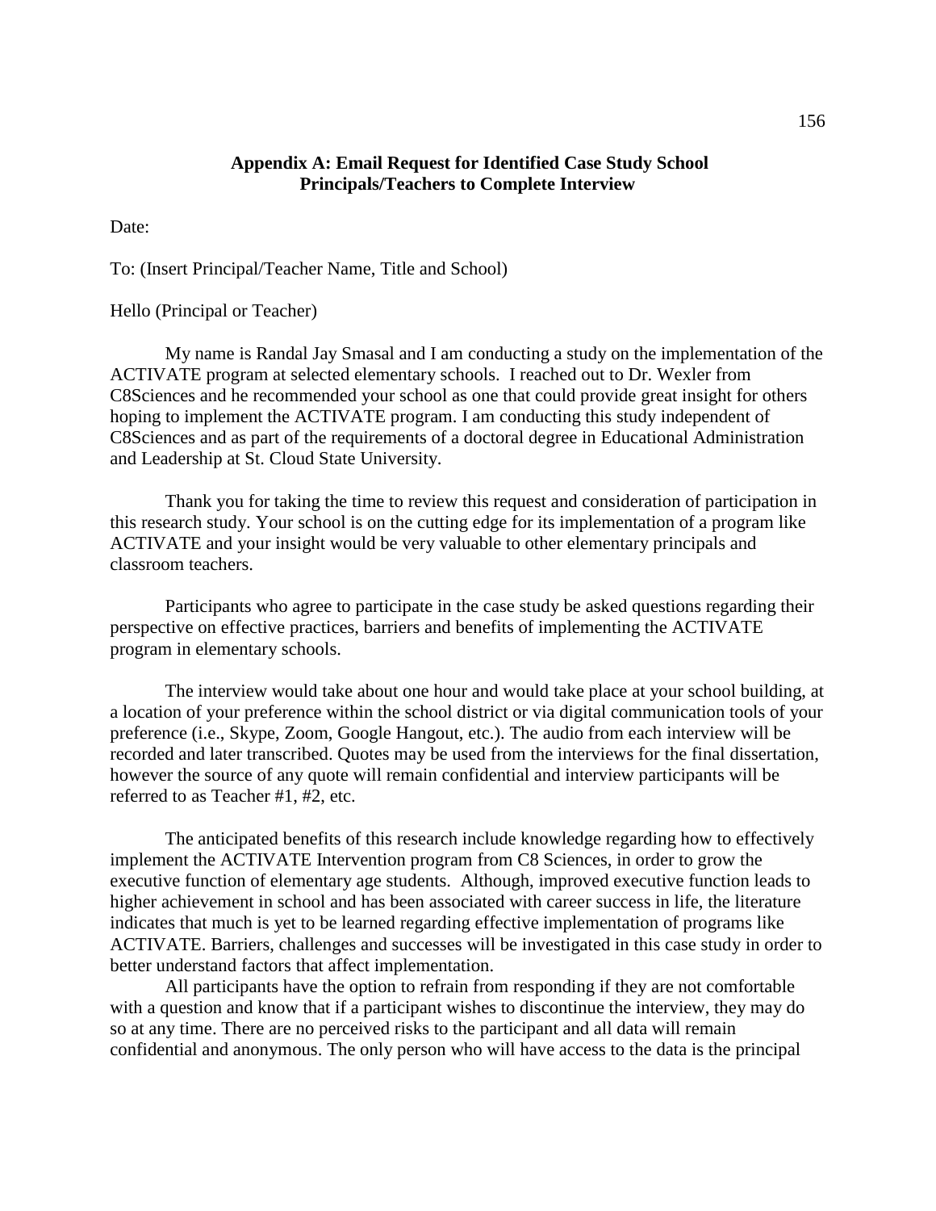## Appendix A: Email Request for Identified Case Study School Principals/Teachers to Complete Interview

Date:

To: (Insert Principal/Teacher Name, Title and School)

Hello (Principal or Teacher)

My name is Randal Jay Smasal and I am conducting a study on the implementation of the ACTIVATE program at selected elementary schools. I reached out to Dr. Wexler from C8Sciences and he recommended your school as one that could provide great insight for others hoping to implement the ACTIVATE program. I am conducting this study independent of C8Sciences and as part of the requirements of a doctoral degree in Educational Administration and Leadership at St. Cloud State University.

Thank you for taking the time to review this request and consideration of participation in this research study. Your school is on the cutting edge for its implementation of a program like ACTIVATE and your insight would be very valuable to other elementary principals and classroom teachers.

Participants who agree to participate in the case study be asked questions regarding their perspective on effective practices, barriers and benefits of implementing the ACTIVATE program in elementary schools.

The interview would take about one hour and would take place at your school building, at a location of your preference within the school district or via digital communication tools of your preference (i.e., Skype, Zoom, Google Hangout, etc.). The audio from each interview will be recorded and later transcribed. Quotes may be used from the interviews for the final dissertation, however the source of any quote will remain confidential and interview participants will be referred to as Teacher #1, #2, etc.

The anticipated benefits of this research include knowledge regarding how to effectively implement the ACTIVATE Intervention program from C8 Sciences, in order to grow the executive function of elementary age students. Although, improved executive function leads to higher achievement in school and has been associated with career success in life, the literature indicates that much is yet to be learned regarding effective implementation of programs like ACTIVATE. Barriers, challenges and successes will be investigated in this case study in order to better understand factors that affect implementation.

All participants have the option to refrain from responding if they are not comfortable with a question and know that if a participant wishes to discontinue the interview, they may do so at any time. There are no perceived risks to the participant and all data will remain confidential and anonymous. The only person who will have access to the data is the principal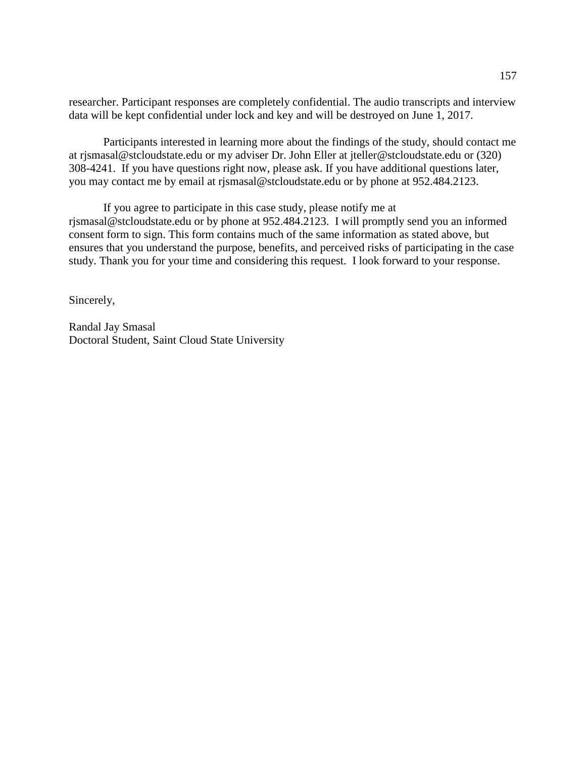researcher. Participant responses are completely confidential. The audio transcripts and interview data will be kept confidential under lock and key and will be destroyed on June 1, 2017.

Participants interested in learning more about the findings of the study, should contact me at rjsmasal@stcloudstate.edu or my adviser Dr. John Eller at jteller@stcloudstate.edu or (320) 308-4241. If you have questions right now, please ask. If you have additional questions later, you may contact me by email at rjsmasal@stcloudstate.edu or by phone at 952.484.2123.

If you agree to participate in this case study, please notify me at rjsmasal@stcloudstate.edu or by phone at 952.484.2123. I will promptly send you an informed consent form to sign. This form contains much of the same information as stated above, but ensures that you understand the purpose, benefits, and perceived risks of participating in the case study. Thank you for your time and considering this request. I look forward to your response.

Sincerely,

Randal Jay Smasal
Doctoral Student, Saint Cloud State University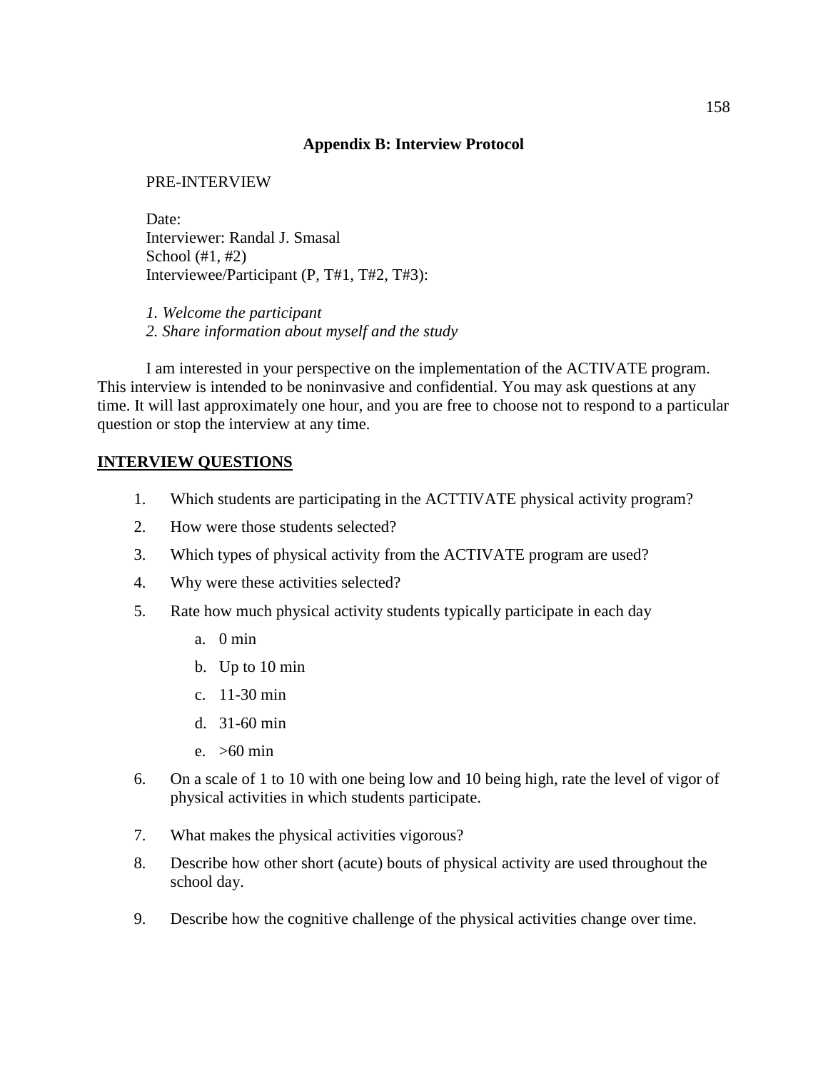## Appendix B: Interview Protocol

PRE-INTERVIEW

Date:
Interviewer: Randal J. Smasal
School (#1, #2)
Interviewee/Participant (P, T#1, T#2, T#3):

*1. Welcome the participant*
*2. Share information about myself and the study*

I am interested in your perspective on the implementation of the ACTIVATE program. This interview is intended to be noninvasive and confidential. You may ask questions at any time. It will last approximately one hour, and you are free to choose not to respond to a particular question or stop the interview at any time.

**INTERVIEW QUESTIONS**

1. Which students are participating in the ACTTIVATE physical activity program?
2. How were those students selected?
3. Which types of physical activity from the ACTIVATE program are used?
4. Why were these activities selected?
5. Rate how much physical activity students typically participate in each day
   a. 0 min
   b. Up to 10 min
   c. 11-30 min
   d. 31-60 min
   e. >60 min
6. On a scale of 1 to 10 with one being low and 10 being high, rate the level of vigor of physical activities in which students participate.
7. What makes the physical activities vigorous?
8. Describe how other short (acute) bouts of physical activity are used throughout the school day.
9. Describe how the cognitive challenge of the physical activities change over time.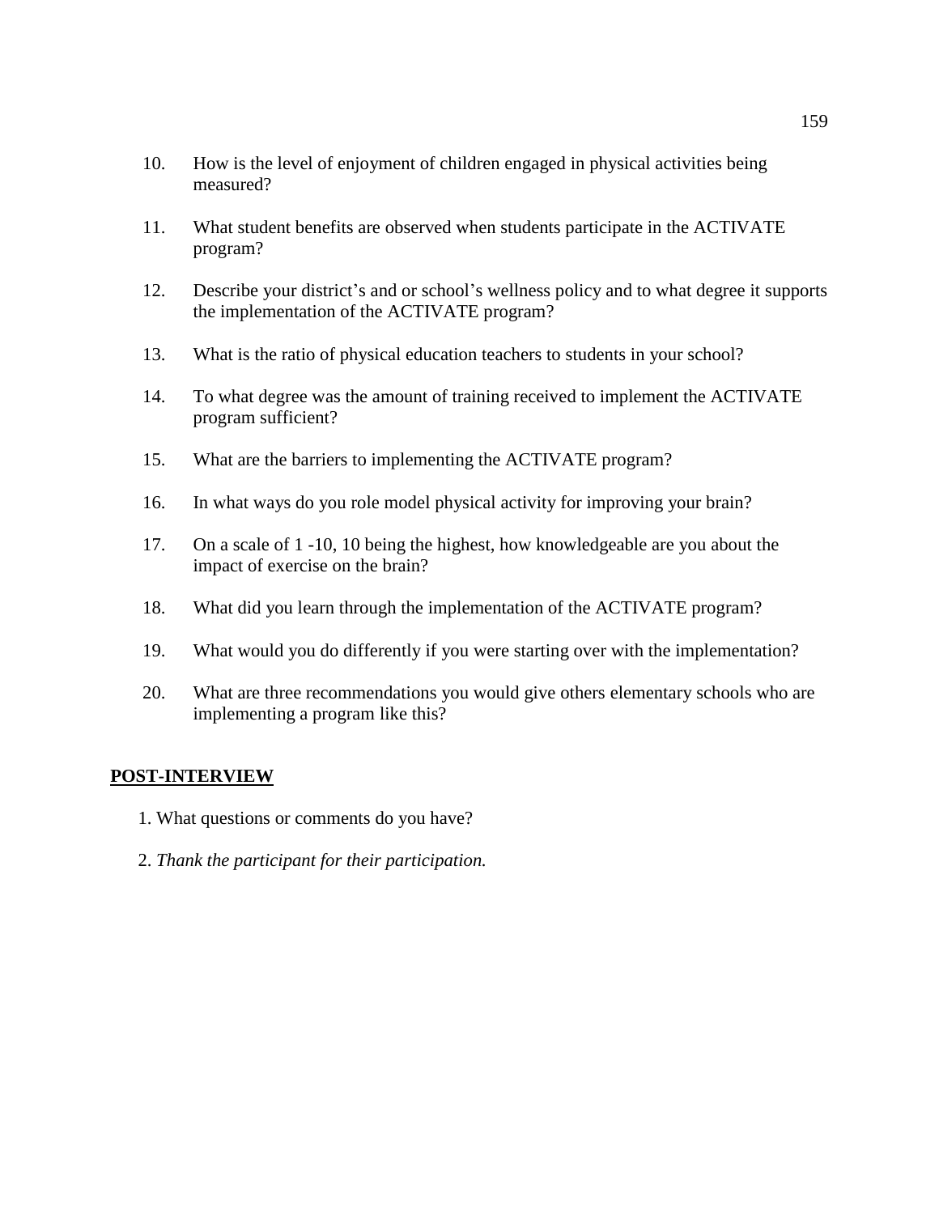10. How is the level of enjoyment of children engaged in physical activities being measured?

11. What student benefits are observed when students participate in the ACTIVATE program?

12. Describe your district's and or school's wellness policy and to what degree it supports the implementation of the ACTIVATE program?

13. What is the ratio of physical education teachers to students in your school?

14. To what degree was the amount of training received to implement the ACTIVATE program sufficient?

15. What are the barriers to implementing the ACTIVATE program?

16. In what ways do you role model physical activity for improving your brain?

17. On a scale of 1 -10, 10 being the highest, how knowledgeable are you about the impact of exercise on the brain?

18. What did you learn through the implementation of the ACTIVATE program?

19. What would you do differently if you were starting over with the implementation?

20. What are three recommendations you would give others elementary schools who are implementing a program like this?

**POST-INTERVIEW**

1. What questions or comments do you have?
2. *Thank the participant for their participation.*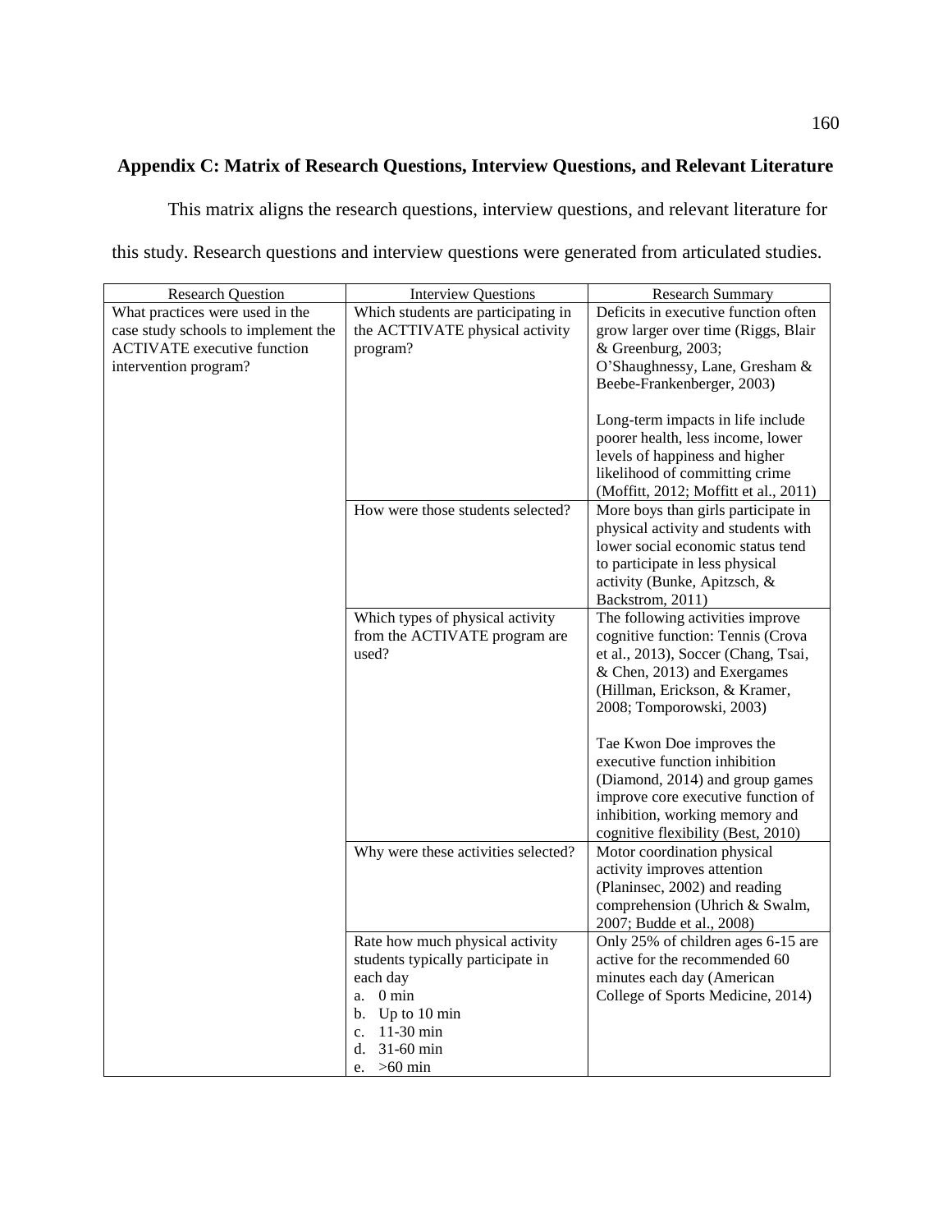## Appendix C: Matrix of Research Questions, Interview Questions, and Relevant Literature

This matrix aligns the research questions, interview questions, and relevant literature for this study. Research questions and interview questions were generated from articulated studies.

| Research Question | Interview Questions | Research Summary |
|---|---|---|
| What practices were used in the case study schools to implement the ACTIVATE executive function intervention program? | Which students are participating in the ACTTIVATE physical activity program? | Deficits in executive function often grow larger over time (Riggs, Blair & Greenburg, 2003; O'Shaughnessy, Lane, Gresham & Beebe-Frankenberger, 2003)<br><br>Long-term impacts in life include poorer health, less income, lower levels of happiness and higher likelihood of committing crime (Moffitt, 2012; Moffitt et al., 2011) |
| | How were those students selected? | More boys than girls participate in physical activity and students with lower social economic status tend to participate in less physical activity (Bunke, Apitzsch, & Backstrom, 2011) |
| | Which types of physical activity from the ACTIVATE program are used? | The following activities improve cognitive function: Tennis (Crova et al., 2013), Soccer (Chang, Tsai, & Chen, 2013) and Exergames (Hillman, Erickson, & Kramer, 2008; Tomporowski, 2003)<br><br>Tae Kwon Doe improves the executive function inhibition (Diamond, 2014) and group games improve core executive function of inhibition, working memory and cognitive flexibility (Best, 2010) |
| | Why were these activities selected? | Motor coordination physical activity improves attention (Planinsec, 2002) and reading comprehension (Uhrich & Swalm, 2007; Budde et al., 2008) |
| | Rate how much physical activity students typically participate in each day<br>a. 0 min<br>b. Up to 10 min<br>c. 11-30 min<br>d. 31-60 min<br>e. >60 min | Only 25% of children ages 6-15 are active for the recommended 60 minutes each day (American College of Sports Medicine, 2014) |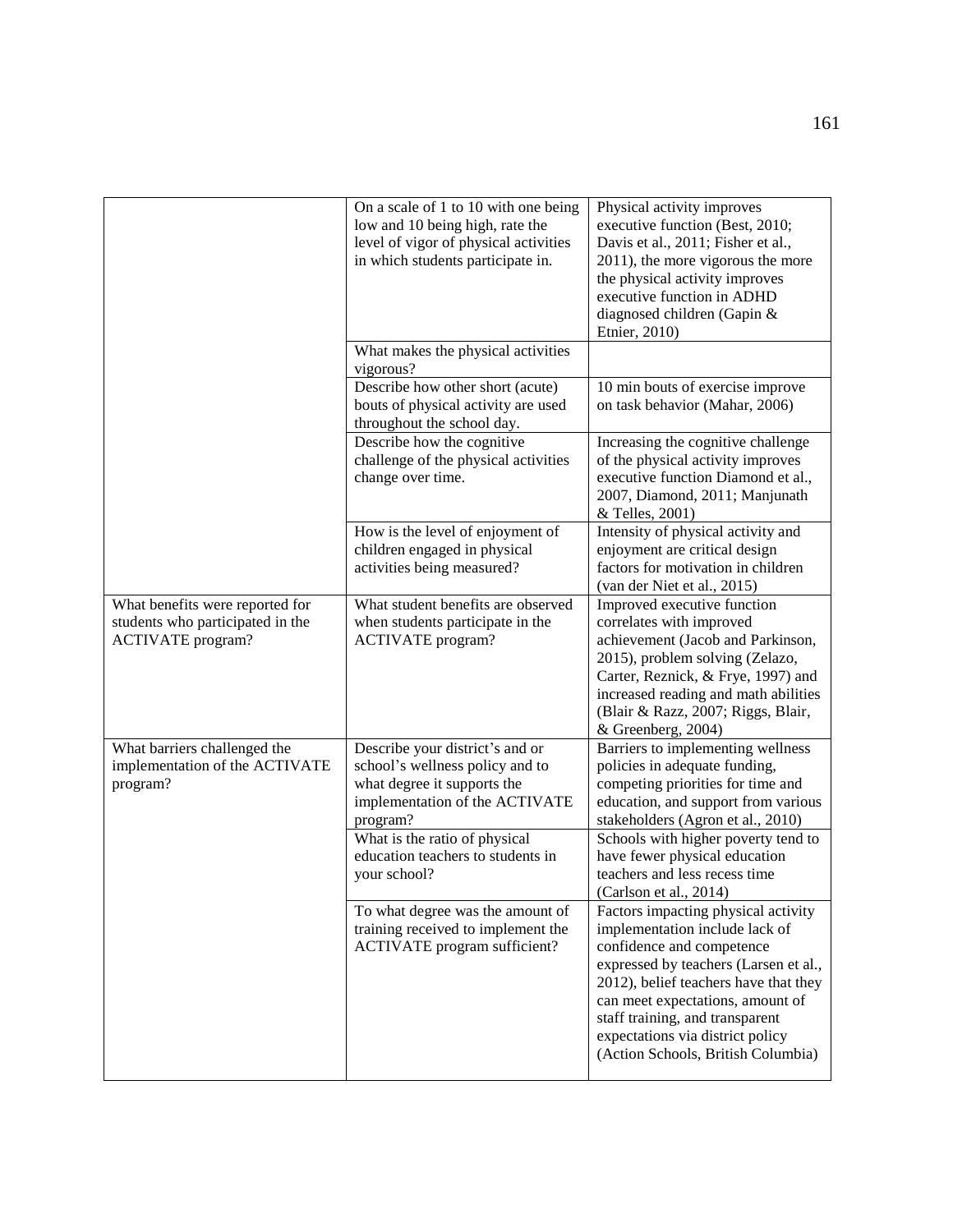| | | |
|---|---|---|
| | On a scale of 1 to 10 with one being low and 10 being high, rate the level of vigor of physical activities in which students participate in. | Physical activity improves executive function (Best, 2010; Davis et al., 2011; Fisher et al., 2011), the more vigorous the more the physical activity improves executive function in ADHD diagnosed children (Gapin & Etnier, 2010) |
| | What makes the physical activities vigorous? | |
| | Describe how other short (acute) bouts of physical activity are used throughout the school day. | 10 min bouts of exercise improve on task behavior (Mahar, 2006) |
| | Describe how the cognitive challenge of the physical activities change over time. | Increasing the cognitive challenge of the physical activity improves executive function Diamond et al., 2007, Diamond, 2011; Manjunath & Telles, 2001) |
| | How is the level of enjoyment of children engaged in physical activities being measured? | Intensity of physical activity and enjoyment are critical design factors for motivation in children (van der Niet et al., 2015) |
| What benefits were reported for students who participated in the ACTIVATE program? | What student benefits are observed when students participate in the ACTIVATE program? | Improved executive function correlates with improved achievement (Jacob and Parkinson, 2015), problem solving (Zelazo, Carter, Reznick, & Frye, 1997) and increased reading and math abilities (Blair & Razz, 2007; Riggs, Blair, & Greenberg, 2004) |
| What barriers challenged the implementation of the ACTIVATE program? | Describe your district's and or school's wellness policy and to what degree it supports the implementation of the ACTIVATE program? | Barriers to implementing wellness policies in adequate funding, competing priorities for time and education, and support from various stakeholders (Agron et al., 2010) |
| | What is the ratio of physical education teachers to students in your school? | Schools with higher poverty tend to have fewer physical education teachers and less recess time (Carlson et al., 2014) |
| | To what degree was the amount of training received to implement the ACTIVATE program sufficient? | Factors impacting physical activity implementation include lack of confidence and competence expressed by teachers (Larsen et al., 2012), belief teachers have that they can meet expectations, amount of staff training, and transparent expectations via district policy (Action Schools, British Columbia) |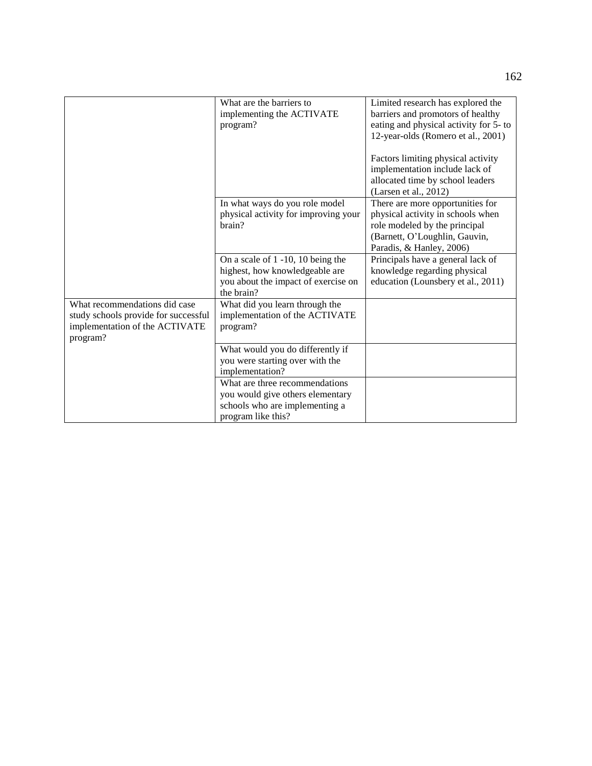| | | |
|---|---|---|
| | What are the barriers to implementing the ACTIVATE program? | Limited research has explored the barriers and promotors of healthy eating and physical activity for 5- to 12-year-olds (Romero et al., 2001)<br><br>Factors limiting physical activity implementation include lack of allocated time by school leaders (Larsen et al., 2012) |
| | In what ways do you role model physical activity for improving your brain? | There are more opportunities for physical activity in schools when role modeled by the principal (Barnett, O'Loughlin, Gauvin, Paradis, & Hanley, 2006) |
| | On a scale of 1 -10, 10 being the highest, how knowledgeable are you about the impact of exercise on the brain? | Principals have a general lack of knowledge regarding physical education (Lounsbery et al., 2011) |
| What recommendations did case study schools provide for successful implementation of the ACTIVATE program? | What did you learn through the implementation of the ACTIVATE program? | |
| | What would you do differently if you were starting over with the implementation? | |
| | What are three recommendations you would give others elementary schools who are implementing a program like this? | |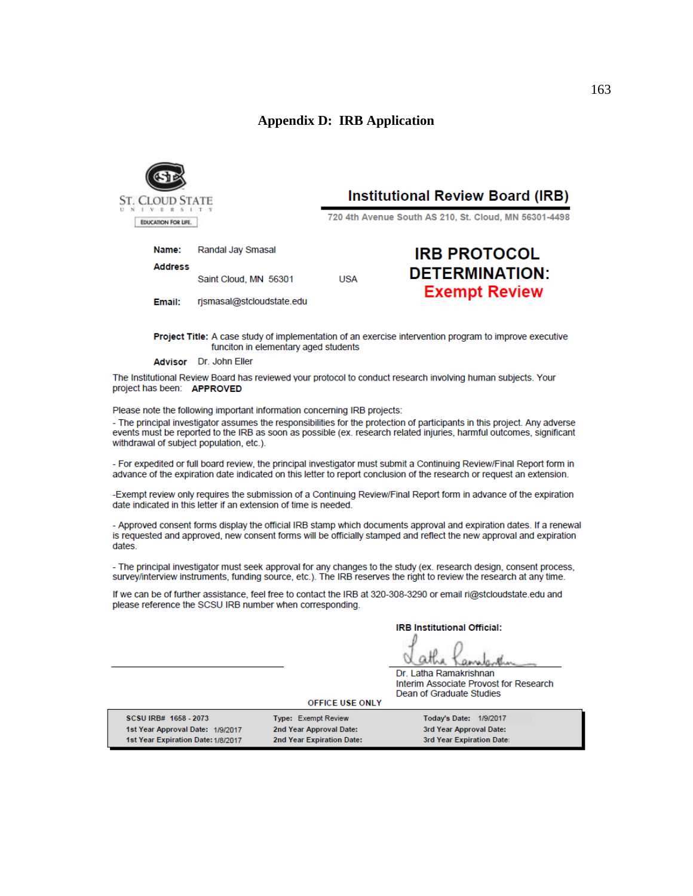# Appendix D: IRB Application

ST. CLOUD STATE UNIVERSITY

EDUCATION FOR LIFE.

## Institutional Review Board (IRB)

720 4th Avenue South AS 210, St. Cloud, MN 56301-4498

**Name:** Randal Jay Smasal

**Address**

Saint Cloud, MN 56301 USA

**Email:** rjsmasal@stcloudstate.edu

## IRB PROTOCOL DETERMINATION:

## Exempt Review

**Project Title:** A case study of implementation of an exercise intervention program to improve executive funciton in elementary aged students

**Advisor** Dr. John Eller

The Institutional Review Board has reviewed your protocol to conduct research involving human subjects. Your project has been: **APPROVED**

Please note the following important information concerning IRB projects:

- The principal investigator assumes the responsibilities for the protection of participants in this project. Any adverse events must be reported to the IRB as soon as possible (ex. research related injuries, harmful outcomes, significant withdrawal of subject population, etc.).

- For expedited or full board review, the principal investigator must submit a Continuing Review/Final Report form in advance of the expiration date indicated on this letter to report conclusion of the research or request an extension.

-Exempt review only requires the submission of a Continuing Review/Final Report form in advance of the expiration date indicated in this letter if an extension of time is needed.

- Approved consent forms display the official IRB stamp which documents approval and expiration dates. If a renewal is requested and approved, new consent forms will be officially stamped and reflect the new approval and expiration dates.

- The principal investigator must seek approval for any changes to the study (ex. research design, consent process, survey/interview instruments, funding source, etc.). The IRB reserves the right to review the research at any time.

If we can be of further assistance, feel free to contact the IRB at 320-308-3290 or email ri@stcloudstate.edu and please reference the SCSU IRB number when corresponding.

**IRB Institutional Official:**

Dr. Latha Ramakrishnan
Interim Associate Provost for Research
Dean of Graduate Studies

**OFFICE USE ONLY**

| | | |
|---|---|---|
| **SCSU IRB#** 1658 - 2073 | **Type:** Exempt Review | **Today's Date:** 1/9/2017 |
| **1st Year Approval Date:** 1/9/2017 | **2nd Year Approval Date:** | **3rd Year Approval Date:** |
| **1st Year Expiration Date:** 1/8/2017 | **2nd Year Expiration Date:** | **3rd Year Expiration Date:** |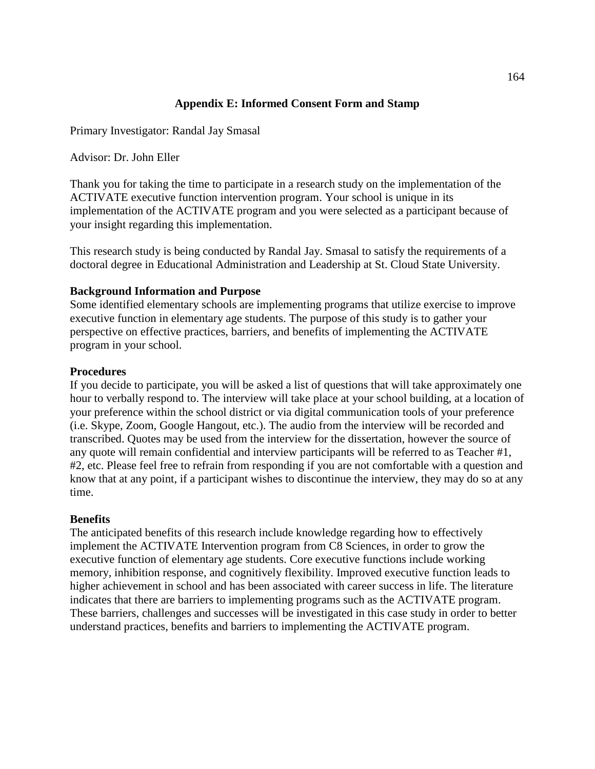## Appendix E: Informed Consent Form and Stamp

Primary Investigator: Randal Jay Smasal

Advisor: Dr. John Eller

Thank you for taking the time to participate in a research study on the implementation of the ACTIVATE executive function intervention program. Your school is unique in its implementation of the ACTIVATE program and you were selected as a participant because of your insight regarding this implementation.

This research study is being conducted by Randal Jay. Smasal to satisfy the requirements of a doctoral degree in Educational Administration and Leadership at St. Cloud State University.

**Background Information and Purpose**

Some identified elementary schools are implementing programs that utilize exercise to improve executive function in elementary age students. The purpose of this study is to gather your perspective on effective practices, barriers, and benefits of implementing the ACTIVATE program in your school.

**Procedures**

If you decide to participate, you will be asked a list of questions that will take approximately one hour to verbally respond to. The interview will take place at your school building, at a location of your preference within the school district or via digital communication tools of your preference (i.e. Skype, Zoom, Google Hangout, etc.). The audio from the interview will be recorded and transcribed. Quotes may be used from the interview for the dissertation, however the source of any quote will remain confidential and interview participants will be referred to as Teacher #1, #2, etc. Please feel free to refrain from responding if you are not comfortable with a question and know that at any point, if a participant wishes to discontinue the interview, they may do so at any time.

**Benefits**

The anticipated benefits of this research include knowledge regarding how to effectively implement the ACTIVATE Intervention program from C8 Sciences, in order to grow the executive function of elementary age students. Core executive functions include working memory, inhibition response, and cognitively flexibility. Improved executive function leads to higher achievement in school and has been associated with career success in life. The literature indicates that there are barriers to implementing programs such as the ACTIVATE program. These barriers, challenges and successes will be investigated in this case study in order to better understand practices, benefits and barriers to implementing the ACTIVATE program.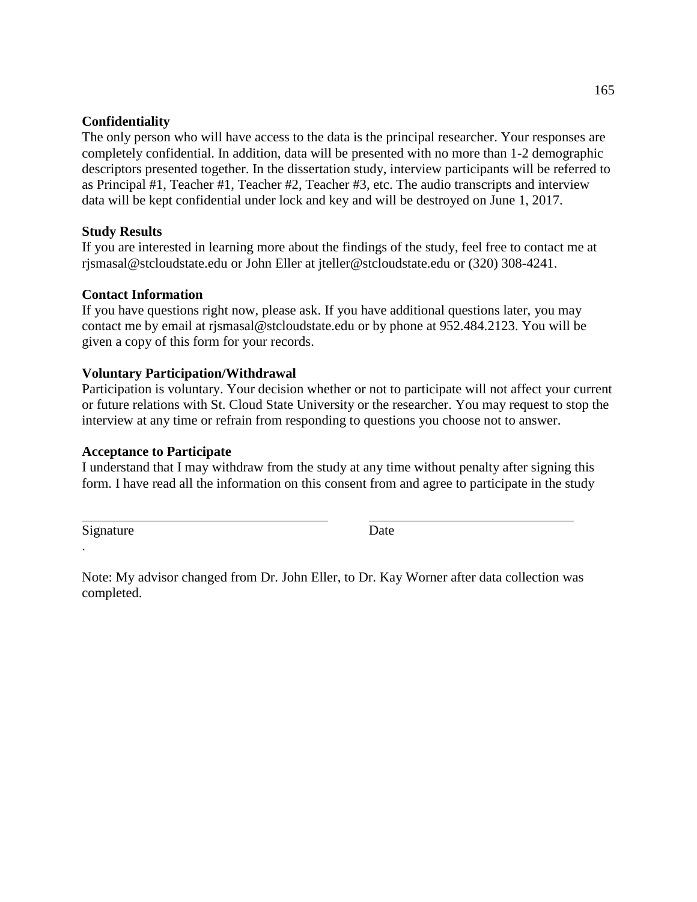**Confidentiality**

The only person who will have access to the data is the principal researcher. Your responses are completely confidential. In addition, data will be presented with no more than 1-2 demographic descriptors presented together. In the dissertation study, interview participants will be referred to as Principal #1, Teacher #1, Teacher #2, Teacher #3, etc. The audio transcripts and interview data will be kept confidential under lock and key and will be destroyed on June 1, 2017.

**Study Results**

If you are interested in learning more about the findings of the study, feel free to contact me at rjsmasal@stcloudstate.edu or John Eller at jteller@stcloudstate.edu or (320) 308-4241.

**Contact Information**

If you have questions right now, please ask. If you have additional questions later, you may contact me by email at rjsmasal@stcloudstate.edu or by phone at 952.484.2123. You will be given a copy of this form for your records.

**Voluntary Participation/Withdrawal**

Participation is voluntary. Your decision whether or not to participate will not affect your current or future relations with St. Cloud State University or the researcher. You may request to stop the interview at any time or refrain from responding to questions you choose not to answer.

**Acceptance to Participate**

I understand that I may withdraw from the study at any time without penalty after signing this form. I have read all the information on this consent from and agree to participate in the study

\_\_\_\_\_\_\_\_\_\_\_\_\_\_\_\_\_\_\_\_\_\_\_\_\_\_\_\_\_\_\_\_\_\_\_\_ &nbsp;&nbsp;&nbsp;&nbsp; \_\_\_\_\_\_\_\_\_\_\_\_\_\_\_\_\_\_\_\_\_\_\_\_\_\_\_\_\_\_

Signature &nbsp;&nbsp;&nbsp;&nbsp;&nbsp;&nbsp;&nbsp;&nbsp;&nbsp;&nbsp;&nbsp;&nbsp;&nbsp;&nbsp;&nbsp;&nbsp;&nbsp;&nbsp;&nbsp;&nbsp;&nbsp;&nbsp;&nbsp;&nbsp;&nbsp;&nbsp;&nbsp;&nbsp;&nbsp;&nbsp;&nbsp;&nbsp;&nbsp;&nbsp;&nbsp;&nbsp;&nbsp;&nbsp; Date

.

Note: My advisor changed from Dr. John Eller, to Dr. Kay Worner after data collection was completed.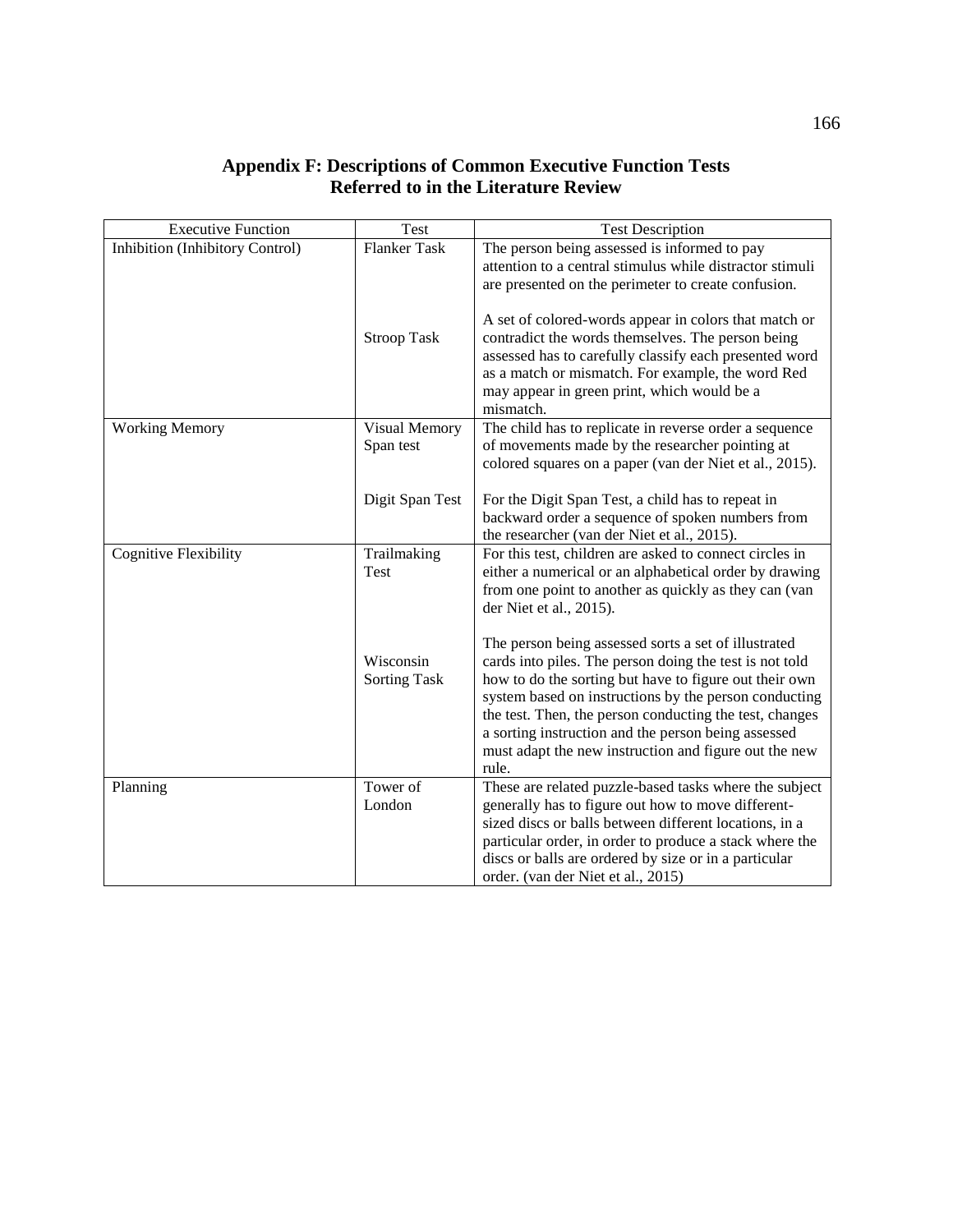# Appendix F: Descriptions of Common Executive Function Tests Referred to in the Literature Review

| Executive Function | Test | Test Description |
|---|---|---|
| Inhibition (Inhibitory Control) | Flanker Task | The person being assessed is informed to pay attention to a central stimulus while distractor stimuli are presented on the perimeter to create confusion. |
| | Stroop Task | A set of colored-words appear in colors that match or contradict the words themselves. The person being assessed has to carefully classify each presented word as a match or mismatch. For example, the word Red may appear in green print, which would be a mismatch. |
| Working Memory | Visual Memory Span test | The child has to replicate in reverse order a sequence of movements made by the researcher pointing at colored squares on a paper (van der Niet et al., 2015). |
| | Digit Span Test | For the Digit Span Test, a child has to repeat in backward order a sequence of spoken numbers from the researcher (van der Niet et al., 2015). |
| Cognitive Flexibility | Trailmaking Test | For this test, children are asked to connect circles in either a numerical or an alphabetical order by drawing from one point to another as quickly as they can (van der Niet et al., 2015). |
| | Wisconsin Sorting Task | The person being assessed sorts a set of illustrated cards into piles. The person doing the test is not told how to do the sorting but have to figure out their own system based on instructions by the person conducting the test. Then, the person conducting the test, changes a sorting instruction and the person being assessed must adapt the new instruction and figure out the new rule. |
| Planning | Tower of London | These are related puzzle-based tasks where the subject generally has to figure out how to move different-sized discs or balls between different locations, in a particular order, in order to produce a stack where the discs or balls are ordered by size or in a particular order. (van der Niet et al., 2015) |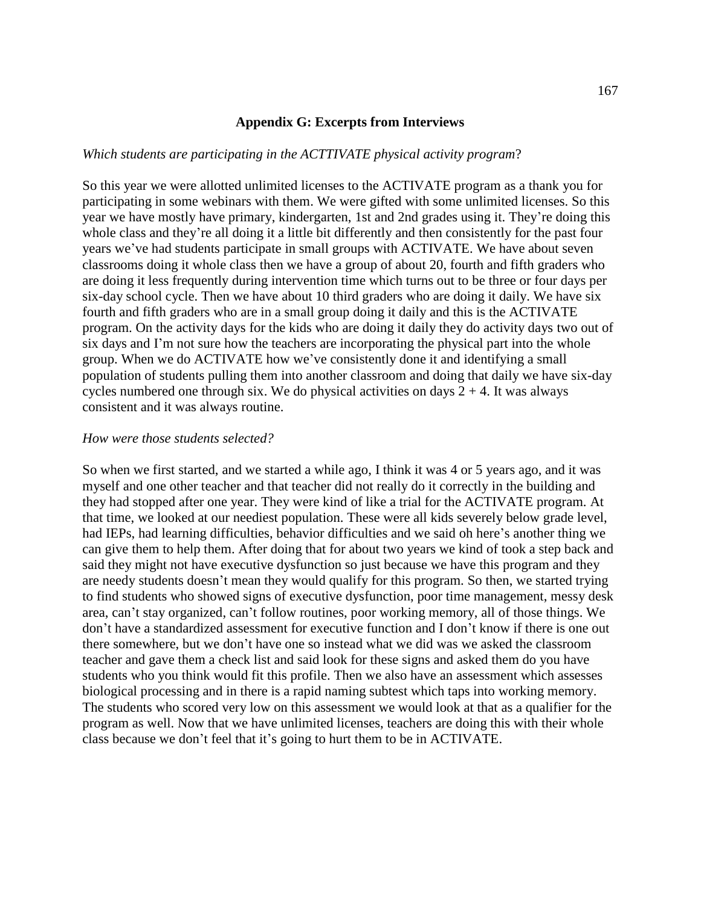## Appendix G: Excerpts from Interviews

*Which students are participating in the ACTTIVATE physical activity program*?

So this year we were allotted unlimited licenses to the ACTIVATE program as a thank you for participating in some webinars with them. We were gifted with some unlimited licenses. So this year we have mostly have primary, kindergarten, 1st and 2nd grades using it. They're doing this whole class and they're all doing it a little bit differently and then consistently for the past four years we've had students participate in small groups with ACTIVATE. We have about seven classrooms doing it whole class then we have a group of about 20, fourth and fifth graders who are doing it less frequently during intervention time which turns out to be three or four days per six-day school cycle. Then we have about 10 third graders who are doing it daily. We have six fourth and fifth graders who are in a small group doing it daily and this is the ACTIVATE program. On the activity days for the kids who are doing it daily they do activity days two out of six days and I'm not sure how the teachers are incorporating the physical part into the whole group. When we do ACTIVATE how we've consistently done it and identifying a small population of students pulling them into another classroom and doing that daily we have six-day cycles numbered one through six. We do physical activities on days 2 + 4. It was always consistent and it was always routine.

*How were those students selected?*

So when we first started, and we started a while ago, I think it was 4 or 5 years ago, and it was myself and one other teacher and that teacher did not really do it correctly in the building and they had stopped after one year. They were kind of like a trial for the ACTIVATE program. At that time, we looked at our neediest population. These were all kids severely below grade level, had IEPs, had learning difficulties, behavior difficulties and we said oh here's another thing we can give them to help them. After doing that for about two years we kind of took a step back and said they might not have executive dysfunction so just because we have this program and they are needy students doesn't mean they would qualify for this program. So then, we started trying to find students who showed signs of executive dysfunction, poor time management, messy desk area, can't stay organized, can't follow routines, poor working memory, all of those things. We don't have a standardized assessment for executive function and I don't know if there is one out there somewhere, but we don't have one so instead what we did was we asked the classroom teacher and gave them a check list and said look for these signs and asked them do you have students who you think would fit this profile. Then we also have an assessment which assesses biological processing and in there is a rapid naming subtest which taps into working memory. The students who scored very low on this assessment we would look at that as a qualifier for the program as well. Now that we have unlimited licenses, teachers are doing this with their whole class because we don't feel that it's going to hurt them to be in ACTIVATE.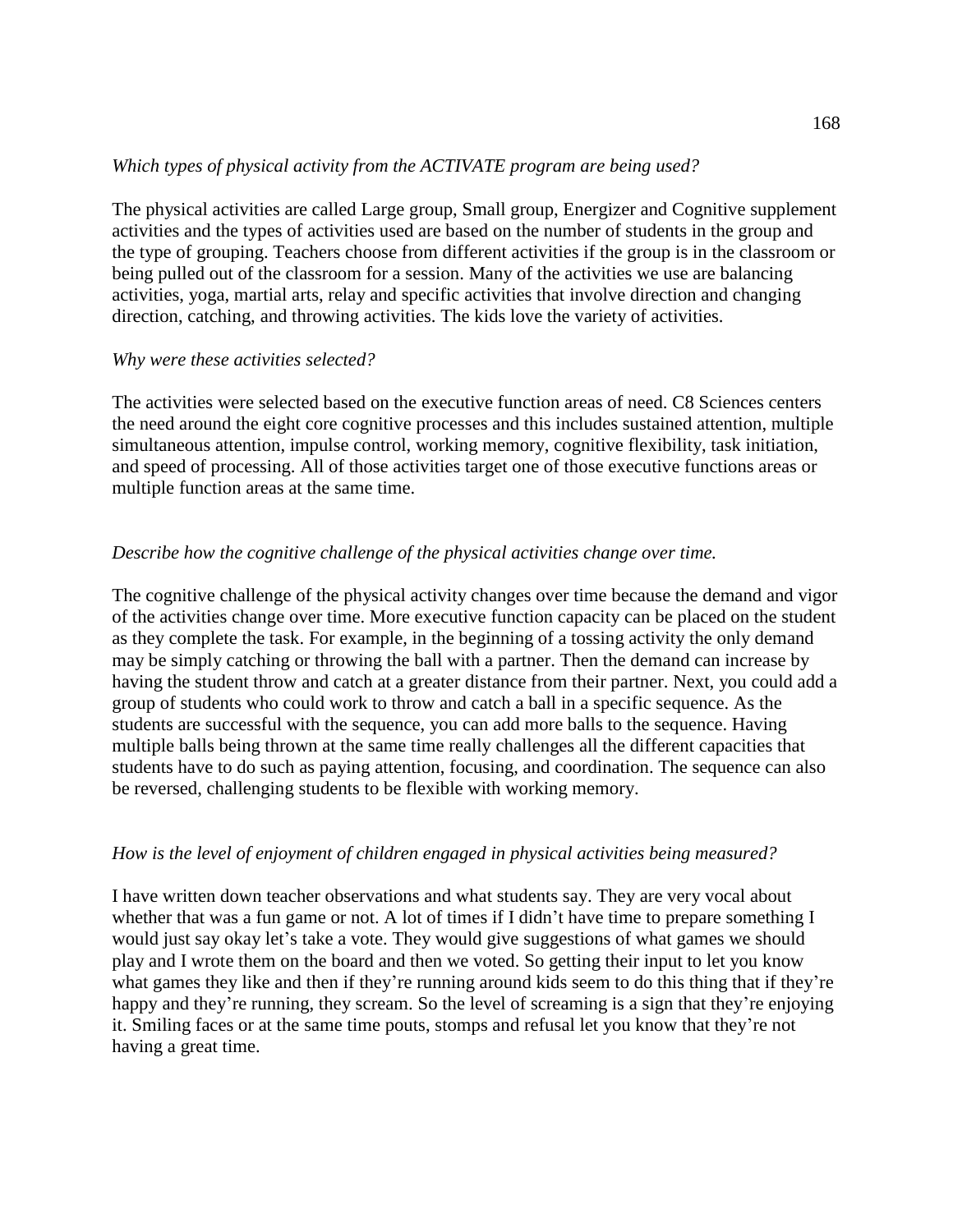*Which types of physical activity from the ACTIVATE program are being used?*

The physical activities are called Large group, Small group, Energizer and Cognitive supplement activities and the types of activities used are based on the number of students in the group and the type of grouping. Teachers choose from different activities if the group is in the classroom or being pulled out of the classroom for a session. Many of the activities we use are balancing activities, yoga, martial arts, relay and specific activities that involve direction and changing direction, catching, and throwing activities. The kids love the variety of activities.

*Why were these activities selected?*

The activities were selected based on the executive function areas of need. C8 Sciences centers the need around the eight core cognitive processes and this includes sustained attention, multiple simultaneous attention, impulse control, working memory, cognitive flexibility, task initiation, and speed of processing. All of those activities target one of those executive functions areas or multiple function areas at the same time.

*Describe how the cognitive challenge of the physical activities change over time.*

The cognitive challenge of the physical activity changes over time because the demand and vigor of the activities change over time. More executive function capacity can be placed on the student as they complete the task. For example, in the beginning of a tossing activity the only demand may be simply catching or throwing the ball with a partner. Then the demand can increase by having the student throw and catch at a greater distance from their partner. Next, you could add a group of students who could work to throw and catch a ball in a specific sequence. As the students are successful with the sequence, you can add more balls to the sequence. Having multiple balls being thrown at the same time really challenges all the different capacities that students have to do such as paying attention, focusing, and coordination. The sequence can also be reversed, challenging students to be flexible with working memory.

*How is the level of enjoyment of children engaged in physical activities being measured?*

I have written down teacher observations and what students say. They are very vocal about whether that was a fun game or not. A lot of times if I didn't have time to prepare something I would just say okay let's take a vote. They would give suggestions of what games we should play and I wrote them on the board and then we voted. So getting their input to let you know what games they like and then if they're running around kids seem to do this thing that if they're happy and they're running, they scream. So the level of screaming is a sign that they're enjoying it. Smiling faces or at the same time pouts, stomps and refusal let you know that they're not having a great time.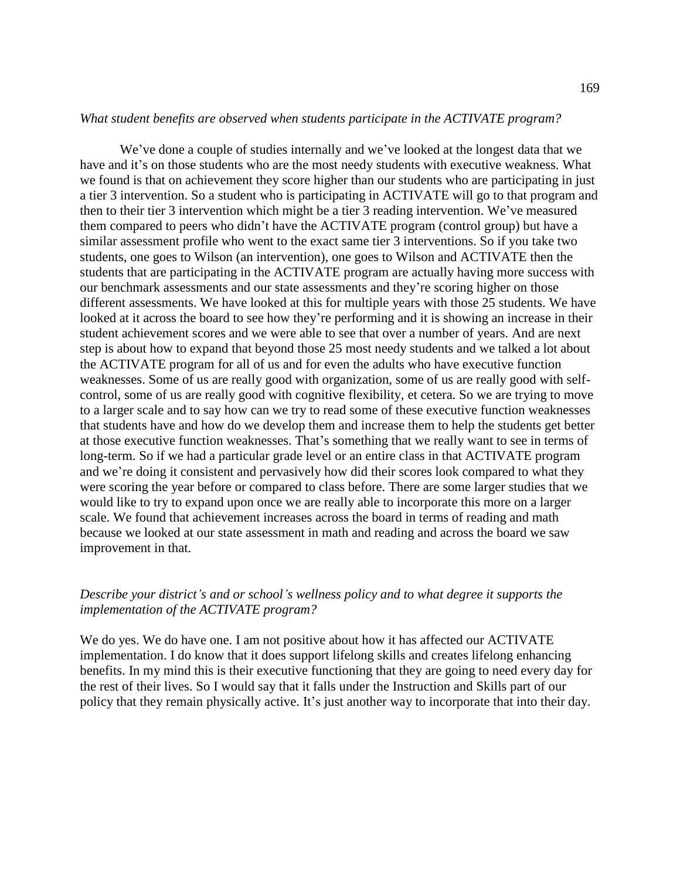*What student benefits are observed when students participate in the ACTIVATE program?*

We've done a couple of studies internally and we've looked at the longest data that we have and it's on those students who are the most needy students with executive weakness. What we found is that on achievement they score higher than our students who are participating in just a tier 3 intervention. So a student who is participating in ACTIVATE will go to that program and then to their tier 3 intervention which might be a tier 3 reading intervention. We've measured them compared to peers who didn't have the ACTIVATE program (control group) but have a similar assessment profile who went to the exact same tier 3 interventions. So if you take two students, one goes to Wilson (an intervention), one goes to Wilson and ACTIVATE then the students that are participating in the ACTIVATE program are actually having more success with our benchmark assessments and our state assessments and they're scoring higher on those different assessments. We have looked at this for multiple years with those 25 students. We have looked at it across the board to see how they're performing and it is showing an increase in their student achievement scores and we were able to see that over a number of years. And are next step is about how to expand that beyond those 25 most needy students and we talked a lot about the ACTIVATE program for all of us and for even the adults who have executive function weaknesses. Some of us are really good with organization, some of us are really good with self-control, some of us are really good with cognitive flexibility, et cetera. So we are trying to move to a larger scale and to say how can we try to read some of these executive function weaknesses that students have and how do we develop them and increase them to help the students get better at those executive function weaknesses. That's something that we really want to see in terms of long-term. So if we had a particular grade level or an entire class in that ACTIVATE program and we're doing it consistent and pervasively how did their scores look compared to what they were scoring the year before or compared to class before. There are some larger studies that we would like to try to expand upon once we are really able to incorporate this more on a larger scale. We found that achievement increases across the board in terms of reading and math because we looked at our state assessment in math and reading and across the board we saw improvement in that.

*Describe your district's and or school's wellness policy and to what degree it supports the implementation of the ACTIVATE program?*

We do yes. We do have one. I am not positive about how it has affected our ACTIVATE implementation. I do know that it does support lifelong skills and creates lifelong enhancing benefits. In my mind this is their executive functioning that they are going to need every day for the rest of their lives. So I would say that it falls under the Instruction and Skills part of our policy that they remain physically active. It's just another way to incorporate that into their day.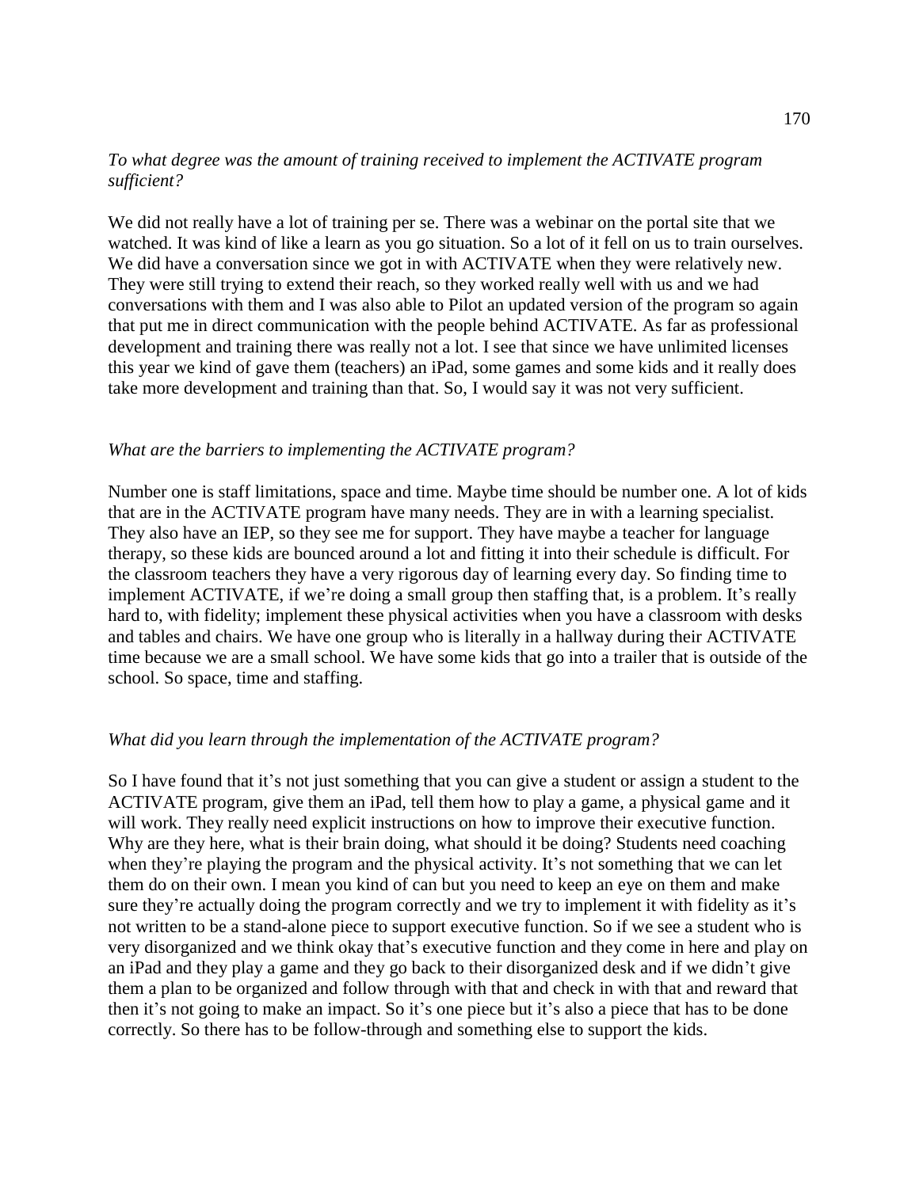*To what degree was the amount of training received to implement the ACTIVATE program sufficient?*

We did not really have a lot of training per se. There was a webinar on the portal site that we watched. It was kind of like a learn as you go situation. So a lot of it fell on us to train ourselves. We did have a conversation since we got in with ACTIVATE when they were relatively new. They were still trying to extend their reach, so they worked really well with us and we had conversations with them and I was also able to Pilot an updated version of the program so again that put me in direct communication with the people behind ACTIVATE. As far as professional development and training there was really not a lot. I see that since we have unlimited licenses this year we kind of gave them (teachers) an iPad, some games and some kids and it really does take more development and training than that. So, I would say it was not very sufficient.

*What are the barriers to implementing the ACTIVATE program?*

Number one is staff limitations, space and time. Maybe time should be number one. A lot of kids that are in the ACTIVATE program have many needs. They are in with a learning specialist. They also have an IEP, so they see me for support. They have maybe a teacher for language therapy, so these kids are bounced around a lot and fitting it into their schedule is difficult. For the classroom teachers they have a very rigorous day of learning every day. So finding time to implement ACTIVATE, if we're doing a small group then staffing that, is a problem. It's really hard to, with fidelity; implement these physical activities when you have a classroom with desks and tables and chairs. We have one group who is literally in a hallway during their ACTIVATE time because we are a small school. We have some kids that go into a trailer that is outside of the school. So space, time and staffing.

*What did you learn through the implementation of the ACTIVATE program?*

So I have found that it's not just something that you can give a student or assign a student to the ACTIVATE program, give them an iPad, tell them how to play a game, a physical game and it will work. They really need explicit instructions on how to improve their executive function. Why are they here, what is their brain doing, what should it be doing? Students need coaching when they're playing the program and the physical activity. It's not something that we can let them do on their own. I mean you kind of can but you need to keep an eye on them and make sure they're actually doing the program correctly and we try to implement it with fidelity as it's not written to be a stand-alone piece to support executive function. So if we see a student who is very disorganized and we think okay that's executive function and they come in here and play on an iPad and they play a game and they go back to their disorganized desk and if we didn't give them a plan to be organized and follow through with that and check in with that and reward that then it's not going to make an impact. So it's one piece but it's also a piece that has to be done correctly. So there has to be follow-through and something else to support the kids.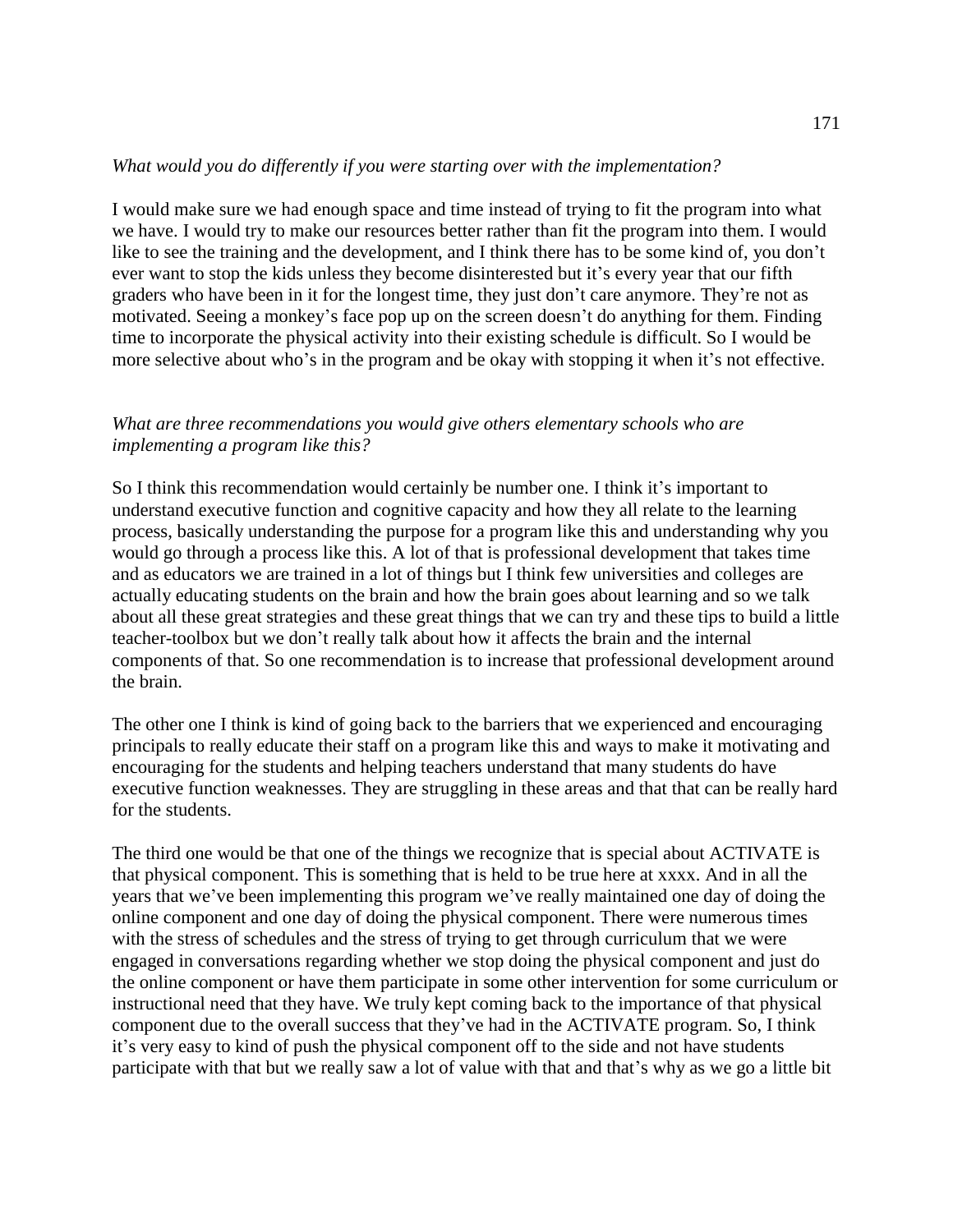*What would you do differently if you were starting over with the implementation?*

I would make sure we had enough space and time instead of trying to fit the program into what we have. I would try to make our resources better rather than fit the program into them. I would like to see the training and the development, and I think there has to be some kind of, you don't ever want to stop the kids unless they become disinterested but it's every year that our fifth graders who have been in it for the longest time, they just don't care anymore. They're not as motivated. Seeing a monkey's face pop up on the screen doesn't do anything for them. Finding time to incorporate the physical activity into their existing schedule is difficult. So I would be more selective about who's in the program and be okay with stopping it when it's not effective.

*What are three recommendations you would give others elementary schools who are implementing a program like this?*

So I think this recommendation would certainly be number one. I think it's important to understand executive function and cognitive capacity and how they all relate to the learning process, basically understanding the purpose for a program like this and understanding why you would go through a process like this. A lot of that is professional development that takes time and as educators we are trained in a lot of things but I think few universities and colleges are actually educating students on the brain and how the brain goes about learning and so we talk about all these great strategies and these great things that we can try and these tips to build a little teacher-toolbox but we don't really talk about how it affects the brain and the internal components of that. So one recommendation is to increase that professional development around the brain.

The other one I think is kind of going back to the barriers that we experienced and encouraging principals to really educate their staff on a program like this and ways to make it motivating and encouraging for the students and helping teachers understand that many students do have executive function weaknesses. They are struggling in these areas and that that can be really hard for the students.

The third one would be that one of the things we recognize that is special about ACTIVATE is that physical component. This is something that is held to be true here at xxxx. And in all the years that we've been implementing this program we've really maintained one day of doing the online component and one day of doing the physical component. There were numerous times with the stress of schedules and the stress of trying to get through curriculum that we were engaged in conversations regarding whether we stop doing the physical component and just do the online component or have them participate in some other intervention for some curriculum or instructional need that they have. We truly kept coming back to the importance of that physical component due to the overall success that they've had in the ACTIVATE program. So, I think it's very easy to kind of push the physical component off to the side and not have students participate with that but we really saw a lot of value with that and that's why as we go a little bit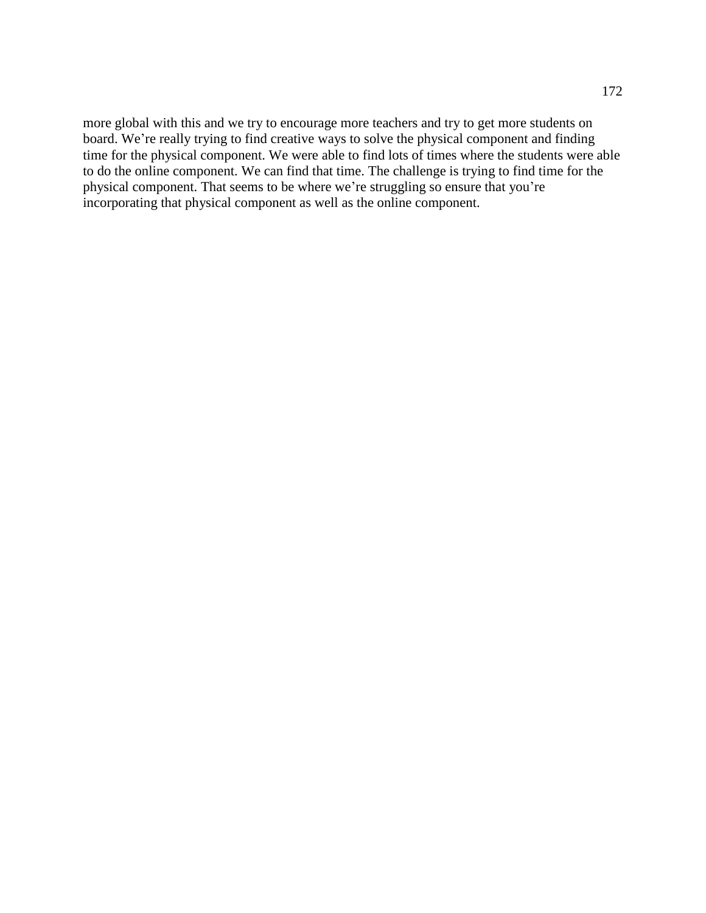more global with this and we try to encourage more teachers and try to get more students on board. We’re really trying to find creative ways to solve the physical component and finding time for the physical component. We were able to find lots of times where the students were able to do the online component. We can find that time. The challenge is trying to find time for the physical component. That seems to be where we’re struggling so ensure that you’re incorporating that physical component as well as the online component.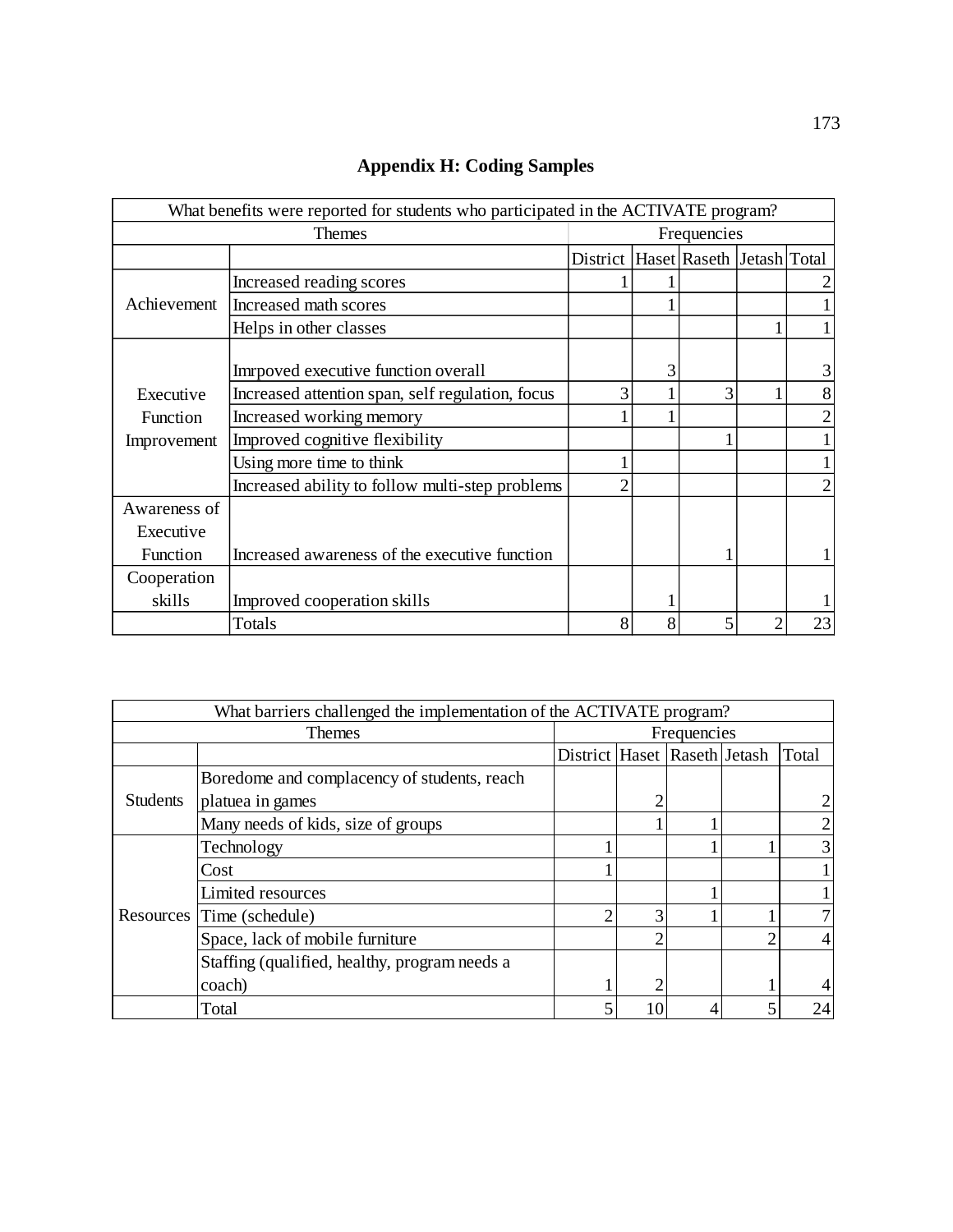# Appendix H: Coding Samples

| What benefits were reported for students who participated in the ACTIVATE program? | | | | | | |
|---|---|---|---|---|---|---|
| Themes | | Frequencies | | | | |
| | | District | Haset | Raseth | Jetash | Total |
| Achievement | Increased reading scores | 1 | 1 | | | 2 |
| | Increased math scores | | 1 | | | 1 |
| | Helps in other classes | | | | 1 | 1 |
| Executive Function Improvement | Imrpoved executive function overall | | 3 | | | 3 |
| | Increased attention span, self regulation, focus | 3 | 1 | 3 | 1 | 8 |
| | Increased working memory | 1 | 1 | | | 2 |
| | Improved cognitive flexibility | | | 1 | | 1 |
| | Using more time to think | 1 | | | | 1 |
| | Increased ability to follow multi-step problems | 2 | | | | 2 |
| Awareness of Executive Function | Increased awareness of the executive function | | | 1 | | 1 |
| Cooperation skills | Improved cooperation skills | | 1 | | | 1 |
| | Totals | 8 | 8 | 5 | 2 | 23 |

| What barriers challenged the implementation of the ACTIVATE program? | | | | | | |
|---|---|---|---|---|---|---|
| Themes | | Frequencies | | | | |
| | | District | Haset | Raseth | Jetash | Total |
| Students | Boredome and complacency of students, reach platuea in games | | 2 | | | 2 |
| | Many needs of kids, size of groups | | 1 | 1 | | 2 |
| Resources | Technology | 1 | | 1 | 1 | 3 |
| | Cost | 1 | | | | 1 |
| | Limited resources | | | 1 | | 1 |
| | Time (schedule) | 2 | 3 | 1 | 1 | 7 |
| | Space, lack of mobile furniture | | 2 | | 2 | 4 |
| | Staffing (qualified, healthy, program needs a coach) | 1 | 2 | | 1 | 4 |
| | Total | 5 | 10 | 4 | 5 | 24 |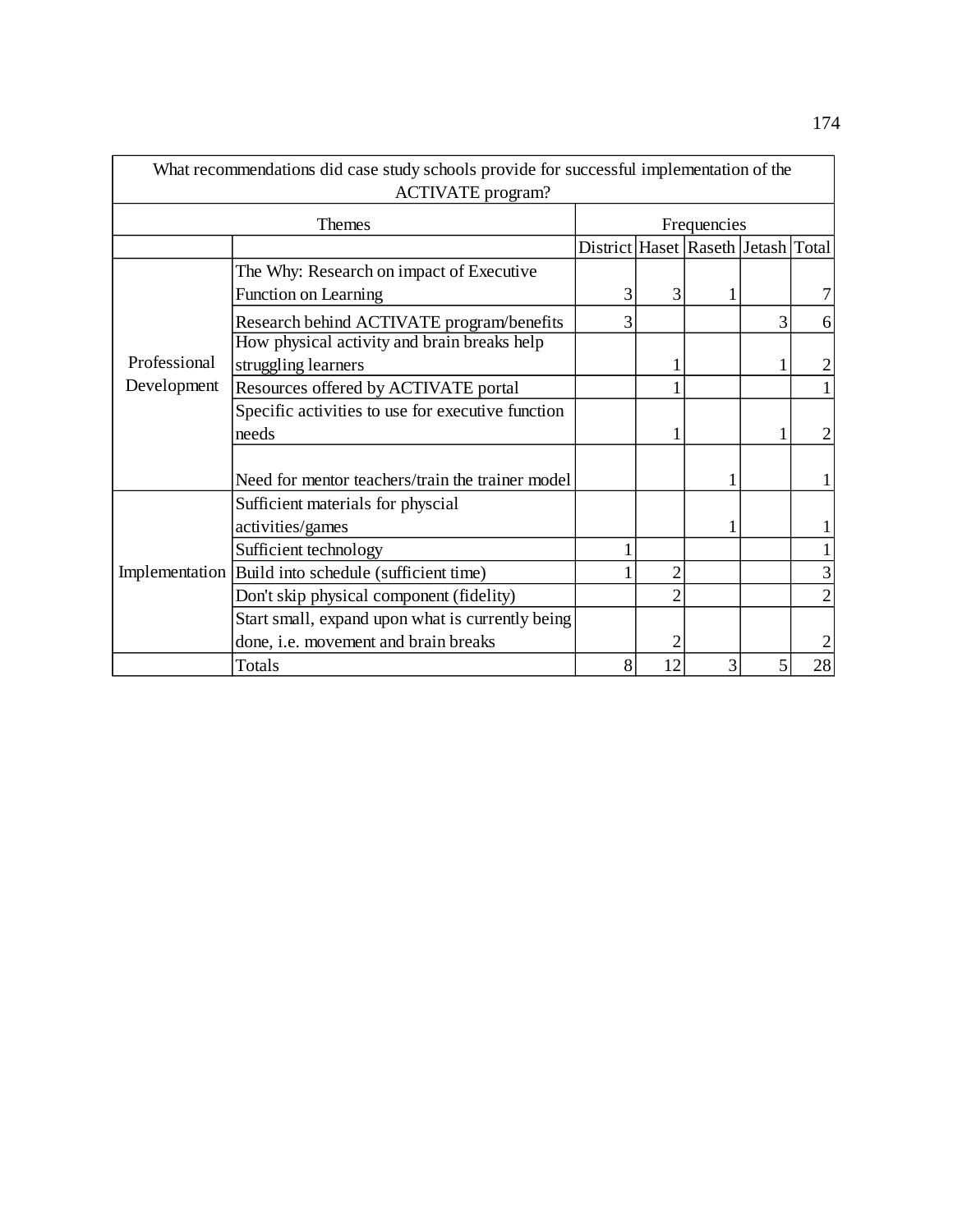| What recommendations did case study schools provide for successful implementation of the ACTIVATE program? | | | | | | |
|---|---|---|---|---|---|---|
| Themes | | Frequencies | | | | |
| | | District | Haset | Raseth | Jetash | Total |
| Professional Development | The Why: Research on impact of Executive Function on Learning | 3 | 3 | 1 | | 7 |
| | Research behind ACTIVATE program/benefits | 3 | | | 3 | 6 |
| | How physical activity and brain breaks help struggling learners | | 1 | | 1 | 2 |
| | Resources offered by ACTIVATE portal | | 1 | | | 1 |
| | Specific activities to use for executive function needs | | 1 | | 1 | 2 |
| | Need for mentor teachers/train the trainer model | | | 1 | | 1 |
| Implementation | Sufficient materials for physcial activities/games | | | 1 | | 1 |
| | Sufficient technology | 1 | | | | 1 |
| | Build into schedule (sufficient time) | 1 | 2 | | | 3 |
| | Don't skip physical component (fidelity) | | 2 | | | 2 |
| | Start small, expand upon what is currently being done, i.e. movement and brain breaks | | 2 | | | 2 |
| | Totals | 8 | 12 | 3 | 5 | 28 |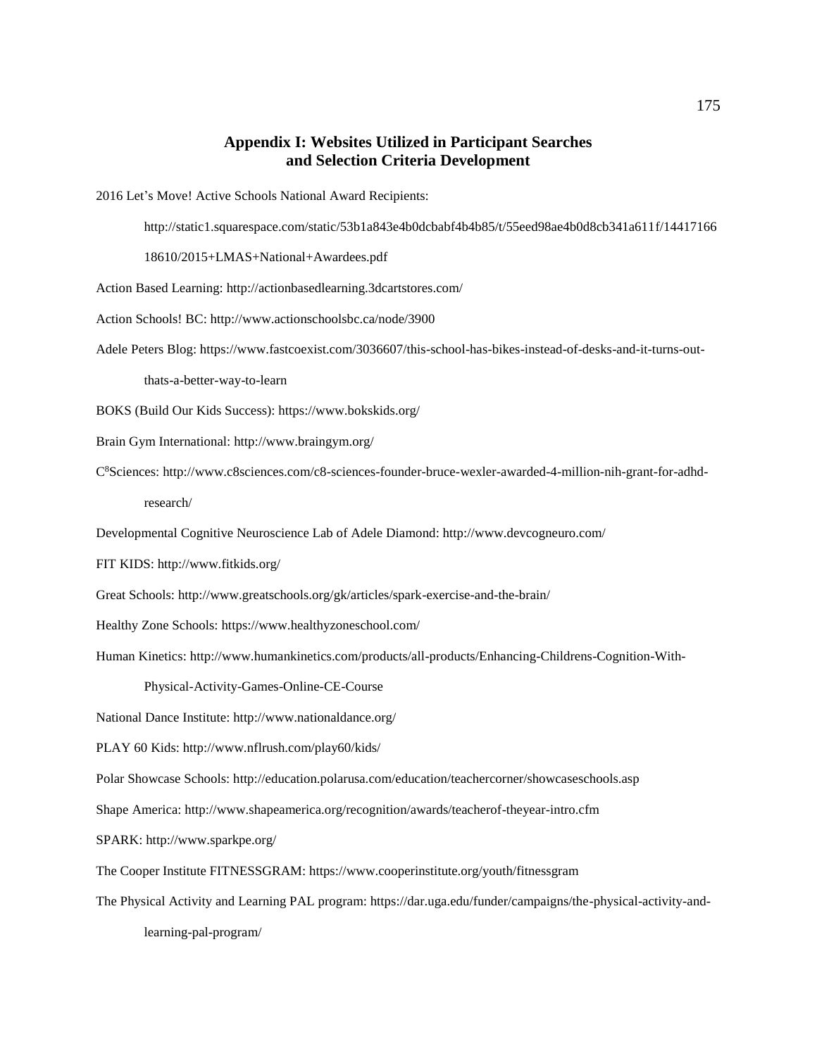## Appendix I: Websites Utilized in Participant Searches and Selection Criteria Development

2016 Let's Move! Active Schools National Award Recipients:

http://static1.squarespace.com/static/53b1a843e4b0dcbabf4b4b85/t/55eed98ae4b0d8cb341a611f/1441716618610/2015+LMAS+National+Awardees.pdf

Action Based Learning: http://actionbasedlearning.3dcartstores.com/

Action Schools! BC: http://www.actionschoolsbc.ca/node/3900

Adele Peters Blog: https://www.fastcoexist.com/3036607/this-school-has-bikes-instead-of-desks-and-it-turns-out-thats-a-better-way-to-learn

BOKS (Build Our Kids Success): https://www.bokskids.org/

Brain Gym International: http://www.braingym.org/

C[8]Sciences: http://www.c8sciences.com/c8-sciences-founder-bruce-wexler-awarded-4-million-nih-grant-for-adhd-research/

Developmental Cognitive Neuroscience Lab of Adele Diamond: http://www.devcogneuro.com/

FIT KIDS: http://www.fitkids.org/

Great Schools: http://www.greatschools.org/gk/articles/spark-exercise-and-the-brain/

Healthy Zone Schools: https://www.healthyzoneschool.com/

Human Kinetics: http://www.humankinetics.com/products/all-products/Enhancing-Childrens-Cognition-With-Physical-Activity-Games-Online-CE-Course

National Dance Institute: http://www.nationaldance.org/

PLAY 60 Kids: http://www.nflrush.com/play60/kids/

Polar Showcase Schools: http://education.polarusa.com/education/teachercorner/showcaseschools.asp

Shape America: http://www.shapeamerica.org/recognition/awards/teacherof-theyear-intro.cfm

SPARK: http://www.sparkpe.org/

The Cooper Institute FITNESSGRAM: https://www.cooperinstitute.org/youth/fitnessgram

The Physical Activity and Learning PAL program: https://dar.uga.edu/funder/campaigns/the-physical-activity-and-learning-pal-program/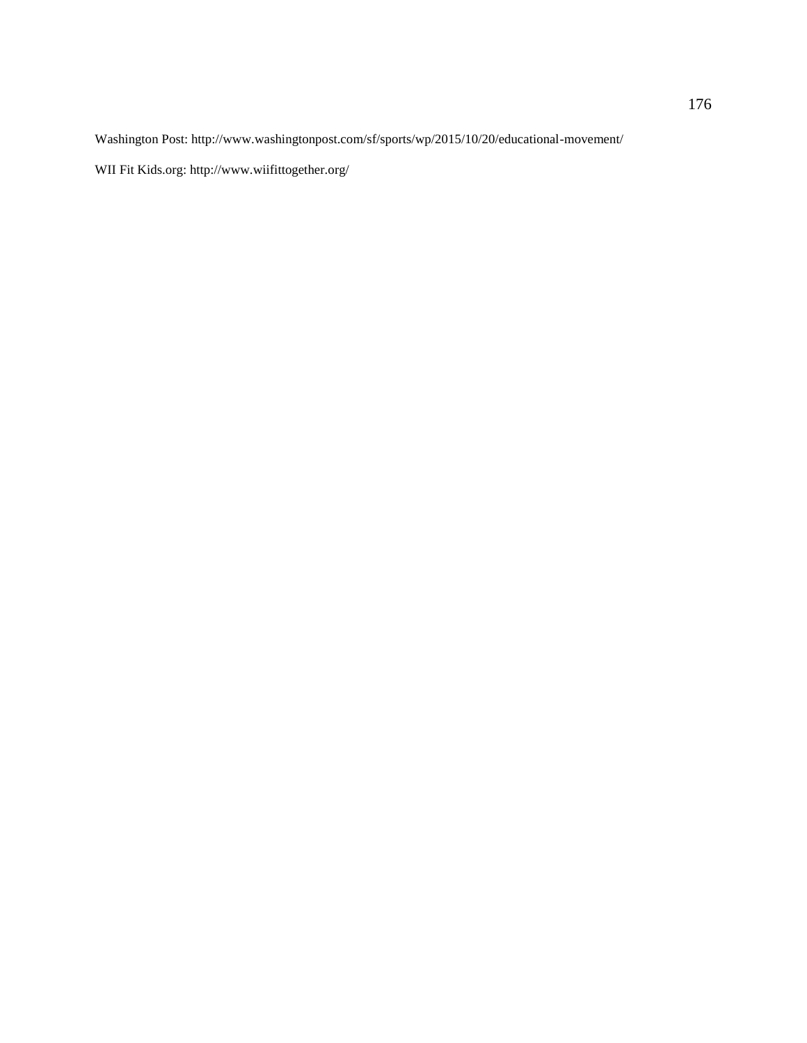Washington Post: http://www.washingtonpost.com/sf/sports/wp/2015/10/20/educational-movement/

WII Fit Kids.org: http://www.wiifittogether.org/